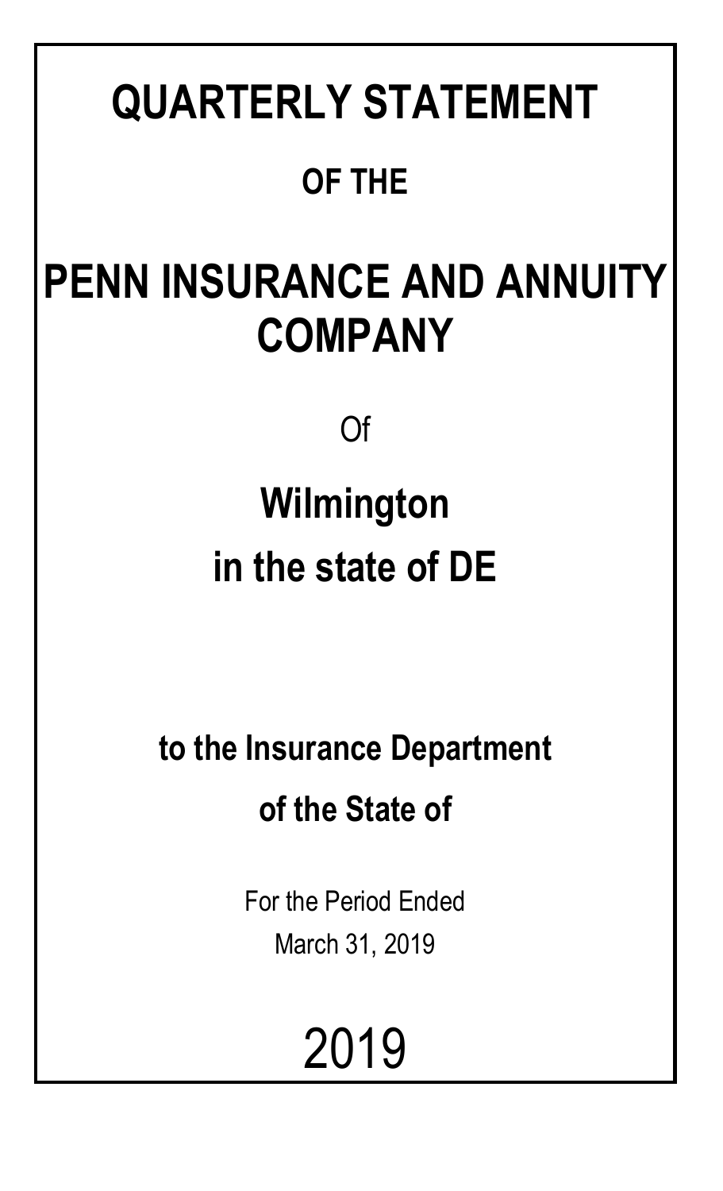# QUARTERLY STATEMENT

## OF THE

# PENN INSURANCE AND ANNUITY COMPANY

Of

## Wilmington
## in the state of DE

### to the Insurance Department
### of the State of

For the Period Ended
March 31, 2019

2019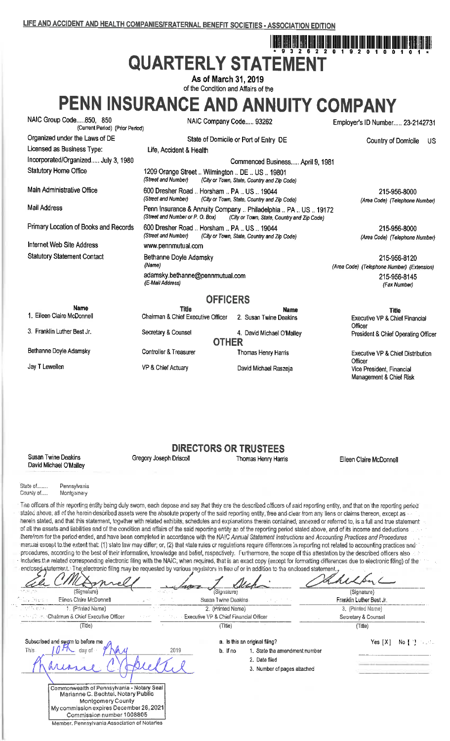LIFE AND ACCIDENT AND HEALTH COMPANIES/FRATERNAL BENEFIT SOCIETIES - ASSOCIATION EDITION

\* 9 3 2 6 2 2 0 1 9 2 0 1 0 0 1 0 1 \*

# QUARTERLY STATEMENT

**As of March 31, 2019**

of the Condition and Affairs of the

# PENN INSURANCE AND ANNUITY COMPANY

| | | |
|---|---|---|
| NAIC Group Code.....850, 850 (Current Period) (Prior Period) | NAIC Company Code..... 93262 | Employer's ID Number..... 23-2142731 |
| Organized under the Laws of DE | State of Domicile or Port of Entry DE | Country of Domicile US |
| Licensed as Business Type: | Life, Accident & Health | |
| Incorporated/Organized..... July 3, 1980 | Commenced Business..... April 9, 1981 | |
| Statutory Home Office | 1209 Orange Street .. Wilmington .. DE .. US .. 19801 (Street and Number) (City or Town, State, Country and Zip Code) | |
| Main Administrative Office | 600 Dresher Road .. Horsham .. PA .. US .. 19044 (Street and Number) (City or Town, State, Country and Zip Code) | 215-956-8000 (Area Code) (Telephone Number) |
| Mail Address | Penn Insurance & Annuity Company .. Philadelphia .. PA .. US .. 19172 (Street and Number or P. O. Box) (City or Town, State, Country and Zip Code) | |
| Primary Location of Books and Records | 600 Dresher Road .. Horsham .. PA .. US .. 19044 (Street and Number) (City or Town, State, Country and Zip Code) | 215-956-8000 (Area Code) (Telephone Number) |
| Internet Web Site Address | www.pennmutual.com | |
| Statutory Statement Contact | Bethanne Doyle Adamsky (Name) | 215-956-8120 (Area Code) (Telephone Number) (Extension) |
| | adamsky.bethanne@pennmutual.com (E-Mail Address) | 215-956-8145 (Fax Number) |

## OFFICERS

| Name | Title | Name | Title |
|---|---|---|---|
| 1. Eileen Claire McDonnell | Chairman & Chief Executive Officer | 2. Susan Twine Deakins | Executive VP & Chief Financial Officer |
| 3. Franklin Luther Best Jr. | Secretary & Counsel | 4. David Michael O'Malley | President & Chief Operating Officer |

## OTHER

| | | | |
|---|---|---|---|
| Bethanne Doyle Adamsky | Controller & Treasurer | Thomas Henry Harris | Executive VP & Chief Distribution Officer |
| Jay T Lewellen | VP & Chief Actuary | David Michael Raszeja | Vice President, Financial Management & Chief Risk |

## DIRECTORS OR TRUSTEES

| | | | |
|---|---|---|---|
| Susan Twine Deakins | Gregory Joseph Driscoll | Thomas Henry Harris | Eileen Claire McDonnell |
| David Michael O'Malley | | | |

State of........ Pennsylvania
County of..... Montgomery

The officers of this reporting entity being duly sworn, each depose and say that they are the described officers of said reporting entity, and that on the reporting period stated above, all of the herein described assets were the absolute property of the said reporting entity, free and clear from any liens or claims thereon, except as herein stated, and that this statement, together with related exhibits, schedules and explanations therein contained, annexed or referred to, is a full and true statement of all the assets and liabilities and of the condition and affairs of the said reporting entity as of the reporting period stated above, and of its income and deductions therefrom for the period ended, and have been completed in accordance with the NAIC *Annual Statement Instructions* and *Accounting Practices and Procedures* manual except to the extent that: (1) state law may differ; or, (2) that state rules or regulations require differences in reporting not related to accounting practices and procedures, according to the best of their information, knowledge and belief, respectively. Furthermore, the scope of this attestation by the described officers also includes the related corresponding electronic filing with the NAIC, when required, that is an exact copy (except for formatting differences due to electronic filing) of the enclosed statement. The electronic filing may be requested by various regulators in lieu of or in addition to the enclosed statement.

| (Signature) | (Signature) | (Signature) |
|---|---|---|
| Eileen Claire McDonnell | Susan Twine Deakins | Franklin Luther Best Jr. |
| 1. (Printed Name) | 2. (Printed Name) | 3. (Printed Name) |
| Chairman & Chief Executive Officer | Executive VP & Chief Financial Officer | Secretary & Counsel |
| (Title) | (Title) | (Title) |

Subscribed and sworn to before me
This 10th day of May 2019

a. Is this an original filing? Yes [X] No [ ]
b. If no 1. State the amendment number
2. Date filed
3. Number of pages attached

Commonwealth of Pennsylvania - Notary Seal
Marianne C. Bechtel, Notary Public
Montgomery County
My commission expires December 26, 2021
Commission number 1008805
Member, Pennsylvania Association of Notaries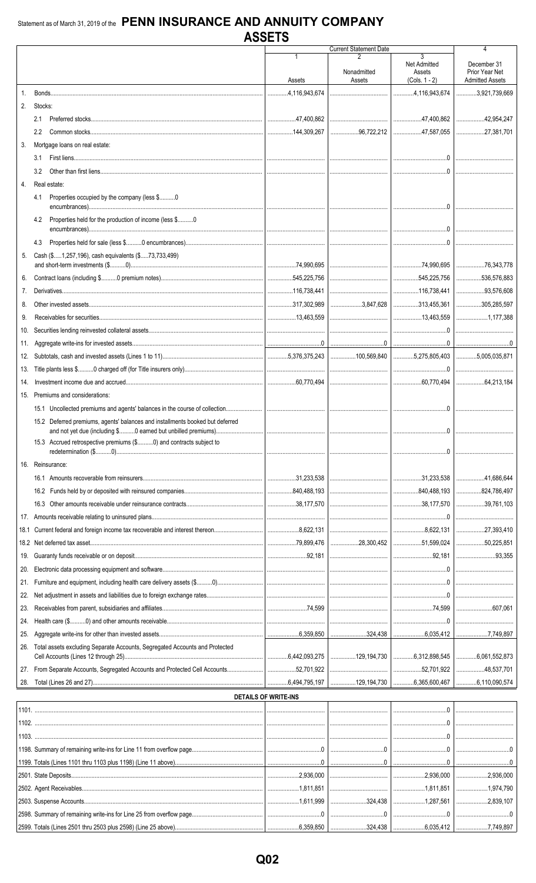Statement as of March 31, 2019 of the **PENN INSURANCE AND ANNUITY COMPANY**

# ASSETS

| | Current Statement Date 1 Assets | 2 Nonadmitted Assets | 3 Net Admitted Assets (Cols. 1 - 2) | 4 December 31 Prior Year Net Admitted Assets |
|---|---|---|---|---|
| 1. Bonds | 4,116,943,674 | | 4,116,943,674 | 3,921,739,669 |
| 2. Stocks: | | | | |
| 2.1 Preferred stocks | 47,400,862 | | 47,400,862 | 42,954,247 |
| 2.2 Common stocks | 144,309,267 | 96,722,212 | 47,587,055 | 27,381,701 |
| 3. Mortgage loans on real estate: | | | | |
| 3.1 First liens | | | 0 | |
| 3.2 Other than first liens | | | 0 | |
| 4. Real estate: | | | | |
| 4.1 Properties occupied by the company (less $..........0 encumbrances) | | | 0 | |
| 4.2 Properties held for the production of income (less $..........0 encumbrances) | | | 0 | |
| 4.3 Properties held for sale (less $..........0 encumbrances) | | | 0 | |
| 5. Cash ($.....1,257,196), cash equivalents ($.....73,733,499) and short-term investments ($..........0) | 74,990,695 | | 74,990,695 | 76,343,778 |
| 6. Contract loans (including $..........0 premium notes) | 545,225,756 | | 545,225,756 | 536,576,883 |
| 7. Derivatives | 116,738,441 | | 116,738,441 | 93,576,608 |
| 8. Other invested assets | 317,302,989 | 3,847,628 | 313,455,361 | 305,285,597 |
| 9. Receivables for securities | 13,463,559 | | 13,463,559 | 1,177,388 |
| 10. Securities lending reinvested collateral assets | | | 0 | |
| 11. Aggregate write-ins for invested assets | 0 | 0 | 0 | 0 |
| 12. Subtotals, cash and invested assets (Lines 1 to 11) | 5,376,375,243 | 100,569,840 | 5,275,805,403 | 5,005,035,871 |
| 13. Title plants less $..........0 charged off (for Title insurers only) | | | 0 | |
| 14. Investment income due and accrued | 60,770,494 | | 60,770,494 | 64,213,184 |
| 15. Premiums and considerations: | | | | |
| 15.1 Uncollected premiums and agents' balances in the course of collection | | | 0 | |
| 15.2 Deferred premiums, agents' balances and installments booked but deferred and not yet due (including $..........0 earned but unbilled premiums) | | | 0 | |
| 15.3 Accrued retrospective premiums ($..........0) and contracts subject to redetermination ($..........0) | | | 0 | |
| 16. Reinsurance: | | | | |
| 16.1 Amounts recoverable from reinsurers | 31,233,538 | | 31,233,538 | 41,686,644 |
| 16.2 Funds held by or deposited with reinsured companies | 840,488,193 | | 840,488,193 | 824,786,497 |
| 16.3 Other amounts receivable under reinsurance contracts | 38,177,570 | | 38,177,570 | 39,761,103 |
| 17. Amounts receivable relating to uninsured plans | | | 0 | |
| 18.1 Current federal and foreign income tax recoverable and interest thereon | 8,622,131 | | 8,622,131 | 27,393,410 |
| 18.2 Net deferred tax asset | 79,899,476 | 28,300,452 | 51,599,024 | 50,225,851 |
| 19. Guaranty funds receivable or on deposit | 92,181 | | 92,181 | 93,355 |
| 20. Electronic data processing equipment and software | | | 0 | |
| 21. Furniture and equipment, including health care delivery assets ($..........0) | | | 0 | |
| 22. Net adjustment in assets and liabilities due to foreign exchange rates | | | 0 | |
| 23. Receivables from parent, subsidiaries and affiliates | 74,599 | | 74,599 | 607,061 |
| 24. Health care ($..........0) and other amounts receivable | | | 0 | |
| 25. Aggregate write-ins for other than invested assets | 6,359,850 | 324,438 | 6,035,412 | 7,749,897 |
| 26. Total assets excluding Separate Accounts, Segregated Accounts and Protected Cell Accounts (Lines 12 through 25) | 6,442,093,275 | 129,194,730 | 6,312,898,545 | 6,061,552,873 |
| 27. From Separate Accounts, Segregated Accounts and Protected Cell Accounts | 52,701,922 | | 52,701,922 | 48,537,701 |
| 28. Total (Lines 26 and 27) | 6,494,795,197 | 129,194,730 | 6,365,600,467 | 6,110,090,574 |

## DETAILS OF WRITE-INS

| | 1 | 2 | 3 | 4 |
|---|---|---|---|---|
| 1101. | | | 0 | |
| 1102. | | | 0 | |
| 1103. | | | 0 | |
| 1198. Summary of remaining write-ins for Line 11 from overflow page | 0 | 0 | 0 | 0 |
| 1199. Totals (Lines 1101 thru 1103 plus 1198) (Line 11 above) | 0 | 0 | 0 | 0 |
| 2501. State Deposits | 2,936,000 | | 2,936,000 | 2,936,000 |
| 2502. Agent Receivables | 1,811,851 | | 1,811,851 | 1,974,790 |
| 2503. Suspense Accounts | 1,611,999 | 324,438 | 1,287,561 | 2,839,107 |
| 2598. Summary of remaining write-ins for Line 25 from overflow page | 0 | 0 | 0 | 0 |
| 2599. Totals (Lines 2501 thru 2503 plus 2598) (Line 25 above) | 6,359,850 | 324,438 | 6,035,412 | 7,749,897 |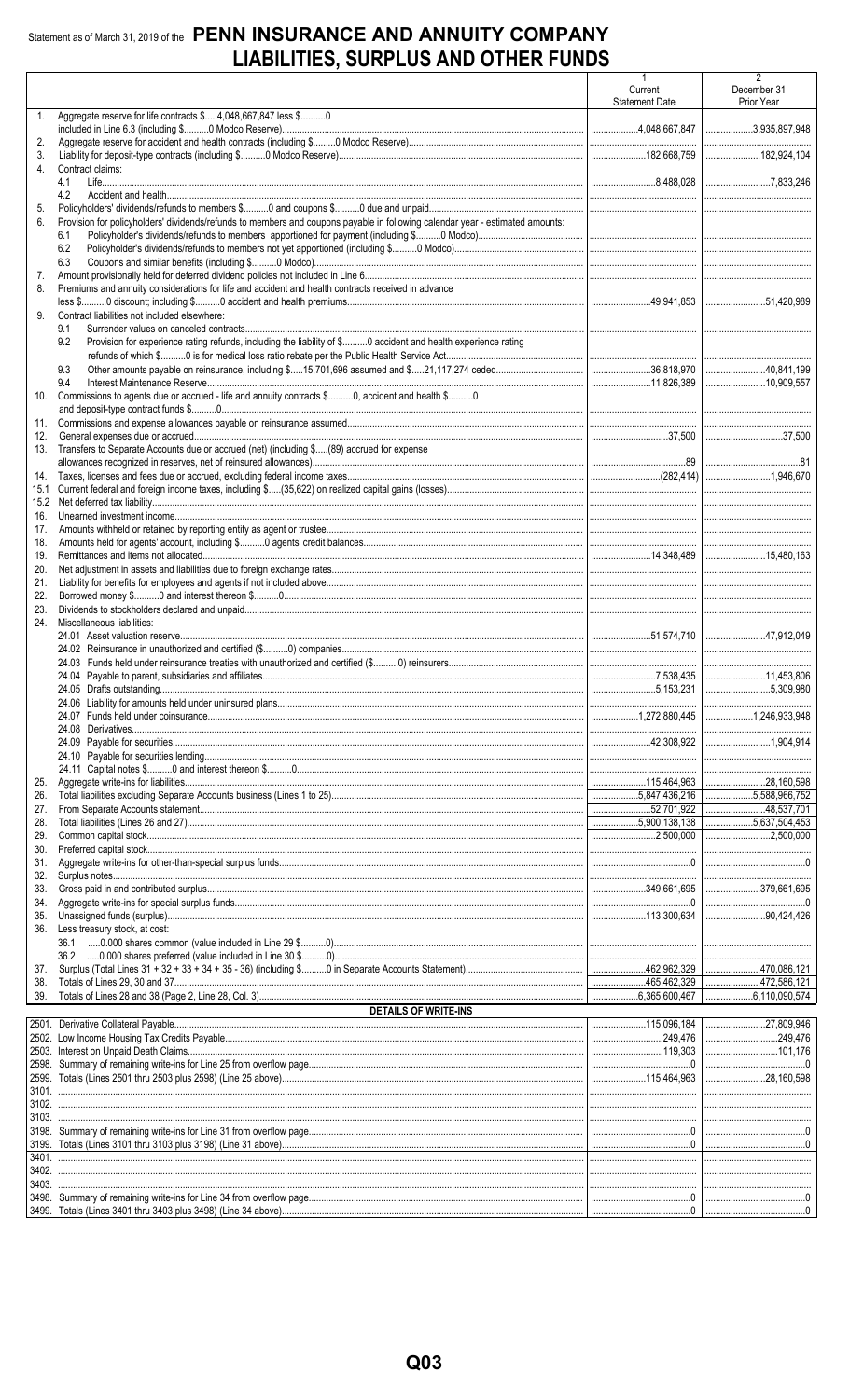Statement as of March 31, 2019 of the **PENN INSURANCE AND ANNUITY COMPANY**

# LIABILITIES, SURPLUS AND OTHER FUNDS

| | | 1 Current Statement Date | 2 December 31 Prior Year |
|---|---|---|---|
| 1. | Aggregate reserve for life contracts $.....4,048,667,847 less $..........0 included in Line 6.3 (including $..........0 Modco Reserve) | 4,048,667,847 | 3,935,897,948 |
| 2. | Aggregate reserve for accident and health contracts (including $..........0 Modco Reserve) | | |
| 3. | Liability for deposit-type contracts (including $..........0 Modco Reserve) | 182,668,759 | 182,924,104 |
| 4. | Contract claims: | | |
| | 4.1 Life | 8,488,028 | 7,833,246 |
| | 4.2 Accident and health | | |
| 5. | Policyholders' dividends/refunds to members $..........0 and coupons $..........0 due and unpaid | | |
| 6. | Provision for policyholders' dividends/refunds to members and coupons payable in following calendar year - estimated amounts: | | |
| | 6.1 Policyholder's dividends/refunds to members apportioned for payment (including $..........0 Modco) | | |
| | 6.2 Policyholder's dividends/refunds to members not yet apportioned (including $..........0 Modco) | | |
| | 6.3 Coupons and similar benefits (including $..........0 Modco) | | |
| 7. | Amount provisionally held for deferred dividend policies not included in Line 6 | | |
| 8. | Premiums and annuity considerations for life and accident and health contracts received in advance less $..........0 discount; including $..........0 accident and health premiums | 49,941,853 | 51,420,989 |
| 9. | Contract liabilities not included elsewhere: | | |
| | 9.1 Surrender values on canceled contracts | | |
| | 9.2 Provision for experience rating refunds, including the liability of $..........0 accident and health experience rating refunds of which $..........0 is for medical loss ratio rebate per the Public Health Service Act | | |
| | 9.3 Other amounts payable on reinsurance, including $.....15,701,696 assumed and $.....21,117,274 ceded | 36,818,970 | 40,841,199 |
| | 9.4 Interest Maintenance Reserve | 11,826,389 | 10,909,557 |
| 10. | Commissions to agents due or accrued - life and annuity contracts $..........0, accident and health $..........0 and deposit-type contract funds $..........0 | | |
| 11. | Commissions and expense allowances payable on reinsurance assumed | | |
| 12. | General expenses due or accrued | 37,500 | 37,500 |
| 13. | Transfers to Separate Accounts due or accrued (net) (including $.....(89) accrued for expense allowances recognized in reserves, net of reinsured allowances) | 89 | 81 |
| 14. | Taxes, licenses and fees due or accrued, excluding federal income taxes | (282,414) | 1,946,670 |
| 15.1 | Current federal and foreign income taxes, including $.....(35,622) on realized capital gains (losses) | | |
| 15.2 | Net deferred tax liability | | |
| 16. | Unearned investment income | | |
| 17. | Amounts withheld or retained by reporting entity as agent or trustee | | |
| 18. | Amounts held for agents' account, including $..........0 agents' credit balances | | |
| 19. | Remittances and items not allocated | 14,348,489 | 15,480,163 |
| 20. | Net adjustment in assets and liabilities due to foreign exchange rates | | |
| 21. | Liability for benefits for employees and agents if not included above | | |
| 22. | Borrowed money $..........0 and interest thereon $..........0 | | |
| 23. | Dividends to stockholders declared and unpaid | | |
| 24. | Miscellaneous liabilities: | | |
| | 24.01 Asset valuation reserve | 51,574,710 | 47,912,049 |
| | 24.02 Reinsurance in unauthorized and certified ($..........0) companies | | |
| | 24.03 Funds held under reinsurance treaties with unauthorized and certified ($..........0) reinsurers | | |
| | 24.04 Payable to parent, subsidiaries and affiliates | 7,538,435 | 11,453,806 |
| | 24.05 Drafts outstanding | 5,153,231 | 5,309,980 |
| | 24.06 Liability for amounts held under uninsured plans | | |
| | 24.07 Funds held under coinsurance | 1,272,880,445 | 1,246,933,948 |
| | 24.08 Derivatives | | |
| | 24.09 Payable for securities | 42,308,922 | 1,904,914 |
| | 24.10 Payable for securities lending | | |
| | 24.11 Capital notes $..........0 and interest thereon $..........0 | | |
| 25. | Aggregate write-ins for liabilities | 115,464,963 | 28,160,598 |
| 26. | Total liabilities excluding Separate Accounts business (Lines 1 to 25) | 5,847,436,216 | 5,588,966,752 |
| 27. | From Separate Accounts statement | 52,701,922 | 48,537,701 |
| 28. | Total liabilities (Lines 26 and 27) | 5,900,138,138 | 5,637,504,453 |
| 29. | Common capital stock | 2,500,000 | 2,500,000 |
| 30. | Preferred capital stock | | |
| 31. | Aggregate write-ins for other-than-special surplus funds | 0 | 0 |
| 32. | Surplus notes | | |
| 33. | Gross paid in and contributed surplus | 349,661,695 | 379,661,695 |
| 34. | Aggregate write-ins for special surplus funds | 0 | 0 |
| 35. | Unassigned funds (surplus) | 113,300,634 | 90,424,426 |
| 36. | Less treasury stock, at cost: | | |
| | 36.1 .....0.000 shares common (value included in Line 29 $..........0) | | |
| | 36.2 .....0.000 shares preferred (value included in Line 30 $..........0) | | |
| 37. | Surplus (Total Lines 31 + 32 + 33 + 34 + 35 - 36) (including $..........0 in Separate Accounts Statement) | 462,962,329 | 470,086,121 |
| 38. | Totals of Lines 29, 30 and 37 | 465,462,329 | 472,586,121 |
| 39. | Totals of Lines 28 and 38 (Page 2, Line 28, Col. 3) | 6,365,600,467 | 6,110,090,574 |
| | **DETAILS OF WRITE-INS** | | |
| 2501. | Derivative Collateral Payable | 115,096,184 | 27,809,946 |
| 2502. | Low Income Housing Tax Credits Payable | 249,476 | 249,476 |
| 2503. | Interest on Unpaid Death Claims | 119,303 | 101,176 |
| 2598. | Summary of remaining write-ins for Line 25 from overflow page | 0 | 0 |
| 2599. | Totals (Lines 2501 thru 2503 plus 2598) (Line 25 above) | 115,464,963 | 28,160,598 |
| 3101. | | | |
| 3102. | | | |
| 3103. | | | |
| 3198. | Summary of remaining write-ins for Line 31 from overflow page | 0 | 0 |
| 3199. | Totals (Lines 3101 thru 3103 plus 3198) (Line 31 above) | 0 | 0 |
| 3401. | | | |
| 3402. | | | |
| 3403. | | | |
| 3498. | Summary of remaining write-ins for Line 34 from overflow page | 0 | 0 |
| 3499. | Totals (Lines 3401 thru 3403 plus 3498) (Line 34 above) | 0 | 0 |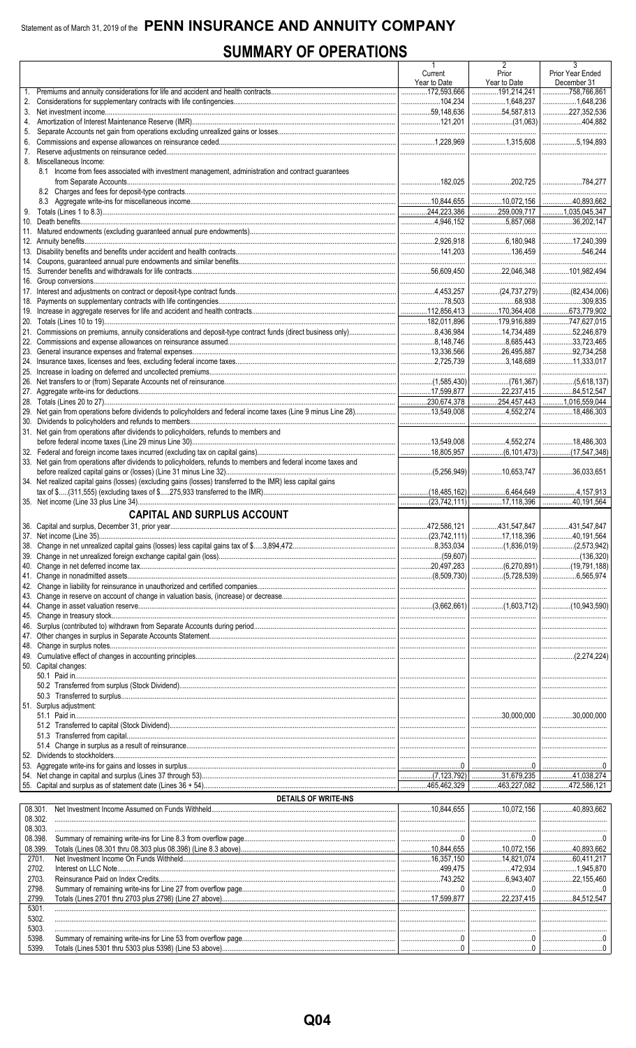Statement as of March 31, 2019 of the **PENN INSURANCE AND ANNUITY COMPANY**

# SUMMARY OF OPERATIONS

| | | 1 Current Year to Date | 2 Prior Year to Date | 3 Prior Year Ended December 31 |
|---|---|---|---|---|
| 1. | Premiums and annuity considerations for life and accident and health contracts | 172,593,666 | 191,214,241 | 758,766,861 |
| 2. | Considerations for supplementary contracts with life contingencies | 104,234 | 1,648,237 | 1,648,236 |
| 3. | Net investment income | 59,148,636 | 54,587,813 | 227,352,536 |
| 4. | Amortization of Interest Maintenance Reserve (IMR) | 121,201 | (31,063) | 404,882 |
| 5. | Separate Accounts net gain from operations excluding unrealized gains or losses | | | |
| 6. | Commissions and expense allowances on reinsurance ceded | 1,228,969 | 1,315,608 | 5,194,893 |
| 7. | Reserve adjustments on reinsurance ceded | | | |
| 8. | Miscellaneous Income: | | | |
| | 8.1 Income from fees associated with investment management, administration and contract guarantees from Separate Accounts | 182,025 | 202,725 | 784,277 |
| | 8.2 Charges and fees for deposit-type contracts | | | |
| | 8.3 Aggregate write-ins for miscellaneous income | 10,844,655 | 10,072,156 | 40,893,662 |
| 9. | Totals (Lines 1 to 8.3) | 244,223,386 | 259,009,717 | 1,035,045,347 |
| 10. | Death benefits | 4,946,152 | 5,857,068 | 36,202,147 |
| 11. | Matured endowments (excluding guaranteed annual pure endowments) | | | |
| 12. | Annuity benefits | 2,926,918 | 6,180,948 | 17,240,399 |
| 13. | Disability benefits and benefits under accident and health contracts | 141,203 | 136,459 | 546,244 |
| 14. | Coupons, guaranteed annual pure endowments and similar benefits | | | |
| 15. | Surrender benefits and withdrawals for life contracts | 56,609,450 | 22,046,348 | 101,982,494 |
| 16. | Group conversions | | | |
| 17. | Interest and adjustments on contract or deposit-type contract funds | 4,453,257 | (24,737,279) | (82,434,006) |
| 18. | Payments on supplementary contracts with life contingencies | 78,503 | 68,938 | 309,835 |
| 19. | Increase in aggregate reserves for life and accident and health contracts | 112,856,413 | 170,364,408 | 673,779,902 |
| 20. | Totals (Lines 10 to 19) | 182,011,896 | 179,916,889 | 747,627,015 |
| 21. | Commissions on premiums, annuity considerations and deposit-type contract funds (direct business only) | 8,436,984 | 14,734,489 | 52,246,879 |
| 22. | Commissions and expense allowances on reinsurance assumed | 8,148,746 | 8,685,443 | 33,723,465 |
| 23. | General insurance expenses and fraternal expenses | 13,336,566 | 26,495,887 | 92,734,258 |
| 24. | Insurance taxes, licenses and fees, excluding federal income taxes | 2,725,739 | 3,148,689 | 11,333,017 |
| 25. | Increase in loading on deferred and uncollected premiums | | | |
| 26. | Net transfers to or (from) Separate Accounts net of reinsurance | (1,585,430) | (761,367) | (5,618,137) |
| 27. | Aggregate write-ins for deductions | 17,599,877 | 22,237,415 | 84,512,547 |
| 28. | Totals (Lines 20 to 27) | 230,674,378 | 254,457,443 | 1,016,559,044 |
| 29. | Net gain from operations before dividends to policyholders and federal income taxes (Line 9 minus Line 28) | 13,549,008 | 4,552,274 | 18,486,303 |
| 30. | Dividends to policyholders and refunds to members | | | |
| 31. | Net gain from operations after dividends to policyholders, refunds to members and before federal income taxes (Line 29 minus Line 30) | 13,549,008 | 4,552,274 | 18,486,303 |
| 32. | Federal and foreign income taxes incurred (excluding tax on capital gains) | 18,805,957 | (6,101,473) | (17,547,348) |
| 33. | Net gain from operations after dividends to policyholders, refunds to members and federal income taxes and before realized capital gains or (losses) (Line 31 minus Line 32) | (5,256,949) | 10,653,747 | 36,033,651 |
| 34. | Net realized capital gains (losses) (excluding gains (losses) transferred to the IMR) less capital gains tax of $....(311,555) (excluding taxes of $.....275,933 transferred to the IMR) | (18,485,162) | 6,464,649 | 4,157,913 |
| 35. | Net income (Line 33 plus Line 34) | (23,742,111) | 17,118,396 | 40,191,564 |
| | **CAPITAL AND SURPLUS ACCOUNT** | | | |
| 36. | Capital and surplus, December 31, prior year | 472,586,121 | 431,547,847 | 431,547,847 |
| 37. | Net income (Line 35) | (23,742,111) | 17,118,396 | 40,191,564 |
| 38. | Change in net unrealized capital gains (losses) less capital gains tax of $.....3,894,472 | 8,353,034 | (1,836,019) | (2,573,942) |
| 39. | Change in net unrealized foreign exchange capital gain (loss) | (59,607) | | (136,320) |
| 40. | Change in net deferred income tax | 20,497,283 | (6,270,891) | (19,791,188) |
| 41. | Change in nonadmitted assets | (8,509,730) | (5,728,539) | 6,565,974 |
| 42. | Change in liability for reinsurance in unauthorized and certified companies | | | |
| 43. | Change in reserve on account of change in valuation basis, (increase) or decrease | | | |
| 44. | Change in asset valuation reserve | (3,662,661) | (1,603,712) | (10,943,590) |
| 45. | Change in treasury stock | | | |
| 46. | Surplus (contributed to) withdrawn from Separate Accounts during period | | | |
| 47. | Other changes in surplus in Separate Accounts Statement | | | |
| 48. | Change in surplus notes | | | |
| 49. | Cumulative effect of changes in accounting principles | | | (2,274,224) |
| 50. | Capital changes: | | | |
| | 50.1 Paid in | | | |
| | 50.2 Transferred from surplus (Stock Dividend) | | | |
| | 50.3 Transferred to surplus | | | |
| 51. | Surplus adjustment: | | | |
| | 51.1 Paid in | | 30,000,000 | 30,000,000 |
| | 51.2 Transferred to capital (Stock Dividend) | | | |
| | 51.3 Transferred from capital | | | |
| | 51.4 Change in surplus as a result of reinsurance | | | |
| 52. | Dividends to stockholders | | | |
| 53. | Aggregate write-ins for gains and losses in surplus | 0 | 0 | 0 |
| 54. | Net change in capital and surplus (Lines 37 through 53) | (7,123,792) | 31,679,235 | 41,038,274 |
| 55. | Capital and surplus as of statement date (Lines 36 + 54) | 465,462,329 | 463,227,082 | 472,586,121 |
| | **DETAILS OF WRITE-INS** | | | |
| 08.301. | Net Investment Income Assumed on Funds Withheld | 10,844,655 | 10,072,156 | 40,893,662 |
| 08.302. | | | | |
| 08.303. | | | | |
| 08.398. | Summary of remaining write-ins for Line 8.3 from overflow page | 0 | 0 | 0 |
| 08.399. | Totals (Lines 08.301 thru 08.303 plus 08.398) (Line 8.3 above) | 10,844,655 | 10,072,156 | 40,893,662 |
| 2701. | Net Investment Income On Funds Withheld | 16,357,150 | 14,821,074 | 60,411,217 |
| 2702. | Interest on LLC Note | 499,475 | 472,934 | 1,945,870 |
| 2703. | Reinsurance Paid on Index Credits | 743,252 | 6,943,407 | 22,155,460 |
| 2798. | Summary of remaining write-ins for Line 27 from overflow page | 0 | 0 | 0 |
| 2799. | Totals (Lines 2701 thru 2703 plus 2798) (Line 27 above) | 17,599,877 | 22,237,415 | 84,512,547 |
| 5301. | | | | |
| 5302. | | | | |
| 5303. | | | | |
| 5398. | Summary of remaining write-ins for Line 53 from overflow page | 0 | 0 | 0 |
| 5399. | Totals (Lines 5301 thru 5303 plus 5398) (Line 53 above) | 0 | 0 | 0 |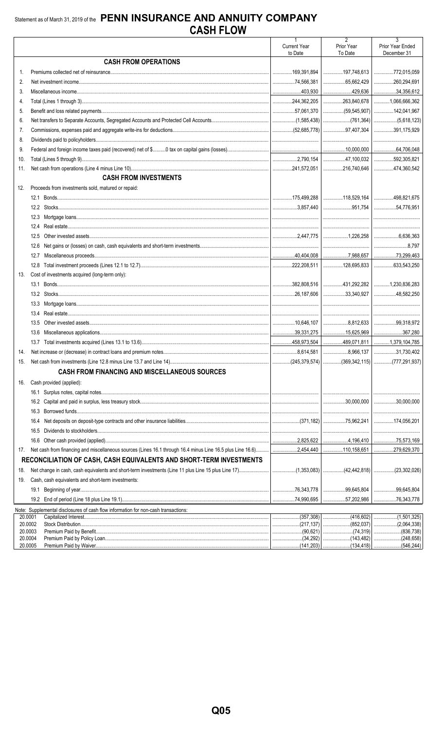Statement as of March 31, 2019 of the **PENN INSURANCE AND ANNUITY COMPANY**

# CASH FLOW

| | | 1<br>Current Year<br>to Date | 2<br>Prior Year<br>To Date | 3<br>Prior Year Ended<br>December 31 |
|---|---|---|---|---|
| | **CASH FROM OPERATIONS** | | | |
| 1. | Premiums collected net of reinsurance | 169,391,894 | 197,748,613 | 772,015,059 |
| 2. | Net investment income | 74,566,381 | 65,662,429 | 260,294,691 |
| 3. | Miscellaneous income | 403,930 | 429,636 | 34,356,612 |
| 4. | Total (Lines 1 through 3) | 244,362,205 | 263,840,678 | 1,066,666,362 |
| 5. | Benefit and loss related payments | 57,061,370 | (59,545,907) | 142,041,967 |
| 6. | Net transfers to Separate Accounts, Segregated Accounts and Protected Cell Accounts | (1,585,438) | (761,364) | (5,618,123) |
| 7. | Commissions, expenses paid and aggregate write-ins for deductions | (52,685,778) | 97,407,304 | 391,175,929 |
| 8. | Dividends paid to policyholders | | | |
| 9. | Federal and foreign income taxes paid (recovered) net of $..........0 tax on capital gains (losses) | | 10,000,000 | 64,706,048 |
| 10. | Total (Lines 5 through 9) | 2,790,154 | 47,100,032 | 592,305,821 |
| 11. | Net cash from operations (Line 4 minus Line 10) | 241,572,051 | 216,740,646 | 474,360,542 |
| | **CASH FROM INVESTMENTS** | | | |
| 12. | Proceeds from investments sold, matured or repaid: | | | |
| | 12.1 Bonds | 175,499,288 | 118,529,164 | 498,821,675 |
| | 12.2 Stocks | 3,857,440 | 951,754 | 54,776,951 |
| | 12.3 Mortgage loans | | | |
| | 12.4 Real estate | | | |
| | 12.5 Other invested assets | 2,447,775 | 1,226,258 | 6,636,363 |
| | 12.6 Net gains or (losses) on cash, cash equivalents and short-term investments | | | 8,797 |
| | 12.7 Miscellaneous proceeds | 40,404,008 | 7,988,657 | 73,299,463 |
| | 12.8 Total investment proceeds (Lines 12.1 to 12.7) | 222,208,511 | 128,695,833 | 633,543,250 |
| 13. | Cost of investments acquired (long-term only): | | | |
| | 13.1 Bonds | 382,808,516 | 431,292,282 | 1,230,836,283 |
| | 13.2 Stocks | 26,187,606 | 33,340,927 | 48,582,250 |
| | 13.3 Mortgage loans | | | |
| | 13.4 Real estate | | | |
| | 13.5 Other invested assets | 10,646,107 | 8,812,633 | 99,318,972 |
| | 13.6 Miscellaneous applications | 39,331,275 | 15,625,969 | 367,280 |
| | 13.7 Total investments acquired (Lines 13.1 to 13.6) | 458,973,504 | 489,071,811 | 1,379,104,785 |
| 14. | Net increase or (decrease) in contract loans and premium notes | 8,614,581 | 8,966,137 | 31,730,402 |
| 15. | Net cash from investments (Line 12.8 minus Line 13.7 and Line 14) | (245,379,574) | (369,342,115) | (777,291,937) |
| | **CASH FROM FINANCING AND MISCELLANEOUS SOURCES** | | | |
| 16. | Cash provided (applied): | | | |
| | 16.1 Surplus notes, capital notes | | | |
| | 16.2 Capital and paid in surplus, less treasury stock | | 30,000,000 | 30,000,000 |
| | 16.3 Borrowed funds | | | |
| | 16.4 Net deposits on deposit-type contracts and other insurance liabilities | (371,182) | 75,962,241 | 174,056,201 |
| | 16.5 Dividends to stockholders | | | |
| | 16.6 Other cash provided (applied) | 2,825,622 | 4,196,410 | 75,573,169 |
| 17. | Net cash from financing and miscellaneous sources (Lines 16.1 through 16.4 minus Line 16.5 plus Line 16.6) | 2,454,440 | 110,158,651 | 279,629,370 |
| | **RECONCILIATION OF CASH, CASH EQUIVALENTS AND SHORT-TERM INVESTMENTS** | | | |
| 18. | Net change in cash, cash equivalents and short-term investments (Line 11 plus Line 15 plus Line 17) | (1,353,083) | (42,442,818) | (23,302,026) |
| 19. | Cash, cash equivalents and short-term investments: | | | |
| | 19.1 Beginning of year | 76,343,778 | 99,645,804 | 99,645,804 |
| | 19.2 End of period (Line 18 plus Line 19.1) | 74,990,695 | 57,202,986 | 76,343,778 |

Note: Supplemental disclosures of cash flow information for non-cash transactions:

| | | 1 | 2 | 3 |
|---|---|---|---|---|
| 20.0001 | Capitalized Interest | (357,308) | (416,602) | (1,501,325) |
| 20.0002 | Stock Distribution | (217,137) | (852,037) | (2,064,338) |
| 20.0003 | Premium Paid by Benefit | (90,621) | (74,319) | (836,738) |
| 20.0004 | Premium Paid by Policy Loan | (34,292) | (143,482) | (248,658) |
| 20.0005 | Premium Paid by Waiver | (141,203) | (134,418) | (546,244) |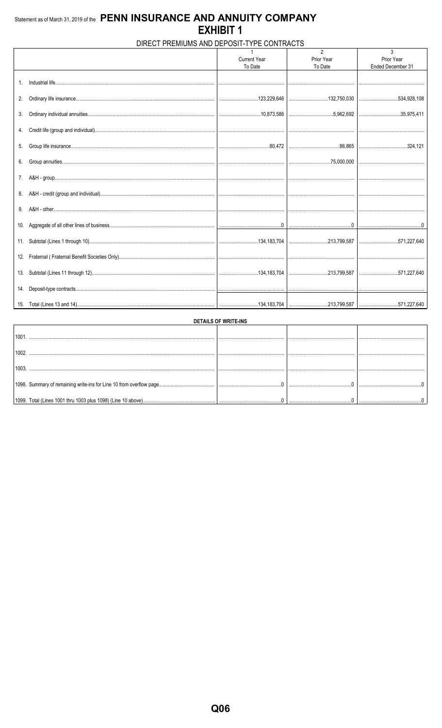Statement as of March 31, 2019 of the **PENN INSURANCE AND ANNUITY COMPANY**

# EXHIBIT 1

## DIRECT PREMIUMS AND DEPOSIT-TYPE CONTRACTS

| | 1<br>Current Year<br>To Date | 2<br>Prior Year<br>To Date | 3<br>Prior Year<br>Ended December 31 |
|---|---|---|---|
| 1. Industrial life | | | |
| 2. Ordinary life insurance | 123,229,646 | 132,750,030 | 534,928,108 |
| 3. Ordinary individual annuities | 10,873,586 | 5,962,692 | 35,975,411 |
| 4. Credit life (group and individual) | | | |
| 5. Group life insurance | 80,472 | 86,865 | 324,121 |
| 6. Group annuities | | 75,000,000 | |
| 7. A&H - group | | | |
| 8. A&H - credit (group and individual) | | | |
| 9. A&H - other | | | |
| 10. Aggregate of all other lines of business | 0 | 0 | 0 |
| 11. Subtotal (Lines 1 through 10) | 134,183,704 | 213,799,587 | 571,227,640 |
| 12. Fraternal ( Fraternal Benefit Societies Only) | | | |
| 13. Subtotal (Lines 11 through 12) | 134,183,704 | 213,799,587 | 571,227,640 |
| 14. Deposit-type contracts | | | |
| 15. Total (Lines 13 and 14) | 134,183,704 | 213,799,587 | 571,227,640 |

**DETAILS OF WRITE-INS**

| | | | |
|---|---|---|---|
| 1001. | | | |
| 1002. | | | |
| 1003. | | | |
| 1098. Summary of remaining write-ins for Line 10 from overflow page | 0 | 0 | 0 |
| 1099. Total (Lines 1001 thru 1003 plus 1098) (Line 10 above) | 0 | 0 | 0 |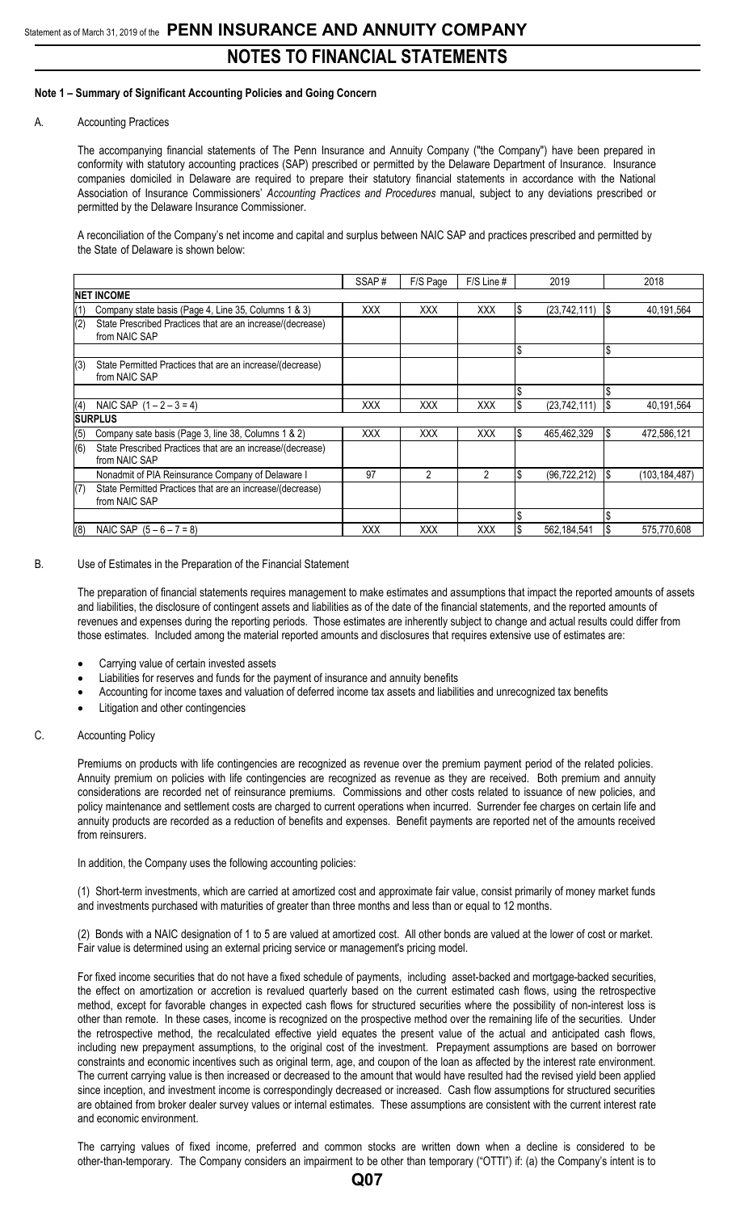## Note 1 – Summary of Significant Accounting Policies and Going Concern

A. Accounting Practices

The accompanying financial statements of The Penn Insurance and Annuity Company ("the Company") have been prepared in conformity with statutory accounting practices (SAP) prescribed or permitted by the Delaware Department of Insurance. Insurance companies domiciled in Delaware are required to prepare their statutory financial statements in accordance with the National Association of Insurance Commissioners' *Accounting Practices and Procedures* manual, subject to any deviations prescribed or permitted by the Delaware Insurance Commissioner.

A reconciliation of the Company's net income and capital and surplus between NAIC SAP and practices prescribed and permitted by the State of Delaware is shown below:

| | SSAP # | F/S Page | F/S Line # | 2019 | 2018 |
|---|---|---|---|---|---|
| **NET INCOME** | | | | | |
| (1) Company state basis (Page 4, Line 35, Columns 1 & 3) | XXX | XXX | XXX | $ (23,742,111) | $ 40,191,564 |
| (2) State Prescribed Practices that are an increase/(decrease) from NAIC SAP | | | | | |
| | | | | $ | $ |
| (3) State Permitted Practices that are an increase/(decrease) from NAIC SAP | | | | | |
| | | | | $ | $ |
| (4) NAIC SAP (1 – 2 – 3 = 4) | XXX | XXX | XXX | $ (23,742,111) | $ 40,191,564 |
| **SURPLUS** | | | | | |
| (5) Company sate basis (Page 3, line 38, Columns 1 & 2) | XXX | XXX | XXX | $ 465,462,329 | $ 472,586,121 |
| (6) State Prescribed Practices that are an increase/(decrease) from NAIC SAP | | | | | |
| Nonadmit of PIA Reinsurance Company of Delaware I | 97 | 2 | 2 | $ (96,722,212) | $ (103,184,487) |
| (7) State Permitted Practices that are an increase/(decrease) from NAIC SAP | | | | | |
| | | | | $ | $ |
| (8) NAIC SAP (5 – 6 – 7 = 8) | XXX | XXX | XXX | $ 562,184,541 | $ 575,770,608 |

B. Use of Estimates in the Preparation of the Financial Statement

The preparation of financial statements requires management to make estimates and assumptions that impact the reported amounts of assets and liabilities, the disclosure of contingent assets and liabilities as of the date of the financial statements, and the reported amounts of revenues and expenses during the reporting periods. Those estimates are inherently subject to change and actual results could differ from those estimates. Included among the material reported amounts and disclosures that requires extensive use of estimates are:

- Carrying value of certain invested assets
- Liabilities for reserves and funds for the payment of insurance and annuity benefits
- Accounting for income taxes and valuation of deferred income tax assets and liabilities and unrecognized tax benefits
- Litigation and other contingencies

C. Accounting Policy

Premiums on products with life contingencies are recognized as revenue over the premium payment period of the related policies. Annuity premium on policies with life contingencies are recognized as revenue as they are received. Both premium and annuity considerations are recorded net of reinsurance premiums. Commissions and other costs related to issuance of new policies, and policy maintenance and settlement costs are charged to current operations when incurred. Surrender fee charges on certain life and annuity products are recorded as a reduction of benefits and expenses. Benefit payments are reported net of the amounts received from reinsurers.

In addition, the Company uses the following accounting policies:

(1) Short-term investments, which are carried at amortized cost and approximate fair value, consist primarily of money market funds and investments purchased with maturities of greater than three months and less than or equal to 12 months.

(2) Bonds with a NAIC designation of 1 to 5 are valued at amortized cost. All other bonds are valued at the lower of cost or market. Fair value is determined using an external pricing service or management's pricing model.

For fixed income securities that do not have a fixed schedule of payments, including asset-backed and mortgage-backed securities, the effect on amortization or accretion is revalued quarterly based on the current estimated cash flows, using the retrospective method, except for favorable changes in expected cash flows for structured securities where the possibility of non-interest loss is other than remote. In these cases, income is recognized on the prospective method over the remaining life of the securities. Under the retrospective method, the recalculated effective yield equates the present value of the actual and anticipated cash flows, including new prepayment assumptions, to the original cost of the investment. Prepayment assumptions are based on borrower constraints and economic incentives such as original term, age, and coupon of the loan as affected by the interest rate environment. The current carrying value is then increased or decreased to the amount that would have resulted had the revised yield been applied since inception, and investment income is correspondingly decreased or increased. Cash flow assumptions for structured securities are obtained from broker dealer survey values or internal estimates. These assumptions are consistent with the current interest rate and economic environment.

The carrying values of fixed income, preferred and common stocks are written down when a decline is considered to be other-than-temporary. The Company considers an impairment to be other than temporary ("OTTI") if: (a) the Company's intent is to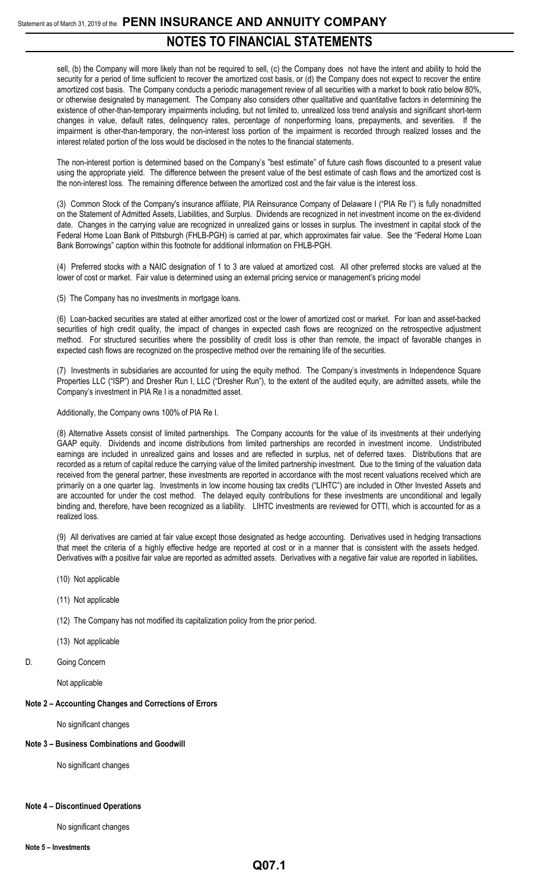sell, (b) the Company will more likely than not be required to sell, (c) the Company does not have the intent and ability to hold the security for a period of time sufficient to recover the amortized cost basis, or (d) the Company does not expect to recover the entire amortized cost basis. The Company conducts a periodic management review of all securities with a market to book ratio below 80%, or otherwise designated by management. The Company also considers other qualitative and quantitative factors in determining the existence of other-than-temporary impairments including, but not limited to, unrealized loss trend analysis and significant short-term changes in value, default rates, delinquency rates, percentage of nonperforming loans, prepayments, and severities. If the impairment is other-than-temporary, the non-interest loss portion of the impairment is recorded through realized losses and the interest related portion of the loss would be disclosed in the notes to the financial statements.

The non-interest portion is determined based on the Company's "best estimate" of future cash flows discounted to a present value using the appropriate yield. The difference between the present value of the best estimate of cash flows and the amortized cost is the non-interest loss. The remaining difference between the amortized cost and the fair value is the interest loss.

(3) Common Stock of the Company's insurance affiliate, PIA Reinsurance Company of Delaware I ("PIA Re I") is fully nonadmitted on the Statement of Admitted Assets, Liabilities, and Surplus. Dividends are recognized in net investment income on the ex-dividend date. Changes in the carrying value are recognized in unrealized gains or losses in surplus. The investment in capital stock of the Federal Home Loan Bank of Pittsburgh (FHLB-PGH) is carried at par, which approximates fair value. See the "Federal Home Loan Bank Borrowings" caption within this footnote for additional information on FHLB-PGH.

(4) Preferred stocks with a NAIC designation of 1 to 3 are valued at amortized cost. All other preferred stocks are valued at the lower of cost or market. Fair value is determined using an external pricing service or management's pricing model

(5) The Company has no investments in mortgage loans.

(6) Loan-backed securities are stated at either amortized cost or the lower of amortized cost or market. For loan and asset-backed securities of high credit quality, the impact of changes in expected cash flows are recognized on the retrospective adjustment method. For structured securities where the possibility of credit loss is other than remote, the impact of favorable changes in expected cash flows are recognized on the prospective method over the remaining life of the securities.

(7) Investments in subsidiaries are accounted for using the equity method. The Company's investments in Independence Square Properties LLC ("ISP") and Dresher Run I, LLC ("Dresher Run"), to the extent of the audited equity, are admitted assets, while the Company's investment in PIA Re I is a nonadmitted asset.

Additionally, the Company owns 100% of PIA Re I.

(8) Alternative Assets consist of limited partnerships. The Company accounts for the value of its investments at their underlying GAAP equity. Dividends and income distributions from limited partnerships are recorded in investment income. Undistributed earnings are included in unrealized gains and losses and are reflected in surplus, net of deferred taxes. Distributions that are recorded as a return of capital reduce the carrying value of the limited partnership investment. Due to the timing of the valuation data received from the general partner, these investments are reported in accordance with the most recent valuations received which are primarily on a one quarter lag. Investments in low income housing tax credits ("LIHTC") are included in Other Invested Assets and are accounted for under the cost method. The delayed equity contributions for these investments are unconditional and legally binding and, therefore, have been recognized as a liability. LIHTC investments are reviewed for OTTI, which is accounted for as a realized loss.

(9) All derivatives are carried at fair value except those designated as hedge accounting. Derivatives used in hedging transactions that meet the criteria of a highly effective hedge are reported at cost or in a manner that is consistent with the assets hedged. Derivatives with a positive fair value are reported as admitted assets. Derivatives with a negative fair value are reported in liabilities**.**

(10) Not applicable

(11) Not applicable

(12) The Company has not modified its capitalization policy from the prior period.

(13) Not applicable

D. Going Concern

Not applicable

**Note 2 – Accounting Changes and Corrections of Errors**

No significant changes

**Note 3 – Business Combinations and Goodwill**

No significant changes

**Note 4 – Discontinued Operations**

No significant changes

**Note 5 – Investments**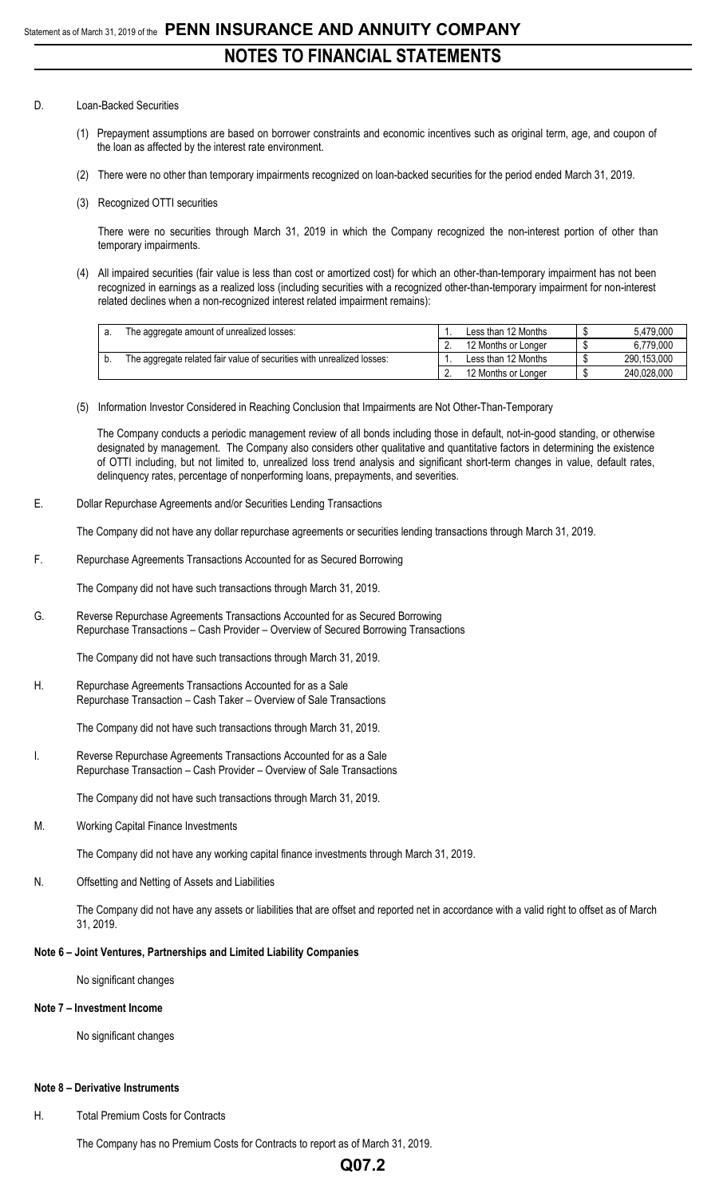D. Loan-Backed Securities

(1) Prepayment assumptions are based on borrower constraints and economic incentives such as original term, age, and coupon of the loan as affected by the interest rate environment.

(2) There were no other than temporary impairments recognized on loan-backed securities for the period ended March 31, 2019.

(3) Recognized OTTI securities

There were no securities through March 31, 2019 in which the Company recognized the non-interest portion of other than temporary impairments.

(4) All impaired securities (fair value is less than cost or amortized cost) for which an other-than-temporary impairment has not been recognized in earnings as a realized loss (including securities with a recognized other-than-temporary impairment for non-interest related declines when a non-recognized interest related impairment remains):

| | | | | | |
|---|---|---|---|---|---|
| a. | The aggregate amount of unrealized losses: | 1. | Less than 12 Months | $ | 5,479,000 |
| | | 2. | 12 Months or Longer | $ | 6,779,000 |
| b. | The aggregate related fair value of securities with unrealized losses: | 1. | Less than 12 Months | $ | 290,153,000 |
| | | 2. | 12 Months or Longer | $ | 240,028,000 |

(5) Information Investor Considered in Reaching Conclusion that Impairments are Not Other-Than-Temporary

The Company conducts a periodic management review of all bonds including those in default, not-in-good standing, or otherwise designated by management. The Company also considers other qualitative and quantitative factors in determining the existence of OTTI including, but not limited to, unrealized loss trend analysis and significant short-term changes in value, default rates, delinquency rates, percentage of nonperforming loans, prepayments, and severities.

E. Dollar Repurchase Agreements and/or Securities Lending Transactions

The Company did not have any dollar repurchase agreements or securities lending transactions through March 31, 2019.

F. Repurchase Agreements Transactions Accounted for as Secured Borrowing

The Company did not have such transactions through March 31, 2019.

G. Reverse Repurchase Agreements Transactions Accounted for as Secured Borrowing
Repurchase Transactions – Cash Provider – Overview of Secured Borrowing Transactions

The Company did not have such transactions through March 31, 2019.

H. Repurchase Agreements Transactions Accounted for as a Sale
Repurchase Transaction – Cash Taker – Overview of Sale Transactions

The Company did not have such transactions through March 31, 2019.

I. Reverse Repurchase Agreements Transactions Accounted for as a Sale
Repurchase Transaction – Cash Provider – Overview of Sale Transactions

The Company did not have such transactions through March 31, 2019.

M. Working Capital Finance Investments

The Company did not have any working capital finance investments through March 31, 2019.

N. Offsetting and Netting of Assets and Liabilities

The Company did not have any assets or liabilities that are offset and reported net in accordance with a valid right to offset as of March 31, 2019.

**Note 6 – Joint Ventures, Partnerships and Limited Liability Companies**

No significant changes

**Note 7 – Investment Income**

No significant changes

**Note 8 – Derivative Instruments**

H. Total Premium Costs for Contracts

The Company has no Premium Costs for Contracts to report as of March 31, 2019.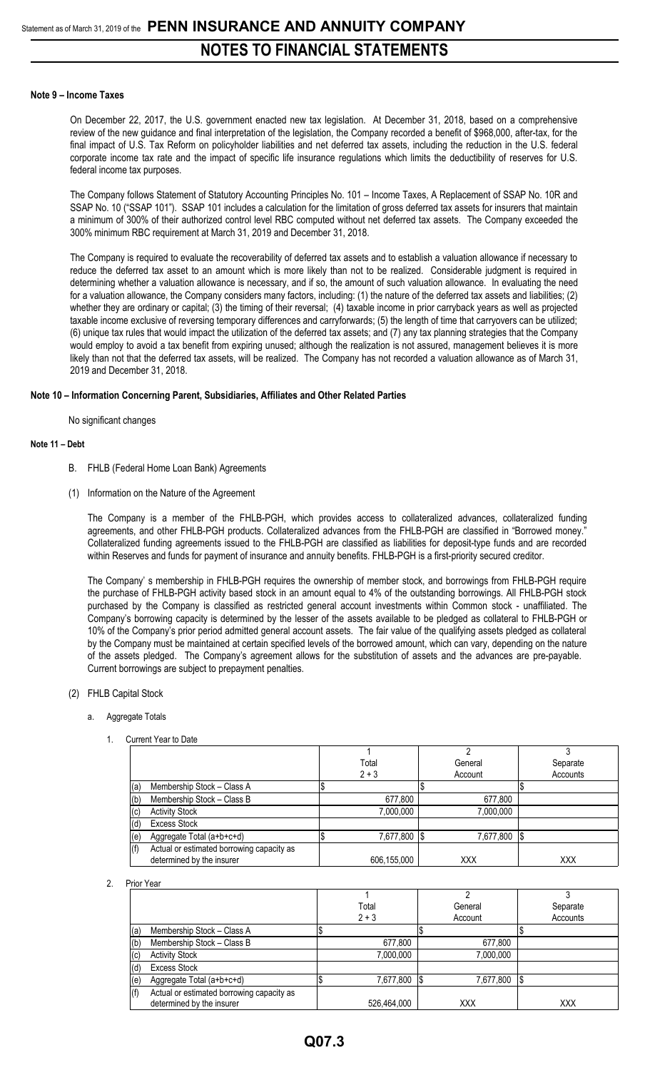### Note 9 – Income Taxes

On December 22, 2017, the U.S. government enacted new tax legislation. At December 31, 2018, based on a comprehensive review of the new guidance and final interpretation of the legislation, the Company recorded a benefit of $968,000, after-tax, for the final impact of U.S. Tax Reform on policyholder liabilities and net deferred tax assets, including the reduction in the U.S. federal corporate income tax rate and the impact of specific life insurance regulations which limits the deductibility of reserves for U.S. federal income tax purposes.

The Company follows Statement of Statutory Accounting Principles No. 101 – Income Taxes, A Replacement of SSAP No. 10R and SSAP No. 10 ("SSAP 101"). SSAP 101 includes a calculation for the limitation of gross deferred tax assets for insurers that maintain a minimum of 300% of their authorized control level RBC computed without net deferred tax assets. The Company exceeded the 300% minimum RBC requirement at March 31, 2019 and December 31, 2018.

The Company is required to evaluate the recoverability of deferred tax assets and to establish a valuation allowance if necessary to reduce the deferred tax asset to an amount which is more likely than not to be realized. Considerable judgment is required in determining whether a valuation allowance is necessary, and if so, the amount of such valuation allowance. In evaluating the need for a valuation allowance, the Company considers many factors, including: (1) the nature of the deferred tax assets and liabilities; (2) whether they are ordinary or capital; (3) the timing of their reversal; (4) taxable income in prior carryback years as well as projected taxable income exclusive of reversing temporary differences and carryforwards; (5) the length of time that carryovers can be utilized; (6) unique tax rules that would impact the utilization of the deferred tax assets; and (7) any tax planning strategies that the Company would employ to avoid a tax benefit from expiring unused; although the realization is not assured, management believes it is more likely than not that the deferred tax assets, will be realized. The Company has not recorded a valuation allowance as of March 31, 2019 and December 31, 2018.

### Note 10 – Information Concerning Parent, Subsidiaries, Affiliates and Other Related Parties

No significant changes

### Note 11 – Debt

B. FHLB (Federal Home Loan Bank) Agreements

(1) Information on the Nature of the Agreement

The Company is a member of the FHLB-PGH, which provides access to collateralized advances, collateralized funding agreements, and other FHLB-PGH products. Collateralized advances from the FHLB-PGH are classified in "Borrowed money." Collateralized funding agreements issued to the FHLB-PGH are classified as liabilities for deposit-type funds and are recorded within Reserves and funds for payment of insurance and annuity benefits. FHLB-PGH is a first-priority secured creditor.

The Company' s membership in FHLB-PGH requires the ownership of member stock, and borrowings from FHLB-PGH require the purchase of FHLB-PGH activity based stock in an amount equal to 4% of the outstanding borrowings. All FHLB-PGH stock purchased by the Company is classified as restricted general account investments within Common stock - unaffiliated. The Company's borrowing capacity is determined by the lesser of the assets available to be pledged as collateral to FHLB-PGH or 10% of the Company's prior period admitted general account assets. The fair value of the qualifying assets pledged as collateral by the Company must be maintained at certain specified levels of the borrowed amount, which can vary, depending on the nature of the assets pledged. The Company's agreement allows for the substitution of assets and the advances are pre-payable. Current borrowings are subject to prepayment penalties.

(2) FHLB Capital Stock

a. Aggregate Totals

1. Current Year to Date

| | 1<br>Total<br>2 + 3 | 2<br>General<br>Account | 3<br>Separate<br>Accounts |
|---|---|---|---|
| (a) Membership Stock – Class A | $ | $ | $ |
| (b) Membership Stock – Class B | 677,800 | 677,800 | |
| (c) Activity Stock | 7,000,000 | 7,000,000 | |
| (d) Excess Stock | | | |
| (e) Aggregate Total (a+b+c+d) | $ 7,677,800 | $ 7,677,800 | $ |
| (f) Actual or estimated borrowing capacity as determined by the insurer | 606,155,000 | XXX | XXX |

2. Prior Year

| | 1<br>Total<br>2 + 3 | 2<br>General<br>Account | 3<br>Separate<br>Accounts |
|---|---|---|---|
| (a) Membership Stock – Class A | $ | $ | $ |
| (b) Membership Stock – Class B | 677,800 | 677,800 | |
| (c) Activity Stock | 7,000,000 | 7,000,000 | |
| (d) Excess Stock | | | |
| (e) Aggregate Total (a+b+c+d) | $ 7,677,800 | $ 7,677,800 | $ |
| (f) Actual or estimated borrowing capacity as determined by the insurer | 526,464,000 | XXX | XXX |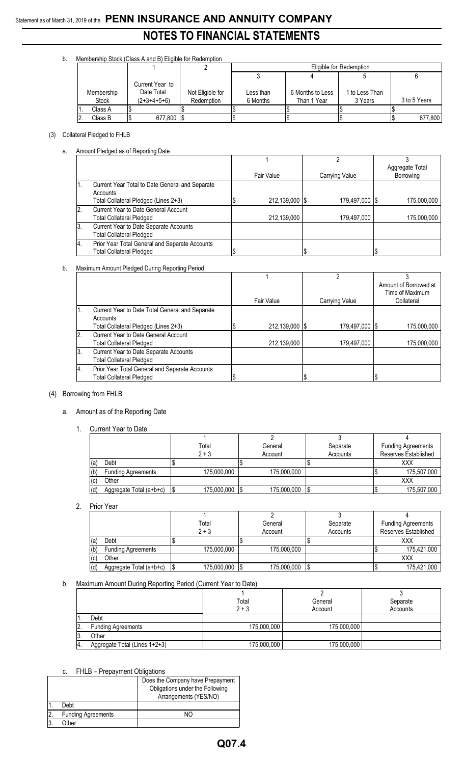b. Membership Stock (Class A and B) Eligible for Redemption

| | Membership Stock | 1<br>Current Year to Date Total (2+3+4+5+6) | 2<br>Not Eligible for Redemption | Eligible for Redemption<br>3<br>Less than 6 Months | 4<br>6 Months to Less Than 1 Year | 5<br>1 to Less Than 3 Years | 6<br>3 to 5 Years |
|---|---|---|---|---|---|---|---|
| 1. | Class A | $ | $ | $ | $ | $ | $ |
| 2. | Class B | $ 677,800 | $ | $ | $ | $ | $ 677,800 |

(3) Collateral Pledged to FHLB

a. Amount Pledged as of Reporting Date

| | | 1<br>Fair Value | 2<br>Carrying Value | 3<br>Aggregate Total Borrowing |
|---|---|---|---|---|
| 1. | Current Year Total to Date General and Separate Accounts Total Collateral Pledged (Lines 2+3) | $ 212,139,000 | $ 179,497,000 | $ 175,000,000 |
| 2. | Current Year to Date General Account Total Collateral Pledged | 212,139,000 | 179,497,000 | 175,000,000 |
| 3. | Current Year to Date Separate Accounts Total Collateral Pledged | | | |
| 4. | Prior Year Total General and Separate Accounts Total Collateral Pledged | $ | $ | $ |

b. Maximum Amount Pledged During Reporting Period

| | | 1<br>Fair Value | 2<br>Carrying Value | 3<br>Amount of Borrowed at Time of Maximum Collateral |
|---|---|---|---|---|
| 1. | Current Year to Date Total General and Separate Accounts Total Collateral Pledged (Lines 2+3) | $ 212,139,000 | $ 179,497,000 | $ 175,000,000 |
| 2. | Current Year to Date General Account Total Collateral Pledged | 212,139,000 | 179,497,000 | 175,000,000 |
| 3. | Current Year to Date Separate Accounts Total Collateral Pledged | | | |
| 4. | Prior Year Total General and Separate Accounts Total Collateral Pledged | $ | $ | $ |

(4) Borrowing from FHLB

a. Amount as of the Reporting Date

1. Current Year to Date

| | | 1<br>Total<br>2 + 3 | 2<br>General Account | 3<br>Separate Accounts | 4<br>Funding Agreements Reserves Established |
|---|---|---|---|---|---|
| (a) | Debt | $ | $ | $ | XXX |
| (b) | Funding Agreements | 175,000,000 | 175,000,000 | | $ 175,507,000 |
| (c) | Other | | | | XXX |
| (d) | Aggregate Total (a+b+c) | $ 175,000,000 | $ 175,000,000 | $ | $ 175,507,000 |

2. Prior Year

| | | 1<br>Total<br>2 + 3 | 2<br>General Account | 3<br>Separate Accounts | 4<br>Funding Agreements Reserves Established |
|---|---|---|---|---|---|
| (a) | Debt | $ | $ | $ | XXX |
| (b) | Funding Agreements | 175,000,000 | 175,000,000 | | $ 175,421,000 |
| (c) | Other | | | | XXX |
| (d) | Aggregate Total (a+b+c) | $ 175,000,000 | $ 175,000,000 | $ | $ 175,421,000 |

b. Maximum Amount During Reporting Period (Current Year to Date)

| | | 1<br>Total<br>2 + 3 | 2<br>General Account | 3<br>Separate Accounts |
|---|---|---|---|---|
| 1. | Debt | | | |
| 2. | Funding Agreements | 175,000,000 | 175,000,000 | |
| 3. | Other | | | |
| 4. | Aggregate Total (Lines 1+2+3) | 175,000,000 | 175,000,000 | |

c. FHLB – Prepayment Obligations

| | | Does the Company have Prepayment Obligations under the Following Arrangements (YES/NO) |
|---|---|---|
| 1. | Debt | |
| 2. | Funding Agreements | NO |
| 3. | Other | |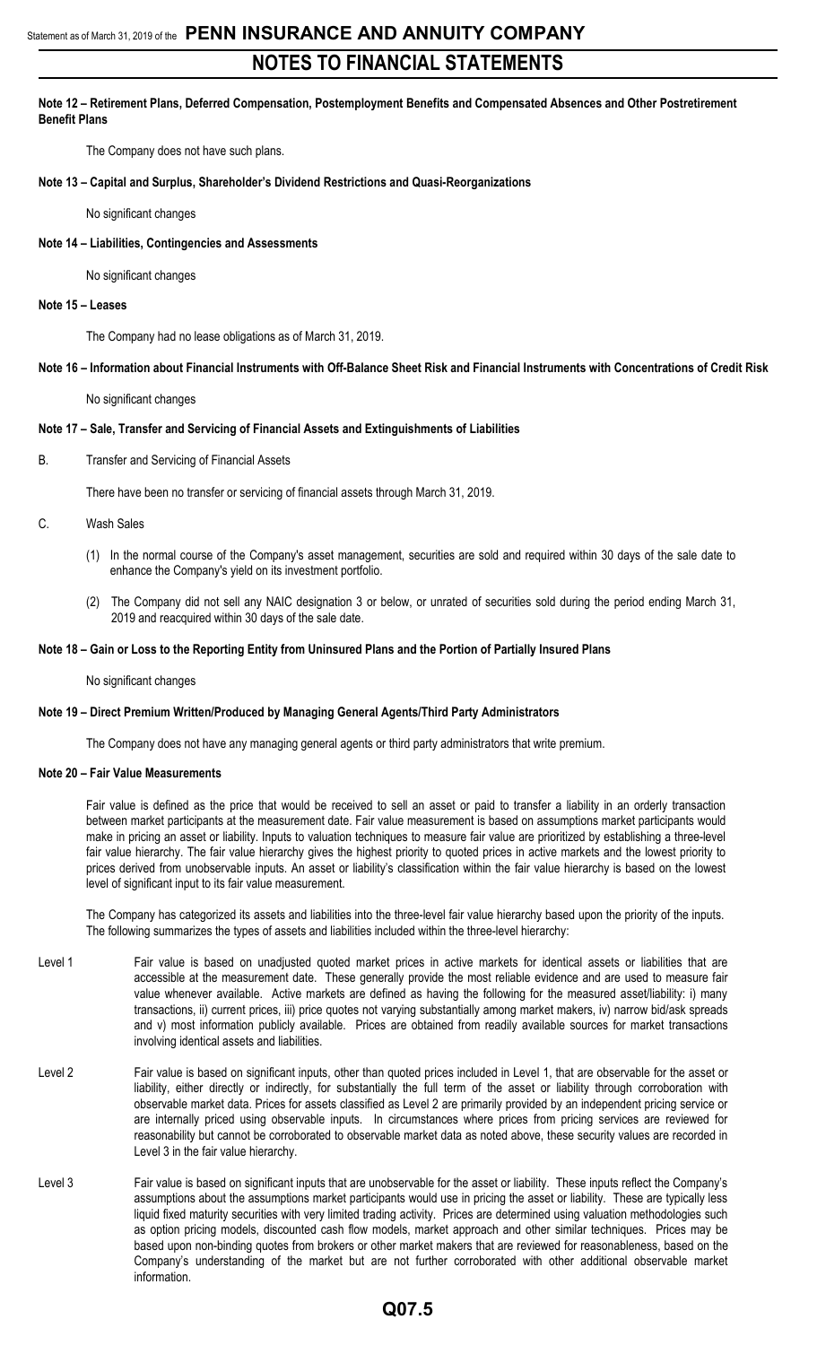**Note 12 – Retirement Plans, Deferred Compensation, Postemployment Benefits and Compensated Absences and Other Postretirement Benefit Plans**

The Company does not have such plans.

**Note 13 – Capital and Surplus, Shareholder's Dividend Restrictions and Quasi-Reorganizations**

No significant changes

**Note 14 – Liabilities, Contingencies and Assessments**

No significant changes

**Note 15 – Leases**

The Company had no lease obligations as of March 31, 2019.

**Note 16 – Information about Financial Instruments with Off-Balance Sheet Risk and Financial Instruments with Concentrations of Credit Risk**

No significant changes

**Note 17 – Sale, Transfer and Servicing of Financial Assets and Extinguishments of Liabilities**

B. Transfer and Servicing of Financial Assets

There have been no transfer or servicing of financial assets through March 31, 2019.

C. Wash Sales

(1) In the normal course of the Company's asset management, securities are sold and required within 30 days of the sale date to enhance the Company's yield on its investment portfolio.

(2) The Company did not sell any NAIC designation 3 or below, or unrated of securities sold during the period ending March 31, 2019 and reacquired within 30 days of the sale date.

**Note 18 – Gain or Loss to the Reporting Entity from Uninsured Plans and the Portion of Partially Insured Plans**

No significant changes

**Note 19 – Direct Premium Written/Produced by Managing General Agents/Third Party Administrators**

The Company does not have any managing general agents or third party administrators that write premium.

**Note 20 – Fair Value Measurements**

Fair value is defined as the price that would be received to sell an asset or paid to transfer a liability in an orderly transaction between market participants at the measurement date. Fair value measurement is based on assumptions market participants would make in pricing an asset or liability. Inputs to valuation techniques to measure fair value are prioritized by establishing a three-level fair value hierarchy. The fair value hierarchy gives the highest priority to quoted prices in active markets and the lowest priority to prices derived from unobservable inputs. An asset or liability's classification within the fair value hierarchy is based on the lowest level of significant input to its fair value measurement.

The Company has categorized its assets and liabilities into the three-level fair value hierarchy based upon the priority of the inputs. The following summarizes the types of assets and liabilities included within the three-level hierarchy:

Level 1 Fair value is based on unadjusted quoted market prices in active markets for identical assets or liabilities that are accessible at the measurement date. These generally provide the most reliable evidence and are used to measure fair value whenever available. Active markets are defined as having the following for the measured asset/liability: i) many transactions, ii) current prices, iii) price quotes not varying substantially among market makers, iv) narrow bid/ask spreads and v) most information publicly available. Prices are obtained from readily available sources for market transactions involving identical assets and liabilities.

Level 2 Fair value is based on significant inputs, other than quoted prices included in Level 1, that are observable for the asset or liability, either directly or indirectly, for substantially the full term of the asset or liability through corroboration with observable market data. Prices for assets classified as Level 2 are primarily provided by an independent pricing service or are internally priced using observable inputs. In circumstances where prices from pricing services are reviewed for reasonability but cannot be corroborated to observable market data as noted above, these security values are recorded in Level 3 in the fair value hierarchy.

Level 3 Fair value is based on significant inputs that are unobservable for the asset or liability. These inputs reflect the Company's assumptions about the assumptions market participants would use in pricing the asset or liability. These are typically less liquid fixed maturity securities with very limited trading activity. Prices are determined using valuation methodologies such as option pricing models, discounted cash flow models, market approach and other similar techniques. Prices may be based upon non-binding quotes from brokers or other market makers that are reviewed for reasonableness, based on the Company's understanding of the market but are not further corroborated with other additional observable market information.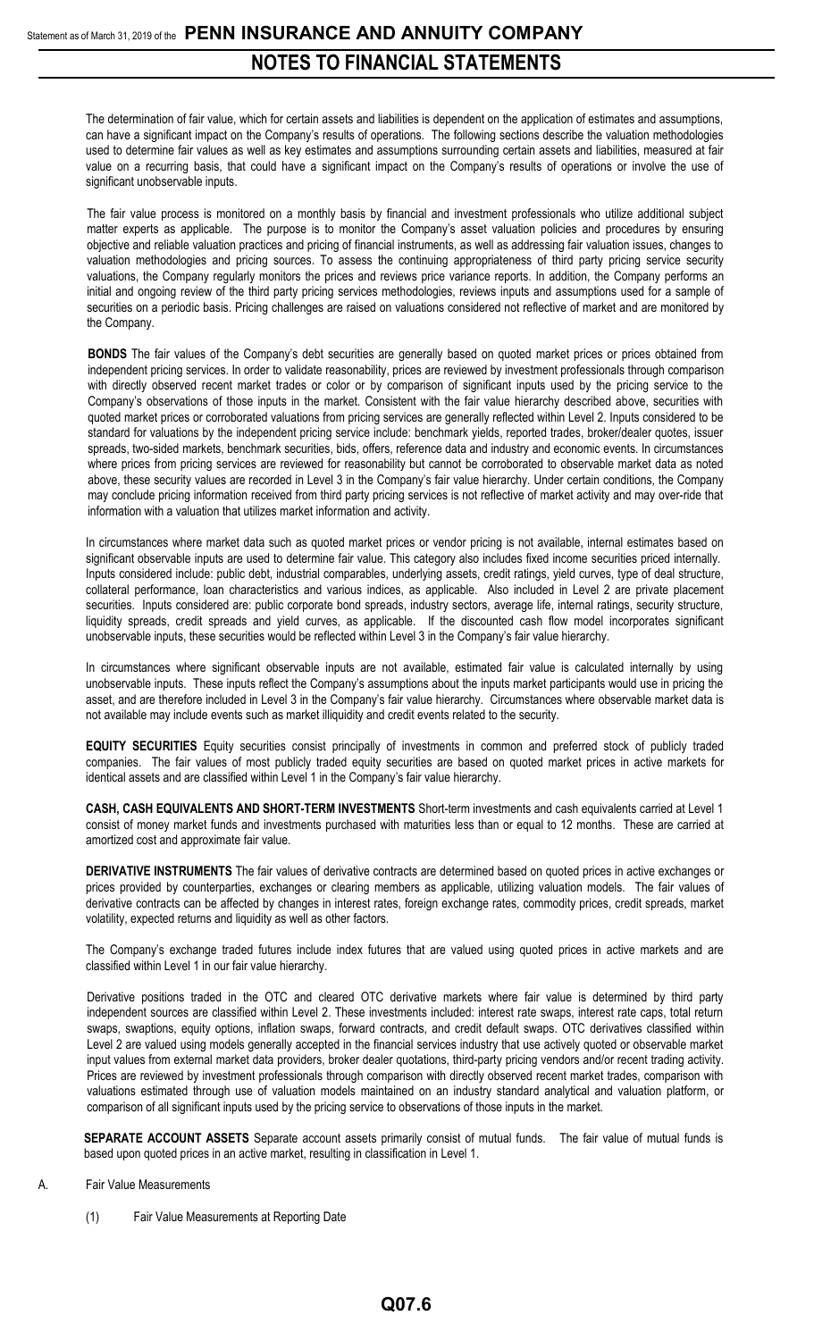The determination of fair value, which for certain assets and liabilities is dependent on the application of estimates and assumptions, can have a significant impact on the Company's results of operations. The following sections describe the valuation methodologies used to determine fair values as well as key estimates and assumptions surrounding certain assets and liabilities, measured at fair value on a recurring basis, that could have a significant impact on the Company's results of operations or involve the use of significant unobservable inputs.

The fair value process is monitored on a monthly basis by financial and investment professionals who utilize additional subject matter experts as applicable. The purpose is to monitor the Company's asset valuation policies and procedures by ensuring objective and reliable valuation practices and pricing of financial instruments, as well as addressing fair valuation issues, changes to valuation methodologies and pricing sources. To assess the continuing appropriateness of third party pricing service security valuations, the Company regularly monitors the prices and reviews price variance reports. In addition, the Company performs an initial and ongoing review of the third party pricing services methodologies, reviews inputs and assumptions used for a sample of securities on a periodic basis. Pricing challenges are raised on valuations considered not reflective of market and are monitored by the Company.

**BONDS** The fair values of the Company's debt securities are generally based on quoted market prices or prices obtained from independent pricing services. In order to validate reasonability, prices are reviewed by investment professionals through comparison with directly observed recent market trades or color or by comparison of significant inputs used by the pricing service to the Company's observations of those inputs in the market. Consistent with the fair value hierarchy described above, securities with quoted market prices or corroborated valuations from pricing services are generally reflected within Level 2. Inputs considered to be standard for valuations by the independent pricing service include: benchmark yields, reported trades, broker/dealer quotes, issuer spreads, two-sided markets, benchmark securities, bids, offers, reference data and industry and economic events. In circumstances where prices from pricing services are reviewed for reasonability but cannot be corroborated to observable market data as noted above, these security values are recorded in Level 3 in the Company's fair value hierarchy. Under certain conditions, the Company may conclude pricing information received from third party pricing services is not reflective of market activity and may over-ride that information with a valuation that utilizes market information and activity.

In circumstances where market data such as quoted market prices or vendor pricing is not available, internal estimates based on significant observable inputs are used to determine fair value. This category also includes fixed income securities priced internally. Inputs considered include: public debt, industrial comparables, underlying assets, credit ratings, yield curves, type of deal structure, collateral performance, loan characteristics and various indices, as applicable. Also included in Level 2 are private placement securities. Inputs considered are: public corporate bond spreads, industry sectors, average life, internal ratings, security structure, liquidity spreads, credit spreads and yield curves, as applicable. If the discounted cash flow model incorporates significant unobservable inputs, these securities would be reflected within Level 3 in the Company's fair value hierarchy.

In circumstances where significant observable inputs are not available, estimated fair value is calculated internally by using unobservable inputs. These inputs reflect the Company's assumptions about the inputs market participants would use in pricing the asset, and are therefore included in Level 3 in the Company's fair value hierarchy. Circumstances where observable market data is not available may include events such as market illiquidity and credit events related to the security.

**EQUITY SECURITIES** Equity securities consist principally of investments in common and preferred stock of publicly traded companies. The fair values of most publicly traded equity securities are based on quoted market prices in active markets for identical assets and are classified within Level 1 in the Company's fair value hierarchy.

**CASH, CASH EQUIVALENTS AND SHORT-TERM INVESTMENTS** Short-term investments and cash equivalents carried at Level 1 consist of money market funds and investments purchased with maturities less than or equal to 12 months. These are carried at amortized cost and approximate fair value.

**DERIVATIVE INSTRUMENTS** The fair values of derivative contracts are determined based on quoted prices in active exchanges or prices provided by counterparties, exchanges or clearing members as applicable, utilizing valuation models. The fair values of derivative contracts can be affected by changes in interest rates, foreign exchange rates, commodity prices, credit spreads, market volatility, expected returns and liquidity as well as other factors.

The Company's exchange traded futures include index futures that are valued using quoted prices in active markets and are classified within Level 1 in our fair value hierarchy.

Derivative positions traded in the OTC and cleared OTC derivative markets where fair value is determined by third party independent sources are classified within Level 2. These investments included: interest rate swaps, interest rate caps, total return swaps, swaptions, equity options, inflation swaps, forward contracts, and credit default swaps. OTC derivatives classified within Level 2 are valued using models generally accepted in the financial services industry that use actively quoted or observable market input values from external market data providers, broker dealer quotations, third-party pricing vendors and/or recent trading activity. Prices are reviewed by investment professionals through comparison with directly observed recent market trades, comparison with valuations estimated through use of valuation models maintained on an industry standard analytical and valuation platform, or comparison of all significant inputs used by the pricing service to observations of those inputs in the market.

**SEPARATE ACCOUNT ASSETS** Separate account assets primarily consist of mutual funds. The fair value of mutual funds is based upon quoted prices in an active market, resulting in classification in Level 1.

A. Fair Value Measurements

(1) Fair Value Measurements at Reporting Date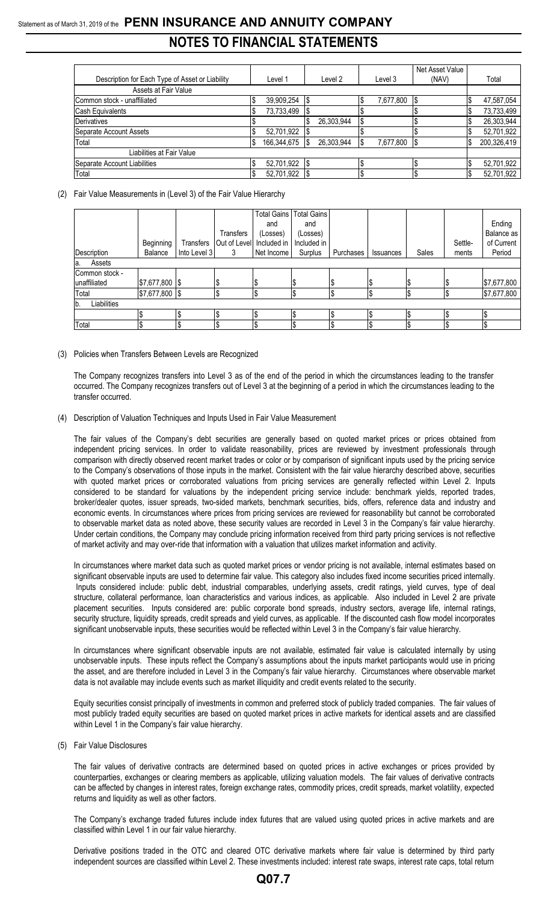| Description for Each Type of Asset or Liability | Level 1 | Level 2 | Level 3 | Net Asset Value (NAV) | Total |
|---|---|---|---|---|---|
| Assets at Fair Value | | | | | |
| Common stock - unaffiliated | $ 39,909,254 | $ | $ 7,677,800 | $ | $ 47,587,054 |
| Cash Equivalents | $ 73,733,499 | $ | $ | $ | $ 73,733,499 |
| Derivatives | $ | $ 26,303,944 | $ | $ | $ 26,303,944 |
| Separate Account Assets | $ 52,701,922 | $ | $ | $ | $ 52,701,922 |
| Total | $ 166,344,675 | $ 26,303,944 | $ 7,677,800 | $ | $ 200,326,419 |
| Liabilities at Fair Value | | | | | |
| Separate Account Liabilities | $ 52,701,922 | $ | $ | $ | $ 52,701,922 |
| Total | $ 52,701,922 | $ | $ | $ | $ 52,701,922 |

(2) Fair Value Measurements in (Level 3) of the Fair Value Hierarchy

| Description | Beginning Balance | Transfers Into Level 3 | Transfers Out of Level 3 | Total Gains and (Losses) Included in Net Income | Total Gains and (Losses) Included in Surplus | Purchases | Issuances | Sales | Settle-ments | Ending Balance as of Current Period |
|---|---|---|---|---|---|---|---|---|---|---|
| a. Assets | | | | | | | | | | |
| Common stock - unaffiliated | $7,677,800 | $ | $ | $ | $ | $ | $ | $ | $ | $7,677,800 |
| Total | $7,677,800 | $ | $ | $ | $ | $ | $ | $ | $ | $7,677,800 |
| b. Liabilities | | | | | | | | | | |
| | $ | $ | $ | $ | $ | $ | $ | $ | $ | $ |
| Total | $ | $ | $ | $ | $ | $ | $ | $ | $ | $ |

(3) Policies when Transfers Between Levels are Recognized

The Company recognizes transfers into Level 3 as of the end of the period in which the circumstances leading to the transfer occurred. The Company recognizes transfers out of Level 3 at the beginning of a period in which the circumstances leading to the transfer occurred.

(4) Description of Valuation Techniques and Inputs Used in Fair Value Measurement

The fair values of the Company's debt securities are generally based on quoted market prices or prices obtained from independent pricing services. In order to validate reasonability, prices are reviewed by investment professionals through comparison with directly observed recent market trades or color or by comparison of significant inputs used by the pricing service to the Company's observations of those inputs in the market. Consistent with the fair value hierarchy described above, securities with quoted market prices or corroborated valuations from pricing services are generally reflected within Level 2. Inputs considered to be standard for valuations by the independent pricing service include: benchmark yields, reported trades, broker/dealer quotes, issuer spreads, two-sided markets, benchmark securities, bids, offers, reference data and industry and economic events. In circumstances where prices from pricing services are reviewed for reasonability but cannot be corroborated to observable market data as noted above, these security values are recorded in Level 3 in the Company's fair value hierarchy. Under certain conditions, the Company may conclude pricing information received from third party pricing services is not reflective of market activity and may over-ride that information with a valuation that utilizes market information and activity.

In circumstances where market data such as quoted market prices or vendor pricing is not available, internal estimates based on significant observable inputs are used to determine fair value. This category also includes fixed income securities priced internally. Inputs considered include: public debt, industrial comparables, underlying assets, credit ratings, yield curves, type of deal structure, collateral performance, loan characteristics and various indices, as applicable. Also included in Level 2 are private placement securities. Inputs considered are: public corporate bond spreads, industry sectors, average life, internal ratings, security structure, liquidity spreads, credit spreads and yield curves, as applicable. If the discounted cash flow model incorporates significant unobservable inputs, these securities would be reflected within Level 3 in the Company's fair value hierarchy.

In circumstances where significant observable inputs are not available, estimated fair value is calculated internally by using unobservable inputs. These inputs reflect the Company's assumptions about the inputs market participants would use in pricing the asset, and are therefore included in Level 3 in the Company's fair value hierarchy. Circumstances where observable market data is not available may include events such as market illiquidity and credit events related to the security.

Equity securities consist principally of investments in common and preferred stock of publicly traded companies. The fair values of most publicly traded equity securities are based on quoted market prices in active markets for identical assets and are classified within Level 1 in the Company's fair value hierarchy.

(5) Fair Value Disclosures

The fair values of derivative contracts are determined based on quoted prices in active exchanges or prices provided by counterparties, exchanges or clearing members as applicable, utilizing valuation models. The fair values of derivative contracts can be affected by changes in interest rates, foreign exchange rates, commodity prices, credit spreads, market volatility, expected returns and liquidity as well as other factors.

The Company's exchange traded futures include index futures that are valued using quoted prices in active markets and are classified within Level 1 in our fair value hierarchy.

Derivative positions traded in the OTC and cleared OTC derivative markets where fair value is determined by third party independent sources are classified within Level 2. These investments included: interest rate swaps, interest rate caps, total return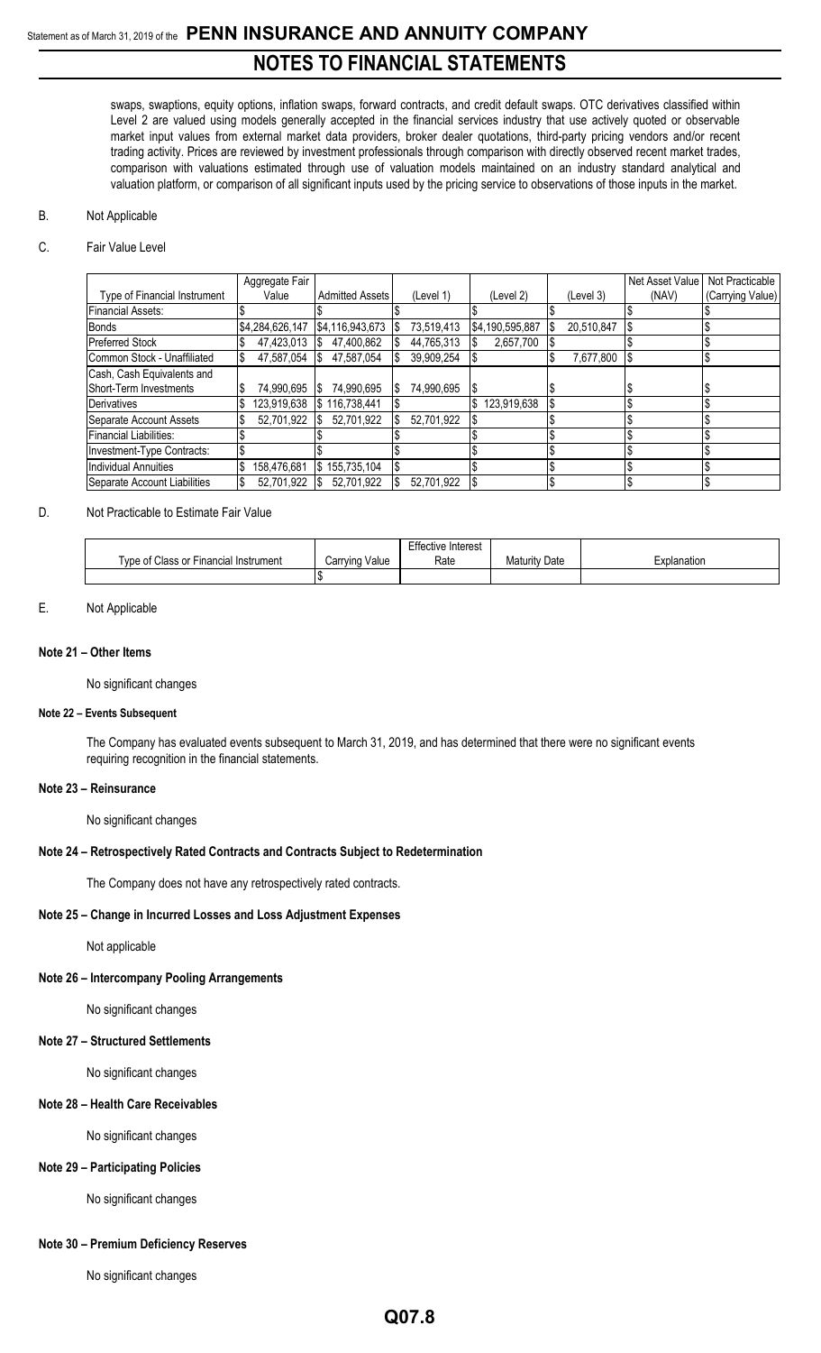swaps, swaptions, equity options, inflation swaps, forward contracts, and credit default swaps. OTC derivatives classified within Level 2 are valued using models generally accepted in the financial services industry that use actively quoted or observable market input values from external market data providers, broker dealer quotations, third-party pricing vendors and/or recent trading activity. Prices are reviewed by investment professionals through comparison with directly observed recent market trades, comparison with valuations estimated through use of valuation models maintained on an industry standard analytical and valuation platform, or comparison of all significant inputs used by the pricing service to observations of those inputs in the market.

B. Not Applicable

C. Fair Value Level

| Type of Financial Instrument | Aggregate Fair Value | Admitted Assets | (Level 1) | (Level 2) | (Level 3) | Net Asset Value (NAV) | Not Practicable (Carrying Value) |
|---|---|---|---|---|---|---|---|
| Financial Assets: | $ | $ | $ | $ | $ | $ | $ |
| Bonds | $4,284,626,147 | $4,116,943,673 | $ 73,519,413 | $4,190,595,887 | $ 20,510,847 | $ | $ |
| Preferred Stock | $ 47,423,013 | $ 47,400,862 | $ 44,765,313 | $ 2,657,700 | $ | $ | $ |
| Common Stock - Unaffiliated | $ 47,587,054 | $ 47,587,054 | $ 39,909,254 | $ | $ 7,677,800 | $ | $ |
| Cash, Cash Equivalents and Short-Term Investments | $ 74,990,695 | $ 74,990,695 | $ 74,990,695 | $ | $ | $ | $ |
| Derivatives | $ 123,919,638 | $ 116,738,441 | $ | $ 123,919,638 | $ | $ | $ |
| Separate Account Assets | $ 52,701,922 | $ 52,701,922 | $ 52,701,922 | $ | $ | $ | $ |
| Financial Liabilities: | $ | $ | $ | $ | $ | $ | $ |
| Investment-Type Contracts: | $ | $ | $ | $ | $ | $ | $ |
| Individual Annuities | $ 158,476,681 | $ 155,735,104 | $ | $ | $ | $ | $ |
| Separate Account Liabilities | $ 52,701,922 | $ 52,701,922 | $ 52,701,922 | $ | $ | $ | $ |

D. Not Practicable to Estimate Fair Value

| Type of Class or Financial Instrument | Carrying Value | Effective Interest Rate | Maturity Date | Explanation |
|---|---|---|---|---|
| | $ | | | |

E. Not Applicable

**Note 21 – Other Items**

No significant changes

**Note 22 – Events Subsequent**

The Company has evaluated events subsequent to March 31, 2019, and has determined that there were no significant events requiring recognition in the financial statements.

**Note 23 – Reinsurance**

No significant changes

**Note 24 – Retrospectively Rated Contracts and Contracts Subject to Redetermination**

The Company does not have any retrospectively rated contracts.

**Note 25 – Change in Incurred Losses and Loss Adjustment Expenses**

Not applicable

**Note 26 – Intercompany Pooling Arrangements**

No significant changes

**Note 27 – Structured Settlements**

No significant changes

**Note 28 – Health Care Receivables**

No significant changes

**Note 29 – Participating Policies**

No significant changes

**Note 30 – Premium Deficiency Reserves**

No significant changes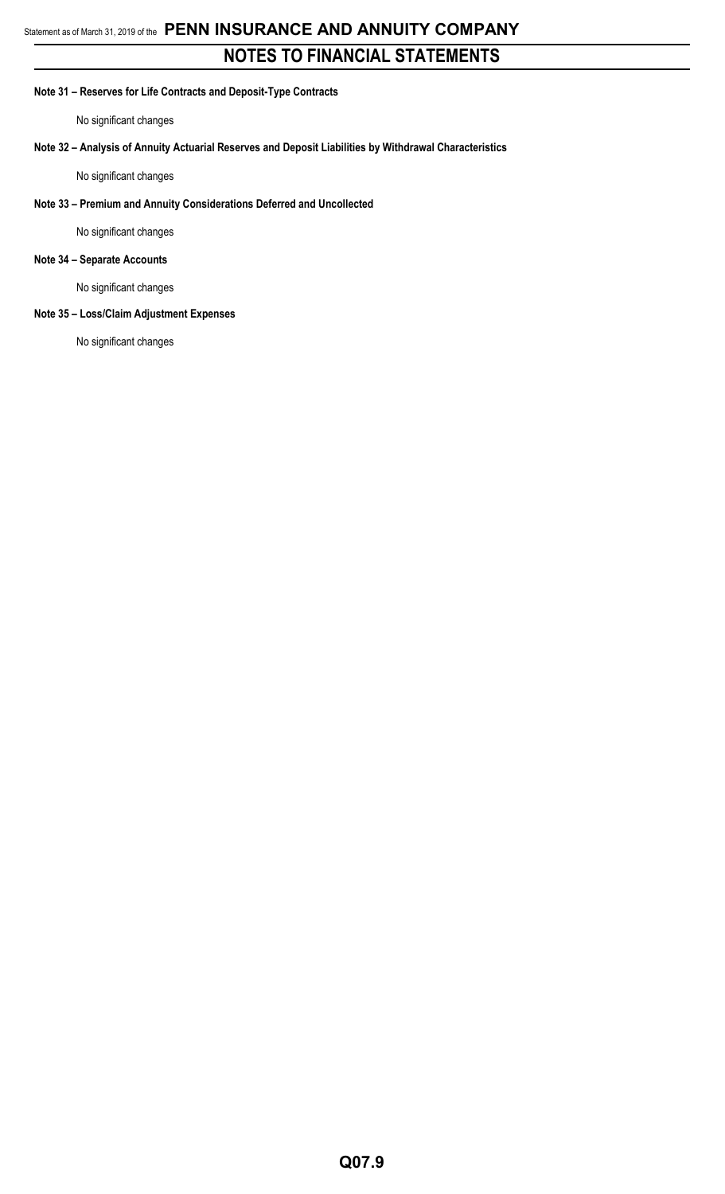# NOTES TO FINANCIAL STATEMENTS

**Note 31 – Reserves for Life Contracts and Deposit-Type Contracts**

No significant changes

**Note 32 – Analysis of Annuity Actuarial Reserves and Deposit Liabilities by Withdrawal Characteristics**

No significant changes

**Note 33 – Premium and Annuity Considerations Deferred and Uncollected**

No significant changes

**Note 34 – Separate Accounts**

No significant changes

**Note 35 – Loss/Claim Adjustment Expenses**

No significant changes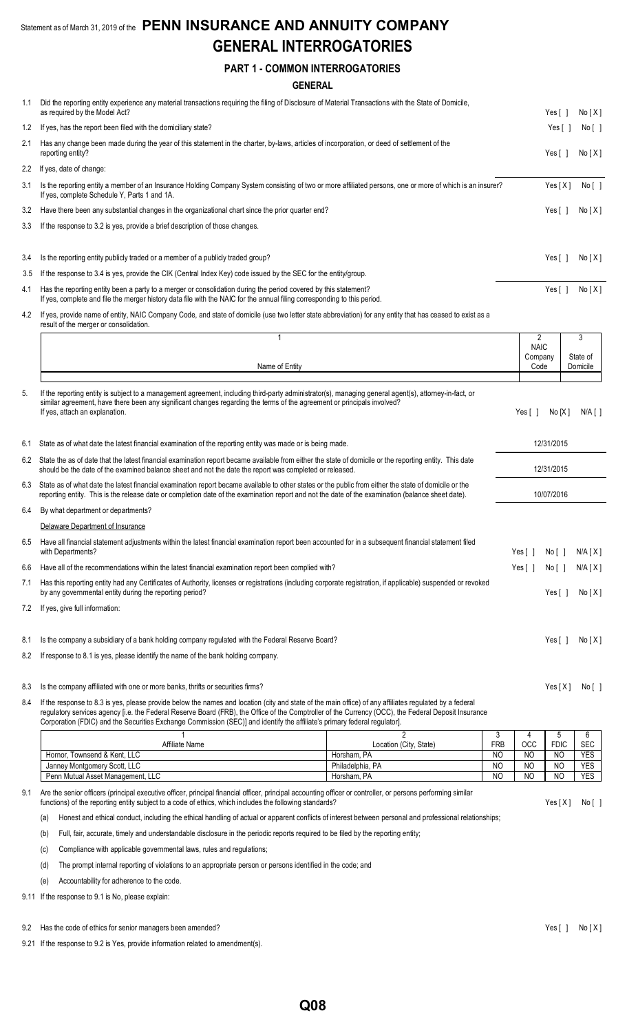Statement as of March 31, 2019 of the **PENN INSURANCE AND ANNUITY COMPANY**

# GENERAL INTERROGATORIES

## PART 1 - COMMON INTERROGATORIES

### GENERAL

1.1 Did the reporting entity experience any material transactions requiring the filing of Disclosure of Material Transactions with the State of Domicile, as required by the Model Act? Yes [ ] No [ X ]

1.2 If yes, has the report been filed with the domiciliary state? Yes [ ] No [ ]

2.1 Has any change been made during the year of this statement in the charter, by-laws, articles of incorporation, or deed of settlement of the reporting entity? Yes [ ] No [ X ]

2.2 If yes, date of change:

3.1 Is the reporting entity a member of an Insurance Holding Company System consisting of two or more affiliated persons, one or more of which is an insurer? Yes [ X ] No [ ]
If yes, complete Schedule Y, Parts 1 and 1A.

3.2 Have there been any substantial changes in the organizational chart since the prior quarter end? Yes [ ] No [ X ]

3.3 If the response to 3.2 is yes, provide a brief description of those changes.

3.4 Is the reporting entity publicly traded or a member of a publicly traded group? Yes [ ] No [ X ]

3.5 If the response to 3.4 is yes, provide the CIK (Central Index Key) code issued by the SEC for the entity/group.

4.1 Has the reporting entity been a party to a merger or consolidation during the period covered by this statement? Yes [ ] No [ X ]
If yes, complete and file the merger history data file with the NAIC for the annual filing corresponding to this period.

4.2 If yes, provide name of entity, NAIC Company Code, and state of domicile (use two letter state abbreviation) for any entity that has ceased to exist as a result of the merger or consolidation.

| 1<br>Name of Entity | 2<br>NAIC Company Code | 3<br>State of Domicile |
|---|---|---|
| | | |

5. If the reporting entity is subject to a management agreement, including third-party administrator(s), managing general agent(s), attorney-in-fact, or similar agreement, have there been any significant changes regarding the terms of the agreement or principals involved? Yes [ ] No [X] N/A [ ]
If yes, attach an explanation.

6.1 State as of what date the latest financial examination of the reporting entity was made or is being made. 12/31/2015

6.2 State the as of date that the latest financial examination report became available from either the state of domicile or the reporting entity. This date should be the date of the examined balance sheet and not the date the report was completed or released. 12/31/2015

6.3 State as of what date the latest financial examination report became available to other states or the public from either the state of domicile or the reporting entity. This is the release date or completion date of the examination report and not the date of the examination (balance sheet date). 10/07/2016

6.4 By what department or departments?
Delaware Department of Insurance

6.5 Have all financial statement adjustments within the latest financial examination report been accounted for in a subsequent financial statement filed with Departments? Yes [ ] No [ ] N/A [ X ]

6.6 Have all of the recommendations within the latest financial examination report been complied with? Yes [ ] No [ ] N/A [ X ]

7.1 Has this reporting entity had any Certificates of Authority, licenses or registrations (including corporate registration, if applicable) suspended or revoked by any governmental entity during the reporting period? Yes [ ] No [ X ]

7.2 If yes, give full information:

8.1 Is the company a subsidiary of a bank holding company regulated with the Federal Reserve Board? Yes [ ] No [ X ]

8.2 If response to 8.1 is yes, please identify the name of the bank holding company.

8.3 Is the company affiliated with one or more banks, thrifts or securities firms? Yes [ X ] No [ ]

8.4 If the response to 8.3 is yes, please provide below the names and location (city and state of the main office) of any affiliates regulated by a federal regulatory services agency [i.e. the Federal Reserve Board (FRB), the Office of the Comptroller of the Currency (OCC), the Federal Deposit Insurance Corporation (FDIC) and the Securities Exchange Commission (SEC)] and identify the affiliate's primary federal regulator].

| 1<br>Affiliate Name | 2<br>Location (City, State) | 3<br>FRB | 4<br>OCC | 5<br>FDIC | 6<br>SEC |
|---|---|---|---|---|---|
| Hornor, Townsend & Kent, LLC | Horsham, PA | NO | NO | NO | YES |
| Janney Montgomery Scott, LLC | Philadelphia, PA | NO | NO | NO | YES |
| Penn Mutual Asset Management, LLC | Horsham, PA | NO | NO | NO | YES |

9.1 Are the senior officers (principal executive officer, principal financial officer, principal accounting officer or controller, or persons performing similar functions) of the reporting entity subject to a code of ethics, which includes the following standards? Yes [ X ] No [ ]

(a) Honest and ethical conduct, including the ethical handling of actual or apparent conflicts of interest between personal and professional relationships;

(b) Full, fair, accurate, timely and understandable disclosure in the periodic reports required to be filed by the reporting entity;

(c) Compliance with applicable governmental laws, rules and regulations;

(d) The prompt internal reporting of violations to an appropriate person or persons identified in the code; and

(e) Accountability for adherence to the code.

9.11 If the response to 9.1 is No, please explain:

9.2 Has the code of ethics for senior managers been amended? Yes [ ] No [ X ]

9.21 If the response to 9.2 is Yes, provide information related to amendment(s).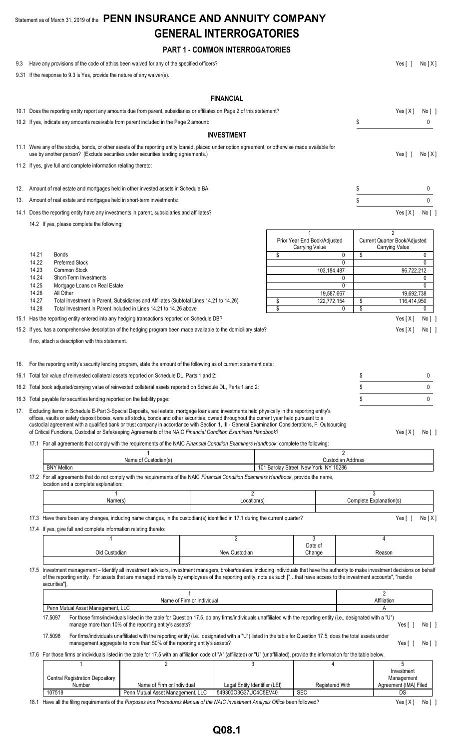Statement as of March 31, 2019 of the **PENN INSURANCE AND ANNUITY COMPANY**

# GENERAL INTERROGATORIES

## PART 1 - COMMON INTERROGATORIES

9.3 Have any provisions of the code of ethics been waived for any of the specified officers? Yes [ ] No [ X ]

9.31 If the response to 9.3 is Yes, provide the nature of any waiver(s).

## FINANCIAL

10.1 Does the reporting entity report any amounts due from parent, subsidiaries or affiliates on Page 2 of this statement? Yes [ X ] No [ ]

10.2 If yes, indicate any amounts receivable from parent included in the Page 2 amount: $ 0

## INVESTMENT

11.1 Were any of the stocks, bonds, or other assets of the reporting entity loaned, placed under option agreement, or otherwise made available for use by another person? (Exclude securities under securities lending agreements.) Yes [ ] No [ X ]

11.2 If yes, give full and complete information relating thereto:

12. Amount of real estate and mortgages held in other invested assets in Schedule BA: $ 0

13. Amount of real estate and mortgages held in short-term investments: $ 0

14.1 Does the reporting entity have any investments in parent, subsidiaries and affiliates? Yes [ X ] No [ ]

14.2 If yes, please complete the following:

| | | 1<br>Prior Year End Book/Adjusted Carrying Value | 2<br>Current Quarter Book/Adjusted Carrying Value |
|---|---|---|---|
| 14.21 | Bonds | $ 0 | $ 0 |
| 14.22 | Preferred Stock | 0 | 0 |
| 14.23 | Common Stock | 103,184,487 | 96,722,212 |
| 14.24 | Short-Term Investments | 0 | 0 |
| 14.25 | Mortgage Loans on Real Estate | 0 | 0 |
| 14.26 | All Other | 19,587,667 | 19,692,738 |
| 14.27 | Total Investment in Parent, Subsidiaries and Affiliates (Subtotal Lines 14.21 to 14.26) | $ 122,772,154 | $ 116,414,950 |
| 14.28 | Total Investment in Parent included in Lines 14.21 to 14.26 above | $ 0 | $ 0 |

15.1 Has the reporting entity entered into any hedging transactions reported on Schedule DB? Yes [ X ] No [ ]

15.2 If yes, has a comprehensive description of the hedging program been made available to the domiciliary state? Yes [ X ] No [ ]

If no, attach a description with this statement.

16. For the reporting entity's security lending program, state the amount of the following as of current statement date:

16.1 Total fair value of reinvested collateral assets reported on Schedule DL, Parts 1 and 2: $ 0

16.2 Total book adjusted/carrying value of reinvested collateral assets reported on Schedule DL, Parts 1 and 2: $ 0

16.3 Total payable for securities lending reported on the liability page: $ 0

17. Excluding items in Schedule E-Part 3-Special Deposits, real estate, mortgage loans and investments held physically in the reporting entity's offices, vaults or safety deposit boxes, were all stocks, bonds and other securities, owned throughout the current year held pursuant to a custodial agreement with a qualified bank or trust company in accordance with Section 1, III - General Examination Considerations, F. Outsourcing of Critical Functions, Custodial or Safekeeping Agreements of the NAIC *Financial Condition Examiners Handbook*? Yes [ X ] No [ ]

17.1 For all agreements that comply with the requirements of the NAIC *Financial Condition Examiners Handbook*, complete the following:

| 1<br>Name of Custodian(s) | 2<br>Custodian Address |
|---|---|
| BNY Mellon | 101 Barclay Street, New York, NY 10286 |

17.2 For all agreements that do not comply with the requirements of the NAIC *Financial Condition Examiners Handbook*, provide the name, location and a complete explanation:

| 1<br>Name(s) | 2<br>Location(s) | 3<br>Complete Explanation(s) |
|---|---|---|
| | | |

17.3 Have there been any changes, including name changes, in the custodian(s) identified in 17.1 during the current quarter? Yes [ ] No [ X ]

17.4 If yes, give full and complete information relating thereto:

| 1<br>Old Custodian | 2<br>New Custodian | 3<br>Date of Change | 4<br>Reason |
|---|---|---|---|
| | | | |

17.5 Investment management – Identify all investment advisors, investment managers, broker/dealers, including individuals that have the authority to make investment decisions on behalf of the reporting entity. For assets that are managed internally by employees of the reporting entity, note as such ["...that have access to the investment accounts", "handle securities"].

| 1<br>Name of Firm or Individual | 2<br>Affiliation |
|---|---|
| Penn Mutual Asset Management, LLC | A |

17.5097 For those firms/individuals listed in the table for Question 17.5, do any firms/individuals unaffiliated with the reporting entity (i.e., designated with a "U") manage more than 10% of the reporting entity's assets? Yes [ ] No [ ]

17.5098 For firms/individuals unaffiliated with the reporting entity (i.e., designated with a "U") listed in the table for Question 17.5, does the total assets under management aggregate to more than 50% of the reporting entity's assets? Yes [ ] No [ ]

17.6 For those firms or individuals listed in the table for 17.5 with an affiliation code of "A" (affiliated) or "U" (unaffiliated), provide the information for the table below.

| 1<br>Central Registration Depository Number | 2<br>Name of Firm or Individual | 3<br>Legal Entity Identifier (LEI) | 4<br>Registered With | 5<br>Investment Management Agreement (IMA) Filed |
|---|---|---|---|---|
| 107518 | Penn Mutual Asset Management, LLC | 549300O3G37UC4C5EV40 | SEC | DS |

18.1 Have all the filing requirements of the *Purposes and Procedures Manual of the NAIC Investment Analysis Office* been followed? Yes [ X ] No [ ]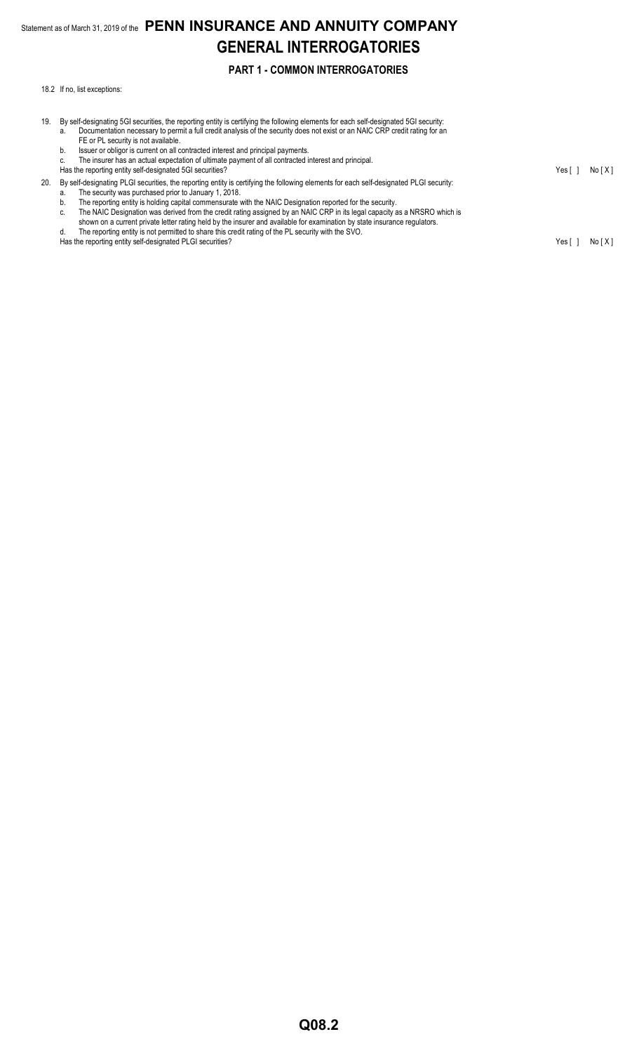# GENERAL INTERROGATORIES

## PART 1 - COMMON INTERROGATORIES

18.2 If no, list exceptions:

19. By self-designating 5GI securities, the reporting entity is certifying the following elements for each self-designated 5GI security:
    a. Documentation necessary to permit a full credit analysis of the security does not exist or an NAIC CRP credit rating for an FE or PL security is not available.
    b. Issuer or obligor is current on all contracted interest and principal payments.
    c. The insurer has an actual expectation of ultimate payment of all contracted interest and principal.

    Has the reporting entity self-designated 5GI securities? Yes [ ] No [ X ]

20. By self-designating PLGI securities, the reporting entity is certifying the following elements for each self-designated PLGI security:
    a. The security was purchased prior to January 1, 2018.
    b. The reporting entity is holding capital commensurate with the NAIC Designation reported for the security.
    c. The NAIC Designation was derived from the credit rating assigned by an NAIC CRP in its legal capacity as a NRSRO which is shown on a current private letter rating held by the insurer and available for examination by state insurance regulators.
    d. The reporting entity is not permitted to share this credit rating of the PL security with the SVO.

    Has the reporting entity self-designated PLGI securities? Yes [ ] No [ X ]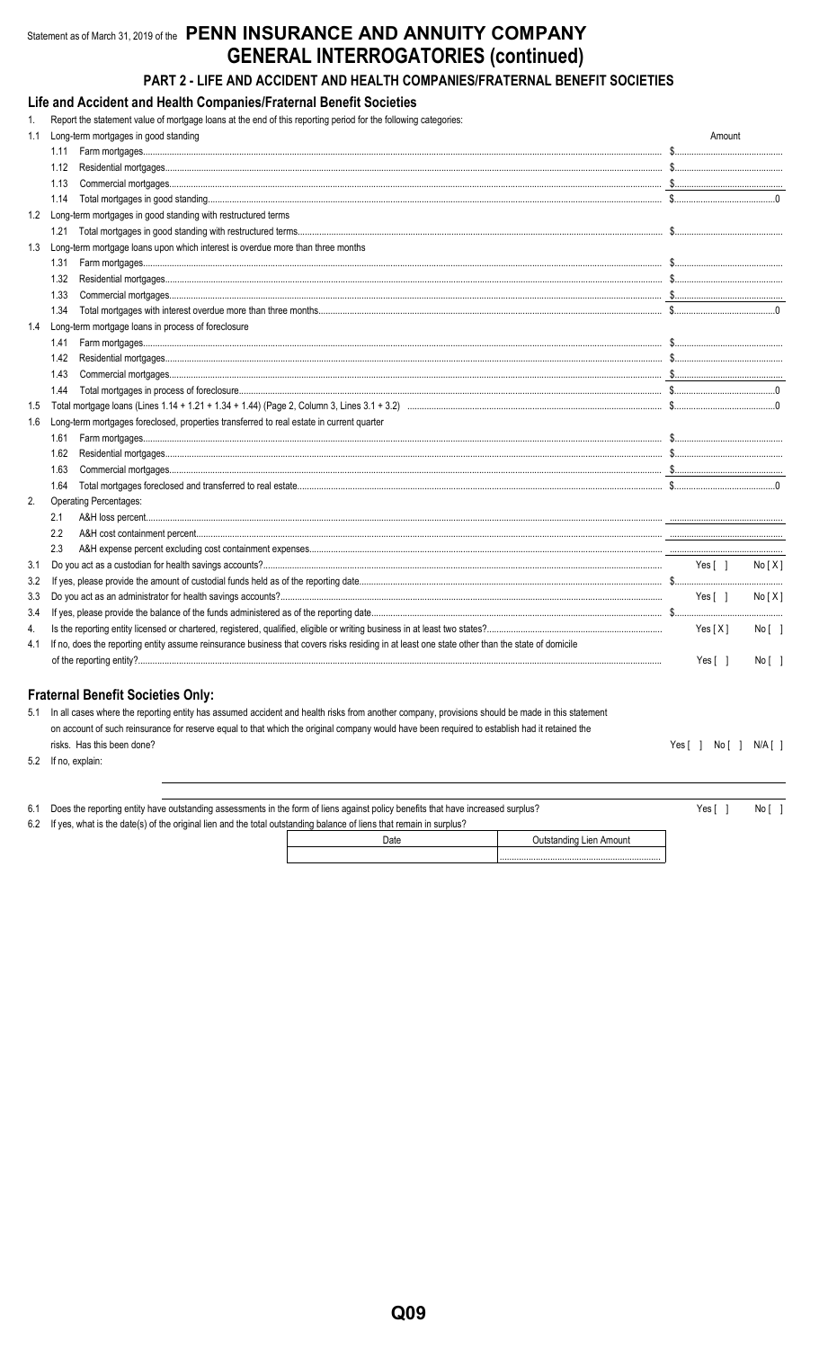Statement as of March 31, 2019 of the **PENN INSURANCE AND ANNUITY COMPANY**

# GENERAL INTERROGATORIES (continued)

## PART 2 - LIFE AND ACCIDENT AND HEALTH COMPANIES/FRATERNAL BENEFIT SOCIETIES

### Life and Accident and Health Companies/Fraternal Benefit Societies

1. Report the statement value of mortgage loans at the end of this reporting period for the following categories:

| | | Amount |
|---|---|---|
| 1.1 | Long-term mortgages in good standing | |
| | 1.11 Farm mortgages | $ |
| | 1.12 Residential mortgages | $ |
| | 1.13 Commercial mortgages | $ |
| | 1.14 Total mortgages in good standing | $ 0 |
| 1.2 | Long-term mortgages in good standing with restructured terms | |
| | 1.21 Total mortgages in good standing with restructured terms | $ |
| 1.3 | Long-term mortgage loans upon which interest is overdue more than three months | |
| | 1.31 Farm mortgages | $ |
| | 1.32 Residential mortgages | $ |
| | 1.33 Commercial mortgages | $ |
| | 1.34 Total mortgages with interest overdue more than three months | $ 0 |
| 1.4 | Long-term mortgage loans in process of foreclosure | |
| | 1.41 Farm mortgages | $ |
| | 1.42 Residential mortgages | $ |
| | 1.43 Commercial mortgages | $ |
| | 1.44 Total mortgages in process of foreclosure | $ 0 |
| 1.5 | Total mortgage loans (Lines 1.14 + 1.21 + 1.34 + 1.44) (Page 2, Column 3, Lines 3.1 + 3.2) | $ 0 |
| 1.6 | Long-term mortgages foreclosed, properties transferred to real estate in current quarter | |
| | 1.61 Farm mortgages | $ |
| | 1.62 Residential mortgages | $ |
| | 1.63 Commercial mortgages | $ |
| | 1.64 Total mortgages foreclosed and transferred to real estate | $ 0 |

2. Operating Percentages:

| | |
|---|---|
| 2.1 A&H loss percent | |
| 2.2 A&H cost containment percent | |
| 2.3 A&H expense percent excluding cost containment expenses | |

| | | |
|---|---|---|
| 3.1 | Do you act as a custodian for health savings accounts? | Yes [ ] No [ X ] |
| 3.2 | If yes, please provide the amount of custodial funds held as of the reporting date | $ |
| 3.3 | Do you act as an administrator for health savings accounts? | Yes [ ] No [ X ] |
| 3.4 | If yes, please provide the balance of the funds administered as of the reporting date | $ |
| 4. | Is the reporting entity licensed or chartered, registered, qualified, eligible or writing business in at least two states? | Yes [ X ] No [ ] |
| 4.1 | If no, does the reporting entity assume reinsurance business that covers risks residing in at least one state other than the state of domicile of the reporting entity? | Yes [ ] No [ ] |

### Fraternal Benefit Societies Only:

5.1 In all cases where the reporting entity has assumed accident and health risks from another company, provisions should be made in this statement on account of such reinsurance for reserve equal to that which the original company would have been required to establish had it retained the risks. Has this been done? Yes [ ] No [ ] N/A [ ]

5.2 If no, explain:

6.1 Does the reporting entity have outstanding assessments in the form of liens against policy benefits that have increased surplus? Yes [ ] No [ ]

6.2 If yes, what is the date(s) of the original lien and the total outstanding balance of liens that remain in surplus?

| Date | Outstanding Lien Amount |
|---|---|
| | |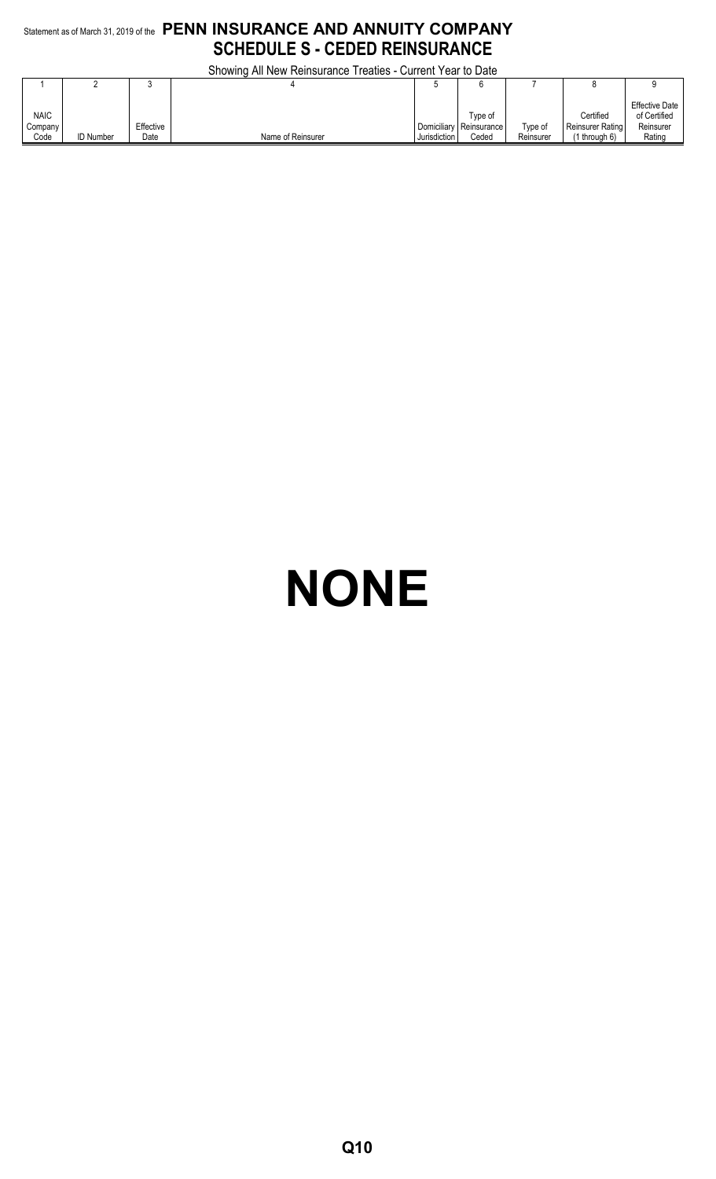Statement as of March 31, 2019 of the **PENN INSURANCE AND ANNUITY COMPANY**

# SCHEDULE S - CEDED REINSURANCE

Showing All New Reinsurance Treaties - Current Year to Date

| 1 | 2 | 3 | 4 | 5 | 6 | 7 | 8 | 9 |
|---|---|---|---|---|---|---|---|---|
| NAIC Company Code | ID Number | Effective Date | Name of Reinsurer | Domiciliary Jurisdiction | Type of Reinsurance Ceded | Type of Reinsurer | Certified Reinsurer Rating (1 through 6) | Effective Date of Certified Reinsurer Rating |

# NONE

Q10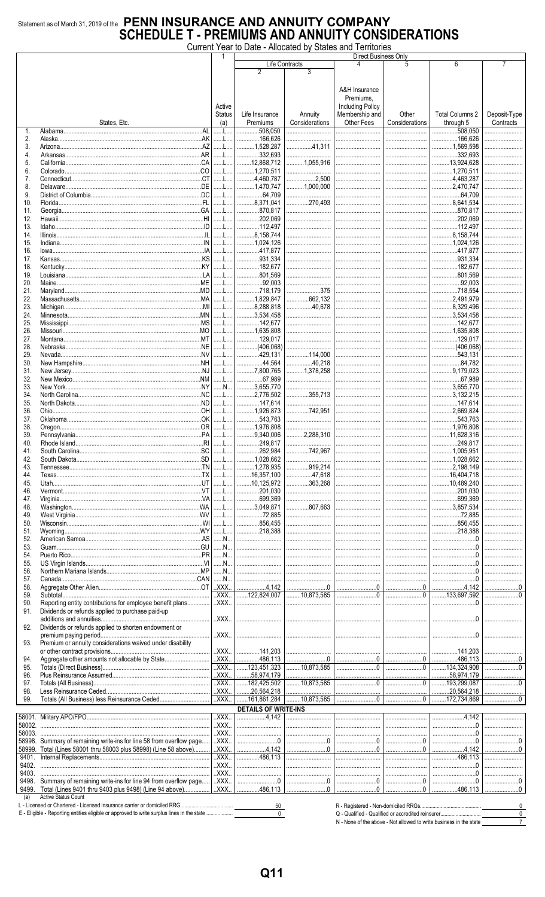Statement as of March 31, 2019 of the **PENN INSURANCE AND ANNUITY COMPANY**

# SCHEDULE T - PREMIUMS AND ANNUITY CONSIDERATIONS

Current Year to Date - Allocated by States and Territories

| | States, Etc. | | 1 Active Status (a) | Direct Business Only Life Contracts 2 Life Insurance Premiums | 3 Annuity Considerations | 4 A&H Insurance Premiums, Including Policy Membership and Other Fees | 5 Other Considerations | 6 Total Columns 2 through 5 | 7 Deposit-Type Contracts |
|---|---|---|---|---|---|---|---|---|---|
| 1. | Alabama | AL | L | 508,050 | | | | 508,050 | |
| 2. | Alaska | AK | L | 166,626 | | | | 166,626 | |
| 3. | Arizona | AZ | L | 1,528,287 | 41,311 | | | 1,569,598 | |
| 4. | Arkansas | AR | L | 332,693 | | | | 332,693 | |
| 5. | California | CA | L | 12,868,712 | 1,055,916 | | | 13,924,628 | |
| 6. | Colorado | CO | L | 1,270,511 | | | | 1,270,511 | |
| 7. | Connecticut | CT | L | 4,460,787 | 2,500 | | | 4,463,287 | |
| 8. | Delaware | DE | L | 1,470,747 | 1,000,000 | | | 2,470,747 | |
| 9. | District of Columbia | DC | L | 64,709 | | | | 64,709 | |
| 10. | Florida | FL | L | 8,371,041 | 270,493 | | | 8,641,534 | |
| 11. | Georgia | GA | L | 870,817 | | | | 870,817 | |
| 12. | Hawaii | HI | L | 202,069 | | | | 202,069 | |
| 13. | Idaho | ID | L | 112,497 | | | | 112,497 | |
| 14. | Illinois | IL | L | 8,158,744 | | | | 8,158,744 | |
| 15. | Indiana | IN | L | 1,024,126 | | | | 1,024,126 | |
| 16. | Iowa | IA | L | 417,877 | | | | 417,877 | |
| 17. | Kansas | KS | L | 931,334 | | | | 931,334 | |
| 18. | Kentucky | KY | L | 182,677 | | | | 182,677 | |
| 19. | Louisiana | LA | L | 801,569 | | | | 801,569 | |
| 20. | Maine | ME | L | 92,003 | | | | 92,003 | |
| 21. | Maryland | MD | L | 718,179 | 375 | | | 718,554 | |
| 22. | Massachusetts | MA | L | 1,829,847 | 662,132 | | | 2,491,979 | |
| 23. | Michigan | MI | L | 8,288,818 | 40,678 | | | 8,329,496 | |
| 24. | Minnesota | MN | L | 3,534,458 | | | | 3,534,458 | |
| 25. | Mississippi | MS | L | 142,677 | | | | 142,677 | |
| 26. | Missouri | MO | L | 1,635,808 | | | | 1,635,808 | |
| 27. | Montana | MT | L | 129,017 | | | | 129,017 | |
| 28. | Nebraska | NE | L | (406,068) | | | | (406,068) | |
| 29. | Nevada | NV | L | 429,131 | 114,000 | | | 543,131 | |
| 30. | New Hampshire | NH | L | 44,564 | 40,218 | | | 84,782 | |
| 31. | New Jersey | NJ | L | 7,800,765 | 1,378,258 | | | 9,179,023 | |
| 32. | New Mexico | NM | L | 67,989 | | | | 67,989 | |
| 33. | New York | NY | N | 3,655,770 | | | | 3,655,770 | |
| 34. | North Carolina | NC | L | 2,776,502 | 355,713 | | | 3,132,215 | |
| 35. | North Dakota | ND | L | 147,614 | | | | 147,614 | |
| 36. | Ohio | OH | L | 1,926,873 | 742,951 | | | 2,669,824 | |
| 37. | Oklahoma | OK | L | 543,763 | | | | 543,763 | |
| 38. | Oregon | OR | L | 1,976,808 | | | | 1,976,808 | |
| 39. | Pennsylvania | PA | L | 9,340,006 | 2,288,310 | | | 11,628,316 | |
| 40. | Rhode Island | RI | L | 249,817 | | | | 249,817 | |
| 41. | South Carolina | SC | L | 262,984 | 742,967 | | | 1,005,951 | |
| 42. | South Dakota | SD | L | 1,028,662 | | | | 1,028,662 | |
| 43. | Tennessee | TN | L | 1,278,935 | 919,214 | | | 2,198,149 | |
| 44. | Texas | TX | L | 16,357,100 | 47,618 | | | 16,404,718 | |
| 45. | Utah | UT | L | 10,125,972 | 363,268 | | | 10,489,240 | |
| 46. | Vermont | VT | L | 201,030 | | | | 201,030 | |
| 47. | Virginia | VA | L | 699,369 | | | | 699,369 | |
| 48. | Washington | WA | L | 3,049,871 | 807,663 | | | 3,857,534 | |
| 49. | West Virginia | WV | L | 72,885 | | | | 72,885 | |
| 50. | Wisconsin | WI | L | 856,455 | | | | 856,455 | |
| 51. | Wyoming | WY | L | 218,388 | | | | 218,388 | |
| 52. | American Samoa | AS | N | | | | | 0 | |
| 53. | Guam | GU | N | | | | | 0 | |
| 54. | Puerto Rico | PR | N | | | | | 0 | |
| 55. | US Virgin Islands | VI | N | | | | | 0 | |
| 56. | Northern Mariana Islands | MP | N | | | | | 0 | |
| 57. | Canada | CAN | N | | | | | 0 | |
| 58. | Aggregate Other Alien | OT | XXX | 4,142 | 0 | 0 | 0 | 4,142 | 0 |
| 59. | Subtotal | | XXX | 122,824,007 | 10,873,585 | 0 | 0 | 133,697,592 | 0 |
| 90. | Reporting entity contributions for employee benefit plans | | XXX | | | | | 0 | |
| 91. | Dividends or refunds applied to purchase paid-up additions and annuities | | XXX | | | | | 0 | |
| 92. | Dividends or refunds applied to shorten endowment or premium paying period | | XXX | | | | | 0 | |
| 93. | Premium or annuity considerations waived under disability or other contract provisions | | XXX | 141,203 | | | | 141,203 | |
| 94. | Aggregate other amounts not allocable by State | | XXX | 486,113 | 0 | 0 | 0 | 486,113 | 0 |
| 95. | Totals (Direct Business) | | XXX | 123,451,323 | 10,873,585 | 0 | 0 | 134,324,908 | 0 |
| 96. | Plus Reinsurance Assumed | | XXX | 58,974,179 | | | | 58,974,179 | |
| 97. | Totals (All Business) | | XXX | 182,425,502 | 10,873,585 | 0 | 0 | 193,299,087 | 0 |
| 98. | Less Reinsurance Ceded | | XXX | 20,564,218 | | | | 20,564,218 | |
| 99. | Totals (All Business) less Reinsurance Ceded | | XXX | 161,861,284 | 10,873,585 | 0 | 0 | 172,734,869 | 0 |
| | **DETAILS OF WRITE-INS** | | | | | | | | |
| 58001. | Military APO/FPO | | XXX | 4,142 | | | | 4,142 | |
| 58002. | | | XXX | | | | | 0 | |
| 58003. | | | XXX | | | | | 0 | |
| 58998. | Summary of remaining write-ins for line 58 from overflow page | | XXX | 0 | 0 | 0 | 0 | 0 | 0 |
| 58999. | Total (Lines 58001 thru 58003 plus 58998) (Line 58 above) | | XXX | 4,142 | 0 | 0 | 0 | 4,142 | 0 |
| 9401. | Internal Replacements | | XXX | 486,113 | | | | 486,113 | |
| 9402. | | | XXX | | | | | 0 | |
| 9403. | | | XXX | | | | | 0 | |
| 9498. | Summary of remaining write-ins for line 94 from overflow page | | XXX | 0 | 0 | 0 | 0 | 0 | 0 |
| 9499. | Total (Lines 9401 thru 9403 plus 9498) (Line 94 above) | | XXX | 486,113 | 0 | 0 | 0 | 486,113 | 0 |

(a) Active Status Count

| | |
|---|---|
| L - Licensed or Chartered - Licensed insurance carrier or domiciled RRG | 50 |
| E - Eligible - Reporting entities eligible or approved to write surplus lines in the state | 0 |
| R - Registered - Non-domiciled RRGs | 0 |
| Q - Qualified - Qualified or accredited reinsurer | 0 |
| N - None of the above - Not allowed to write business in the state | 7 |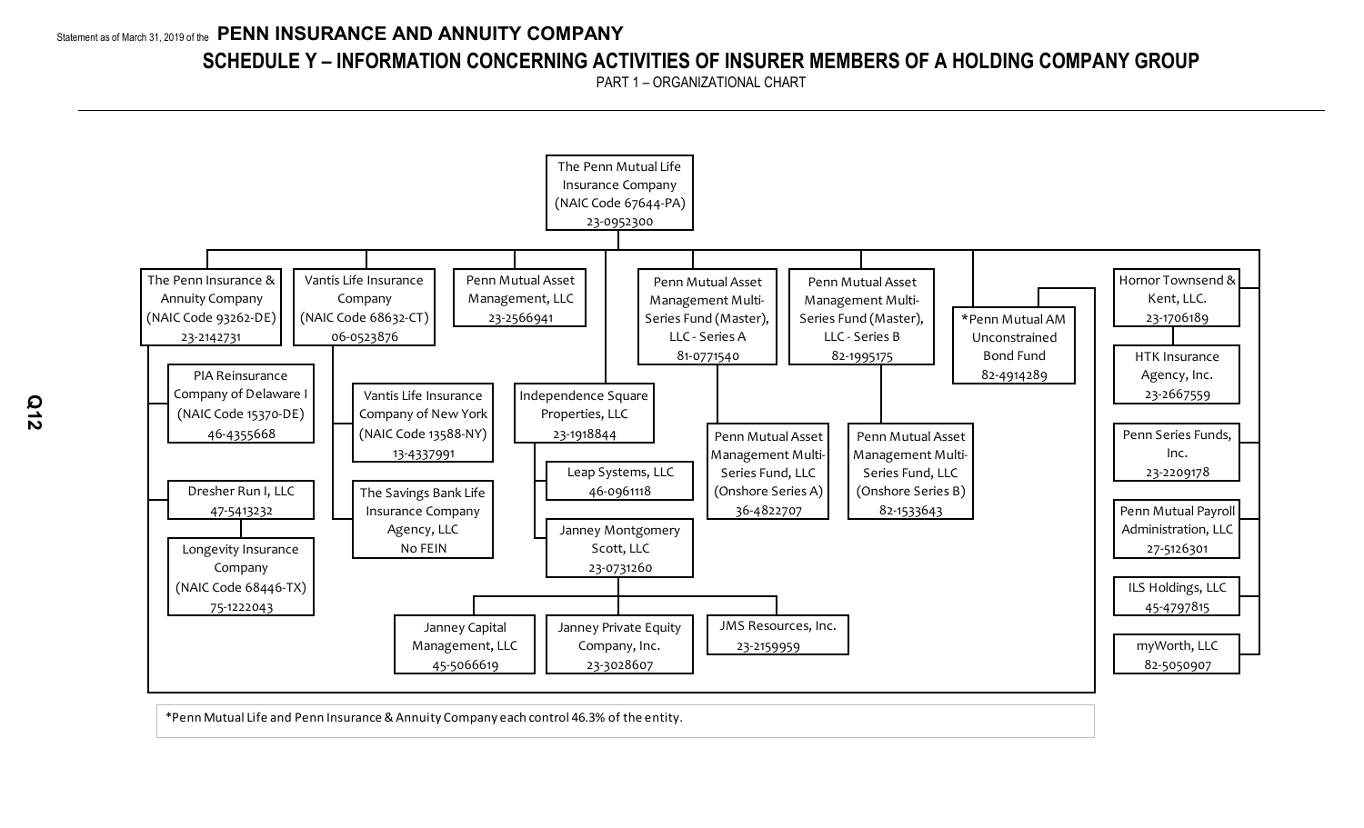Statement as of March 31, 2019 of the **PENN INSURANCE AND ANNUITY COMPANY**

# SCHEDULE Y – INFORMATION CONCERNING ACTIVITIES OF INSURER MEMBERS OF A HOLDING COMPANY GROUP

PART 1 – ORGANIZATIONAL CHART

- The Penn Mutual Life Insurance Company (NAIC Code 67644-PA) 23-0952300
  - The Penn Insurance & Annuity Company (NAIC Code 93262-DE) 23-2142731
    - PIA Reinsurance Company of Delaware I (NAIC Code 15370-DE) 46-4355668
    - Dresher Run I, LLC 47-5413232
      - Longevity Insurance Company (NAIC Code 68446-TX) 75-1222043
  - Vantis Life Insurance Company (NAIC Code 68632-CT) 06-0523876
    - Vantis Life Insurance Company of New York (NAIC Code 13588-NY) 13-4337991
    - The Savings Bank Life Insurance Company Agency, LLC No FEIN
  - Penn Mutual Asset Management, LLC 23-2566941
  - Independence Square Properties, LLC 23-1918844
    - Leap Systems, LLC 46-0961118
    - Janney Montgomery Scott, LLC 23-0731260
      - Janney Capital Management, LLC 45-5066619
      - Janney Private Equity Company, Inc. 23-3028607
      - JMS Resources, Inc. 23-2159959
  - Penn Mutual Asset Management Multi-Series Fund (Master), LLC - Series A 81-0771540
    - Penn Mutual Asset Management Multi-Series Fund, LLC (Onshore Series A) 36-4822707
  - Penn Mutual Asset Management Multi-Series Fund (Master), LLC - Series B 82-1995175
    - Penn Mutual Asset Management Multi-Series Fund, LLC (Onshore Series B) 82-1533643
  - *Penn Mutual AM Unconstrained Bond Fund 82-4914289
  - Hornor Townsend & Kent, LLC. 23-1706189
    - HTK Insurance Agency, Inc. 23-2667559
  - Penn Series Funds, Inc. 23-2209178
  - Penn Mutual Payroll Administration, LLC 27-5126301
  - ILS Holdings, LLC 45-4797815
  - myWorth, LLC 82-5050907

*Penn Mutual Life and Penn Insurance & Annuity Company each control 46.3% of the entity.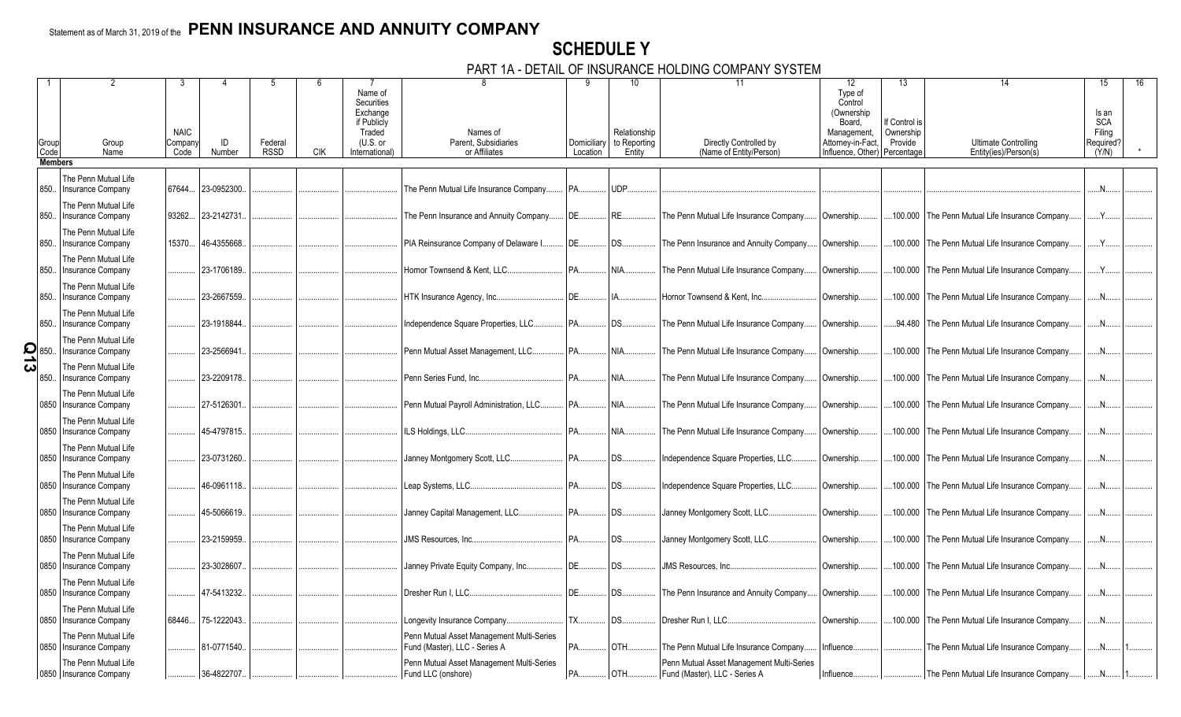Statement as of March 31, 2019 of the **PENN INSURANCE AND ANNUITY COMPANY**

# SCHEDULE Y

## PART 1A - DETAIL OF INSURANCE HOLDING COMPANY SYSTEM

| 1 | 2 | 3 | 4 | 5 | 6 | 7 | 8 | 9 | 10 | 11 | 12 | 13 | 14 | 15 | 16 |
|---|---|---|---|---|---|---|---|---|---|---|---|---|---|---|---|
| Group Code | Group Name | NAIC Company Code | ID Number | Federal RSSD | CIK | Name of Securities Exchange if Publicly Traded (U.S. or International) | Names of Parent, Subsidiaries or Affiliates | Domiciliary Location | Relationship to Reporting Entity | Directly Controlled by (Name of Entity/Person) | Type of Control (Ownership Board, Management, Attorney-in-Fact, Influence, Other) | If Control is Ownership Provide Percentage | Ultimate Controlling Entity(ies)/Person(s) | Is an SCA Filing Required? (Y/N) | * |
| **Members** | | | | | | | | | | | | | | | |
| 850 | The Penn Mutual Life Insurance Company | 67644 | 23-0952300 | | | | The Penn Mutual Life Insurance Company | PA | UDP | | | | | N | |
| 850 | The Penn Mutual Life Insurance Company | 93262 | 23-2142731 | | | | The Penn Insurance and Annuity Company | DE | RE | The Penn Mutual Life Insurance Company | Ownership | 100.000 | The Penn Mutual Life Insurance Company | Y | |
| 850 | The Penn Mutual Life Insurance Company | 15370 | 46-4355668 | | | | PIA Reinsurance Company of Delaware I | DE | DS | The Penn Insurance and Annuity Company | Ownership | 100.000 | The Penn Mutual Life Insurance Company | Y | |
| 850 | The Penn Mutual Life Insurance Company | | 23-1706189 | | | | Hornor Townsend & Kent, LLC | PA | NIA | The Penn Mutual Life Insurance Company | Ownership | 100.000 | The Penn Mutual Life Insurance Company | Y | |
| 850 | The Penn Mutual Life Insurance Company | | 23-2667559 | | | | HTK Insurance Agency, Inc. | DE | IA | Hornor Townsend & Kent, Inc. | Ownership | 100.000 | The Penn Mutual Life Insurance Company | N | |
| 850 | The Penn Mutual Life Insurance Company | | 23-1918844 | | | | Independence Square Properties, LLC | PA | DS | The Penn Mutual Life Insurance Company | Ownership | 94.480 | The Penn Mutual Life Insurance Company | N | |
| 850 | The Penn Mutual Life Insurance Company | | 23-2566941 | | | | Penn Mutual Asset Management, LLC | PA | NIA | The Penn Mutual Life Insurance Company | Ownership | 100.000 | The Penn Mutual Life Insurance Company | N | |
| 850 | The Penn Mutual Life Insurance Company | | 23-2209178 | | | | Penn Series Fund, Inc. | PA | NIA | The Penn Mutual Life Insurance Company | Ownership | 100.000 | The Penn Mutual Life Insurance Company | N | |
| 0850 | The Penn Mutual Life Insurance Company | | 27-5126301 | | | | Penn Mutual Payroll Administration, LLC | PA | NIA | The Penn Mutual Life Insurance Company | Ownership | 100.000 | The Penn Mutual Life Insurance Company | N | |
| 0850 | The Penn Mutual Life Insurance Company | | 45-4797815 | | | | ILS Holdings, LLC | PA | NIA | The Penn Mutual Life Insurance Company | Ownership | 100.000 | The Penn Mutual Life Insurance Company | N | |
| 0850 | The Penn Mutual Life Insurance Company | | 23-0731260 | | | | Janney Montgomery Scott, LLC | PA | DS | Independence Square Properties, LLC | Ownership | 100.000 | The Penn Mutual Life Insurance Company | N | |
| 0850 | The Penn Mutual Life Insurance Company | | 46-0961118 | | | | Leap Systems, LLC | PA | DS | Independence Square Properties, LLC | Ownership | 100.000 | The Penn Mutual Life Insurance Company | N | |
| 0850 | The Penn Mutual Life Insurance Company | | 45-5066619 | | | | Janney Capital Management, LLC | PA | DS | Janney Montgomery Scott, LLC | Ownership | 100.000 | The Penn Mutual Life Insurance Company | N | |
| 0850 | The Penn Mutual Life Insurance Company | | 23-2159959 | | | | JMS Resources, Inc. | PA | DS | Janney Montgomery Scott, LLC | Ownership | 100.000 | The Penn Mutual Life Insurance Company | N | |
| 0850 | The Penn Mutual Life Insurance Company | | 23-3028607 | | | | Janney Private Equity Company, Inc. | DE | DS | JMS Resources, Inc. | Ownership | 100.000 | The Penn Mutual Life Insurance Company | N | |
| 0850 | The Penn Mutual Life Insurance Company | | 47-5413232 | | | | Dresher Run I, LLC | DE | DS | The Penn Insurance and Annuity Company | Ownership | 100.000 | The Penn Mutual Life Insurance Company | N | |
| 0850 | The Penn Mutual Life Insurance Company | 68446 | 75-1222043 | | | | Longevity Insurance Company | TX | DS | Dresher Run I, LLC | Ownership | 100.000 | The Penn Mutual Life Insurance Company | N | |
| 0850 | The Penn Mutual Life Insurance Company | | 81-0771540 | | | | Penn Mutual Asset Management Multi-Series Fund (Master), LLC - Series A | PA | OTH | The Penn Mutual Life Insurance Company | Influence | | The Penn Mutual Life Insurance Company | N | 1 |
| 0850 | The Penn Mutual Life Insurance Company | | 36-4822707 | | | | Penn Mutual Asset Management Multi-Series Fund LLC (onshore) | PA | OTH | Penn Mutual Asset Management Multi-Series Fund (Master), LLC - Series A | Influence | | The Penn Mutual Life Insurance Company | N | 1 |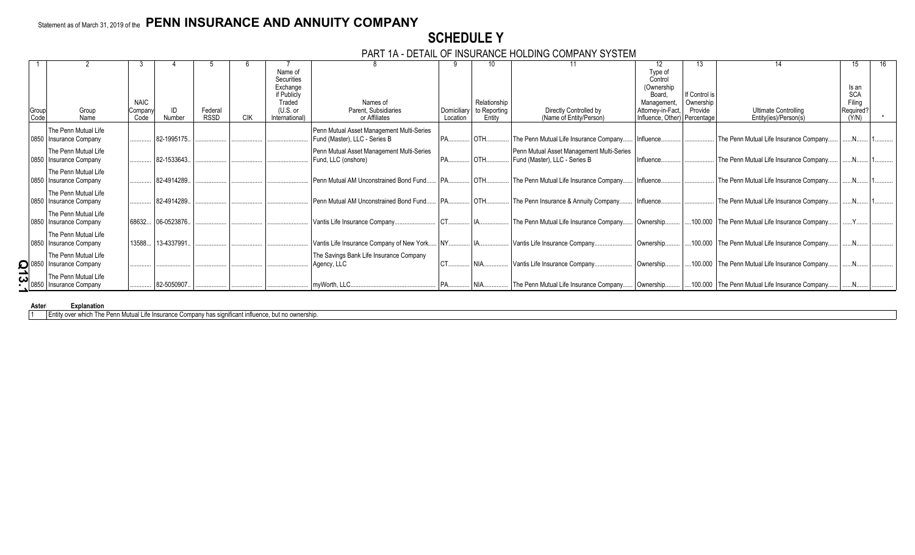Statement as of March 31, 2019 of the **PENN INSURANCE AND ANNUITY COMPANY**

# SCHEDULE Y

## PART 1A - DETAIL OF INSURANCE HOLDING COMPANY SYSTEM

| 1 | 2 | 3 | 4 | 5 | 6 | 7 | 8 | 9 | 10 | 11 | 12 | 13 | 14 | 15 | 16 |
|---|---|---|---|---|---|---|---|---|---|---|---|---|---|---|---|
| Group Code | Group Name | NAIC Company Code | ID Number | Federal RSSD | CIK | Name of Securities Exchange if Publicly Traded (U.S. or International) | Names of Parent, Subsidiaries or Affiliates | Domiciliary Location | Relationship to Reporting Entity | Directly Controlled by (Name of Entity/Person) | Type of Control (Ownership Board, Management, Attorney-in-Fact, Influence, Other) | If Control is Ownership Provide Percentage | Ultimate Controlling Entity(ies)/Person(s) | Is an SCA Filing Required? (Y/N) | * |
| 0850 | The Penn Mutual Life Insurance Company | | 82-1995175 | | | | Penn Mutual Asset Management Multi-Series Fund (Master), LLC - Series B | PA | OTH | The Penn Mutual Life Insurance Company | Influence | | The Penn Mutual Life Insurance Company | N | 1 |
| 0850 | The Penn Mutual Life Insurance Company | | 82-1533643 | | | | Penn Mutual Asset Management Multi-Series Fund, LLC (onshore) | PA | OTH | Penn Mutual Asset Management Multi-Series Fund (Master), LLC - Series B | Influence | | The Penn Mutual Life Insurance Company | N | 1 |
| 0850 | The Penn Mutual Life Insurance Company | | 82-4914289 | | | | Penn Mutual AM Unconstrained Bond Fund | PA | OTH | The Penn Mutual Life Insurance Company | Influence | | The Penn Mutual Life Insurance Company | N | 1 |
| 0850 | The Penn Mutual Life Insurance Company | | 82-4914289 | | | | Penn Mutual AM Unconstrained Bond Fund | PA | OTH | The Penn Insurance & Annuity Company | Influence | | The Penn Mutual Life Insurance Company | N | 1 |
| 0850 | The Penn Mutual Life Insurance Company | 68632 | 06-0523876 | | | | Vantis Life Insurance Company | CT | IA | The Penn Mutual Life Insurance Company | Ownership | 100.000 | The Penn Mutual Life Insurance Company | Y | |
| 0850 | The Penn Mutual Life Insurance Company | 13588 | 13-4337991 | | | | Vantis Life Insurance Company of New York | NY | IA | Vantis Life Insurance Company | Ownership | 100.000 | The Penn Mutual Life Insurance Company | N | |
| 0850 | The Penn Mutual Life Insurance Company | | | | | | The Savings Bank Life Insurance Company Agency, LLC | CT | NIA | Vantis Life Insurance Company | Ownership | 100.000 | The Penn Mutual Life Insurance Company | N | |
| 0850 | The Penn Mutual Life Insurance Company | | 82-5050907 | | | | myWorth, LLC | PA | NIA | The Penn Mutual Life Insurance Company | Ownership | 100.000 | The Penn Mutual Life Insurance Company | N | |

| Asterisk | Explanation |
|---|---|
| 1 | Entity over which The Penn Mutual Life Insurance Company has significant influence, but no ownership. |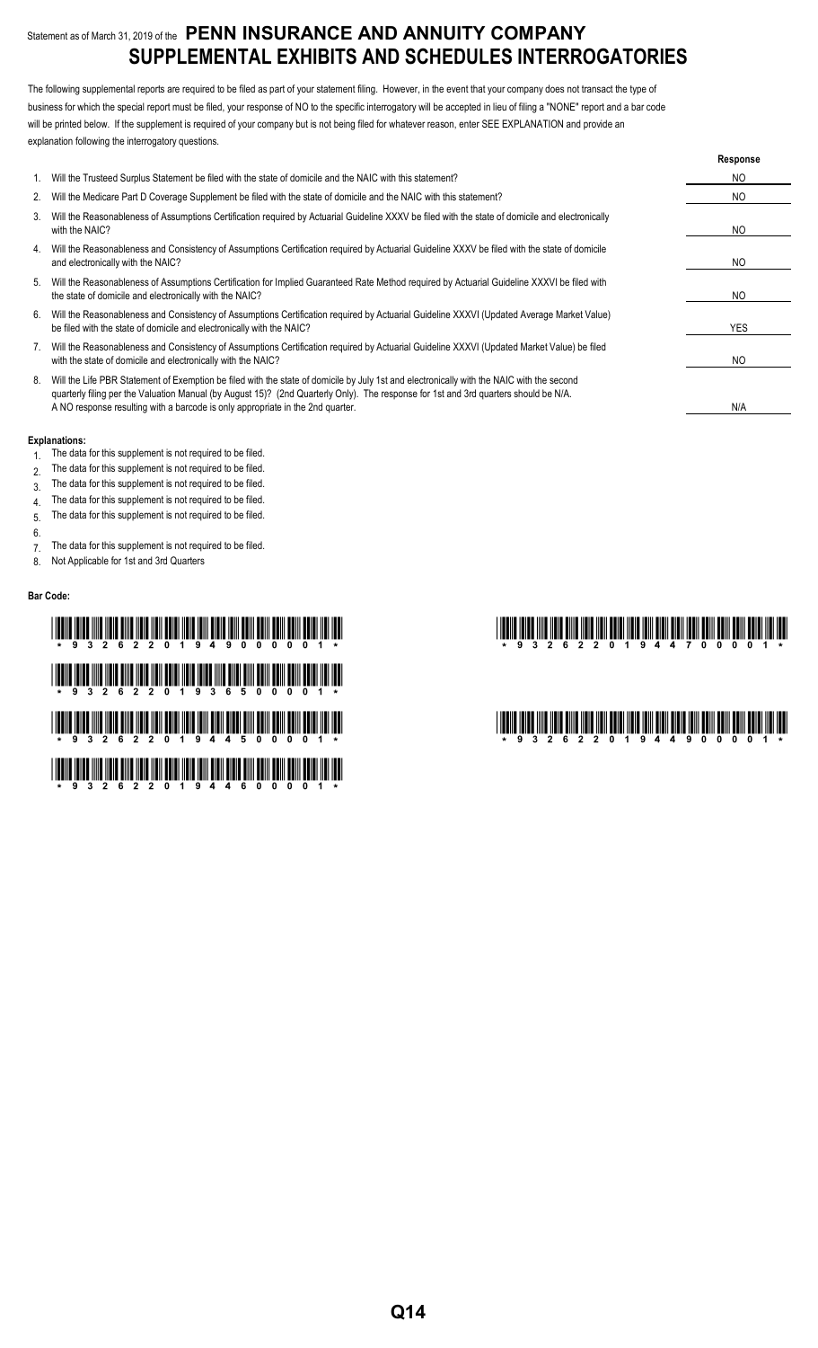Statement as of March 31, 2019 of the **PENN INSURANCE AND ANNUITY COMPANY**

# SUPPLEMENTAL EXHIBITS AND SCHEDULES INTERROGATORIES

The following supplemental reports are required to be filed as part of your statement filing. However, in the event that your company does not transact the type of business for which the special report must be filed, your response of NO to the specific interrogatory will be accepted in lieu of filing a "NONE" report and a bar code will be printed below. If the supplement is required of your company but is not being filed for whatever reason, enter SEE EXPLANATION and provide an explanation following the interrogatory questions.

| | | Response |
|---|---|---|
| 1. | Will the Trusteed Surplus Statement be filed with the state of domicile and the NAIC with this statement? | NO |
| 2. | Will the Medicare Part D Coverage Supplement be filed with the state of domicile and the NAIC with this statement? | NO |
| 3. | Will the Reasonableness of Assumptions Certification required by Actuarial Guideline XXXV be filed with the state of domicile and electronically with the NAIC? | NO |
| 4. | Will the Reasonableness and Consistency of Assumptions Certification required by Actuarial Guideline XXXV be filed with the state of domicile and electronically with the NAIC? | NO |
| 5. | Will the Reasonableness of Assumptions Certification for Implied Guaranteed Rate Method required by Actuarial Guideline XXXVI be filed with the state of domicile and electronically with the NAIC? | NO |
| 6. | Will the Reasonableness and Consistency of Assumptions Certification required by Actuarial Guideline XXXVI (Updated Average Market Value) be filed with the state of domicile and electronically with the NAIC? | YES |
| 7. | Will the Reasonableness and Consistency of Assumptions Certification required by Actuarial Guideline XXXVI (Updated Market Value) be filed with the state of domicile and electronically with the NAIC? | NO |
| 8. | Will the Life PBR Statement of Exemption be filed with the state of domicile by July 1st and electronically with the NAIC with the second quarterly filing per the Valuation Manual (by August 15)? (2nd Quarterly Only). The response for 1st and 3rd quarters should be N/A. A NO response resulting with a barcode is only appropriate in the 2nd quarter. | N/A |

**Explanations:**

1. The data for this supplement is not required to be filed.
2. The data for this supplement is not required to be filed.
3. The data for this supplement is not required to be filed.
4. The data for this supplement is not required to be filed.
5. The data for this supplement is not required to be filed.
6. 
7. The data for this supplement is not required to be filed.
8. Not Applicable for 1st and 3rd Quarters

**Bar Code:**

*93262201949000001*

*93262201936500001*

*93262201944500001*

*93262201944600001*

*93262201944700001*

*93262201944900001*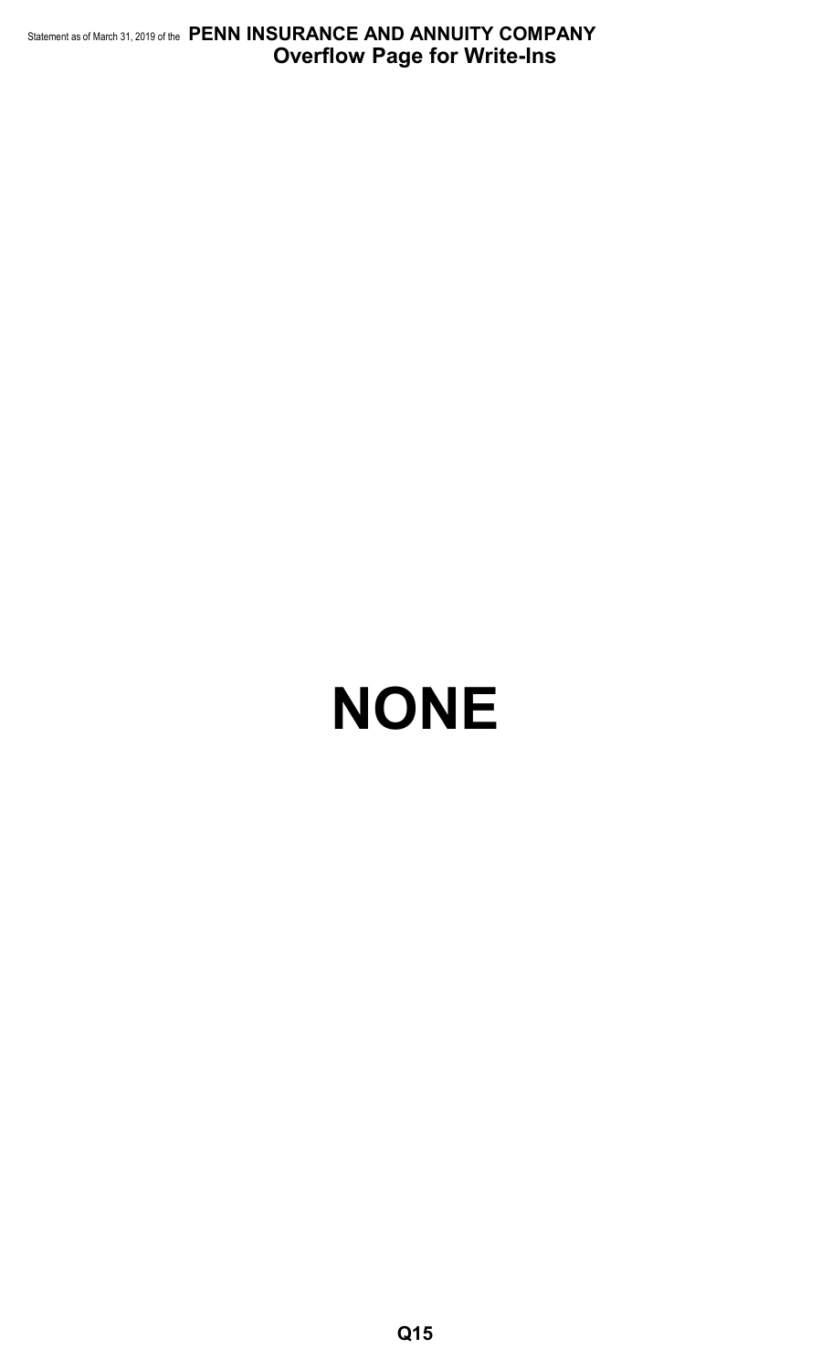# Overflow Page for Write-Ins

# NONE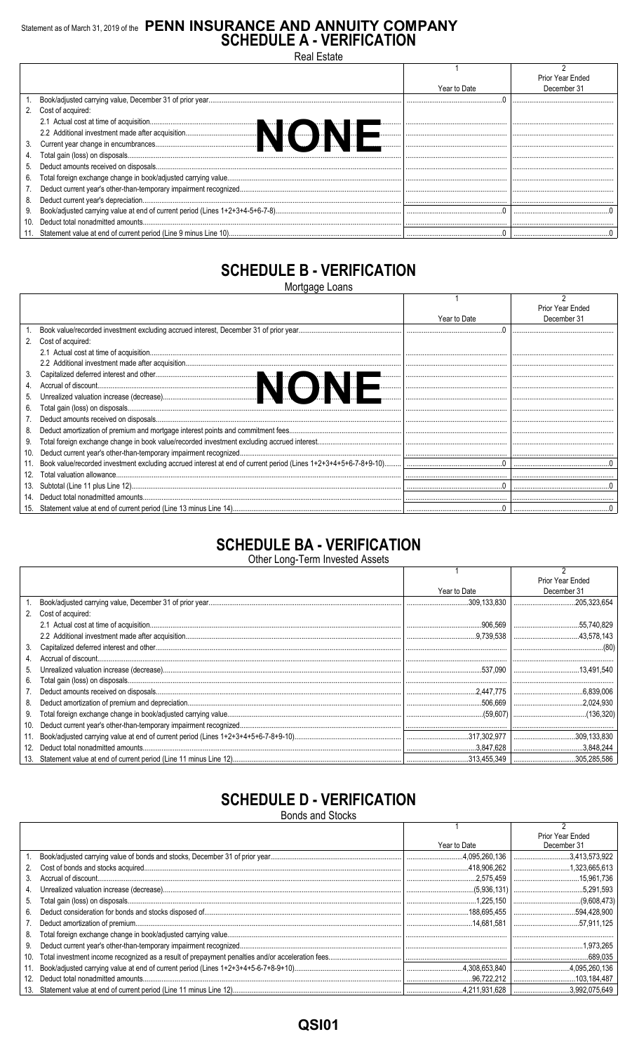# Statement as of March 31, 2019 of the PENN INSURANCE AND ANNUITY COMPANY

## SCHEDULE A - VERIFICATION

Real Estate

| | 1<br>Year to Date | 2<br>Prior Year Ended December 31 |
|---|---|---|
| 1. Book/adjusted carrying value, December 31 of prior year | 0 | |
| 2. Cost of acquired: | | |
| 2.1 Actual cost at time of acquisition | | |
| 2.2 Additional investment made after acquisition | | |
| 3. Current year change in encumbrances | | |
| 4. Total gain (loss) on disposals | | |
| 5. Deduct amounts received on disposals | | |
| 6. Total foreign exchange change in book/adjusted carrying value | | |
| 7. Deduct current year's other-than-temporary impairment recognized | | |
| 8. Deduct current year's depreciation | | |
| 9. Book/adjusted carrying value at end of current period (Lines 1+2+3+4-5+6-7-8) | 0 | 0 |
| 10. Deduct total nonadmitted amounts | | |
| 11. Statement value at end of current period (Line 9 minus Line 10) | 0 | 0 |

NONE

## SCHEDULE B - VERIFICATION

Mortgage Loans

| | 1<br>Year to Date | 2<br>Prior Year Ended December 31 |
|---|---|---|
| 1. Book value/recorded investment excluding accrued interest, December 31 of prior year | 0 | |
| 2. Cost of acquired: | | |
| 2.1 Actual cost at time of acquisition | | |
| 2.2 Additional investment made after acquisition | | |
| 3. Capitalized deferred interest and other | | |
| 4. Accrual of discount | | |
| 5. Unrealized valuation increase (decrease) | | |
| 6. Total gain (loss) on disposals | | |
| 7. Deduct amounts received on disposals | | |
| 8. Deduct amortization of premium and mortgage interest points and commitment fees | | |
| 9. Total foreign exchange change in book value/recorded investment excluding accrued interest | | |
| 10. Deduct current year's other-than-temporary impairment recognized | | |
| 11. Book value/recorded investment excluding accrued interest at end of current period (Lines 1+2+3+4+5+6-7-8+9-10) | 0 | 0 |
| 12. Total valuation allowance | | |
| 13. Subtotal (Line 11 plus Line 12) | 0 | 0 |
| 14. Deduct total nonadmitted amounts | | |
| 15. Statement value at end of current period (Line 13 minus Line 14) | 0 | 0 |

NONE

## SCHEDULE BA - VERIFICATION

Other Long-Term Invested Assets

| | 1<br>Year to Date | 2<br>Prior Year Ended December 31 |
|---|---|---|
| 1. Book/adjusted carrying value, December 31 of prior year | 309,133,830 | 205,323,654 |
| 2. Cost of acquired: | | |
| 2.1 Actual cost at time of acquisition | 906,569 | 55,740,829 |
| 2.2 Additional investment made after acquisition | 9,739,538 | 43,578,143 |
| 3. Capitalized deferred interest and other | | (80) |
| 4. Accrual of discount | | |
| 5. Unrealized valuation increase (decrease) | 537,090 | 13,491,540 |
| 6. Total gain (loss) on disposals | | |
| 7. Deduct amounts received on disposals | 2,447,775 | 6,839,006 |
| 8. Deduct amortization of premium and depreciation | 506,669 | 2,024,930 |
| 9. Total foreign exchange change in book/adjusted carrying value | (59,607) | (136,320) |
| 10. Deduct current year's other-than-temporary impairment recognized | | |
| 11. Book/adjusted carrying value at end of current period (Lines 1+2+3+4+5+6-7-8+9-10) | 317,302,977 | 309,133,830 |
| 12. Deduct total nonadmitted amounts | 3,847,628 | 3,848,244 |
| 13. Statement value at end of current period (Line 11 minus Line 12) | 313,455,349 | 305,285,586 |

## SCHEDULE D - VERIFICATION

Bonds and Stocks

| | 1<br>Year to Date | 2<br>Prior Year Ended December 31 |
|---|---|---|
| 1. Book/adjusted carrying value of bonds and stocks, December 31 of prior year | 4,095,260,136 | 3,413,573,922 |
| 2. Cost of bonds and stocks acquired | 418,906,262 | 1,323,665,613 |
| 3. Accrual of discount | 2,575,459 | 15,961,736 |
| 4. Unrealized valuation increase (decrease) | (5,936,131) | 5,291,593 |
| 5. Total gain (loss) on disposals | 1,225,150 | (9,608,473) |
| 6. Deduct consideration for bonds and stocks disposed of | 188,695,455 | 594,428,900 |
| 7. Deduct amortization of premium | 14,681,581 | 57,911,125 |
| 8. Total foreign exchange change in book/adjusted carrying value | | |
| 9. Deduct current year's other-than-temporary impairment recognized | | 1,973,265 |
| 10. Total investment income recognized as a result of prepayment penalties and/or acceleration fees | | 689,035 |
| 11. Book/adjusted carrying value at end of current period (Lines 1+2+3+4+5-6-7+8-9+10) | 4,308,653,840 | 4,095,260,136 |
| 12. Deduct total nonadmitted amounts | 96,722,212 | 103,184,487 |
| 13. Statement value at end of current period (Line 11 minus Line 12) | 4,211,931,628 | 3,992,075,649 |

QSI01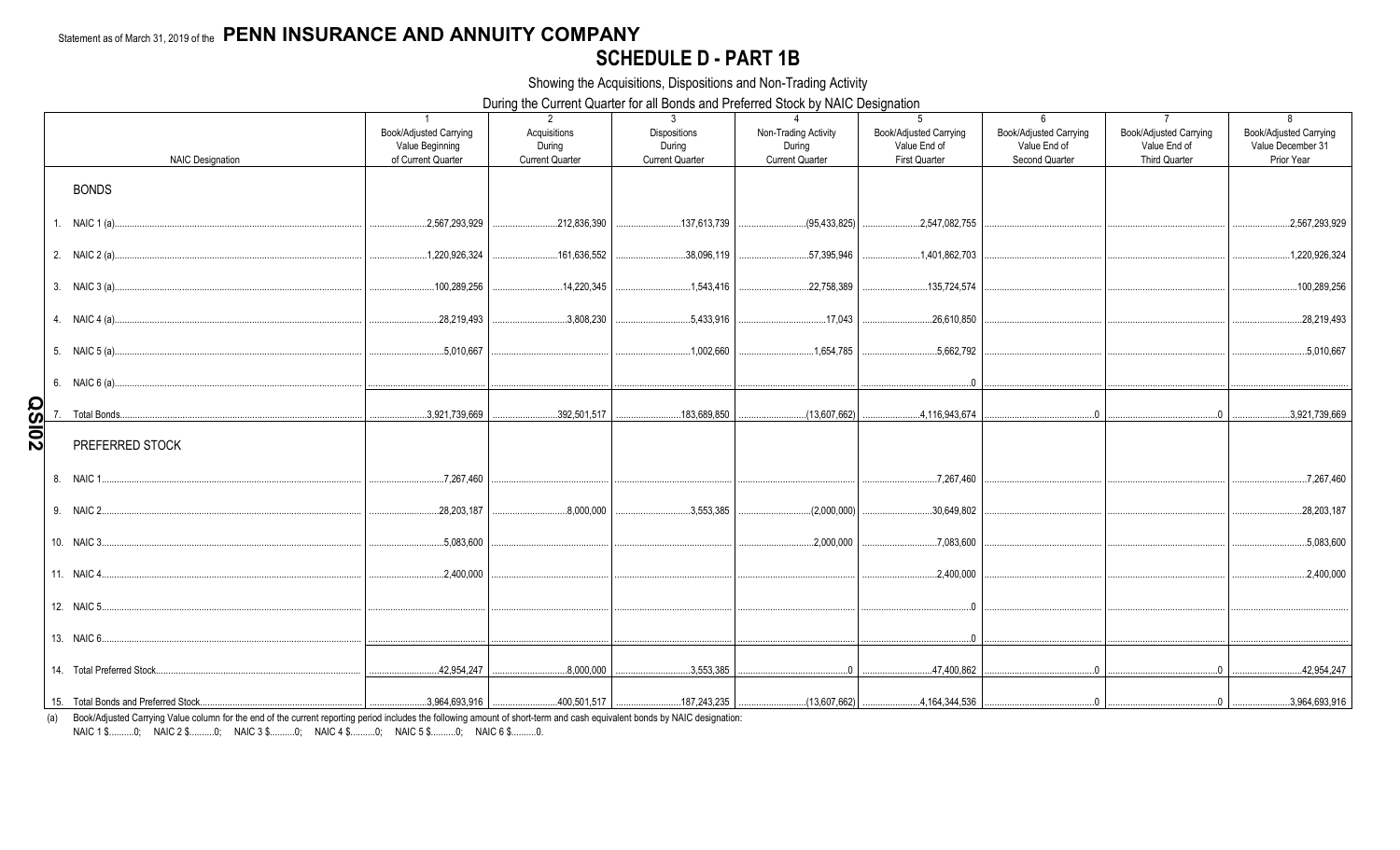Statement as of March 31, 2019 of the **PENN INSURANCE AND ANNUITY COMPANY**

# SCHEDULE D - PART 1B

Showing the Acquisitions, Dispositions and Non-Trading Activity

During the Current Quarter for all Bonds and Preferred Stock by NAIC Designation

| NAIC Designation | 1 Book/Adjusted Carrying Value Beginning of Current Quarter | 2 Acquisitions During Current Quarter | 3 Dispositions During Current Quarter | 4 Non-Trading Activity During Current Quarter | 5 Book/Adjusted Carrying Value End of First Quarter | 6 Book/Adjusted Carrying Value End of Second Quarter | 7 Book/Adjusted Carrying Value End of Third Quarter | 8 Book/Adjusted Carrying Value December 31 Prior Year |
|---|---|---|---|---|---|---|---|---|
| **BONDS** | | | | | | | | |
| 1. NAIC 1 (a) | 2,567,293,929 | 212,836,390 | 137,613,739 | (95,433,825) | 2,547,082,755 | | | 2,567,293,929 |
| 2. NAIC 2 (a) | 1,220,926,324 | 161,636,552 | 38,096,119 | 57,395,946 | 1,401,862,703 | | | 1,220,926,324 |
| 3. NAIC 3 (a) | 100,289,256 | 14,220,345 | 1,543,416 | 22,758,389 | 135,724,574 | | | 100,289,256 |
| 4. NAIC 4 (a) | 28,219,493 | 3,808,230 | 5,433,916 | 17,043 | 26,610,850 | | | 28,219,493 |
| 5. NAIC 5 (a) | 5,010,667 | | 1,002,660 | 1,654,785 | 5,662,792 | | | 5,010,667 |
| 6. NAIC 6 (a) | | | | | 0 | | | |
| 7. Total Bonds | 3,921,739,669 | 392,501,517 | 183,689,850 | (13,607,662) | 4,116,943,674 | 0 | 0 | 3,921,739,669 |
| **PREFERRED STOCK** | | | | | | | | |
| 8. NAIC 1 | 7,267,460 | | | | 7,267,460 | | | 7,267,460 |
| 9. NAIC 2 | 28,203,187 | 8,000,000 | 3,553,385 | (2,000,000) | 30,649,802 | | | 28,203,187 |
| 10. NAIC 3 | 5,083,600 | | | 2,000,000 | 7,083,600 | | | 5,083,600 |
| 11. NAIC 4 | 2,400,000 | | | | 2,400,000 | | | 2,400,000 |
| 12. NAIC 5 | | | | | 0 | | | |
| 13. NAIC 6 | | | | | 0 | | | |
| 14. Total Preferred Stock | 42,954,247 | 8,000,000 | 3,553,385 | 0 | 47,400,862 | 0 | 0 | 42,954,247 |
| 15. Total Bonds and Preferred Stock | 3,964,693,916 | 400,501,517 | 187,243,235 | (13,607,662) | 4,164,344,536 | 0 | 0 | 3,964,693,916 |

(a) Book/Adjusted Carrying Value column for the end of the current reporting period includes the following amount of short-term and cash equivalent bonds by NAIC designation:
NAIC 1 $..........0; NAIC 2 $..........0; NAIC 3 $..........0; NAIC 4 $..........0; NAIC 5 $..........0; NAIC 6 $..........0.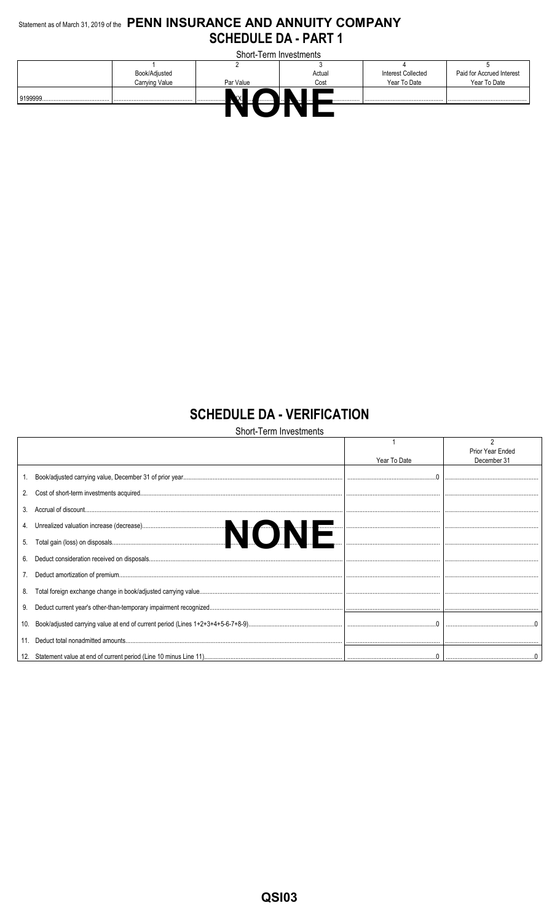Statement as of March 31, 2019 of the **PENN INSURANCE AND ANNUITY COMPANY**

# SCHEDULE DA - PART 1

Short-Term Investments

| | 1 | 2 | 3 | 4 | 5 |
|---|---|---|---|---|---|
| | Book/Adjusted Carrying Value | Par Value | Actual Cost | Interest Collected Year To Date | Paid for Accrued Interest Year To Date |
| 9199999 | | XXX | | | |

**NONE**

# SCHEDULE DA - VERIFICATION

Short-Term Investments

| | 1 | 2 |
|---|---|---|
| | Year To Date | Prior Year Ended December 31 |
| 1. Book/adjusted carrying value, December 31 of prior year | 0 | |
| 2. Cost of short-term investments acquired | | |
| 3. Accrual of discount | | |
| 4. Unrealized valuation increase (decrease) | | |
| 5. Total gain (loss) on disposals | | |
| 6. Deduct consideration received on disposals | | |
| 7. Deduct amortization of premium | | |
| 8. Total foreign exchange change in book/adjusted carrying value | | |
| 9. Deduct current year's other-than-temporary impairment recognized | | |
| 10. Book/adjusted carrying value at end of current period (Lines 1+2+3+4+5-6-7+8-9) | 0 | 0 |
| 11. Deduct total nonadmitted amounts | | |
| 12. Statement value at end of current period (Line 10 minus Line 11) | 0 | 0 |

**NONE**

QSI03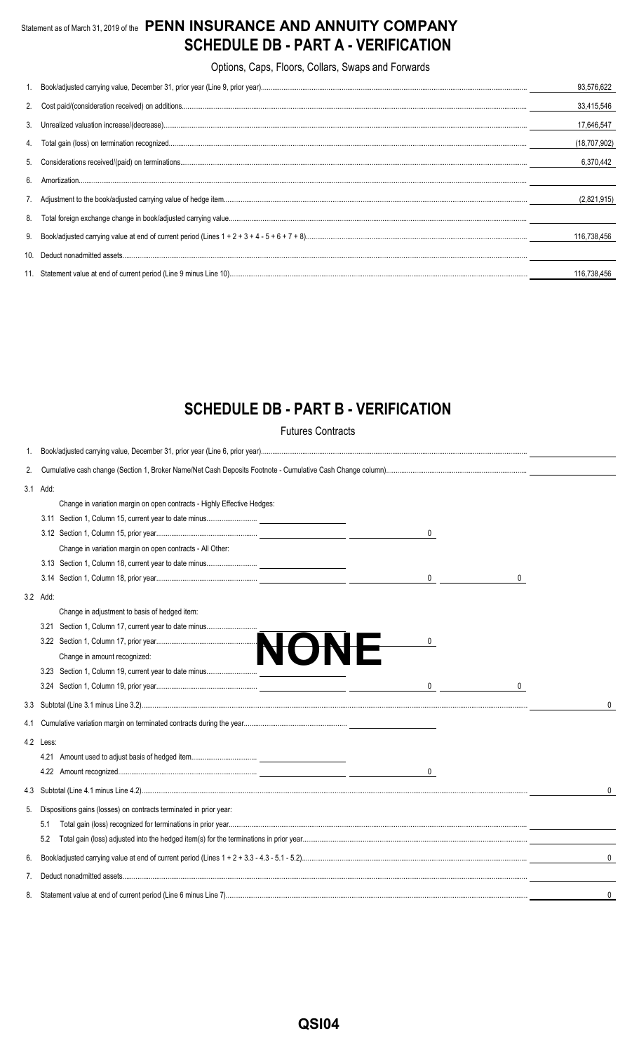Statement as of March 31, 2019 of the **PENN INSURANCE AND ANNUITY COMPANY**

# SCHEDULE DB - PART A - VERIFICATION

Options, Caps, Floors, Collars, Swaps and Forwards

| | | |
|---|---|---|
| 1. | Book/adjusted carrying value, December 31, prior year (Line 9, prior year) | 93,576,622 |
| 2. | Cost paid/(consideration received) on additions | 33,415,546 |
| 3. | Unrealized valuation increase/(decrease) | 17,646,547 |
| 4. | Total gain (loss) on termination recognized | (18,707,902) |
| 5. | Considerations received/(paid) on terminations | 6,370,442 |
| 6. | Amortization | |
| 7. | Adjustment to the book/adjusted carrying value of hedge item | (2,821,915) |
| 8. | Total foreign exchange change in book/adjusted carrying value | |
| 9. | Book/adjusted carrying value at end of current period (Lines 1 + 2 + 3 + 4 - 5 + 6 + 7 + 8) | 116,738,456 |
| 10. | Deduct nonadmitted assets | |
| 11. | Statement value at end of current period (Line 9 minus Line 10) | 116,738,456 |

# SCHEDULE DB - PART B - VERIFICATION

Futures Contracts

**NONE**

| | | | | | |
|---|---|---|---|---|---|
| 1. | Book/adjusted carrying value, December 31, prior year (Line 6, prior year) | | | | |
| 2. | Cumulative cash change (Section 1, Broker Name/Net Cash Deposits Footnote - Cumulative Cash Change column) | | | | |
| 3.1 | Add: | | | | |
| | Change in variation margin on open contracts - Highly Effective Hedges: | | | | |
| | 3.11 Section 1, Column 15, current year to date minus | | | | |
| | 3.12 Section 1, Column 15, prior year | | 0 | | |
| | Change in variation margin on open contracts - All Other: | | | | |
| | 3.13 Section 1, Column 18, current year to date minus | | | | |
| | 3.14 Section 1, Column 18, prior year | | 0 | 0 | |
| 3.2 | Add: | | | | |
| | Change in adjustment to basis of hedged item: | | | | |
| | 3.21 Section 1, Column 17, current year to date minus | | | | |
| | 3.22 Section 1, Column 17, prior year | | 0 | | |
| | Change in amount recognized: | | | | |
| | 3.23 Section 1, Column 19, current year to date minus | | | | |
| | 3.24 Section 1, Column 19, prior year | | 0 | 0 | |
| 3.3 | Subtotal (Line 3.1 minus Line 3.2) | | | | 0 |
| 4.1 | Cumulative variation margin on terminated contracts during the year | | | | |
| 4.2 | Less: | | | | |
| | 4.21 Amount used to adjust basis of hedged item | | | | |
| | 4.22 Amount recognized | | 0 | | |
| 4.3 | Subtotal (Line 4.1 minus Line 4.2) | | | | 0 |
| 5. | Dispositions gains (losses) on contracts terminated in prior year: | | | | |
| | 5.1 Total gain (loss) recognized for terminations in prior year | | | | |
| | 5.2 Total gain (loss) adjusted into the hedged item(s) for the terminations in prior year | | | | |
| 6. | Book/adjusted carrying value at end of current period (Lines 1 + 2 + 3.3 - 4.3 - 5.1 - 5.2) | | | | 0 |
| 7. | Deduct nonadmitted assets | | | | |
| 8. | Statement value at end of current period (Line 6 minus Line 7) | | | | 0 |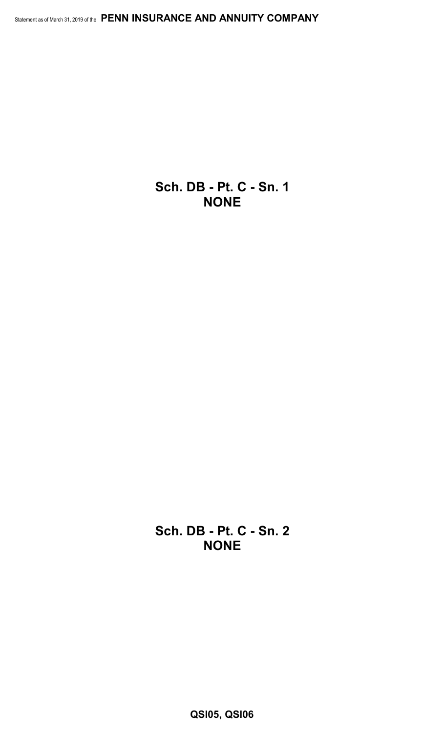## Sch. DB - Pt. C - Sn. 1
## NONE

## Sch. DB - Pt. C - Sn. 2
## NONE

**QSI05, QSI06**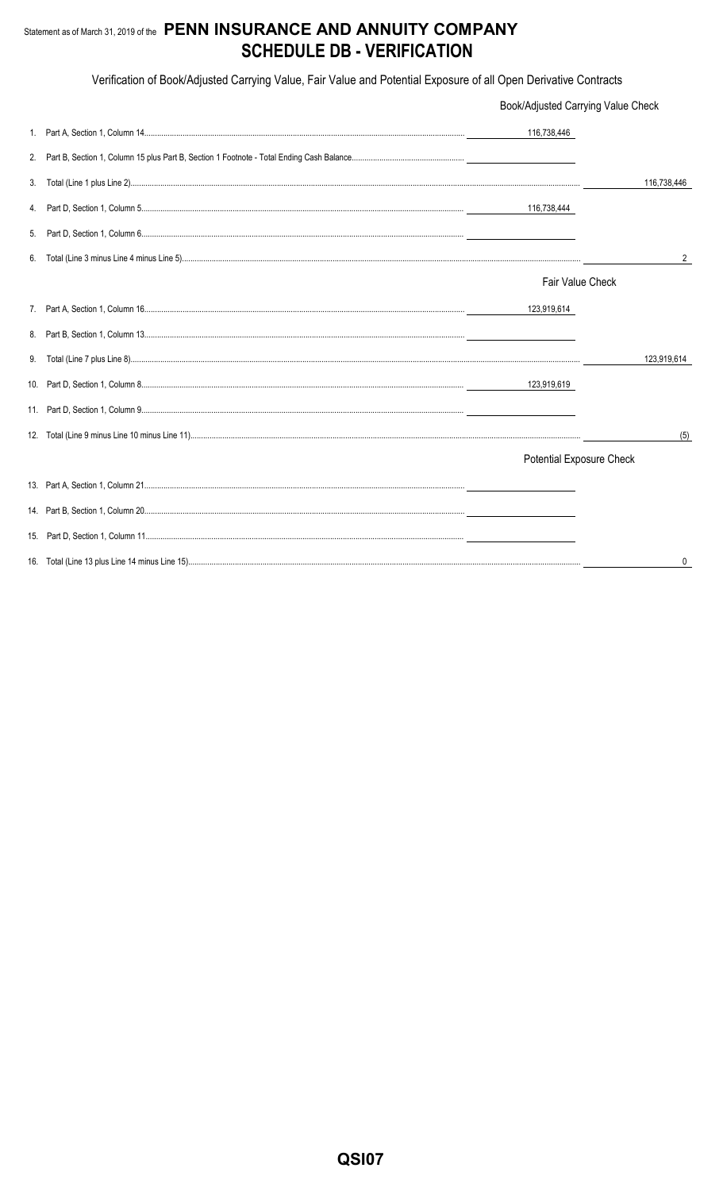Statement as of March 31, 2019 of the **PENN INSURANCE AND ANNUITY COMPANY**

# SCHEDULE DB - VERIFICATION

Verification of Book/Adjusted Carrying Value, Fair Value and Potential Exposure of all Open Derivative Contracts

| | | |
|---|---|---|
| | Book/Adjusted Carrying Value Check | |
| 1. Part A, Section 1, Column 14 | 116,738,446 | |
| 2. Part B, Section 1, Column 15 plus Part B, Section 1 Footnote - Total Ending Cash Balance | | |
| 3. Total (Line 1 plus Line 2) | | 116,738,446 |
| 4. Part D, Section 1, Column 5 | 116,738,444 | |
| 5. Part D, Section 1, Column 6 | | |
| 6. Total (Line 3 minus Line 4 minus Line 5) | | 2 |
| | Fair Value Check | |
| 7. Part A, Section 1, Column 16 | 123,919,614 | |
| 8. Part B, Section 1, Column 13 | | |
| 9. Total (Line 7 plus Line 8) | | 123,919,614 |
| 10. Part D, Section 1, Column 8 | 123,919,619 | |
| 11. Part D, Section 1, Column 9 | | |
| 12. Total (Line 9 minus Line 10 minus Line 11) | | (5) |
| | Potential Exposure Check | |
| 13. Part A, Section 1, Column 21 | | |
| 14. Part B, Section 1, Column 20 | | |
| 15. Part D, Section 1, Column 11 | | |
| 16. Total (Line 13 plus Line 14 minus Line 15) | | 0 |

QSI07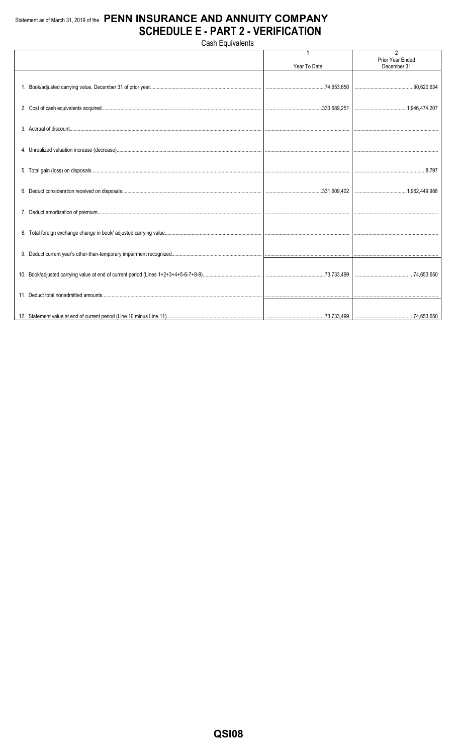Statement as of March 31, 2019 of the **PENN INSURANCE AND ANNUITY COMPANY**

# SCHEDULE E - PART 2 - VERIFICATION

Cash Equivalents

| | 1<br>Year To Date | 2<br>Prior Year Ended<br>December 31 |
|---|---|---|
| 1. Book/adjusted carrying value, December 31 of prior year | 74,653,650 | 90,620,634 |
| 2. Cost of cash equivalents acquired | 330,689,251 | 1,946,474,207 |
| 3. Accrual of discount | | |
| 4. Unrealized valuation increase (decrease) | | |
| 5. Total gain (loss) on disposals | | 8,797 |
| 6. Deduct consideration received on disposals | 331,609,402 | 1,962,449,988 |
| 7. Deduct amortization of premium | | |
| 8. Total foreign exchange change in book/ adjusted carrying value | | |
| 9. Deduct current year's other-than-temporary impairment recognized | | |
| 10. Book/adjusted carrying value at end of current period (Lines 1+2+3+4+5-6-7+8-9) | 73,733,499 | 74,653,650 |
| 11. Deduct total nonadmitted amounts | | |
| 12. Statement value at end of current period (Line 10 minus Line 11) | 73,733,499 | 74,653,650 |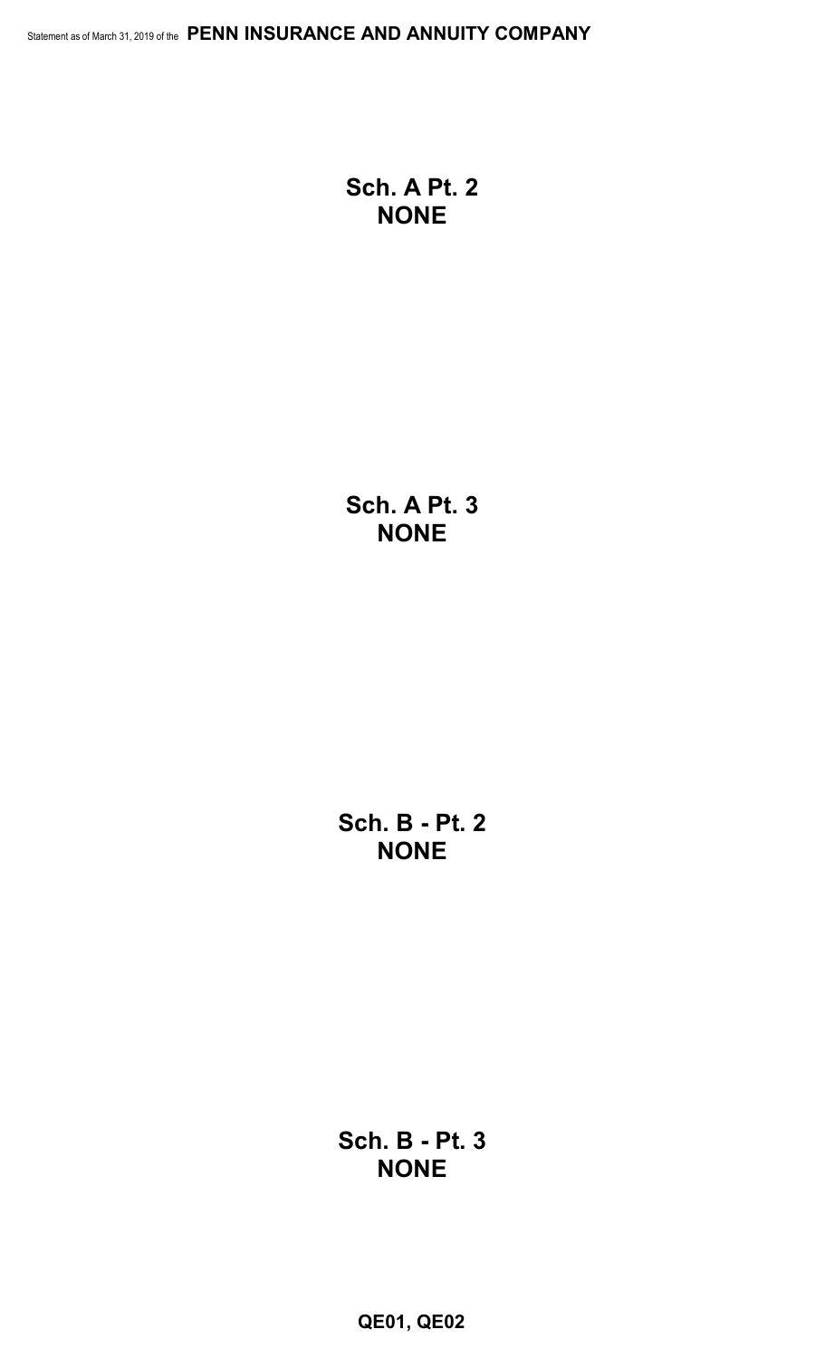## Sch. A Pt. 2
## NONE

## Sch. A Pt. 3
## NONE

## Sch. B - Pt. 2
## NONE

## Sch. B - Pt. 3
## NONE

**QE01, QE02**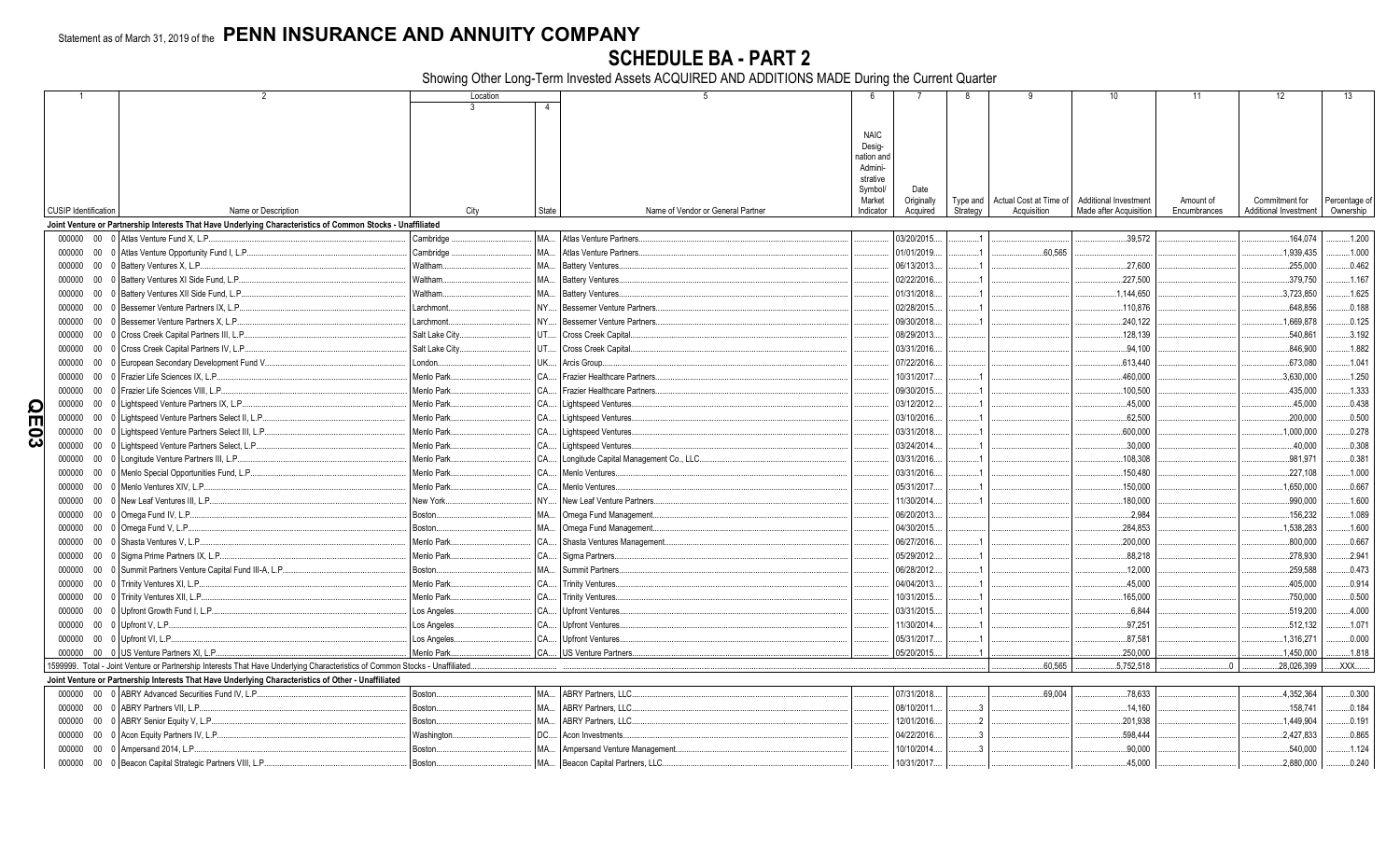Statement as of March 31, 2019 of the **PENN INSURANCE AND ANNUITY COMPANY**

# SCHEDULE BA - PART 2

Showing Other Long-Term Invested Assets ACQUIRED AND ADDITIONS MADE During the Current Quarter

| 1 | 2 | Location | | 5 | 6 | 7 | 8 | 9 | 10 | 11 | 12 | 13 |
|---|---|---|---|---|---|---|---|---|---|---|---|---|
| | | 3 | 4 | | | | | | | | | |
| CUSIP Identification | Name or Description | City | State | Name of Vendor or General Partner | NAIC Designation and Administrative Symbol/ Market Indicator | Date Originally Acquired | Type and Strategy | Actual Cost at Time of Acquisition | Additional Investment Made after Acquisition | Amount of Encumbrances | Commitment for Additional Investment | Percentage of Ownership |
| **Joint Venture or Partnership Interests That Have Underlying Characteristics of Common Stocks - Unaffiliated** | | | | | | | | | | | | |
| 000000 00 0 | Atlas Venture Fund X, L.P. | Cambridge | MA | Atlas Venture Partners | | 03/20/2015 | 1 | | 39,572 | | 164,074 | 1.200 |
| 000000 00 0 | Atlas Venture Opportunity Fund I, L.P. | Cambridge | MA | Atlas Venture Partners | | 01/01/2019 | 1 | 60,565 | | | 1,939,435 | 1.000 |
| 000000 00 0 | Battery Ventures X, L.P. | Waltham | MA | Battery Ventures | | 06/13/2013 | 1 | | 27,600 | | 255,000 | 0.462 |
| 000000 00 0 | Battery Ventures XI Side Fund, L.P. | Waltham | MA | Battery Ventures | | 02/22/2016 | 1 | | 227,500 | | 379,750 | 1.167 |
| 000000 00 0 | Battery Ventures XII Side Fund, L.P. | Waltham | MA | Battery Ventures | | 01/31/2018 | 1 | | 1,144,650 | | 3,723,850 | 1.625 |
| 000000 00 0 | Bessemer Venture Partners IX, L.P. | Larchmont | NY | Bessemer Venture Partners | | 02/28/2015 | 1 | | 110,876 | | 648,856 | 0.188 |
| 000000 00 0 | Bessemer Venture Partners X, L.P. | Larchmont | NY | Bessemer Venture Partners | | 09/30/2018 | 1 | | 240,122 | | 1,669,878 | 0.125 |
| 000000 00 0 | Cross Creek Capital Partners III, L.P. | Salt Lake City | UT | Cross Creek Capital | | 08/29/2013 | | | 128,139 | | 540,861 | 3.192 |
| 000000 00 0 | Cross Creek Capital Partners IV, L.P. | Salt Lake City | UT | Cross Creek Capital | | 03/31/2016 | | | 94,100 | | 846,900 | 1.882 |
| 000000 00 0 | European Secondary Development Fund V | London | UK | Arcis Group | | 07/22/2016 | | | 613,440 | | 673,080 | 1.041 |
| 000000 00 0 | Frazier Life Sciences IX, L.P. | Menlo Park | CA | Frazier Healthcare Partners | | 10/31/2017 | 1 | | 460,000 | | 3,630,000 | 1.250 |
| 000000 00 0 | Frazier Life Sciences VIII, L.P. | Menlo Park | CA | Frazier Healthcare Partners | | 09/30/2015 | 1 | | 100,500 | | 435,000 | 1.333 |
| 000000 00 0 | Lightspeed Venture Partners IX, L.P. | Menlo Park | CA | Lightspeed Ventures | | 03/12/2012 | 1 | | 45,000 | | 45,000 | 0.438 |
| 000000 00 0 | Lightspeed Venture Partners Select II, L.P. | Menlo Park | CA | Lightspeed Ventures | | 03/10/2016 | 1 | | 62,500 | | 200,000 | 0.500 |
| 000000 00 0 | Lightspeed Venture Partners Select III, L.P. | Menlo Park | CA | Lightspeed Ventures | | 03/31/2018 | 1 | | 600,000 | | 1,000,000 | 0.278 |
| 000000 00 0 | Lightspeed Venture Partners Select, L.P. | Menlo Park | CA | Lightspeed Ventures | | 03/24/2014 | 1 | | 30,000 | | 40,000 | 0.308 |
| 000000 00 0 | Longitude Venture Partners III, L.P. | Menlo Park | CA | Longitude Capital Management Co., LLC | | 03/31/2016 | 1 | | 108,308 | | 981,971 | 0.381 |
| 000000 00 0 | Menlo Special Opportunities Fund, L.P. | Menlo Park | CA | Menlo Ventures | | 03/31/2016 | 1 | | 150,480 | | 227,108 | 1.000 |
| 000000 00 0 | Menlo Ventures XIV, L.P. | Menlo Park | CA | Menlo Ventures | | 05/31/2017 | 1 | | 150,000 | | 1,650,000 | 0.667 |
| 000000 00 0 | New Leaf Ventures III, L.P. | New York | NY | New Leaf Venture Partners | | 11/30/2014 | 1 | | 180,000 | | 990,000 | 1.600 |
| 000000 00 0 | Omega Fund IV, L.P. | Boston | MA | Omega Fund Management | | 06/20/2013 | | | 2,984 | | 156,232 | 1.089 |
| 000000 00 0 | Omega Fund V, L.P. | Boston | MA | Omega Fund Management | | 04/30/2015 | | | 284,853 | | 1,538,283 | 1.600 |
| 000000 00 0 | Shasta Ventures V, L.P. | Menlo Park | CA | Shasta Ventures Management | | 06/27/2016 | 1 | | 200,000 | | 800,000 | 0.667 |
| 000000 00 0 | Sigma Prime Partners IX, L.P. | Menlo Park | CA | Sigma Partners | | 05/29/2012 | 1 | | 88,218 | | 278,930 | 2.941 |
| 000000 00 0 | Summit Partners Venture Capital Fund III-A, L.P. | Boston | MA | Summit Partners | | 06/28/2012 | 1 | | 12,000 | | 259,588 | 0.473 |
| 000000 00 0 | Trinity Ventures XI, L.P. | Menlo Park | CA | Trinity Ventures | | 04/04/2013 | 1 | | 45,000 | | 405,000 | 0.914 |
| 000000 00 0 | Trinity Ventures XII, L.P. | Menlo Park | CA | Trinity Ventures | | 10/31/2015 | 1 | | 165,000 | | 750,000 | 0.500 |
| 000000 00 0 | Upfront Growth Fund I, L.P. | Los Angeles | CA | Upfront Ventures | | 03/31/2015 | 1 | | 6,844 | | 519,200 | 4.000 |
| 000000 00 0 | Upfront V, L.P. | Los Angeles | CA | Upfront Ventures | | 11/30/2014 | 1 | | 97,251 | | 512,132 | 1.071 |
| 000000 00 0 | Upfront VI, L.P. | Los Angeles | CA | Upfront Ventures | | 05/31/2017 | 1 | | 87,581 | | 1,316,271 | 0.000 |
| 000000 00 0 | US Venture Partners XI, L.P. | Menlo Park | CA | US Venture Partners | | 05/20/2015 | 1 | | 250,000 | | 1,450,000 | 1.818 |
| 1599999. Total - Joint Venture or Partnership Interests That Have Underlying Characteristics of Common Stocks - Unaffiliated | | | | | | | | 60,565 | 5,752,518 | 0 | 28,026,399 | XXX |
| **Joint Venture or Partnership Interests That Have Underlying Characteristics of Other - Unaffiliated** | | | | | | | | | | | | |
| 000000 00 0 | ABRY Advanced Securities Fund IV, L.P. | Boston | MA | ABRY Partners, LLC | | 07/31/2018 | 3 | 69,004 | 78,633 | | 4,352,364 | 0.300 |
| 000000 00 0 | ABRY Partners VII, L.P. | Boston | MA | ABRY Partners, LLC | | 08/10/2011 | 3 | | 14,160 | | 158,741 | 0.184 |
| 000000 00 0 | ABRY Senior Equity V, L.P. | Boston | MA | ABRY Partners, LLC | | 12/01/2016 | 2 | | 201,938 | | 1,449,904 | 0.191 |
| 000000 00 0 | Acon Equity Partners IV, L.P. | Washington | DC | Acon Investments | | 04/22/2016 | 3 | | 598,444 | | 2,427,833 | 0.865 |
| 000000 00 0 | Ampersand 2014, L.P. | Boston | MA | Ampersand Venture Management | | 10/10/2014 | 3 | | 90,000 | | 540,000 | 1.124 |
| 000000 00 0 | Beacon Capital Strategic Partners VIII, L.P. | Boston | MA | Beacon Capital Partners, LLC | | 10/31/2017 | | | 45,000 | | 2,880,000 | 0.240 |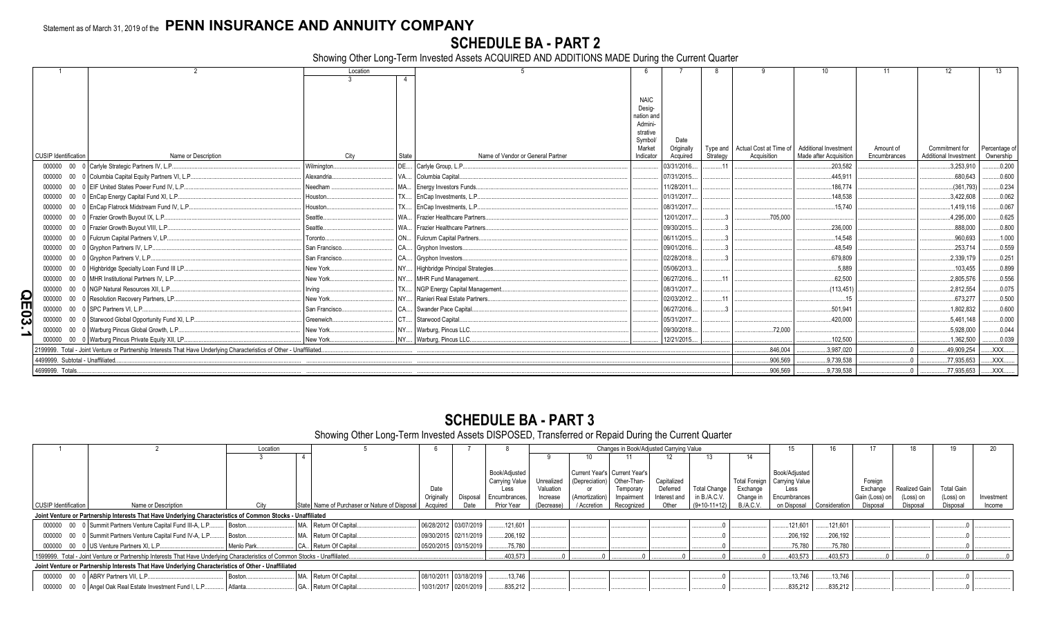Statement as of March 31, 2019 of the **PENN INSURANCE AND ANNUITY COMPANY**

# SCHEDULE BA - PART 2

Showing Other Long-Term Invested Assets ACQUIRED AND ADDITIONS MADE During the Current Quarter

| 1 | 2 | Location | | 5 | 6 | 7 | 8 | 9 | 10 | 11 | 12 | 13 |
|---|---|---|---|---|---|---|---|---|---|---|---|---|
| | | 3 | 4 | | | | | | | | | |
| CUSIP Identification | Name or Description | City | State | Name of Vendor or General Partner | NAIC Designation and Administrative Symbol/ Market Indicator | Date Originally Acquired | Type and Strategy | Actual Cost at Time of Acquisition | Additional Investment Made after Acquisition | Amount of Encumbrances | Commitment for Additional Investment | Percentage of Ownership |
| 000000 00 0 | Carlyle Strategic Partners IV, L.P. | Wilmington | DE | Carlyle Group, L.P. | | 03/31/2016 | 11 | | 203,582 | | 3,253,910 | 0.200 |
| 000000 00 0 | Columbia Capital Equity Partners VI, L.P. | Alexandria | VA | Columbia Capital | | 07/31/2015 | | | 445,911 | | 680,643 | 0.600 |
| 000000 00 0 | EIF United States Power Fund IV, L.P. | Needham | MA | Energy Investors Funds | | 11/28/2011 | | | 186,774 | | (361,793) | 0.234 |
| 000000 00 0 | EnCap Energy Capital Fund XI, L.P. | Houston | TX | EnCap Investments, L.P. | | 01/31/2017 | | | 148,538 | | 3,422,608 | 0.062 |
| 000000 00 0 | EnCap Flatrock Midstream Fund IV, L.P. | Houston | TX | EnCap Investments, L.P. | | 08/31/2017 | | | 15,740 | | 1,419,116 | 0.067 |
| 000000 00 0 | Frazier Growth Buyout IX, L.P. | Seattle | WA | Frazier Healthcare Partners | | 12/01/2017 | 3 | 705,000 | | | 4,295,000 | 0.625 |
| 000000 00 0 | Frazier Growth Buyout VIII, L.P. | Seattle | WA | Frazier Healthcare Partners | | 09/30/2015 | 3 | | 236,000 | | 888,000 | 0.800 |
| 000000 00 0 | Fulcrum Capital Partners V, LP | Toronto | ON | Fulcrum Capital Partners | | 06/11/2015 | 3 | | 14,548 | | 960,693 | 1.000 |
| 000000 00 0 | Gryphon Partners IV, L.P. | San Francisco | CA | Gryphon Investors | | 09/01/2016 | 3 | | 48,549 | | 253,714 | 0.559 |
| 000000 00 0 | Gryphon Partners V, L.P. | San Francisco | CA | Gryphon Investors | | 02/28/2018 | 3 | | 679,809 | | 2,339,179 | 0.251 |
| 000000 00 0 | Highbridge Specialty Loan Fund III LP | New York | NY | Highbridge Principal Strategies | | 05/06/2013 | | | 5,889 | | 103,455 | 0.899 |
| 000000 00 0 | MHR Institutional Partners IV, L.P. | New York | NY | MHR Fund Management | | 06/27/2016 | 11 | | 62,500 | | 2,805,576 | 0.556 |
| 000000 00 0 | NGP Natural Resources XII, L.P. | Irving | TX | NGP Energy Capital Management | | 08/31/2017 | | | (113,451) | | 2,812,554 | 0.075 |
| 000000 00 0 | Resolution Recovery Partners, LP | New York | NY | Ranieri Real Estate Partners | | 02/03/2012 | 11 | | 15 | | 673,277 | 0.500 |
| 000000 00 0 | SPC Partners VI, L.P. | San Francisco | CA | Swander Pace Capital | | 06/27/2016 | 3 | | 501,941 | | 1,802,832 | 0.600 |
| 000000 00 0 | Starwood Global Opportunity Fund XI, L.P. | Greenwich | CT | Starwood Capital | | 05/31/2017 | | | 420,000 | | 5,461,148 | 0.000 |
| 000000 00 0 | Warburg Pincus Global Growth, L.P. | New York | NY | Warburg, Pincus LLC | | 09/30/2018 | | 72,000 | | | 5,928,000 | 0.044 |
| 000000 00 0 | Warburg Pincus Private Equity XII, LP | New York | NY | Warburg, Pincus LLC | | 12/21/2015 | | | 102,500 | | 1,362,500 | 0.039 |
| 2199999. Total - Joint Venture or Partnership Interests That Have Underlying Characteristics of Other - Unaffiliated | | | | | | | | 846,004 | 3,987,020 | 0 | 49,909,254 | XXX |
| 4499999. Subtotal - Unaffiliated | | | | | | | | 906,569 | 9,739,538 | 0 | 77,935,653 | XXX |
| 4699999. Totals | | | | | | | | 906,569 | 9,739,538 | 0 | 77,935,653 | XXX |

# SCHEDULE BA - PART 3

Showing Other Long-Term Invested Assets DISPOSED, Transferred or Repaid During the Current Quarter

| 1 | 2 | Location | | 5 | 6 | 7 | 8 | Changes in Book/Adjusted Carrying Value | | | | | | 15 | 16 | 17 | 18 | 19 | 20 |
|---|---|---|---|---|---|---|---|---|---|---|---|---|---|---|---|---|---|---|---|
| | | 3 | 4 | | | | | 9 | 10 | 11 | 12 | 13 | 14 | | | | | | |
| CUSIP Identification | Name or Description | City | State | Name of Purchaser or Nature of Disposal | Date Originally Acquired | Disposal Date | Book/Adjusted Carrying Value Less Encumbrances, Prior Year | Unrealized Valuation Increase (Decrease) | Current Year's (Depreciation) or (Amortization) / Accretion | Current Year's Other-Than-Temporary Impairment Recognized | Capitalized Deferred Interest and Other | Total Change in B./A.C.V. (9+10-11+12) | Total Foreign Exchange Change in B./A.C.V. | Book/Adjusted Carrying Value Less Encumbrances on Disposal | Consideration | Foreign Exchange Gain (Loss) on Disposal | Realized Gain (Loss) on Disposal | Total Gain (Loss) on Disposal | Investment Income |
| **Joint Venture or Partnership Interests That Have Underlying Characteristics of Common Stocks - Unaffiliated** | | | | | | | | | | | | | | | | | | | |
| 000000 00 0 | Summit Partners Venture Capital Fund III-A, L.P. | Boston | MA | Return Of Capital | 06/28/2012 | 03/07/2019 | 121,601 | | | | | 0 | | 121,601 | 121,601 | | | 0 | |
| 000000 00 0 | Summit Partners Venture Capital Fund IV-A, L.P. | Boston | MA | Return Of Capital | 09/30/2015 | 02/11/2019 | 206,192 | | | | | 0 | | 206,192 | 206,192 | | | 0 | |
| 000000 00 0 | US Venture Partners XI, L.P. | Menlo Park | CA | Return Of Capital | 05/20/2015 | 03/15/2019 | 75,780 | | | | | 0 | | 75,780 | 75,780 | | | 0 | |
| 1599999. Total - Joint Venture or Partnership Interests That Have Underlying Characteristics of Common Stocks - Unaffiliated | | | | | | | 403,573 | 0 | 0 | 0 | 0 | 0 | 0 | 403,573 | 403,573 | 0 | 0 | 0 | 0 |
| **Joint Venture or Partnership Interests That Have Underlying Characteristics of Other - Unaffiliated** | | | | | | | | | | | | | | | | | | | |
| 000000 00 0 | ABRY Partners VII, L.P. | Boston | MA | Return Of Capital | 08/10/2011 | 03/18/2019 | 13,746 | | | | | 0 | | 13,746 | 13,746 | | | 0 | |
| 000000 00 0 | Angel Oak Real Estate Investment Fund I, L.P. | Atlanta | GA | Return Of Capital | 10/31/2017 | 02/01/2019 | 835,212 | | | | | 0 | | 835,212 | 835,212 | | | 0 | |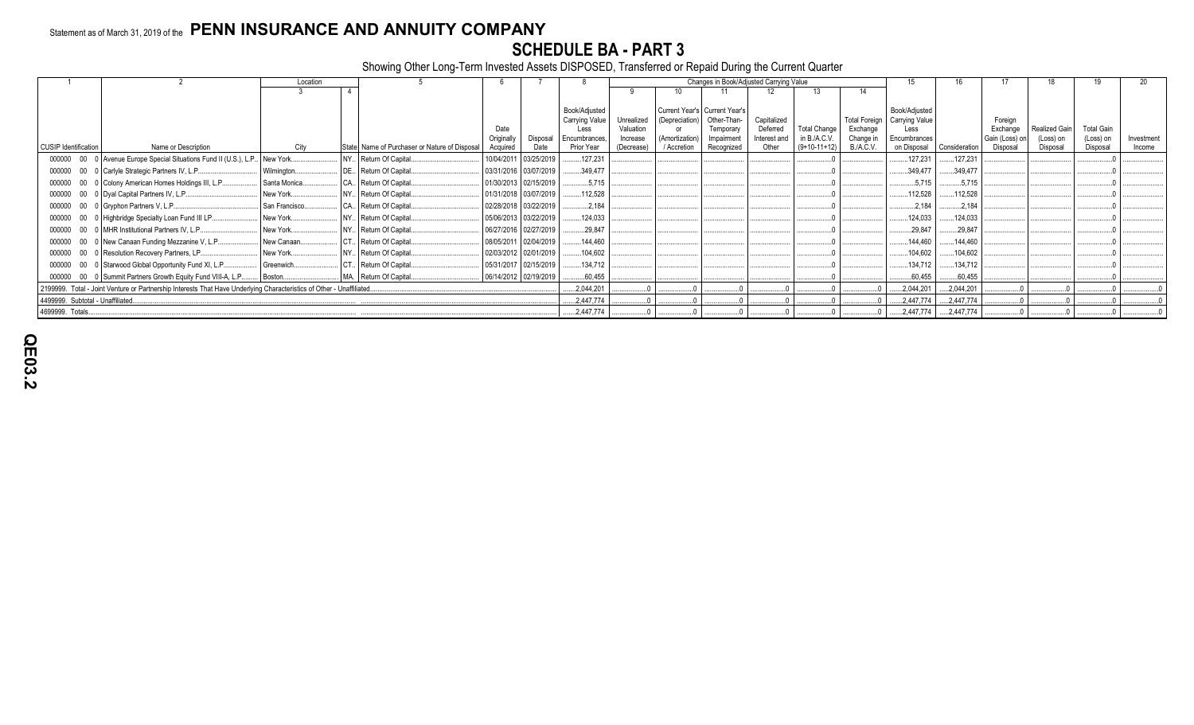Statement as of March 31, 2019 of the **PENN INSURANCE AND ANNUITY COMPANY**

# SCHEDULE BA - PART 3

Showing Other Long-Term Invested Assets DISPOSED, Transferred or Repaid During the Current Quarter

| 1 | 2 | Location | | 5 | 6 | 7 | 8 | Changes in Book/Adjusted Carrying Value | | | | | | 15 | 16 | 17 | 18 | 19 | 20 |
|---|---|---|---|---|---|---|---|---|---|---|---|---|---|---|---|---|---|---|---|
| | | 3 | 4 | | | | | 9 | 10 | 11 | 12 | 13 | 14 | | | | | | |
| CUSIP Identification | Name or Description | City | State | Name of Purchaser or Nature of Disposal | Date Originally Acquired | Disposal Date | Book/Adjusted Carrying Value Less Encumbrances, Prior Year | Unrealized Valuation Increase (Decrease) | Current Year's (Depreciation) or (Amortization) / Accretion | Current Year's Other-Than-Temporary Impairment Recognized | Capitalized Deferred Interest and Other | Total Change in B./A.C.V. (9+10-11+12) | Total Foreign Exchange Change in B./A.C.V. | Book/Adjusted Carrying Value Less Encumbrances on Disposal | Consideration | Foreign Exchange Gain (Loss) on Disposal | Realized Gain (Loss) on Disposal | Total Gain (Loss) on Disposal | Investment Income |
| 000000 00 0 | Avenue Europe Special Situations Fund II (U.S.), L.P. | New York | NY | Return Of Capital | 10/04/2011 | 03/25/2019 | 127,231 | | | | | 0 | | 127,231 | 127,231 | | | 0 | |
| 000000 00 0 | Carlyle Strategic Partners IV, L.P. | Wilmington | DE | Return Of Capital | 03/31/2016 | 03/07/2019 | 349,477 | | | | | 0 | | 349,477 | 349,477 | | | 0 | |
| 000000 00 0 | Colony American Homes Holdings III, L.P. | Santa Monica | CA | Return Of Capital | 01/30/2013 | 02/15/2019 | 5,715 | | | | | 0 | | 5,715 | 5,715 | | | 0 | |
| 000000 00 0 | Dyal Capital Partners IV, L.P. | New York | NY | Return Of Capital | 01/31/2018 | 03/07/2019 | 112,528 | | | | | 0 | | 112,528 | 112,528 | | | 0 | |
| 000000 00 0 | Gryphon Partners V, L.P. | San Francisco | CA | Return Of Capital | 02/28/2018 | 03/22/2019 | 2,184 | | | | | 0 | | 2,184 | 2,184 | | | 0 | |
| 000000 00 0 | Highbridge Specialty Loan Fund III LP | New York | NY | Return Of Capital | 05/06/2013 | 03/22/2019 | 124,033 | | | | | 0 | | 124,033 | 124,033 | | | 0 | |
| 000000 00 0 | MHR Institutional Partners IV, L.P. | New York | NY | Return Of Capital | 06/27/2016 | 02/27/2019 | 29,847 | | | | | 0 | | 29,847 | 29,847 | | | 0 | |
| 000000 00 0 | New Canaan Funding Mezzanine V, L.P. | New Canaan | CT | Return Of Capital | 08/05/2011 | 02/04/2019 | 144,460 | | | | | 0 | | 144,460 | 144,460 | | | 0 | |
| 000000 00 0 | Resolution Recovery Partners, LP. | New York | NY | Return Of Capital | 02/03/2012 | 02/01/2019 | 104,602 | | | | | 0 | | 104,602 | 104,602 | | | 0 | |
| 000000 00 0 | Starwood Global Opportunity Fund XI, L.P. | Greenwich | CT | Return Of Capital | 05/31/2017 | 02/15/2019 | 134,712 | | | | | 0 | | 134,712 | 134,712 | | | 0 | |
| 000000 00 0 | Summit Partners Growth Equity Fund VIII-A, L.P. | Boston | MA | Return Of Capital | 06/14/2012 | 02/19/2019 | 60,455 | | | | | 0 | | 60,455 | 60,455 | | | 0 | |
| 2199999. Total - Joint Venture or Partnership Interests That Have Underlying Characteristics of Other - Unaffiliated | | | | | | | 2,044,201 | 0 | 0 | 0 | 0 | 0 | 0 | 2,044,201 | 2,044,201 | 0 | 0 | 0 | 0 |
| 4499999. Subtotal - Unaffiliated | | | | | | | 2,447,774 | 0 | 0 | 0 | 0 | 0 | 0 | 2,447,774 | 2,447,774 | 0 | 0 | 0 | 0 |
| 4699999. Totals | | | | | | | 2,447,774 | 0 | 0 | 0 | 0 | 0 | 0 | 2,447,774 | 2,447,774 | 0 | 0 | 0 | 0 |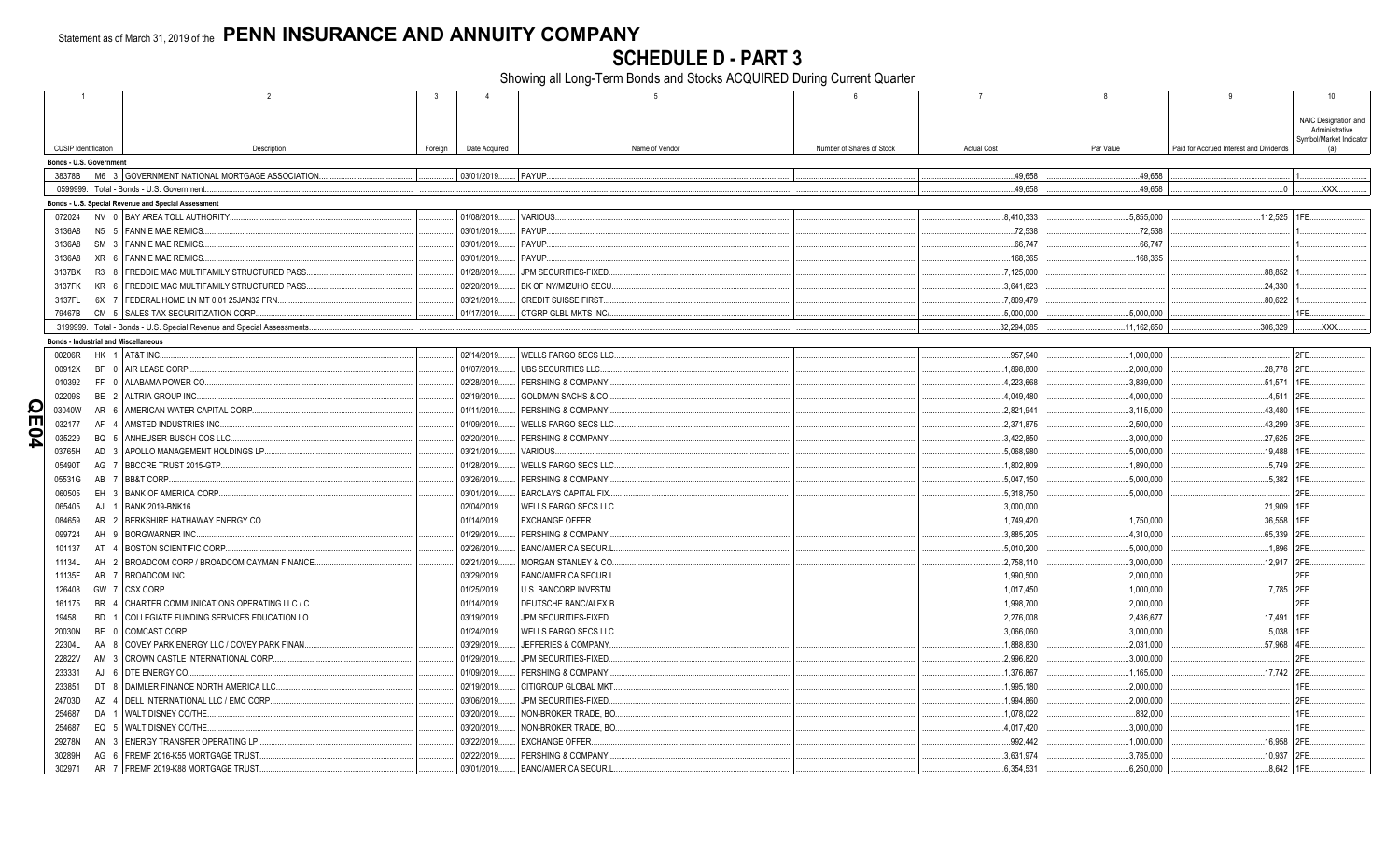Statement as of March 31, 2019 of the **PENN INSURANCE AND ANNUITY COMPANY**

# SCHEDULE D - PART 3

Showing all Long-Term Bonds and Stocks ACQUIRED During Current Quarter

| 1 | 2 | 3 | 4 | 5 | 6 | 7 | 8 | 9 | 10 |
|---|---|---|---|---|---|---|---|---|---|
| CUSIP Identification | Description | Foreign | Date Acquired | Name of Vendor | Number of Shares of Stock | Actual Cost | Par Value | Paid for Accrued Interest and Dividends | NAIC Designation and Administrative Symbol/Market Indicator (a) |
| **Bonds - U.S. Government** | | | | | | | | | |
| 38378B M6 3 | GOVERNMENT NATIONAL MORTGAGE ASSOCIATION | | 03/01/2019 | PAYUP | | 49,658 | 49,658 | | 1 |
| 0599999. Total - Bonds - U.S. Government | | | | | | 49,658 | 49,658 | 0 | XXX |
| **Bonds - U.S. Special Revenue and Special Assessment** | | | | | | | | | |
| 072024 NV 0 | BAY AREA TOLL AUTHORITY | | 01/08/2019 | VARIOUS | | 8,410,333 | 5,855,000 | 112,525 | 1FE |
| 3136A8 N5 5 | FANNIE MAE REMICS | | 03/01/2019 | PAYUP | | 72,538 | 72,538 | | 1 |
| 3136A8 SM 3 | FANNIE MAE REMICS | | 03/01/2019 | PAYUP | | 66,747 | 66,747 | | 1 |
| 3136A8 XR 6 | FANNIE MAE REMICS | | 03/01/2019 | PAYUP | | 168,365 | 168,365 | | 1 |
| 3137BX R3 8 | FREDDIE MAC MULTIFAMILY STRUCTURED PASS | | 01/28/2019 | JPM SECURITIES-FIXED | | 7,125,000 | | 88,852 | 1 |
| 3137FK KR 6 | FREDDIE MAC MULTIFAMILY STRUCTURED PASS | | 02/20/2019 | BK OF NY/MIZUHO SECU | | 3,641,623 | | 24,330 | 1 |
| 3137FL 6X 7 | FEDERAL HOME LN MT 0.01 25JAN32 FRN | | 03/21/2019 | CREDIT SUISSE FIRST | | 7,809,479 | | 80,622 | 1 |
| 79467B CM 5 | SALES TAX SECURITIZATION CORP | | 01/17/2019 | CTGRP GLBL MKTS INC/ | | 5,000,000 | 5,000,000 | | 1FE |
| 3199999. Total - Bonds - U.S. Special Revenue and Special Assessments | | | | | | 32,294,085 | 11,162,650 | 306,329 | XXX |
| **Bonds - Industrial and Miscellaneous** | | | | | | | | | |
| 00206R HK 1 | AT&T INC | | 02/14/2019 | WELLS FARGO SECS LLC | | 957,940 | 1,000,000 | | 2FE |
| 00912X BF 0 | AIR LEASE CORP | | 01/07/2019 | UBS SECURITIES LLC | | 1,898,800 | 2,000,000 | 28,778 | 2FE |
| 010392 FF 0 | ALABAMA POWER CO | | 02/28/2019 | PERSHING & COMPANY | | 4,223,668 | 3,839,000 | 51,571 | 1FE |
| 02209S BE 2 | ALTRIA GROUP INC | | 02/19/2019 | GOLDMAN SACHS & CO | | 4,049,480 | 4,000,000 | 4,511 | 2FE |
| 03040W AR 6 | AMERICAN WATER CAPITAL CORP | | 01/11/2019 | PERSHING & COMPANY | | 2,821,941 | 3,115,000 | 43,480 | 1FE |
| 032177 AF 4 | AMSTED INDUSTRIES INC | | 01/09/2019 | WELLS FARGO SECS LLC | | 2,371,875 | 2,500,000 | 43,299 | 3FE |
| 035229 BQ 5 | ANHEUSER-BUSCH COS LLC | | 02/20/2019 | PERSHING & COMPANY | | 3,422,850 | 3,000,000 | 27,625 | 2FE |
| 03765H AD 3 | APOLLO MANAGEMENT HOLDINGS LP | | 03/21/2019 | VARIOUS | | 5,068,980 | 5,000,000 | 19,488 | 1FE |
| 05490T AG 7 | BBCCRE TRUST 2015-GTP | | 01/28/2019 | WELLS FARGO SECS LLC | | 1,802,809 | 1,890,000 | 5,749 | 2FE |
| 05531G AB 7 | BB&T CORP | | 03/26/2019 | PERSHING & COMPANY | | 5,047,150 | 5,000,000 | 5,382 | 1FE |
| 060505 EH 3 | BANK OF AMERICA CORP | | 03/01/2019 | BARCLAYS CAPITAL FIX | | 5,318,750 | 5,000,000 | | 2FE |
| 065405 AJ 1 | BANK 2019-BNK16 | | 02/04/2019 | WELLS FARGO SECS LLC | | 3,000,000 | | 21,909 | 1FE |
| 084659 AR 2 | BERKSHIRE HATHAWAY ENERGY CO | | 01/14/2019 | EXCHANGE OFFER | | 1,749,420 | 1,750,000 | 36,558 | 1FE |
| 099724 AH 9 | BORGWARNER INC | | 01/29/2019 | PERSHING & COMPANY | | 3,885,205 | 4,310,000 | 65,339 | 2FE |
| 101137 AT 4 | BOSTON SCIENTIFIC CORP | | 02/26/2019 | BANC/AMERICA SECUR.L | | 5,010,200 | 5,000,000 | 1,896 | 2FE |
| 11134L AH 2 | BROADCOM CORP / BROADCOM CAYMAN FINANCE | | 02/21/2019 | MORGAN STANLEY & CO | | 2,758,110 | 3,000,000 | 12,917 | 2FE |
| 11135F AB 7 | BROADCOM INC | | 03/29/2019 | BANC/AMERICA SECUR.L | | 1,990,500 | 2,000,000 | | 2FE |
| 126408 GW 7 | CSX CORP | | 01/25/2019 | U.S. BANCORP INVESTM | | 1,017,450 | 1,000,000 | 7,785 | 2FE |
| 161175 BR 4 | CHARTER COMMUNICATIONS OPERATING LLC / C | | 01/14/2019 | DEUTSCHE BANC/ALEX B | | 1,998,700 | 2,000,000 | | 2FE |
| 19458L BD 1 | COLLEGIATE FUNDING SERVICES EDUCATION LO | | 03/19/2019 | JPM SECURITIES-FIXED | | 2,276,008 | 2,436,677 | 17,491 | 1FE |
| 20030N BE 0 | COMCAST CORP | | 01/24/2019 | WELLS FARGO SECS LLC | | 3,066,060 | 3,000,000 | 5,038 | 1FE |
| 22304L AA 8 | COVEY PARK ENERGY LLC / COVEY PARK FINAN | | 03/29/2019 | JEFFERIES & COMPANY | | 1,888,830 | 2,031,000 | 57,968 | 4FE |
| 22822V AM 3 | CROWN CASTLE INTERNATIONAL CORP | | 01/29/2019 | JPM SECURITIES-FIXED | | 2,996,820 | 3,000,000 | | 2FE |
| 233331 AJ 6 | DTE ENERGY CO | | 01/09/2019 | PERSHING & COMPANY | | 1,376,867 | 1,165,000 | 17,742 | 2FE |
| 233851 DT 8 | DAIMLER FINANCE NORTH AMERICA LLC | | 02/19/2019 | CITIGROUP GLOBAL MKT | | 1,995,180 | 2,000,000 | | 1FE |
| 24703D AZ 4 | DELL INTERNATIONAL LLC / EMC CORP | | 03/06/2019 | JPM SECURITIES-FIXED | | 1,994,860 | 2,000,000 | | 2FE |
| 254687 DA 1 | WALT DISNEY CO/THE | | 03/20/2019 | NON-BROKER TRADE, BO | | 1,078,022 | 832,000 | | 1FE |
| 254687 EQ 5 | WALT DISNEY CO/THE | | 03/20/2019 | NON-BROKER TRADE, BO | | 4,017,420 | 3,000,000 | | 1FE |
| 29278N AN 3 | ENERGY TRANSFER OPERATING LP | | 03/22/2019 | EXCHANGE OFFER | | 992,442 | 1,000,000 | 16,958 | 2FE |
| 30289H AG 6 | FREMF 2016-K55 MORTGAGE TRUST | | 02/22/2019 | PERSHING & COMPANY | | 3,631,974 | 3,785,000 | 10,937 | 2FE |
| 302971 AR 7 | FREMF 2019-K88 MORTGAGE TRUST | | 03/01/2019 | BANC/AMERICA SECUR.L | | 6,354,531 | 6,250,000 | 8,642 | 1FE |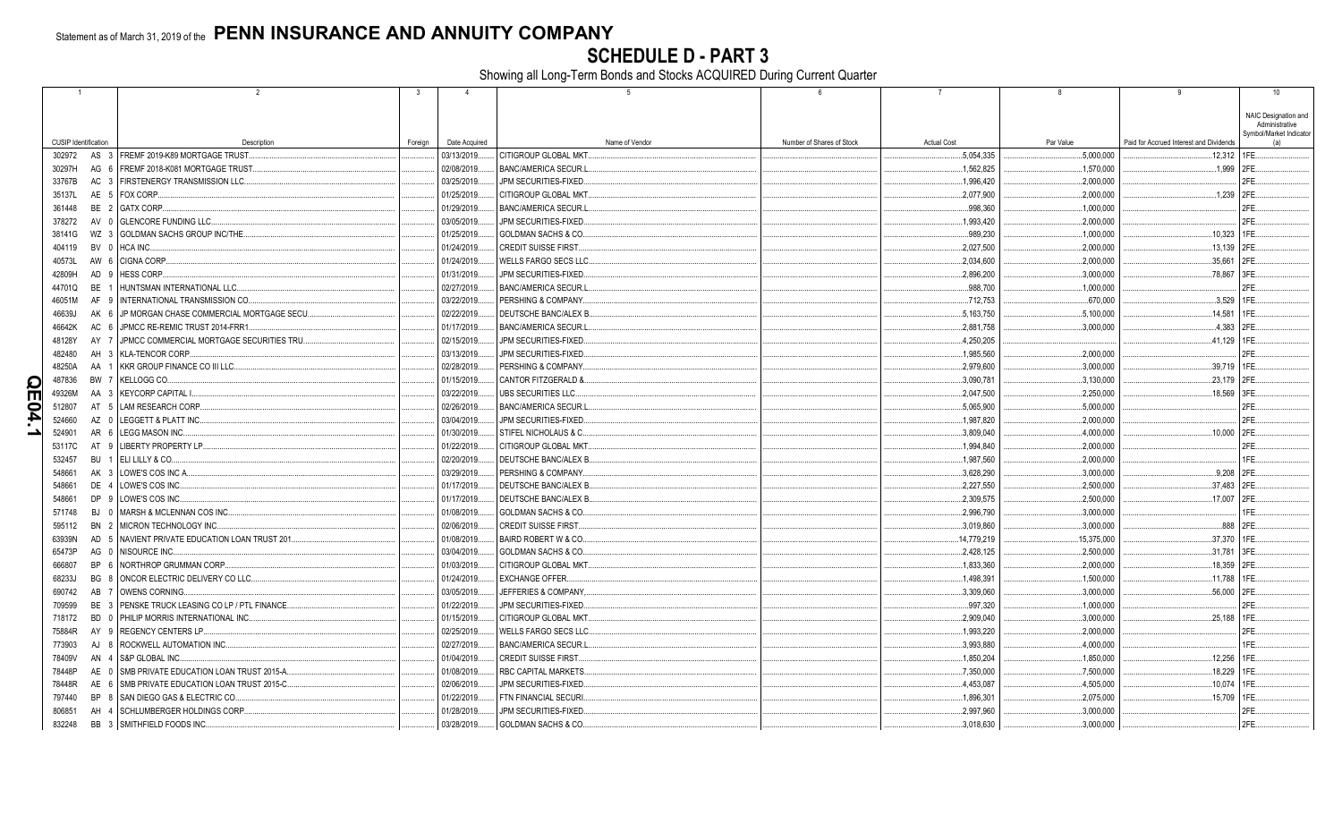Statement as of March 31, 2019 of the **PENN INSURANCE AND ANNUITY COMPANY**

# SCHEDULE D - PART 3

Showing all Long-Term Bonds and Stocks ACQUIRED During Current Quarter

| 1<br>CUSIP Identification | 2<br>Description | 3<br>Foreign | 4<br>Date Acquired | 5<br>Name of Vendor | 6<br>Number of Shares of Stock | 7<br>Actual Cost | 8<br>Par Value | 9<br>Paid for Accrued Interest and Dividends | 10<br>NAIC Designation and Administrative Symbol/Market Indicator (a) |
|---|---|---|---|---|---|---|---|---|---|
| 302972 AS 3 | FREMF 2019-K89 MORTGAGE TRUST | | 03/13/2019 | CITIGROUP GLOBAL MKT | | 5,054,335 | 5,000,000 | 12,312 | 1FE |
| 30297H AG 6 | FREMF 2018-K081 MORTGAGE TRUST | | 02/08/2019 | BANC/AMERICA SECUR.L | | 1,562,825 | 1,570,000 | 1,999 | 2FE |
| 33767B AC 3 | FIRSTENERGY TRANSMISSION LLC | | 03/25/2019 | JPM SECURITIES-FIXED | | 1,996,420 | 2,000,000 | | 2FE |
| 35137L AE 5 | FOX CORP | | 01/25/2019 | CITIGROUP GLOBAL MKT | | 2,077,900 | 2,000,000 | 1,239 | 2FE |
| 361448 BE 2 | GATX CORP | | 01/29/2019 | BANC/AMERICA SECUR.L | | 998,360 | 1,000,000 | | 2FE |
| 378272 AV 0 | GLENCORE FUNDING LLC | | 03/05/2019 | JPM SECURITIES-FIXED | | 1,993,420 | 2,000,000 | | 2FE |
| 38141G WZ 3 | GOLDMAN SACHS GROUP INC/THE | | 01/25/2019 | GOLDMAN SACHS & CO | | 989,230 | 1,000,000 | 10,323 | 1FE |
| 404119 BV 0 | HCA INC | | 01/24/2019 | CREDIT SUISSE FIRST | | 2,027,500 | 2,000,000 | 13,139 | 2FE |
| 40573L AW 6 | CIGNA CORP | | 01/24/2019 | WELLS FARGO SECS LLC | | 2,034,600 | 2,000,000 | 35,661 | 2FE |
| 42809H AD 9 | HESS CORP | | 01/31/2019 | JPM SECURITIES-FIXED | | 2,896,200 | 3,000,000 | 78,867 | 3FE |
| 44701Q BE 1 | HUNTSMAN INTERNATIONAL LLC | | 02/27/2019 | BANC/AMERICA SECUR.L | | 988,700 | 1,000,000 | | 2FE |
| 46051M AF 9 | INTERNATIONAL TRANSMISSION CO | | 03/22/2019 | PERSHING & COMPANY | | 712,753 | 670,000 | 3,529 | 1FE |
| 46639J AK 6 | JP MORGAN CHASE COMMERCIAL MORTGAGE SECU | | 02/22/2019 | DEUTSCHE BANC/ALEX B | | 5,163,750 | 5,100,000 | 14,581 | 1FE |
| 46642K AC 6 | JPMCC RE-REMIC TRUST 2014-FRR1 | | 01/17/2019 | BANC/AMERICA SECUR.L | | 2,881,758 | 3,000,000 | 4,383 | 2FE |
| 48128Y AY 7 | JPMCC COMMERCIAL MORTGAGE SECURITIES TRU | | 02/15/2019 | JPM SECURITIES-FIXED | | 4,250,205 | | 41,129 | 1FE |
| 482480 AH 3 | KLA-TENCOR CORP | | 03/13/2019 | JPM SECURITIES-FIXED | | 1,985,560 | 2,000,000 | | 2FE |
| 48250A AA 1 | KKR GROUP FINANCE CO III LLC | | 02/28/2019 | PERSHING & COMPANY | | 2,979,600 | 3,000,000 | 39,719 | 1FE |
| 487836 BW 7 | KELLOGG CO | | 01/15/2019 | CANTOR FITZGERALD & | | 3,090,781 | 3,130,000 | 23,179 | 2FE |
| 49326M AA 3 | KEYCORP CAPITAL I | | 03/22/2019 | UBS SECURITIES LLC | | 2,047,500 | 2,250,000 | 18,569 | 3FE |
| 512807 AT 5 | LAM RESEARCH CORP | | 02/26/2019 | BANC/AMERICA SECUR.L | | 5,065,900 | 5,000,000 | | 2FE |
| 524660 AZ 0 | LEGGETT & PLATT INC | | 03/04/2019 | JPM SECURITIES-FIXED | | 1,987,820 | 2,000,000 | | 2FE |
| 524901 AR 6 | LEGG MASON INC | | 01/30/2019 | STIFEL NICHOLAUS & C | | 3,809,040 | 4,000,000 | 10,000 | 2FE |
| 53117C AT 9 | LIBERTY PROPERTY LP | | 01/22/2019 | CITIGROUP GLOBAL MKT | | 1,994,840 | 2,000,000 | | 2FE |
| 532457 BU 1 | ELI LILLY & CO | | 02/20/2019 | DEUTSCHE BANC/ALEX B | | 1,987,560 | 2,000,000 | | 1FE |
| 548661 AK 3 | LOWE'S COS INC A | | 03/29/2019 | PERSHING & COMPANY | | 3,628,290 | 3,000,000 | 9,208 | 2FE |
| 548661 DE 4 | LOWE'S COS INC | | 01/17/2019 | DEUTSCHE BANC/ALEX B | | 2,227,550 | 2,500,000 | 37,483 | 2FE |
| 548661 DP 9 | LOWE'S COS INC | | 01/17/2019 | DEUTSCHE BANC/ALEX B | | 2,309,575 | 2,500,000 | 17,007 | 2FE |
| 571748 BJ 0 | MARSH & MCLENNAN COS INC | | 01/08/2019 | GOLDMAN SACHS & CO | | 2,996,790 | 3,000,000 | | 1FE |
| 595112 BN 2 | MICRON TECHNOLOGY INC | | 02/06/2019 | CREDIT SUISSE FIRST | | 3,019,860 | 3,000,000 | 888 | 2FE |
| 63939N AD 5 | NAVIENT PRIVATE EDUCATION LOAN TRUST 201 | | 01/08/2019 | BAIRD ROBERT W & CO | | 14,779,219 | 15,375,000 | 37,370 | 1FE |
| 65473P AG 0 | NISOURCE INC | | 03/04/2019 | GOLDMAN SACHS & CO | | 2,428,125 | 2,500,000 | 31,781 | 3FE |
| 666807 BP 6 | NORTHROP GRUMMAN CORP | | 01/03/2019 | CITIGROUP GLOBAL MKT | | 1,833,360 | 2,000,000 | 18,359 | 2FE |
| 68233J BG 8 | ONCOR ELECTRIC DELIVERY CO LLC | | 01/24/2019 | EXCHANGE OFFER | | 1,498,391 | 1,500,000 | 11,788 | 1FE |
| 690742 AB 7 | OWENS CORNING | | 03/05/2019 | JEFFERIES & COMPANY | | 3,309,060 | 3,000,000 | 56,000 | 2FE |
| 709599 BE 3 | PENSKE TRUCK LEASING CO LP / PTL FINANCE | | 01/22/2019 | JPM SECURITIES-FIXED | | 997,320 | 1,000,000 | | 2FE |
| 718172 BD 0 | PHILIP MORRIS INTERNATIONAL INC | | 01/15/2019 | CITIGROUP GLOBAL MKT | | 2,909,040 | 3,000,000 | 25,188 | 1FE |
| 75884R AY 9 | REGENCY CENTERS LP | | 02/25/2019 | WELLS FARGO SECS LLC | | 1,993,220 | 2,000,000 | | 2FE |
| 773903 AJ 8 | ROCKWELL AUTOMATION INC | | 02/27/2019 | BANC/AMERICA SECUR.L | | 3,993,880 | 4,000,000 | | 1FE |
| 78409V AN 4 | S&P GLOBAL INC | | 01/04/2019 | CREDIT SUISSE FIRST | | 1,850,204 | 1,850,000 | 12,256 | 1FE |
| 78448P AE 0 | SMB PRIVATE EDUCATION LOAN TRUST 2015-A | | 01/08/2019 | RBC CAPITAL MARKETS | | 7,350,000 | 7,500,000 | 18,229 | 1FE |
| 78448R AE 6 | SMB PRIVATE EDUCATION LOAN TRUST 2015-C | | 02/06/2019 | JPM SECURITIES-FIXED | | 4,453,087 | 4,505,000 | 10,074 | 1FE |
| 797440 BP 8 | SAN DIEGO GAS & ELECTRIC CO | | 01/22/2019 | FTN FINANCIAL SECURI | | 1,896,301 | 2,075,000 | 15,709 | 1FE |
| 806851 AH 4 | SCHLUMBERGER HOLDINGS CORP | | 01/28/2019 | JPM SECURITIES-FIXED | | 2,997,960 | 3,000,000 | | 2FE |
| 832248 BB 3 | SMITHFIELD FOODS INC | | 03/28/2019 | GOLDMAN SACHS & CO | | 3,018,630 | 3,000,000 | | 2FE |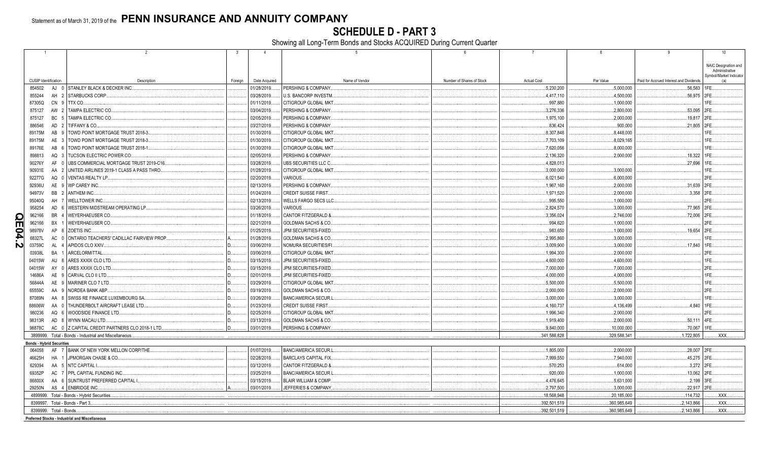Statement as of March 31, 2019 of the **PENN INSURANCE AND ANNUITY COMPANY**

# SCHEDULE D - PART 3

Showing all Long-Term Bonds and Stocks ACQUIRED During Current Quarter

| 1 | 2 | 3 | 4 | 5 | 6 | 7 | 8 | 9 | 10 |
|---|---|---|---|---|---|---|---|---|---|
| CUSIP Identification | Description | Foreign | Date Acquired | Name of Vendor | Number of Shares of Stock | Actual Cost | Par Value | Paid for Accrued Interest and Dividends | NAIC Designation and Administrative Symbol/Market Indicator (a) |
| 854502 AJ 0 | STANLEY BLACK & DECKER INC. | | 01/28/2019 | PERSHING & COMPANY. | | 5,230,200 | 5,000,000 | 56,583 | 1FE |
| 855244 AH 2 | STARBUCKS CORP. | | 03/28/2019 | U.S. BANCORP INVESTM. | | 4,417,110 | 4,500,000 | 56,975 | 2FE |
| 87305Q CN 9 | TTX CO. | | 01/11/2019 | CITIGROUP GLOBAL MKT. | | 997,880 | 1,000,000 | | 1FE |
| 875127 AW 2 | TAMPA ELECTRIC CO. | | 03/04/2019 | PERSHING & COMPANY. | | 3,276,336 | 2,800,000 | 53,095 | 2FE |
| 875127 BC 5 | TAMPA ELECTRIC CO. | | 02/05/2019 | PERSHING & COMPANY. | | 1,975,100 | 2,000,000 | 19,817 | 2FE |
| 886546 AD 2 | TIFFANY & CO. | | 03/27/2019 | PERSHING & COMPANY. | | 836,424 | 900,000 | 21,805 | 2FE |
| 89175M AB 9 | TOWD POINT MORTGAGE TRUST 2018-3. | | 01/30/2019 | CITIGROUP GLOBAL MKT. | | 8,307,848 | 8,448,000 | | 1FE |
| 89175M AE 3 | TOWD POINT MORTGAGE TRUST 2018-3. | | 01/30/2019 | CITIGROUP GLOBAL MKT. | | 7,703,109 | 8,029,165 | | 1FE |
| 89176E AB 6 | TOWD POINT MORTGAGE TRUST 2018-1. | | 01/30/2019 | CITIGROUP GLOBAL MKT. | | 7,620,056 | 8,000,000 | | 1FE |
| 898813 AQ 3 | TUCSON ELECTRIC POWER CO. | | 02/05/2019 | PERSHING & COMPANY. | | 2,136,320 | 2,000,000 | 18,322 | 1FE |
| 90276Y AF 0 | UBS COMMERCIAL MORTGAGE TRUST 2019-C16. | | 03/28/2019 | UBS SECURITIES LLC C. | | 4,828,013 | | 27,696 | 1FE |
| 90931E AA 2 | UNITED AIRLINES 2019-1 CLASS A PASS THRO. | | 01/28/2019 | CITIGROUP GLOBAL MKT. | | 3,000,000 | 3,000,000 | | 1FE |
| 92277G AQ 0 | VENTAS REALTY LP. | | 02/20/2019 | VARIOUS. | | 6,021,540 | 6,000,000 | | 2FE |
| 92936U AE 9 | WP CAREY INC. | | 02/13/2019 | PERSHING & COMPANY. | | 1,967,160 | 2,000,000 | 31,639 | 2FE |
| 94973V BB 2 | ANTHEM INC. | | 01/24/2019 | CREDIT SUISSE FIRST. | | 1,971,520 | 2,000,000 | 3,358 | 2FE |
| 95040Q AH 7 | WELLTOWER INC. | | 02/13/2019 | WELLS FARGO SECS LLC. | | 995,550 | 1,000,000 | | 2FE |
| 958254 AD 6 | WESTERN MIDSTREAM OPERATING LP. | | 03/26/2019 | VARIOUS. | | 2,824,570 | 3,000,000 | 77,965 | 2FE |
| 962166 BR 4 | WEYERHAEUSER CO. | | 01/18/2019 | CANTOR FITZGERALD &. | | 3,356,024 | 2,746,000 | 72,006 | 2FE |
| 962166 BX 1 | WEYERHAEUSER CO. | | 02/21/2019 | GOLDMAN SACHS & CO. | | 994,620 | 1,000,000 | | 2FE |
| 98978V AP 8 | ZOETIS INC. | | 01/25/2019 | JPM SECURITIES-FIXED. | | 983,650 | 1,000,000 | 19,654 | 2FE |
| 68327L AC 0 | ONTARIO TEACHERS' CADILLAC FAIRVIEW PROP. | A | 01/28/2019 | GOLDMAN SACHS & CO. | | 2,995,860 | 3,000,000 | | 1FE |
| 03759C AL 4 | APIDOS CLO XXIV. | D | 03/06/2019 | NOMURA SECURITIES/FI. | | 3,009,900 | 3,000,000 | 17,840 | 1FE |
| 03938L BA 1 | ARCELORMITTAL. | D | 03/06/2019 | CITIGROUP GLOBAL MKT. | | 1,994,300 | 2,000,000 | | 2FE |
| 04015W AU 8 | ARES XXXIX CLO LTD. | D | 03/15/2019 | JPM SECURITIES-FIXED. | | 4,600,000 | 4,600,000 | | 1FE |
| 04015W AY 0 | ARES XXXIX CLO LTD. | D | 03/15/2019 | JPM SECURITIES-FIXED. | | 7,000,000 | 7,000,000 | | 2FE |
| 14686A AE 9 | CARVAL CLO II LTD. | D | 02/01/2019 | JPM SECURITIES-FIXED. | | 4,000,000 | 4,000,000 | | 1FE |
| 56844A AE 9 | MARINER CLO 7 LTD. | D | 03/29/2019 | CITIGROUP GLOBAL MKT. | | 5,500,000 | 5,500,000 | | 1FE |
| 65559C AA 9 | NORDEA BANK ABP. | D | 03/19/2019 | GOLDMAN SACHS & CO. | | 2,000,000 | 2,000,000 | | 2FE |
| 87089N AA 8 | SWISS RE FINANCE LUXEMBOURG SA. | D | 03/26/2019 | BANC/AMERICA SECUR.L. | | 3,000,000 | 3,000,000 | | 1FE |
| 88606W AA 0 | THUNDERBOLT AIRCRAFT LEASE LTD. | D | 01/23/2019 | CREDIT SUISSE FIRST. | | 4,160,737 | 4,136,499 | 4,840 | 1FE |
| 980236 AQ 6 | WOODSIDE FINANCE LTD. | D | 02/25/2019 | CITIGROUP GLOBAL MKT. | | 1,996,340 | 2,000,000 | | 2FE |
| 98313R AD 8 | WYNN MACAU LTD. | D | 03/13/2019 | GOLDMAN SACHS & CO. | | 1,919,400 | 2,000,000 | 50,111 | 4FE |
| 98878C AC 0 | Z CAPITAL CREDIT PARTNERS CLO 2018-1 LTD. | D | 03/01/2019 | PERSHING & COMPANY. | | 9,840,000 | 10,000,000 | 70,067 | 1FE |
| 3899999. Total - Bonds - Industrial and Miscellaneous | | | | | | 341,588,828 | 329,588,341 | 1,722,805 | XXX |
| **Bonds - Hybrid Securities** | | | | | | | | | |
| 064058 AF 7 | BANK OF NEW YORK MELLON CORP/THE. | | 01/07/2019 | BANC/AMERICA SECUR.L. | | 1,805,000 | 2,000,000 | 28,007 | 2FE |
| 46625H HA 1 | JPMORGAN CHASE & CO. | | 02/28/2019 | BARCLAYS CAPITAL FIX. | | 7,999,550 | 7,940,000 | 45,275 | 2FE |
| 629394 AA 5 | NTC CAPITAL I. | | 03/12/2019 | CANTOR FITZGERALD &. | | 570,253 | 614,000 | 3,272 | 2FE |
| 69352P AC 7 | PPL CAPITAL FUNDING INC. | | 03/25/2019 | BANC/AMERICA SECUR.L. | | 920,000 | 1,000,000 | 13,062 | 2FE |
| 86800X AA 6 | SUNTRUST PREFERRED CAPITAL I. | | 03/15/2019 | BLAIR WILLIAM & COMP. | | 4,476,645 | 5,631,000 | 2,199 | 3FE |
| 29250N AS 4 | ENBRIDGE INC. | A | 03/01/2019 | JEFFERIES & COMPANY. | | 2,797,500 | 3,000,000 | 22,917 | 2FE |
| 4899999. Total - Bonds - Hybrid Securities | | | | | | 18,568,948 | 20,185,000 | 114,732 | XXX |
| 8399997. Total - Bonds - Part 3 | | | | | | 392,501,519 | 360,985,649 | 2,143,866 | XXX |
| 8399999. Total - Bonds | | | | | | 392,501,519 | 360,985,649 | 2,143,866 | XXX |
| **Preferred Stocks - Industrial and Miscellaneous** | | | | | | | | | |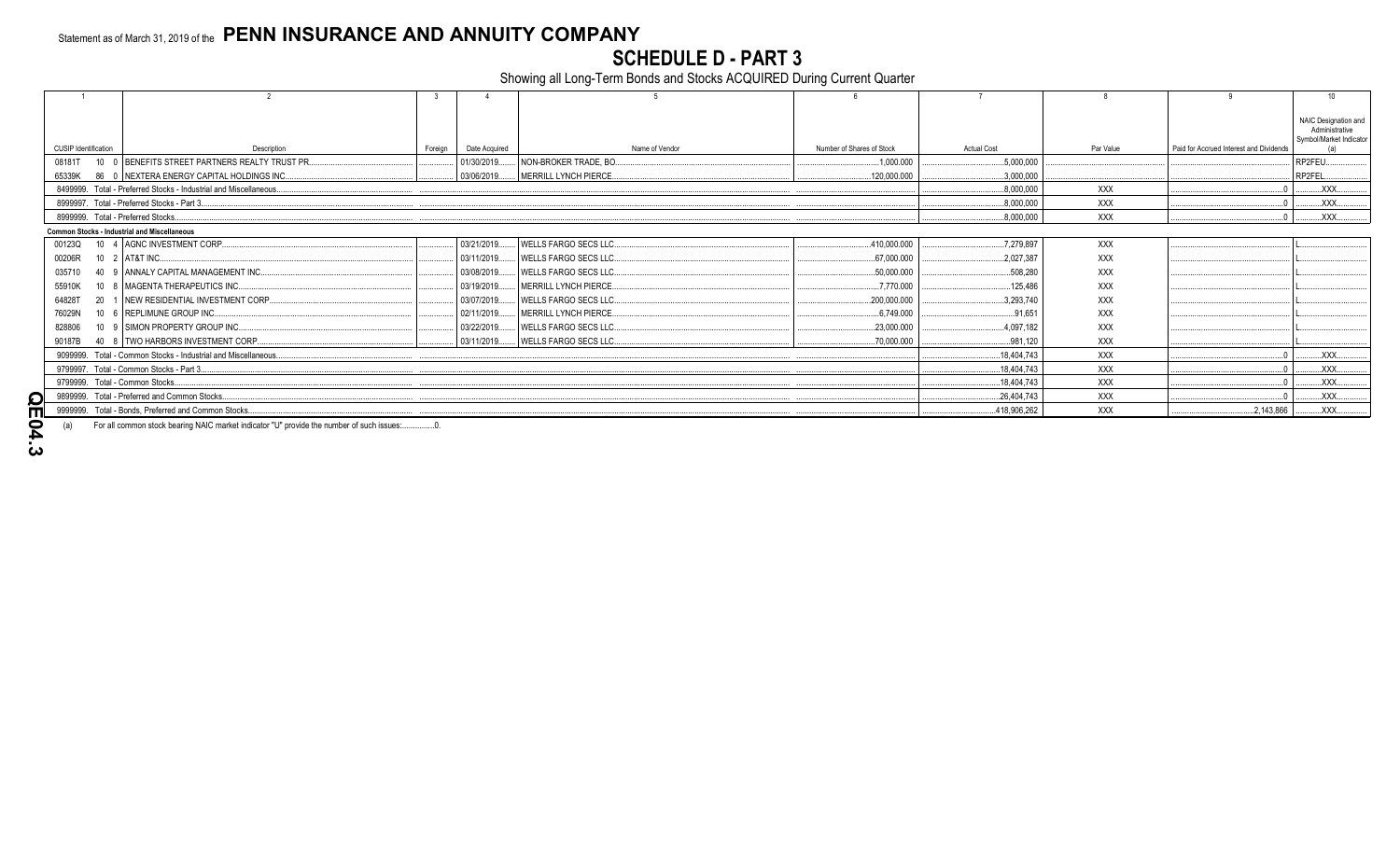Statement as of March 31, 2019 of the **PENN INSURANCE AND ANNUITY COMPANY**

# SCHEDULE D - PART 3

Showing all Long-Term Bonds and Stocks ACQUIRED During Current Quarter

| 1 | 2 | 3 | 4 | 5 | 6 | 7 | 8 | 9 | 10 |
|---|---|---|---|---|---|---|---|---|---|
| CUSIP Identification | Description | Foreign | Date Acquired | Name of Vendor | Number of Shares of Stock | Actual Cost | Par Value | Paid for Accrued Interest and Dividends | NAIC Designation and Administrative Symbol/Market Indicator (a) |
| 08181T 10 0 | BENEFITS STREET PARTNERS REALTY TRUST PR. | | 01/30/2019. | NON-BROKER TRADE, BO. | 1,000.000 | 5,000,000 | | | RP2FEU. |
| 65339K 86 0 | NEXTERA ENERGY CAPITAL HOLDINGS INC. | | 03/06/2019. | MERRILL LYNCH PIERCE. | 120,000.000 | 3,000,000 | | | RP2FEL. |
| 8499999. Total - Preferred Stocks - Industrial and Miscellaneous. | | | | | | 8,000,000 | XXX | 0 | XXX. |
| 8999997. Total - Preferred Stocks - Part 3. | | | | | | 8,000,000 | XXX | 0 | XXX. |
| 8999999. Total - Preferred Stocks. | | | | | | 8,000,000 | XXX | 0 | XXX. |
| **Common Stocks - Industrial and Miscellaneous** | | | | | | | | | |
| 00123Q 10 4 | AGNC INVESTMENT CORP. | | 03/21/2019. | WELLS FARGO SECS LLC. | 410,000.000 | 7,279,897 | XXX | | L. |
| 00206R 10 2 | AT&T INC. | | 03/11/2019. | WELLS FARGO SECS LLC. | 67,000.000 | 2,027,387 | XXX | | L. |
| 035710 40 9 | ANNALY CAPITAL MANAGEMENT INC. | | 03/08/2019. | WELLS FARGO SECS LLC. | 50,000.000 | 508,280 | XXX | | L. |
| 55910K 10 8 | MAGENTA THERAPEUTICS INC. | | 03/19/2019. | MERRILL LYNCH PIERCE. | 7,770.000 | 125,486 | XXX | | L. |
| 64828T 20 1 | NEW RESIDENTIAL INVESTMENT CORP. | | 03/07/2019. | WELLS FARGO SECS LLC. | 200,000.000 | 3,293,740 | XXX | | L. |
| 76029N 10 6 | REPLIMUNE GROUP INC. | | 02/11/2019. | MERRILL LYNCH PIERCE. | 6,749.000 | 91,651 | XXX | | L. |
| 828806 10 9 | SIMON PROPERTY GROUP INC. | | 03/22/2019. | WELLS FARGO SECS LLC. | 23,000.000 | 4,097,182 | XXX | | L. |
| 90187B 40 8 | TWO HARBORS INVESTMENT CORP. | | 03/11/2019. | WELLS FARGO SECS LLC. | 70,000.000 | 981,120 | XXX | | L. |
| 9099999. Total - Common Stocks - Industrial and Miscellaneous. | | | | | | 18,404,743 | XXX | 0 | XXX. |
| 9799997. Total - Common Stocks - Part 3. | | | | | | 18,404,743 | XXX | 0 | XXX. |
| 9799999. Total - Common Stocks. | | | | | | 18,404,743 | XXX | 0 | XXX. |
| 9899999. Total - Preferred and Common Stocks. | | | | | | 26,404,743 | XXX | 0 | XXX. |
| 9999999. Total - Bonds, Preferred and Common Stocks. | | | | | | 418,906,262 | XXX | 2,143,866 | XXX. |

(a) For all common stock bearing NAIC market indicator "U" provide the number of such issues: 0.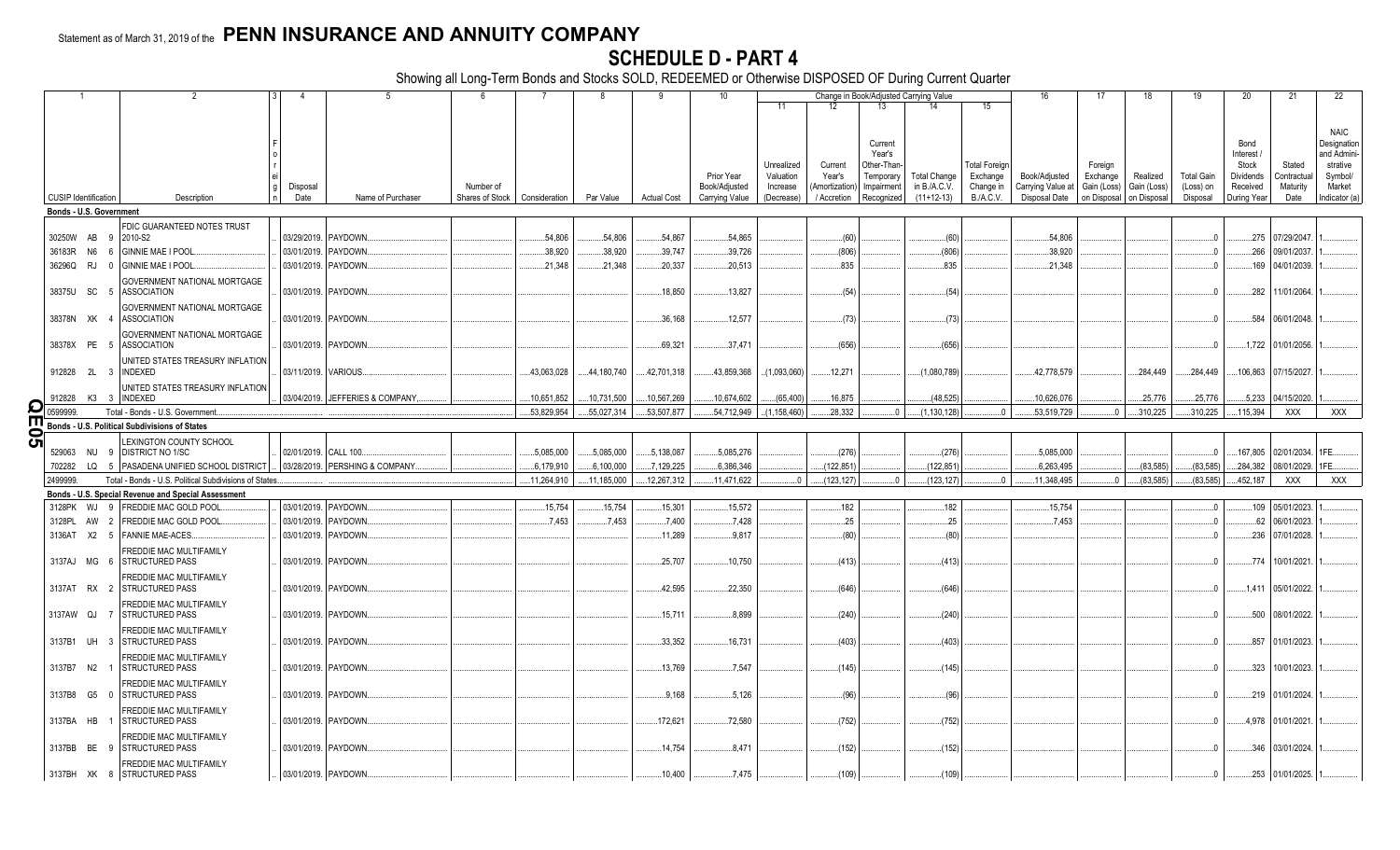Statement as of March 31, 2019 of the **PENN INSURANCE AND ANNUITY COMPANY**

# SCHEDULE D - PART 4

Showing all Long-Term Bonds and Stocks SOLD, REDEEMED or Otherwise DISPOSED OF During Current Quarter

| 1 | 2 | 3 | 4 | 5 | 6 | 7 | 8 | 9 | 10 | Change in Book/Adjusted Carrying Value | | | | | 16 | 17 | 18 | 19 | 20 | 21 | 22 |
|---|---|---|---|---|---|---|---|---|---|---|---|---|---|---|---|---|---|---|---|---|---|
| | | | | | | | | | | 11 | 12 | 13 | 14 | 15 | | | | | | | |
| CUSIP Identification | Description | Foreign | Disposal Date | Name of Purchaser | Number of Shares of Stock | Consideration | Par Value | Actual Cost | Prior Year Book/Adjusted Carrying Value | Unrealized Valuation Increase (Decrease) | Current Year's (Amortization) / Accretion | Current Year's Other-Than-Temporary Impairment Recognized | Total Change in B./A.C.V. (11+12-13) | Total Foreign Exchange Change in B./A.C.V. | Book/Adjusted Carrying Value at Disposal Date | Foreign Exchange Gain (Loss) on Disposal | Realized Gain (Loss) on Disposal | Total Gain (Loss) on Disposal | Bond Interest / Stock Dividends Received During Year | Stated Contractual Maturity Date | NAIC Designation and Administrative Symbol/ Market Indicator (a) |
| **Bonds - U.S. Government** | | | | | | | | | | | | | | | | | | | | | |
| 30250W AB 9 | FDIC GUARANTEED NOTES TRUST 2010-S2 | | 03/29/2019. | PAYDOWN | | 54,806 | 54,806 | 54,867 | 54,865 | | (60) | | (60) | | 54,806 | | | 0 | 275 | 07/29/2047. | 1 |
| 36183R N6 6 | GINNIE MAE I POOL | | 03/01/2019. | PAYDOWN | | 38,920 | 38,920 | 39,747 | 39,726 | | (806) | | (806) | | 38,920 | | | 0 | 266 | 09/01/2037. | 1 |
| 36296Q RJ 0 | GINNIE MAE I POOL | | 03/01/2019. | PAYDOWN | | 21,348 | 21,348 | 20,337 | 20,513 | | 835 | | 835 | | 21,348 | | | 0 | 169 | 04/01/2039. | 1 |
| 38375U SC 5 | GOVERNMENT NATIONAL MORTGAGE ASSOCIATION | | 03/01/2019. | PAYDOWN | | | | 18,850 | 13,827 | | (54) | | (54) | | | | | 0 | 282 | 11/01/2064. | 1 |
| 38378N XK 4 | GOVERNMENT NATIONAL MORTGAGE ASSOCIATION | | 03/01/2019. | PAYDOWN | | | | 36,168 | 12,577 | | (73) | | (73) | | | | | 0 | 584 | 06/01/2048. | 1 |
| 38378X PE 5 | GOVERNMENT NATIONAL MORTGAGE ASSOCIATION | | 03/01/2019. | PAYDOWN | | | | 69,321 | 37,471 | | (656) | | (656) | | | | | 0 | 1,722 | 01/01/2056. | 1 |
| 912828 2L 3 | UNITED STATES TREASURY INFLATION INDEXED | | 03/11/2019. | VARIOUS | | 43,063,028 | 44,180,740 | 42,701,318 | 43,859,368 | (1,093,060) | 12,271 | | (1,080,789) | | 42,778,579 | | 284,449 | 284,449 | 106,863 | 07/15/2027. | 1 |
| 912828 K3 3 | UNITED STATES TREASURY INFLATION INDEXED | | 03/04/2019. | JEFFERIES & COMPANY | | 10,651,852 | 10,731,500 | 10,567,269 | 10,674,602 | (65,400) | 16,875 | | (48,525) | | 10,626,076 | | 25,776 | 25,776 | 5,233 | 04/15/2020. | 1 |
| 0599999. | Total - Bonds - U.S. Government | | | | | 53,829,954 | 55,027,314 | 53,507,877 | 54,712,949 | (1,158,460) | 28,332 | 0 | (1,130,128) | 0 | 53,519,729 | 0 | 310,225 | 310,225 | 115,394 | XXX | XXX |
| **Bonds - U.S. Political Subdivisions of States** | | | | | | | | | | | | | | | | | | | | | |
| 529063 NU 9 | LEXINGTON COUNTY SCHOOL DISTRICT NO 1/SC | | 02/01/2019. | CALL 100 | | 5,085,000 | 5,085,000 | 5,138,087 | 5,085,276 | | (276) | | (276) | | 5,085,000 | | | 0 | 167,805 | 02/01/2034. | 1FE |
| 702282 LQ 5 | PASADENA UNIFIED SCHOOL DISTRICT | | 03/28/2019. | PERSHING & COMPANY | | 6,179,910 | 6,100,000 | 7,129,225 | 6,386,346 | | (122,851) | | (122,851) | | 6,263,495 | | (83,585) | (83,585) | 284,382 | 08/01/2029. | 1FE |
| 2499999. | Total - Bonds - U.S. Political Subdivisions of States | | | | | 11,264,910 | 11,185,000 | 12,267,312 | 11,471,622 | 0 | (123,127) | 0 | (123,127) | 0 | 11,348,495 | 0 | (83,585) | (83,585) | 452,187 | XXX | XXX |
| **Bonds - U.S. Special Revenue and Special Assessment** | | | | | | | | | | | | | | | | | | | | | |
| 3128PK WJ 9 | FREDDIE MAC GOLD POOL | | 03/01/2019. | PAYDOWN | | 15,754 | 15,754 | 15,301 | 15,572 | | 182 | | 182 | | 15,754 | | | 0 | 109 | 05/01/2023. | 1 |
| 3128PL AW 2 | FREDDIE MAC GOLD POOL | | 03/01/2019. | PAYDOWN | | 7,453 | 7,453 | 7,400 | 7,428 | | 25 | | 25 | | 7,453 | | | 0 | 62 | 06/01/2023. | 1 |
| 3136AT X2 5 | FANNIE MAE-ACES | | 03/01/2019. | PAYDOWN | | | | 11,289 | 9,817 | | (80) | | (80) | | | | | 0 | 236 | 07/01/2028. | 1 |
| 3137AJ MG 6 | FREDDIE MAC MULTIFAMILY STRUCTURED PASS | | 03/01/2019. | PAYDOWN | | | | 25,707 | 10,750 | | (413) | | (413) | | | | | 0 | 774 | 10/01/2021. | 1 |
| 3137AT RX 2 | FREDDIE MAC MULTIFAMILY STRUCTURED PASS | | 03/01/2019. | PAYDOWN | | | | 42,595 | 22,350 | | (646) | | (646) | | | | | 0 | 1,411 | 05/01/2022. | 1 |
| 3137AW QJ 7 | FREDDIE MAC MULTIFAMILY STRUCTURED PASS | | 03/01/2019. | PAYDOWN | | | | 15,711 | 8,899 | | (240) | | (240) | | | | | 0 | 500 | 08/01/2022. | 1 |
| 3137B1 UH 3 | FREDDIE MAC MULTIFAMILY STRUCTURED PASS | | 03/01/2019. | PAYDOWN | | | | 33,352 | 16,731 | | (403) | | (403) | | | | | 0 | 857 | 01/01/2023. | 1 |
| 3137B7 N2 1 | FREDDIE MAC MULTIFAMILY STRUCTURED PASS | | 03/01/2019. | PAYDOWN | | | | 13,769 | 7,547 | | (145) | | (145) | | | | | 0 | 323 | 10/01/2023. | 1 |
| 3137B8 G5 0 | FREDDIE MAC MULTIFAMILY STRUCTURED PASS | | 03/01/2019. | PAYDOWN | | | | 9,168 | 5,126 | | (96) | | (96) | | | | | 0 | 219 | 01/01/2024. | 1 |
| 3137BA HB 1 | FREDDIE MAC MULTIFAMILY STRUCTURED PASS | | 03/01/2019. | PAYDOWN | | | | 172,621 | 72,580 | | (752) | | (752) | | | | | 0 | 4,978 | 01/01/2021. | 1 |
| 3137BB BE 9 | FREDDIE MAC MULTIFAMILY STRUCTURED PASS | | 03/01/2019. | PAYDOWN | | | | 14,754 | 8,471 | | (152) | | (152) | | | | | 0 | 346 | 03/01/2024. | 1 |
| 3137BH XK 8 | FREDDIE MAC MULTIFAMILY STRUCTURED PASS | | 03/01/2019. | PAYDOWN | | | | 10,400 | 7,475 | | (109) | | (109) | | | | | 0 | 253 | 01/01/2025. | 1 |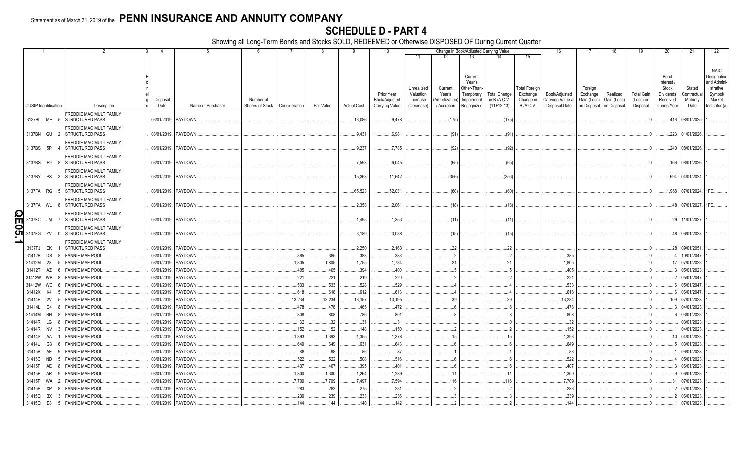Statement as of March 31, 2019 of the **PENN INSURANCE AND ANNUITY COMPANY**

# SCHEDULE D - PART 4

Showing all Long-Term Bonds and Stocks SOLD, REDEEMED or Otherwise DISPOSED OF During Current Quarter

| 1 | 2 | 3 | 4 | 5 | 6 | 7 | 8 | 9 | 10 | Change in Book/Adjusted Carrying Value | | | | | 16 | 17 | 18 | 19 | 20 | 21 | 22 |
|---|---|---|---|---|---|---|---|---|---|---|---|---|---|---|---|---|---|---|---|---|---|
| | | | | | | | | | | 11 | 12 | 13 | 14 | 15 | | | | | | | |
| CUSIP Identification | Description | Foreign | Disposal Date | Name of Purchaser | Number of Shares of Stock | Consideration | Par Value | Actual Cost | Prior Year Book/Adjusted Carrying Value | Unrealized Valuation Increase (Decrease) | Current Year's (Amortization) / Accretion | Current Year's Other-Than-Temporary Impairment Recognized | Total Change in B./A.C.V. (11+12-13) | Total Foreign Exchange Change in B./A.C.V. | Book/Adjusted Carrying Value at Disposal Date | Foreign Exchange Gain (Loss) on Disposal | Realized Gain (Loss) on Disposal | Total Gain (Loss) on Disposal | Bond Interest / Stock Dividends Received During Year | Stated Contractual Maturity Date | NAIC Designation and Administrative Symbol/ Market Indicator (a) |
| 3137BL ME 5 | FREDDIE MAC MULTIFAMILY STRUCTURED PASS | | 03/01/2019. | PAYDOWN. | | | | 13,086 | 9,478 | | (175) | | (175) | | | | | 0 | 416 | 08/01/2025. | 1. |
| 3137BN GU 2 | FREDDIE MAC MULTIFAMILY STRUCTURED PASS | | 03/01/2019. | PAYDOWN. | | | | 9,431 | 6,981 | | (91) | | (91) | | | | | 0 | 223 | 01/01/2026. | 1. |
| 3137BS 5P 4 | FREDDIE MAC MULTIFAMILY STRUCTURED PASS | | 03/01/2019. | PAYDOWN. | | | | 9,237 | 7,785 | | (92) | | (92) | | | | | 0 | 240 | 08/01/2026. | 1. |
| 3137BS P9 8 | FREDDIE MAC MULTIFAMILY STRUCTURED PASS | | 03/01/2019. | PAYDOWN. | | | | 7,593 | 6,045 | | (65) | | (65) | | | | | 0 | 166 | 08/01/2026. | 1. |
| 3137BY PS 3 | FREDDIE MAC MULTIFAMILY STRUCTURED PASS | | 03/01/2019. | PAYDOWN. | | | | 15,363 | 11,642 | | (356) | | (356) | | | | | 0 | 694 | 04/01/2024. | 1. |
| 3137FA RG 5 | FREDDIE MAC MULTIFAMILY STRUCTURED PASS | | 03/01/2019. | PAYDOWN. | | | | 65,523 | 52,031 | | (60) | | (60) | | | | | 0 | 1,968 | 07/01/2024. | 1FE. |
| 3137FA WU 8 | FREDDIE MAC MULTIFAMILY STRUCTURED PASS | | 03/01/2019. | PAYDOWN. | | | | 2,358 | 2,061 | | (18) | | (18) | | | | | 0 | 48 | 07/01/2027. | 1FE. |
| 3137FC JM 7 | FREDDIE MAC MULTIFAMILY STRUCTURED PASS | | 03/01/2019. | PAYDOWN. | | | | 1,495 | 1,353 | | (11) | | (11) | | | | | 0 | 29 | 11/01/2027. | 1. |
| 3137FG ZV 0 | FREDDIE MAC MULTIFAMILY STRUCTURED PASS | | 03/01/2019. | PAYDOWN. | | | | 3,189 | 3,088 | | (15) | | (15) | | | | | 0 | 48 | 06/01/2028. | 1. |
| 3137FJ EK 1 | FREDDIE MAC MULTIFAMILY STRUCTURED PASS | | 03/01/2019. | PAYDOWN. | | | | 2,250 | 2,163 | | 22 | | 22 | | | | | 0 | 28 | 09/01/2051. | 1. |
| 31412B DS 8 | FANNIE MAE POOL. | | 03/01/2019. | PAYDOWN. | | 385 | 385 | 383 | 383 | | 2 | | 2 | | 385 | | | 0 | 4 | 10/01/2047. | 1. |
| 31412M 2X 5 | FANNIE MAE POOL. | | 03/01/2019. | PAYDOWN. | | 1,805 | 1,805 | 1,755 | 1,784 | | 21 | | 21 | | 1,805 | | | 0 | 17 | 07/01/2023. | 1. |
| 31412T AZ 6 | FANNIE MAE POOL. | | 03/01/2019. | PAYDOWN. | | 405 | 405 | 394 | 400 | | 5 | | 5 | | 405 | | | 0 | 3 | 05/01/2023. | 1. |
| 31412W WB 8 | FANNIE MAE POOL. | | 03/01/2019. | PAYDOWN. | | 221 | 221 | 219 | 220 | | 2 | | 2 | | 221 | | | 0 | 2 | 05/01/2047. | 1. |
| 31412W WC 6 | FANNIE MAE POOL. | | 03/01/2019. | PAYDOWN. | | 533 | 533 | 528 | 529 | | 4 | | 4 | | 533 | | | 0 | 6 | 05/01/2047. | 1. |
| 31412X K4 5 | FANNIE MAE POOL. | | 03/01/2019. | PAYDOWN. | | 618 | 618 | 612 | 613 | | 4 | | 4 | | 618 | | | 0 | 6 | 06/01/2047. | 1. |
| 31414E 2V 5 | FANNIE MAE POOL. | | 03/01/2019. | PAYDOWN. | | 13,234 | 13,234 | 13,157 | 13,195 | | 39 | | 39 | | 13,234 | | | 0 | 109 | 07/01/2023. | 1. |
| 31414L C4 8 | FANNIE MAE POOL. | | 03/01/2019. | PAYDOWN. | | 478 | 478 | 465 | 472 | | 6 | | 6 | | 478 | | | 0 | 3 | 04/01/2023. | 1. |
| 31414M BH 8 | FANNIE MAE POOL. | | 03/01/2019. | PAYDOWN. | | 808 | 808 | 786 | 801 | | 8 | | 8 | | 808 | | | 0 | 6 | 03/01/2023. | 1. |
| 31414R LG 8 | FANNIE MAE POOL. | | 03/01/2019. | PAYDOWN. | | 32 | 32 | 31 | 31 | | | | 0 | | 32 | | | 0 | | 03/01/2023. | 1. |
| 31414R NV 3 | FANNIE MAE POOL. | | 03/01/2019. | PAYDOWN. | | 152 | 152 | 148 | 150 | | 2 | | 2 | | 152 | | | 0 | 1 | 04/01/2023. | 1. |
| 31414S AA 1 | FANNIE MAE POOL. | | 03/01/2019. | PAYDOWN. | | 1,393 | 1,393 | 1,355 | 1,378 | | 15 | | 15 | | 1,393 | | | 0 | 10 | 04/01/2023. | 1. |
| 31414U G3 6 | FANNIE MAE POOL. | | 03/01/2019. | PAYDOWN. | | 649 | 649 | 631 | 643 | | 6 | | 6 | | 649 | | | 0 | 5 | 03/01/2023. | 1. |
| 31415B AE 9 | FANNIE MAE POOL. | | 03/01/2019. | PAYDOWN. | | 88 | 88 | 86 | 87 | | 1 | | 1 | | 88 | | | 0 | 1 | 06/01/2023. | 1. |
| 31415C ND 5 | FANNIE MAE POOL. | | 03/01/2019. | PAYDOWN. | | 522 | 522 | 508 | 516 | | 6 | | 6 | | 522 | | | 0 | 4 | 05/01/2023. | 1. |
| 31415P AE 8 | FANNIE MAE POOL. | | 03/01/2019. | PAYDOWN. | | 407 | 407 | 395 | 401 | | 6 | | 6 | | 407 | | | 0 | 3 | 06/01/2023. | 1. |
| 31415P AR 9 | FANNIE MAE POOL. | | 03/01/2019. | PAYDOWN. | | 1,300 | 1,300 | 1,264 | 1,289 | | 11 | | 11 | | 1,300 | | | 0 | 9 | 06/01/2023. | 1. |
| 31415P WA 2 | FANNIE MAE POOL. | | 03/01/2019. | PAYDOWN. | | 7,709 | 7,709 | 7,497 | 7,594 | | 116 | | 116 | | 7,709 | | | 0 | 31 | 07/01/2023. | 1. |
| 31415P XP 8 | FANNIE MAE POOL. | | 03/01/2019. | PAYDOWN. | | 283 | 283 | 275 | 281 | | 2 | | 2 | | 283 | | | 0 | 2 | 07/01/2023. | 1. |
| 31415Q BX 3 | FANNIE MAE POOL. | | 03/01/2019. | PAYDOWN. | | 239 | 239 | 233 | 236 | | 3 | | 3 | | 239 | | | 0 | 2 | 06/01/2023. | 1. |
| 31415Q E8 5 | FANNIE MAE POOL. | | 03/01/2019. | PAYDOWN. | | 144 | 144 | 140 | 142 | | 2 | | 2 | | 144 | | | 0 | 1 | 07/01/2023. | 1. |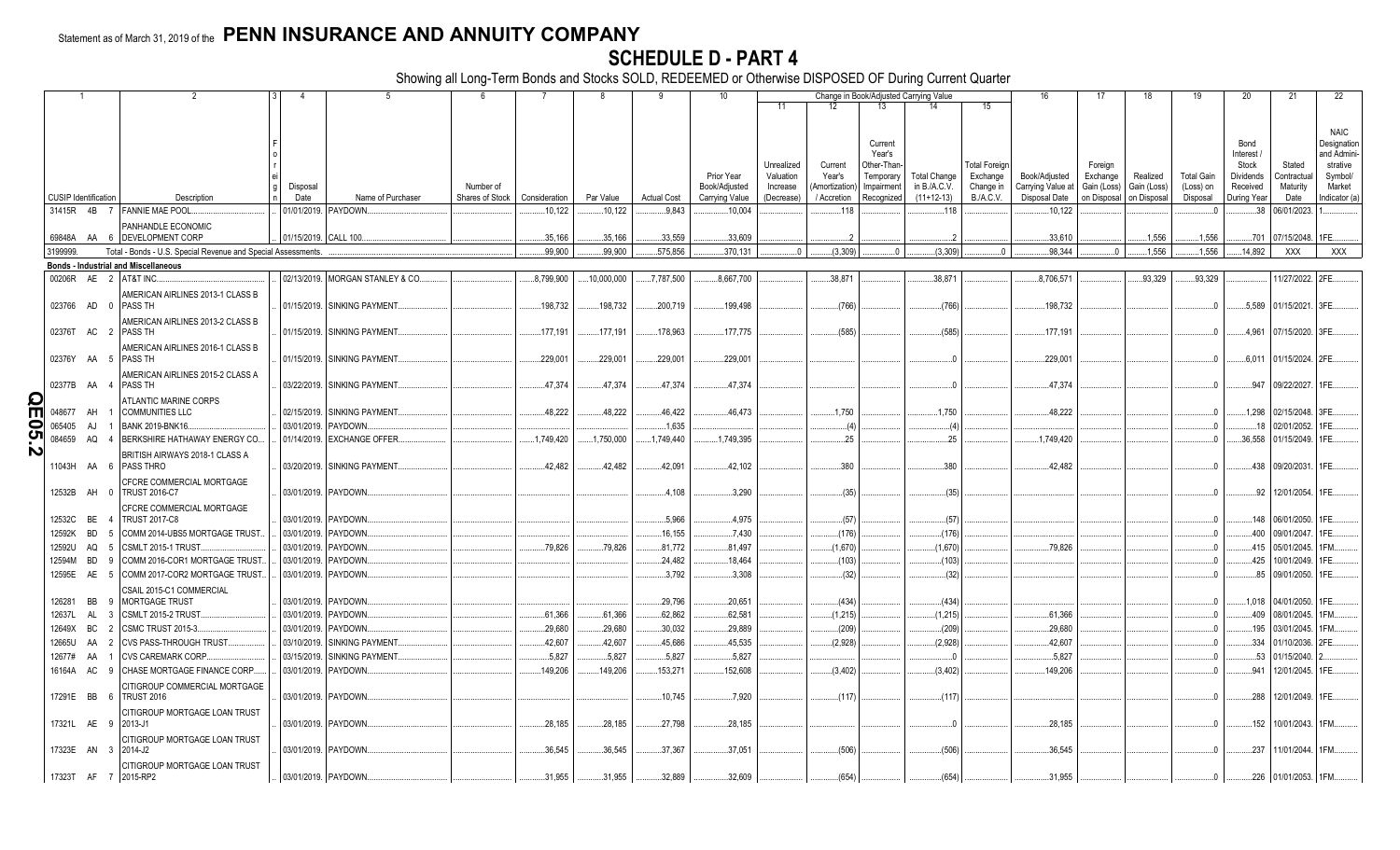Statement as of March 31, 2019 of the **PENN INSURANCE AND ANNUITY COMPANY**

# SCHEDULE D - PART 4

Showing all Long-Term Bonds and Stocks SOLD, REDEEMED or Otherwise DISPOSED OF During Current Quarter

| 1 | 2 | 3 | 4 | 5 | 6 | 7 | 8 | 9 | 10 | 11 | 12 | 13 | 14 | 15 | 16 | 17 | 18 | 19 | 20 | 21 | 22 |
|---|---|---|---|---|---|---|---|---|---|---|---|---|---|---|---|---|---|---|---|---|---|
| | | | | | | | | | | Change in Book/Adjusted Carrying Value | | | | | | | | | | | |
| CUSIP Identification | Description | Foreign | Disposal Date | Name of Purchaser | Number of Shares of Stock | Consideration | Par Value | Actual Cost | Prior Year Book/Adjusted Carrying Value | Unrealized Valuation Increase (Decrease) | Current Year's (Amortization) / Accretion | Current Year's Other-Than-Temporary Impairment Recognized | Total Change in B./A.C.V. (11+12-13) | Total Foreign Exchange Change in B./A.C.V. | Book/Adjusted Carrying Value at Disposal Date | Foreign Exchange Gain (Loss) on Disposal | Realized Gain (Loss) on Disposal | Total Gain (Loss) on Disposal | Bond Interest / Stock Dividends Received During Year | Stated Contractual Maturity Date | NAIC Designation and Administrative Symbol/ Market Indicator (a) |
| 31415R 4B 7 | FANNIE MAE POOL | | 01/01/2019 | PAYDOWN | | 10,122 | 10,122 | 9,843 | 10,004 | | 118 | | 118 | | 10,122 | | | 0 | 38 | 06/01/2023 | 1 |
| 69848A AA 6 | PANHANDLE ECONOMIC DEVELOPMENT CORP | | 01/15/2019 | CALL 100 | | 35,166 | 35,166 | 33,559 | 33,609 | | 2 | | 2 | | 33,610 | | 1,556 | 1,556 | 701 | 07/15/2048 | 1FE |
| 3199999. | Total - Bonds - U.S. Special Revenue and Special Assessments | | | | | 99,900 | 99,900 | 575,856 | 370,131 | 0 | (3,309) | 0 | (3,309) | 0 | 98,344 | 0 | 1,556 | 1,556 | 14,892 | XXX | XXX |
| **Bonds - Industrial and Miscellaneous** | | | | | | | | | | | | | | | | | | | | | |
| 00206R AE 2 | AT&T INC | | 02/13/2019 | MORGAN STANLEY & CO | | 8,799,900 | 10,000,000 | 7,787,500 | 8,667,700 | | 38,871 | | 38,871 | | 8,706,571 | | 93,329 | 93,329 | | 11/27/2022 | 2FE |
| 023766 AD 0 | AMERICAN AIRLINES 2013-1 CLASS B PASS TH | | 01/15/2019 | SINKING PAYMENT | | 198,732 | 198,732 | 200,719 | 199,498 | | (766) | | (766) | | 198,732 | | | 0 | 5,589 | 01/15/2021 | 3FE |
| 02376T AC 2 | AMERICAN AIRLINES 2013-2 CLASS B PASS TH | | 01/15/2019 | SINKING PAYMENT | | 177,191 | 177,191 | 178,963 | 177,775 | | (585) | | (585) | | 177,191 | | | 0 | 4,961 | 07/15/2020 | 3FE |
| 02376Y AA 5 | AMERICAN AIRLINES 2016-1 CLASS B PASS TH | | 01/15/2019 | SINKING PAYMENT | | 229,001 | 229,001 | 229,001 | 229,001 | | | | 0 | | 229,001 | | | 0 | 6,011 | 01/15/2024 | 2FE |
| 02377B AA 4 | AMERICAN AIRLINES 2015-2 CLASS A PASS TH | | 03/22/2019 | SINKING PAYMENT | | 47,374 | 47,374 | 47,374 | 47,374 | | | | 0 | | 47,374 | | | 0 | 947 | 09/22/2027 | 1FE |
| 048677 AH 1 | ATLANTIC MARINE CORPS COMMUNITIES LLC | | 02/15/2019 | SINKING PAYMENT | | 48,222 | 48,222 | 46,422 | 46,473 | | 1,750 | | 1,750 | | 48,222 | | | 0 | 1,298 | 02/15/2048 | 3FE |
| 065405 AJ 1 | BANK 2019-BNK16 | | 03/01/2019 | PAYDOWN | | | | 1,635 | | | (4) | | (4) | | | | | 0 | 18 | 02/01/2052 | 1FE |
| 084659 AQ 4 | BERKSHIRE HATHAWAY ENERGY CO | | 01/14/2019 | EXCHANGE OFFER | | 1,749,420 | 1,750,000 | 1,749,440 | 1,749,395 | | 25 | | 25 | | 1,749,420 | | | 0 | 36,558 | 01/15/2049 | 1FE |
| 11043H AA 6 | BRITISH AIRWAYS 2018-1 CLASS A PASS THRO | | 03/20/2019 | SINKING PAYMENT | | 42,482 | 42,482 | 42,091 | 42,102 | | 380 | | 380 | | 42,482 | | | 0 | 438 | 09/20/2031 | 1FE |
| 12532B AH 0 | CFCRE COMMERCIAL MORTGAGE TRUST 2016-C7 | | 03/01/2019 | PAYDOWN | | | | 4,108 | 3,290 | | (35) | | (35) | | | | | 0 | 92 | 12/01/2054 | 1FE |
| 12532C BE 4 | CFCRE COMMERCIAL MORTGAGE TRUST 2017-C8 | | 03/01/2019 | PAYDOWN | | | | 5,966 | 4,975 | | (57) | | (57) | | | | | 0 | 148 | 06/01/2050 | 1FE |
| 12592K BD 5 | COMM 2014-UBS5 MORTGAGE TRUST | | 03/01/2019 | PAYDOWN | | | | 16,155 | 7,430 | | (176) | | (176) | | | | | 0 | 400 | 09/01/2047 | 1FE |
| 12592U AQ 5 | CSMLT 2015-1 TRUST | | 03/01/2019 | PAYDOWN | | 79,826 | 79,826 | 81,772 | 81,497 | | (1,670) | | (1,670) | | 79,826 | | | 0 | 415 | 05/01/2045 | 1FM |
| 12594M BD 9 | COMM 2016-COR1 MORTGAGE TRUST | | 03/01/2019 | PAYDOWN | | | | 24,482 | 18,464 | | (103) | | (103) | | | | | 0 | 425 | 10/01/2049 | 1FE |
| 12595E AE 5 | COMM 2017-COR2 MORTGAGE TRUST | | 03/01/2019 | PAYDOWN | | | | 3,792 | 3,308 | | (32) | | (32) | | | | | 0 | 85 | 09/01/2050 | 1FE |
| 126281 BB 9 | CSAIL 2015-C1 COMMERCIAL MORTGAGE TRUST | | 03/01/2019 | PAYDOWN | | | | 29,796 | 20,651 | | (434) | | (434) | | | | | 0 | 1,018 | 04/01/2050 | 1FE |
| 12637L AL 3 | CSMLT 2015-2 TRUST | | 03/01/2019 | PAYDOWN | | 61,366 | 61,366 | 62,862 | 62,581 | | (1,215) | | (1,215) | | 61,366 | | | 0 | 409 | 08/01/2045 | 1FM |
| 12649X BC 2 | CSMC TRUST 2015-3 | | 03/01/2019 | PAYDOWN | | 29,680 | 29,680 | 30,032 | 29,889 | | (209) | | (209) | | 29,680 | | | 0 | 195 | 03/01/2045 | 1FM |
| 12665U AA 2 | CVS PASS-THROUGH TRUST | | 03/10/2019 | SINKING PAYMENT | | 42,607 | 42,607 | 45,686 | 45,535 | | (2,928) | | (2,928) | | 42,607 | | | 0 | 334 | 01/10/2036 | 2FE |
| 12677# AA 1 | CVS CAREMARK CORP | | 03/15/2019 | SINKING PAYMENT | | 5,827 | 5,827 | 5,827 | 5,827 | | | | 0 | | 5,827 | | | 0 | 53 | 01/15/2040 | 2 |
| 16164A AC 9 | CHASE MORTGAGE FINANCE CORP | | 03/01/2019 | PAYDOWN | | 149,206 | 149,206 | 153,271 | 152,608 | | (3,402) | | (3,402) | | 149,206 | | | 0 | 941 | 12/01/2045 | 1FE |
| 17291E BB 6 | CITIGROUP COMMERCIAL MORTGAGE TRUST 2016 | | 03/01/2019 | PAYDOWN | | | | 10,745 | 7,920 | | (117) | | (117) | | | | | 0 | 288 | 12/01/2049 | 1FE |
| 17321L AE 9 | CITIGROUP MORTGAGE LOAN TRUST 2013-J1 | | 03/01/2019 | PAYDOWN | | 28,185 | 28,185 | 27,798 | 28,185 | | | | 0 | | 28,185 | | | 0 | 152 | 10/01/2043 | 1FM |
| 17323E AN 3 | CITIGROUP MORTGAGE LOAN TRUST 2014-J2 | | 03/01/2019 | PAYDOWN | | 36,545 | 36,545 | 37,367 | 37,051 | | (506) | | (506) | | 36,545 | | | 0 | 237 | 11/01/2044 | 1FM |
| 17323T AF 7 | CITIGROUP MORTGAGE LOAN TRUST 2015-RP2 | | 03/01/2019 | PAYDOWN | | 31,955 | 31,955 | 32,889 | 32,609 | | (654) | | (654) | | 31,955 | | | 0 | 226 | 01/01/2053 | 1FM |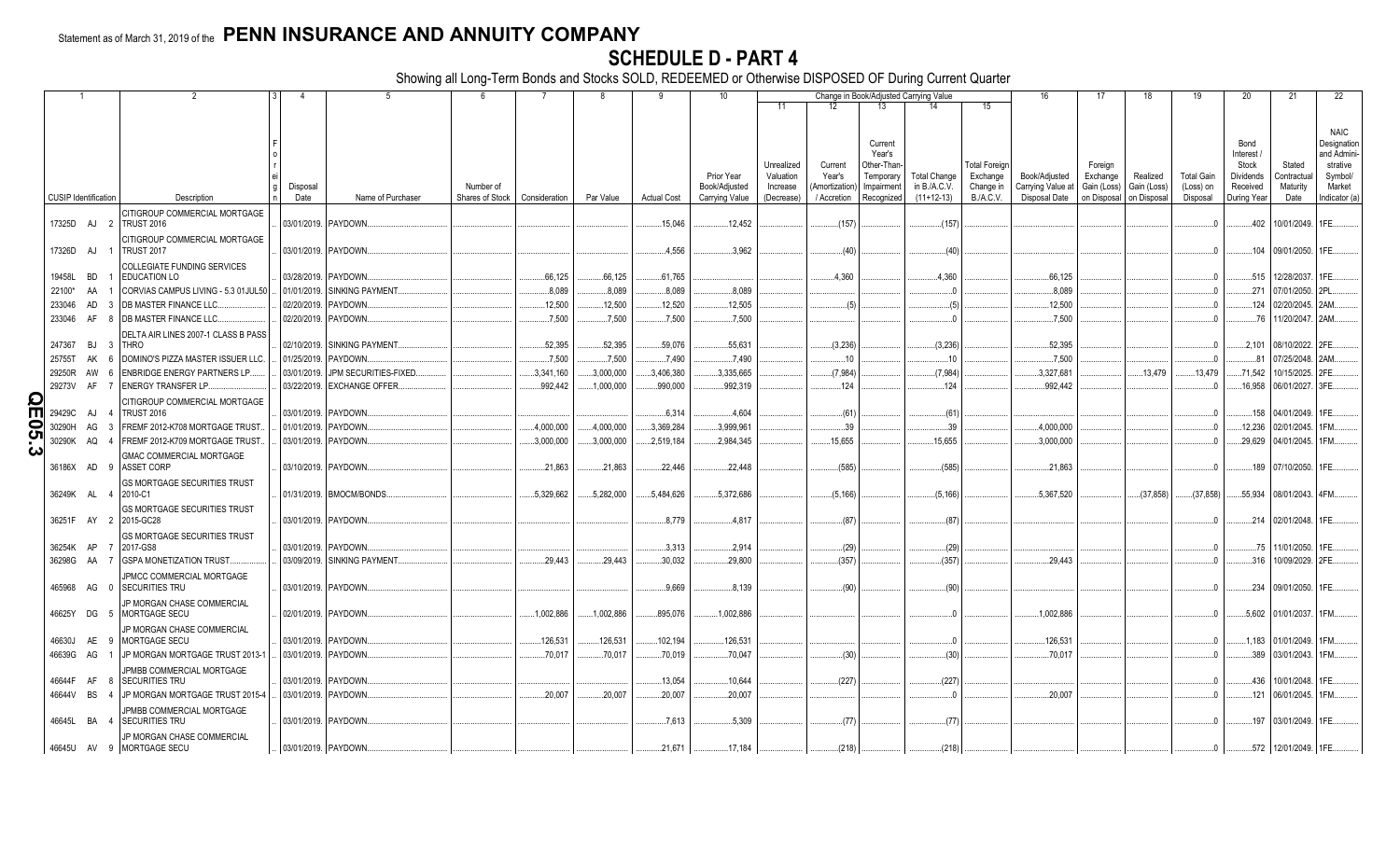Statement as of March 31, 2019 of the **PENN INSURANCE AND ANNUITY COMPANY**

# SCHEDULE D - PART 4

Showing all Long-Term Bonds and Stocks SOLD, REDEEMED or Otherwise DISPOSED OF During Current Quarter

| 1 CUSIP Identification | 2 Description | 3 Foreign | 4 Disposal Date | 5 Name of Purchaser | 6 Number of Shares of Stock | 7 Consideration | 8 Par Value | 9 Actual Cost | 10 Prior Year Book/Adjusted Carrying Value | 11 Unrealized Valuation Increase (Decrease) | 12 Current Year's (Amortization) / Accretion | 13 Current Year's Other-Than-Temporary Impairment Recognized | 14 Total Change in B./A.C.V. (11+12-13) | 15 Total Foreign Exchange Change in B./A.C.V. | 16 Book/Adjusted Carrying Value at Disposal Date | 17 Foreign Exchange Gain (Loss) on Disposal | 18 Realized Gain (Loss) on Disposal | 19 Total Gain (Loss) on Disposal | 20 Bond Interest / Stock Dividends Received During Year | 21 Stated Contractual Maturity Date | 22 NAIC Designation and Administrative Symbol/ Market Indicator (a) |
|---|---|---|---|---|---|---|---|---|---|---|---|---|---|---|---|---|---|---|---|---|---|
| 17325D AJ 2 | CITIGROUP COMMERCIAL MORTGAGE TRUST 2016 | | 03/01/2019 | PAYDOWN | | | | 15,046 | 12,452 | | (157) | | (157) | | | | | 0 | 402 | 10/01/2049 | 1FE |
| 17326D AJ 1 | CITIGROUP COMMERCIAL MORTGAGE TRUST 2017 | | 03/01/2019 | PAYDOWN | | | | 4,556 | 3,962 | | (40) | | (40) | | | | | 0 | 104 | 09/01/2050 | 1FE |
| 19458L BD 1 | COLLEGIATE FUNDING SERVICES EDUCATION LO | | 03/28/2019 | PAYDOWN | | 66,125 | 66,125 | 61,765 | | | 4,360 | | 4,360 | | 66,125 | | | 0 | 515 | 12/28/2037 | 1FE |
| 22100* AA 1 | CORVIAS CAMPUS LIVING - 5.3 01JUL50 | | 01/01/2019 | SINKING PAYMENT | | 8,089 | 8,089 | 8,089 | 8,089 | | | | 0 | | 8,089 | | | 0 | 271 | 07/01/2050 | 2PL |
| 233046 AD 3 | DB MASTER FINANCE LLC | | 02/20/2019 | PAYDOWN | | 12,500 | 12,500 | 12,520 | 12,505 | | (5) | | (5) | | 12,500 | | | 0 | 124 | 02/20/2045 | 2AM |
| 233046 AF 8 | DB MASTER FINANCE LLC | | 02/20/2019 | PAYDOWN | | 7,500 | 7,500 | 7,500 | 7,500 | | | | 0 | | 7,500 | | | 0 | 76 | 11/20/2047 | 2AM |
| 247367 BJ 3 | DELTA AIR LINES 2007-1 CLASS B PASS THRO | | 02/10/2019 | SINKING PAYMENT | | 52,395 | 52,395 | 59,076 | 55,631 | | (3,236) | | (3,236) | | 52,395 | | | 0 | 2,101 | 08/10/2022 | 2FE |
| 25755T AK 6 | DOMINO'S PIZZA MASTER ISSUER LLC | | 01/25/2019 | PAYDOWN | | 7,500 | 7,500 | 7,490 | 7,490 | | 10 | | 10 | | 7,500 | | | 0 | 81 | 07/25/2048 | 2AM |
| 29250R AW 6 | ENBRIDGE ENERGY PARTNERS LP | | 03/01/2019 | JPM SECURITIES-FIXED | | 3,341,160 | 3,000,000 | 3,406,380 | 3,335,665 | | (7,984) | | (7,984) | | 3,327,681 | | 13,479 | 13,479 | 71,542 | 10/15/2025 | 2FE |
| 29273V AF 7 | ENERGY TRANSFER LP | | 03/22/2019 | EXCHANGE OFFER | | 992,442 | 1,000,000 | 990,000 | 992,319 | | 124 | | 124 | | 992,442 | | | 0 | 16,958 | 06/01/2027 | 3FE |
| 29429C AJ 4 | CITIGROUP COMMERCIAL MORTGAGE TRUST 2016 | | 03/01/2019 | PAYDOWN | | | | 6,314 | 4,604 | | (61) | | (61) | | | | | 0 | 158 | 04/01/2049 | 1FE |
| 30290H AG 3 | FREMF 2012-K708 MORTGAGE TRUST | | 01/01/2019 | PAYDOWN | | 4,000,000 | 4,000,000 | 3,369,284 | 3,999,961 | | 39 | | 39 | | 4,000,000 | | | 0 | 12,236 | 02/01/2045 | 1FM |
| 30290K AQ 4 | FREMF 2012-K709 MORTGAGE TRUST | | 03/01/2019 | PAYDOWN | | 3,000,000 | 3,000,000 | 2,519,184 | 2,984,345 | | 15,655 | | 15,655 | | 3,000,000 | | | 0 | 29,629 | 04/01/2045 | 1FM |
| 36186X AD 9 | GMAC COMMERCIAL MORTGAGE ASSET CORP | | 03/10/2019 | PAYDOWN | | 21,863 | 21,863 | 22,446 | 22,448 | | (585) | | (585) | | 21,863 | | | 0 | 189 | 07/10/2050 | 1FE |
| 36249K AL 4 | GS MORTGAGE SECURITIES TRUST 2010-C1 | | 01/31/2019 | BMOCM/BONDS | | 5,329,662 | 5,282,000 | 5,484,626 | 5,372,686 | | (5,166) | | (5,166) | | 5,367,520 | | (37,858) | (37,858) | 55,934 | 08/01/2043 | 4FM |
| 36251F AY 2 | GS MORTGAGE SECURITIES TRUST 2015-GC28 | | 03/01/2019 | PAYDOWN | | | | 8,779 | 4,817 | | (87) | | (87) | | | | | 0 | 214 | 02/01/2048 | 1FE |
| 36254K AP 7 | GS MORTGAGE SECURITIES TRUST 2017-GS8 | | 03/01/2019 | PAYDOWN | | | | 3,313 | 2,914 | | (29) | | (29) | | | | | 0 | 75 | 11/01/2050 | 1FE |
| 36298G AA 7 | GSPA MONETIZATION TRUST | | 03/09/2019 | SINKING PAYMENT | | 29,443 | 29,443 | 30,032 | 29,800 | | (357) | | (357) | | 29,443 | | | 0 | 316 | 10/09/2029 | 2FE |
| 465968 AG 0 | JPMCC COMMERCIAL MORTGAGE SECURITIES TRU | | 03/01/2019 | PAYDOWN | | | | 9,669 | 8,139 | | (90) | | (90) | | | | | 0 | 234 | 09/01/2050 | 1FE |
| 46625Y DG 5 | JP MORGAN CHASE COMMERCIAL MORTGAGE SECU | | 02/01/2019 | PAYDOWN | | 1,002,886 | 1,002,886 | 895,076 | 1,002,886 | | | | 0 | | 1,002,886 | | | 0 | 5,602 | 01/01/2037 | 1FM |
| 46630J AE 9 | JP MORGAN CHASE COMMERCIAL MORTGAGE SECU | | 03/01/2019 | PAYDOWN | | 126,531 | 126,531 | 102,194 | 126,531 | | | | 0 | | 126,531 | | | 0 | 1,183 | 01/01/2049 | 1FM |
| 46639G AG 1 | JP MORGAN MORTGAGE TRUST 2013-1 | | 03/01/2019 | PAYDOWN | | 70,017 | 70,017 | 70,019 | 70,047 | | (30) | | (30) | | 70,017 | | | 0 | 389 | 03/01/2043 | 1FM |
| 46644F AF 8 | JPMBB COMMERCIAL MORTGAGE SECURITIES TRU | | 03/01/2019 | PAYDOWN | | | | 13,054 | 10,644 | | (227) | | (227) | | | | | 0 | 436 | 10/01/2048 | 1FE |
| 46644V BS 4 | JP MORGAN MORTGAGE TRUST 2015-4 | | 03/01/2019 | PAYDOWN | | 20,007 | 20,007 | 20,007 | 20,007 | | | | 0 | | 20,007 | | | 0 | 121 | 06/01/2045 | 1FM |
| 46645L BA 4 | JPMBB COMMERCIAL MORTGAGE SECURITIES TRU | | 03/01/2019 | PAYDOWN | | | | 7,613 | 5,309 | | (77) | | (77) | | | | | 0 | 197 | 03/01/2049 | 1FE |
| 46645U AV 9 | JP MORGAN CHASE COMMERCIAL MORTGAGE SECU | | 03/01/2019 | PAYDOWN | | | | 21,671 | 17,184 | | (218) | | (218) | | | | | 0 | 572 | 12/01/2049 | 1FE |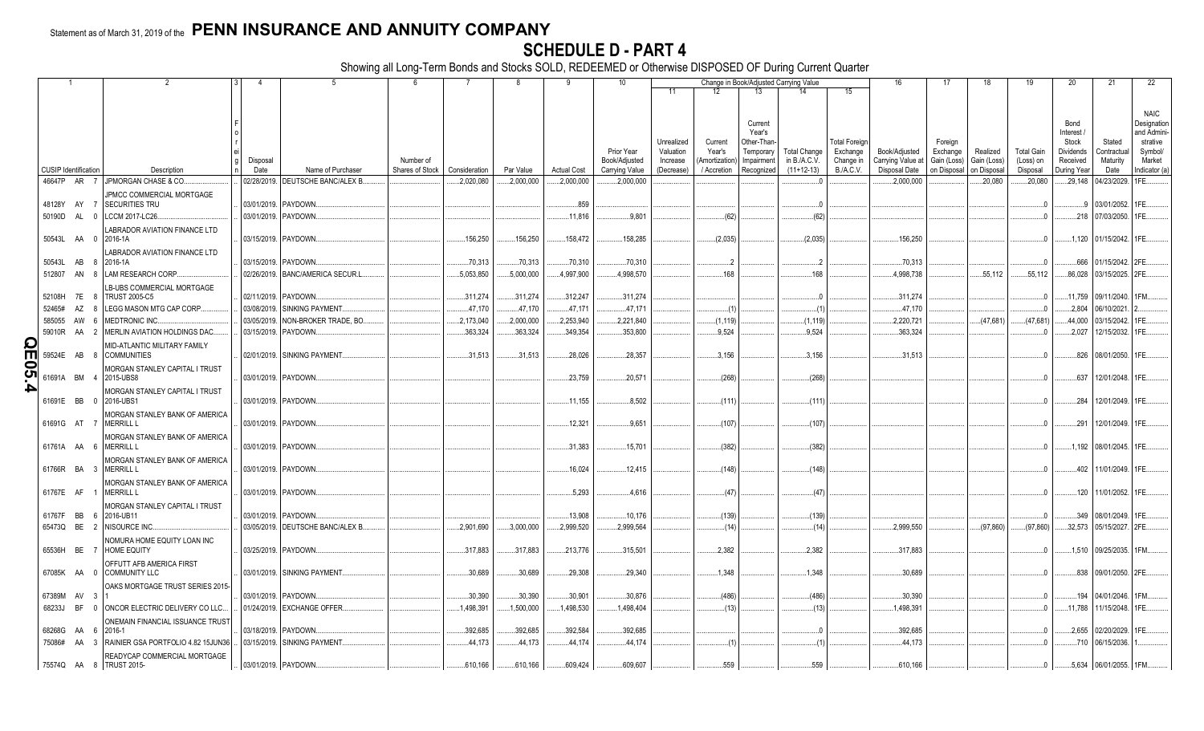Statement as of March 31, 2019 of the **PENN INSURANCE AND ANNUITY COMPANY**

# SCHEDULE D - PART 4

Showing all Long-Term Bonds and Stocks SOLD, REDEEMED or Otherwise DISPOSED OF During Current Quarter

| 1 | 2 | 3 | 4 | 5 | 6 | 7 | 8 | 9 | 10 | 11 | 12 | 13 | 14 | 15 | 16 | 17 | 18 | 19 | 20 | 21 | 22 |
|---|---|---|---|---|---|---|---|---|---|---|---|---|---|---|---|---|---|---|---|---|---|
| | | | | | | | | | | Change in Book/Adjusted Carrying Value | | | | | | | | | | | |
| CUSIP Identification | Description | Foreign | Disposal Date | Name of Purchaser | Number of Shares of Stock | Consideration | Par Value | Actual Cost | Prior Year Book/Adjusted Carrying Value | Unrealized Valuation Increase (Decrease) | Current Year's (Amortization) / Accretion | Current Year's Other-Than-Temporary Impairment Recognized | Total Change in B./A.C.V. (11+12-13) | Total Foreign Exchange Change in B./A.C.V. | Book/Adjusted Carrying Value at Disposal Date | Foreign Exchange Gain (Loss) on Disposal | Realized Gain (Loss) on Disposal | Total Gain (Loss) on Disposal | Bond Interest / Stock Dividends Received During Year | Stated Contractual Maturity Date | NAIC Designation and Administrative Symbol/ Market Indicator (a) |
| 46647P AR 7 | JPMORGAN CHASE & CO. | | 02/28/2019. | DEUTSCHE BANC/ALEX B. | | 2,020,080 | 2,000,000 | 2,000,000 | 2,000,000 | | | | 0 | | 2,000,000 | | 20,080 | 20,080 | 29,148 | 04/23/2029. | 1FE. |
| 48128Y AY 7 | JPMCC COMMERCIAL MORTGAGE SECURITIES TRU | | 03/01/2019. | PAYDOWN. | | | | 859 | | | | | 0 | | | | | 0 | 9 | 03/01/2052. | 1FE. |
| 50190D AL 0 | LCCM 2017-LC26. | | 03/01/2019. | PAYDOWN. | | | | 11,816 | 9,801 | | (62) | | (62) | | | | | 0 | 218 | 07/03/2050. | 1FE. |
| 50543L AA 0 | LABRADOR AVIATION FINANCE LTD 2016-1A | | 03/15/2019. | PAYDOWN. | | 156,250 | 156,250 | 158,472 | 158,285 | | (2,035) | | (2,035) | | 156,250 | | | 0 | 1,120 | 01/15/2042. | 1FE. |
| 50543L AB 8 | LABRADOR AVIATION FINANCE LTD 2016-1A | | 03/15/2019. | PAYDOWN. | | 70,313 | 70,313 | 70,310 | 70,310 | | 2 | | 2 | | 70,313 | | | 0 | 666 | 01/15/2042. | 2FE. |
| 512807 AN 8 | LAM RESEARCH CORP. | | 02/26/2019. | BANC/AMERICA SECUR.L. | | 5,053,850 | 5,000,000 | 4,997,900 | 4,998,570 | | 168 | | 168 | | 4,998,738 | | 55,112 | 55,112 | 86,028 | 03/15/2025. | 2FE. |
| 52108H 7E 8 | LB-UBS COMMERCIAL MORTGAGE TRUST 2005-C5 | | 02/11/2019. | PAYDOWN. | | 311,274 | 311,274 | 312,247 | 311,274 | | | | 0 | | 311,274 | | | 0 | 11,759 | 09/11/2040. | 1FM. |
| 52465# AZ 8 | LEGG MASON MTG CAP CORP. | | 03/08/2019. | SINKING PAYMENT. | | 47,170 | 47,170 | 47,171 | 47,171 | | (1) | | (1) | | 47,170 | | | 0 | 2,804 | 06/10/2021. | 2. |
| 585055 AW 6 | MEDTRONIC INC. | | 03/05/2019. | NON-BROKER TRADE, BO. | | 2,173,040 | 2,000,000 | 2,253,940 | 2,221,840 | | (1,119) | | (1,119) | | 2,220,721 | | (47,681) | (47,681) | 44,000 | 03/15/2042. | 1FE. |
| 59010R AA 2 | MERLIN AVIATION HOLDINGS DAC. | | 03/15/2019. | PAYDOWN. | | 363,324 | 363,324 | 349,354 | 353,800 | | 9,524 | | 9,524 | | 363,324 | | | 0 | 2,027 | 12/15/2032. | 1FE. |
| 59524E AB 8 | MID-ATLANTIC MILITARY FAMILY COMMUNITIES | | 02/01/2019. | SINKING PAYMENT. | | 31,513 | 31,513 | 28,026 | 28,357 | | 3,156 | | 3,156 | | 31,513 | | | 0 | 826 | 08/01/2050. | 1FE. |
| 61691A BM 4 | MORGAN STANLEY CAPITAL I TRUST 2015-UBS8 | | 03/01/2019. | PAYDOWN. | | | | 23,759 | 20,571 | | (268) | | (268) | | | | | 0 | 637 | 12/01/2048. | 1FE. |
| 61691E BB 0 | MORGAN STANLEY CAPITAL I TRUST 2016-UBS1 | | 03/01/2019. | PAYDOWN. | | | | 11,155 | 8,502 | | (111) | | (111) | | | | | 0 | 284 | 12/01/2049. | 1FE. |
| 61691G AT 7 | MORGAN STANLEY BANK OF AMERICA MERRILL L | | 03/01/2019. | PAYDOWN. | | | | 12,321 | 9,651 | | (107) | | (107) | | | | | 0 | 291 | 12/01/2049. | 1FE. |
| 61761A AA 6 | MORGAN STANLEY BANK OF AMERICA MERRILL L | | 03/01/2019. | PAYDOWN. | | | | 31,383 | 15,701 | | (382) | | (382) | | | | | 0 | 1,192 | 08/01/2045. | 1FE. |
| 61766R BA 3 | MORGAN STANLEY BANK OF AMERICA MERRILL L | | 03/01/2019. | PAYDOWN. | | | | 16,024 | 12,415 | | (148) | | (148) | | | | | 0 | 402 | 11/01/2049. | 1FE. |
| 61767E AF 1 | MORGAN STANLEY BANK OF AMERICA MERRILL L | | 03/01/2019. | PAYDOWN. | | | | 5,293 | 4,616 | | (47) | | (47) | | | | | 0 | 120 | 11/01/2052. | 1FE. |
| 61767F BB 6 | MORGAN STANLEY CAPITAL I TRUST 2016-UB11 | | 03/01/2019. | PAYDOWN. | | | | 13,908 | 10,176 | | (139) | | (139) | | | | | 0 | 349 | 08/01/2049. | 1FE. |
| 65473Q BE 2 | NISOURCE INC. | | 03/05/2019. | DEUTSCHE BANC/ALEX B. | | 2,901,690 | 3,000,000 | 2,999,520 | 2,999,564 | | (14) | | (14) | | 2,999,550 | | (97,860) | (97,860) | 32,573 | 05/15/2027. | 2FE. |
| 65536H BE 7 | NOMURA HOME EQUITY LOAN INC HOME EQUITY | | 03/25/2019. | PAYDOWN. | | 317,883 | 317,883 | 213,776 | 315,501 | | 2,382 | | 2,382 | | 317,883 | | | 0 | 1,510 | 09/25/2035. | 1FM. |
| 67085K AA 0 | OFFUTT AFB AMERICA FIRST COMMUNITY LLC | | 03/01/2019. | SINKING PAYMENT. | | 30,689 | 30,689 | 29,308 | 29,340 | | 1,348 | | 1,348 | | 30,689 | | | 0 | 838 | 09/01/2050. | 2FE. |
| 67389M AV 3 | OAKS MORTGAGE TRUST SERIES 2015-1 | | 03/01/2019. | PAYDOWN. | | 30,390 | 30,390 | 30,901 | 30,876 | | (486) | | (486) | | 30,390 | | | 0 | 194 | 04/01/2046. | 1FM. |
| 68233J BF 0 | ONCOR ELECTRIC DELIVERY CO LLC. | | 01/24/2019. | EXCHANGE OFFER. | | 1,498,391 | 1,500,000 | 1,498,530 | 1,498,404 | | (13) | | (13) | | 1,498,391 | | | 0 | 11,788 | 11/15/2048. | 1FE. |
| 68268G AA 6 | ONEMAIN FINANCIAL ISSUANCE TRUST 2016-1 | | 03/18/2019. | PAYDOWN. | | 392,685 | 392,685 | 392,584 | 392,685 | | | | 0 | | 392,685 | | | 0 | 2,655 | 02/20/2029. | 1FE. |
| 75086# AA 3 | RAINIER GSA PORTFOLIO 4.82 15JUN36 | | 03/15/2019. | SINKING PAYMENT. | | 44,173 | 44,173 | 44,174 | 44,174 | | (1) | | (1) | | 44,173 | | | 0 | 710 | 06/15/2036. | 1. |
| 75574Q AA 8 | READYCAP COMMERCIAL MORTGAGE TRUST 2015- | | 03/01/2019. | PAYDOWN. | | 610,166 | 610,166 | 609,424 | 609,607 | | 559 | | 559 | | 610,166 | | | 0 | 5,634 | 06/01/2055. | 1FM. |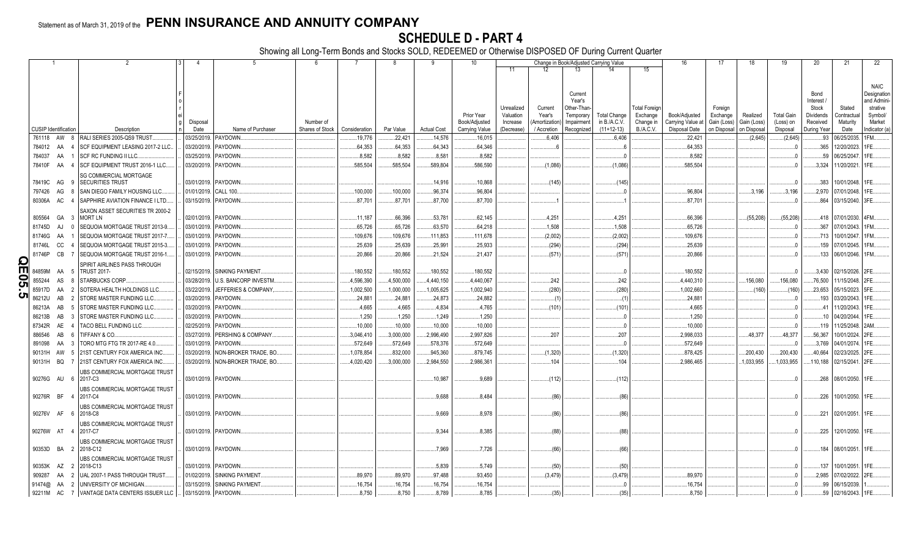Statement as of March 31, 2019 of the **PENN INSURANCE AND ANNUITY COMPANY**

# SCHEDULE D - PART 4

Showing all Long-Term Bonds and Stocks SOLD, REDEEMED or Otherwise DISPOSED OF During Current Quarter

| 1 | 2 | 3 | 4 | 5 | 6 | 7 | 8 | 9 | 10 | 11 | 12 | 13 | 14 | 15 | 16 | 17 | 18 | 19 | 20 | 21 | 22 |
|---|---|---|---|---|---|---|---|---|---|---|---|---|---|---|---|---|---|---|---|---|---|
| | | | | | | | | | | Change in Book/Adjusted Carrying Value | | | | | | | | | | | |
| CUSIP Identification | Description | Foreign | Disposal Date | Name of Purchaser | Number of Shares of Stock | Consideration | Par Value | Actual Cost | Prior Year Book/Adjusted Carrying Value | Unrealized Valuation Increase (Decrease) | Current Year's (Amortization) / Accretion | Current Year's Other-Than-Temporary Impairment Recognized | Total Change in B./A.C.V. (11+12-13) | Total Foreign Exchange Change in B./A.C.V. | Book/Adjusted Carrying Value at Disposal Date | Foreign Exchange Gain (Loss) on Disposal | Realized Gain (Loss) on Disposal | Total Gain (Loss) on Disposal | Bond Interest / Stock Dividends Received During Year | Stated Contractual Maturity Date | NAIC Designation and Administrative Symbol/ Market Indicator (a) |
| 761118 AW 8 | RALI SERIES 2005-QS9 TRUST | | 03/25/2019. | PAYDOWN | | 19,776 | 22,421 | 14,576 | 16,015 | | 6,406 | | 6,406 | | 22,421 | | (2,645) | (2,645) | 93 | 06/25/2035. | 1FM |
| 784012 AA 4 | SCF EQUIPMENT LEASING 2017-2 LLC | | 03/20/2019. | PAYDOWN | | 64,353 | 64,353 | 64,343 | 64,346 | | 6 | | 6 | | 64,353 | | | 0 | 365 | 12/20/2023. | 1FE |
| 784037 AA 1 | SCF RC FUNDING II LLC | | 03/25/2019. | PAYDOWN | | 8,582 | 8,582 | 8,581 | 8,582 | | | | 0 | | 8,582 | | | 0 | 59 | 06/25/2047. | 1FE |
| 78410F AA 4 | SCF EQUIPMENT TRUST 2016-1 LLC | | 03/20/2019. | PAYDOWN | | 585,504 | 585,504 | 589,804 | 586,590 | | (1,086) | | (1,086) | | 585,504 | | | 0 | 3,324 | 11/20/2021. | 1FE |
| 78419C AG 9 | SG COMMERCIAL MORTGAGE SECURITIES TRUST | | 03/01/2019. | PAYDOWN | | | | 14,916 | 10,868 | | (145) | | (145) | | | | | 0 | 383 | 10/01/2048. | 1FE |
| 797426 AG 8 | SAN DIEGO FAMILY HOUSING LLC | | 01/01/2019. | CALL 100 | | 100,000 | 100,000 | 96,374 | 96,804 | | | | 0 | | 96,804 | | 3,196 | 3,196 | 2,970 | 07/01/2048. | 1FE |
| 80306A AC 4 | SAPPHIRE AVIATION FINANCE I LTD | | 03/15/2019. | PAYDOWN | | 87,701 | 87,701 | 87,700 | 87,700 | | 1 | | 1 | | 87,701 | | | 0 | 864 | 03/15/2040. | 3FE |
| 805564 GA 3 | SAXON ASSET SECURITIES TR 2002-2 MORT LN | | 02/01/2019. | PAYDOWN | | 11,187 | 66,396 | 53,781 | 62,145 | | 4,251 | | 4,251 | | 66,396 | | (55,208) | (55,208) | 418 | 07/01/2030. | 4FM |
| 81745D AJ 0 | SEQUOIA MORTGAGE TRUST 2013-9 | | 03/01/2019. | PAYDOWN | | 65,726 | 65,726 | 63,570 | 64,218 | | 1,508 | | 1,508 | | 65,726 | | | 0 | 367 | 07/01/2043. | 1FM |
| 81746G AA 1 | SEQUOIA MORTGAGE TRUST 2017-7 | | 03/01/2019. | PAYDOWN | | 109,676 | 109,676 | 111,853 | 111,678 | | (2,002) | | (2,002) | | 109,676 | | | 0 | 713 | 10/01/2047. | 1FM |
| 81746L CC 4 | SEQUOIA MORTGAGE TRUST 2015-3 | | 03/01/2019. | PAYDOWN | | 25,639 | 25,639 | 25,991 | 25,933 | | (294) | | (294) | | 25,639 | | | 0 | 159 | 07/01/2045. | 1FM |
| 81746P CB 7 | SEQUOIA MORTGAGE TRUST 2016-1 | | 03/01/2019. | PAYDOWN | | 20,866 | 20,866 | 21,524 | 21,437 | | (571) | | (571) | | 20,866 | | | 0 | 133 | 06/01/2046. | 1FM |
| 84859M AA 5 | SPIRIT AIRLINES PASS THROUGH TRUST 2017- | | 02/15/2019. | SINKING PAYMENT | | 180,552 | 180,552 | 180,552 | 180,552 | | | | 0 | | 180,552 | | | 0 | 3,430 | 02/15/2026. | 2FE |
| 855244 AS 8 | STARBUCKS CORP | | 03/28/2019. | U.S. BANCORP INVESTM | | 4,596,390 | 4,500,000 | 4,440,150 | 4,440,067 | | 242 | | 242 | | 4,440,310 | | 156,080 | 156,080 | 76,500 | 11/15/2048. | 2FE |
| 85917D AA 2 | SOTERA HEALTH HOLDINGS LLC | | 03/22/2019. | JEFFERIES & COMPANY | | 1,002,500 | 1,000,000 | 1,005,625 | 1,002,940 | | (280) | | (280) | | 1,002,660 | | (160) | (160) | 23,653 | 05/15/2023. | 5FE |
| 86212U AB 2 | STORE MASTER FUNDING LLC | | 03/20/2019. | PAYDOWN | | 24,881 | 24,881 | 24,873 | 24,882 | | (1) | | (1) | | 24,881 | | | 0 | 193 | 03/20/2043. | 1FE |
| 86213A AB 5 | STORE MASTER FUNDING LLC | | 03/20/2019. | PAYDOWN | | 4,665 | 4,665 | 4,834 | 4,765 | | (101) | | (101) | | 4,665 | | | 0 | 41 | 11/20/2043. | 1FE |
| 86213B AB 3 | STORE MASTER FUNDING LLC | | 03/20/2019. | PAYDOWN | | 1,250 | 1,250 | 1,249 | 1,250 | | | | 0 | | 1,250 | | | 0 | 10 | 04/20/2044. | 1FE |
| 87342R AE 4 | TACO BELL FUNDING LLC | | 02/25/2019. | PAYDOWN | | 10,000 | 10,000 | 10,000 | 10,000 | | | | 0 | | 10,000 | | | 0 | 119 | 11/25/2048. | 2AM |
| 886546 AB 6 | TIFFANY & CO | | 03/27/2019. | PERSHING & COMPANY | | 3,046,410 | 3,000,000 | 2,996,490 | 2,997,826 | | 207 | | 207 | | 2,998,033 | | 48,377 | 48,377 | 56,367 | 10/01/2024. | 2FE |
| 891098 AA 3 | TORO MTG FTG TR 2017-RE 4.0 | | 03/01/2019. | PAYDOWN | | 572,649 | 572,649 | 578,376 | 572,649 | | | | 0 | | 572,649 | | | 0 | 3,769 | 04/01/2074. | 1FE |
| 90131H AW 5 | 21ST CENTURY FOX AMERICA INC | | 03/20/2019. | NON-BROKER TRADE, BO | | 1,078,854 | 832,000 | 945,360 | 879,745 | | (1,320) | | (1,320) | | 878,425 | | 200,430 | 200,430 | 40,664 | 02/23/2025. | 2FE |
| 90131H BQ 7 | 21ST CENTURY FOX AMERICA INC | | 03/20/2019. | NON-BROKER TRADE, BO | | 4,020,420 | 3,000,000 | 2,984,550 | 2,986,361 | | 104 | | 104 | | 2,986,465 | | 1,033,955 | 1,033,955 | 110,188 | 02/15/2041. | 2FE |
| 90276G AU 6 | UBS COMMERCIAL MORTGAGE TRUST 2017-C3 | | 03/01/2019. | PAYDOWN | | | | 10,987 | 9,689 | | (112) | | (112) | | | | | 0 | 268 | 08/01/2050. | 1FE |
| 90276R BF 4 | UBS COMMERCIAL MORTGAGE TRUST 2017-C4 | | 03/01/2019. | PAYDOWN | | | | 9,688 | 8,484 | | (86) | | (86) | | | | | 0 | 226 | 10/01/2050. | 1FE |
| 90276V AF 6 | UBS COMMERCIAL MORTGAGE TRUST 2018-C8 | | 03/01/2019. | PAYDOWN | | | | 9,669 | 8,978 | | (86) | | (86) | | | | | 0 | 221 | 02/01/2051. | 1FE |
| 90276W AT 4 | UBS COMMERCIAL MORTGAGE TRUST 2017-C7 | | 03/01/2019. | PAYDOWN | | | | 9,344 | 8,385 | | (88) | | (88) | | | | | 0 | 225 | 12/01/2050. | 1FE |
| 90353D BA 2 | UBS COMMERCIAL MORTGAGE TRUST 2018-C12 | | 03/01/2019. | PAYDOWN | | | | 7,969 | 7,726 | | (66) | | (66) | | | | | 0 | 184 | 08/01/2051. | 1FE |
| 90353K AZ 2 | UBS COMMERCIAL MORTGAGE TRUST 2018-C13 | | 03/01/2019. | PAYDOWN | | | | 5,839 | 5,749 | | (50) | | (50) | | | | | 0 | 137 | 10/01/2051. | 1FE |
| 909287 AA 2 | UAL 2007-1 PASS THROUGH TRUST | | 01/02/2019. | SINKING PAYMENT | | 89,970 | 89,970 | 97,488 | 93,450 | | (3,479) | | (3,479) | | 89,970 | | | 0 | 2,985 | 07/02/2022. | 2FE |
| 91474@ AA 2 | UNIVERSITY OF MICHIGAN | | 03/15/2019. | SINKING PAYMENT | | 16,754 | 16,754 | 16,754 | 16,754 | | | | 0 | | 16,754 | | | 0 | 99 | 06/15/2039. | 1 |
| 92211M AC 7 | VANTAGE DATA CENTERS ISSUER LLC | | 03/15/2019. | PAYDOWN | | 8,750 | 8,750 | 8,789 | 8,785 | | (35) | | (35) | | 8,750 | | | 0 | 59 | 02/16/2043. | 1FE |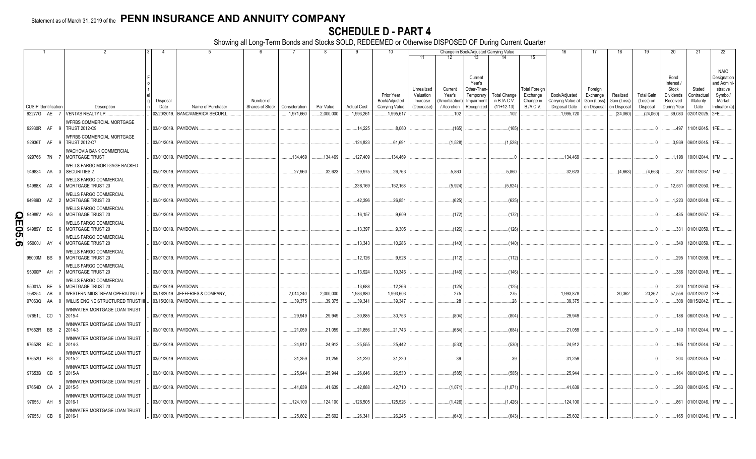Statement as of March 31, 2019 of the **PENN INSURANCE AND ANNUITY COMPANY**

# SCHEDULE D - PART 4

Showing all Long-Term Bonds and Stocks SOLD, REDEEMED or Otherwise DISPOSED OF During Current Quarter

| 1 | 2 | 3 | 4 | 5 | 6 | 7 | 8 | 9 | 10 | 11 | 12 | 13 | 14 | 15 | 16 | 17 | 18 | 19 | 20 | 21 | 22 |
|---|---|---|---|---|---|---|---|---|---|---|---|---|---|---|---|---|---|---|---|---|---|
| | | | | | | | | | | Change in Book/Adjusted Carrying Value | | | | | | | | | | | |
| CUSIP Identification | Description | Foreign | Disposal Date | Name of Purchaser | Number of Shares of Stock | Consideration | Par Value | Actual Cost | Prior Year Book/Adjusted Carrying Value | Unrealized Valuation Increase (Decrease) | Current Year's (Amortization) / Accretion | Current Year's Other-Than-Temporary Impairment Recognized | Total Change in B./A.C.V. (11+12-13) | Total Foreign Exchange Change in B./A.C.V. | Book/Adjusted Carrying Value at Disposal Date | Foreign Exchange Gain (Loss) on Disposal | Realized Gain (Loss) on Disposal | Total Gain (Loss) on Disposal | Bond Interest / Stock Dividends Received During Year | Stated Contractual Maturity Date | NAIC Designation and Administrative Symbol/ Market Indicator (a) |
| 92277G AE 7 | VENTAS REALTY LP | | 02/20/2019 | BANC/AMERICA SECUR.L | | 1,971,660 | 2,000,000 | 1,993,261 | 1,995,617 | | 102 | | 102 | | 1,995,720 | | (24,060) | (24,060) | 39,083 | 02/01/2025 | 2FE |
| 92930R AF 9 | WFRBS COMMERCIAL MORTGAGE TRUST 2012-C9 | | 03/01/2019 | PAYDOWN | | | | 14,225 | 8,060 | | (165) | | (165) | | | | | 0 | 497 | 11/01/2045 | 1FE |
| 92936T AF 9 | WFRBS COMMERCIAL MORTGAGE TRUST 2012-C7 | | 03/01/2019 | PAYDOWN | | | | 124,823 | 61,691 | | (1,528) | | (1,528) | | | | | 0 | 3,939 | 06/01/2045 | 1FE |
| 929766 7N 7 | WACHOVIA BANK COMMERCIAL MORTGAGE TRUST | | 03/01/2019 | PAYDOWN | | 134,469 | 134,469 | 127,409 | 134,469 | | | | 0 | | 134,469 | | | 0 | 1,198 | 10/01/2044 | 1FM |
| 949834 AA 3 | WELLS FARGO MORTGAGE BACKED SECURITIES 2 | | 03/01/2019 | PAYDOWN | | 27,960 | 32,623 | 29,975 | 26,763 | | 5,860 | | 5,860 | | 32,623 | | (4,663) | (4,663) | 327 | 10/01/2037 | 1FM |
| 94988X AX 4 | WELLS FARGO COMMERCIAL MORTGAGE TRUST 20 | | 03/01/2019 | PAYDOWN | | | | 238,169 | 152,168 | | (5,924) | | (5,924) | | | | | 0 | 12,531 | 08/01/2050 | 1FE |
| 94989D AZ 2 | WELLS FARGO COMMERCIAL MORTGAGE TRUST 20 | | 03/01/2019 | PAYDOWN | | | | 42,396 | 26,851 | | (625) | | (625) | | | | | 0 | 1,223 | 02/01/2048 | 1FE |
| 94989V AG 4 | WELLS FARGO COMMERCIAL MORTGAGE TRUST 20 | | 03/01/2019 | PAYDOWN | | | | 16,157 | 9,609 | | (172) | | (172) | | | | | 0 | 435 | 09/01/2057 | 1FE |
| 94989Y BC 6 | WELLS FARGO COMMERCIAL MORTGAGE TRUST 20 | | 03/01/2019 | PAYDOWN | | | | 13,397 | 9,305 | | (126) | | (126) | | | | | 0 | 331 | 01/01/2059 | 1FE |
| 95000J AY 4 | WELLS FARGO COMMERCIAL MORTGAGE TRUST 20 | | 03/01/2019 | PAYDOWN | | | | 13,343 | 10,286 | | (140) | | (140) | | | | | 0 | 340 | 12/01/2059 | 1FE |
| 95000M BS 9 | WELLS FARGO COMMERCIAL MORTGAGE TRUST 20 | | 03/01/2019 | PAYDOWN | | | | 12,126 | 9,528 | | (112) | | (112) | | | | | 0 | 295 | 11/01/2059 | 1FE |
| 95000P AH 7 | WELLS FARGO COMMERCIAL MORTGAGE TRUST 20 | | 03/01/2019 | PAYDOWN | | | | 13,924 | 10,346 | | (146) | | (146) | | | | | 0 | 386 | 12/01/2049 | 1FE |
| 95001A BE 5 | WELLS FARGO COMMERCIAL MORTGAGE TRUST 20 | | 03/01/2019 | PAYDOWN | | | | 13,688 | 12,266 | | (125) | | (125) | | | | | 0 | 320 | 11/01/2050 | 1FE |
| 958254 AB 0 | WESTERN MIDSTREAM OPERATING LP | | 03/18/2019 | JEFFERIES & COMPANY | | 2,014,240 | 2,000,000 | 1,983,880 | 1,993,603 | | 275 | | 275 | | 1,993,878 | | 20,362 | 20,362 | 57,556 | 07/01/2022 | 2FE |
| 97063Q AA 0 | WILLIS ENGINE STRUCTURED TRUST III | | 03/15/2019 | PAYDOWN | | 39,375 | 39,375 | 39,341 | 39,347 | | 28 | | 28 | | 39,375 | | | 0 | 308 | 08/15/2042 | 1FE |
| 97651L CD 1 | WINWATER MORTGAGE LOAN TRUST 2015-4 | | 03/01/2019 | PAYDOWN | | 29,949 | 29,949 | 30,885 | 30,753 | | (804) | | (804) | | 29,949 | | | 0 | 188 | 06/01/2045 | 1FM |
| 97652R BB 2 | WINWATER MORTGAGE LOAN TRUST 2014-3 | | 03/01/2019 | PAYDOWN | | 21,059 | 21,059 | 21,856 | 21,743 | | (684) | | (684) | | 21,059 | | | 0 | 140 | 11/01/2044 | 1FM |
| 97652R BC 0 | WINWATER MORTGAGE LOAN TRUST 2014-3 | | 03/01/2019 | PAYDOWN | | 24,912 | 24,912 | 25,555 | 25,442 | | (530) | | (530) | | 24,912 | | | 0 | 165 | 11/01/2044 | 1FM |
| 97652U BG 4 | WINWATER MORTGAGE LOAN TRUST 2015-2 | | 03/01/2019 | PAYDOWN | | 31,259 | 31,259 | 31,220 | 31,220 | | 39 | | 39 | | 31,259 | | | 0 | 204 | 02/01/2045 | 1FM |
| 97653B CB 5 | WINWATER MORTGAGE LOAN TRUST 2015-A | | 03/01/2019 | PAYDOWN | | 25,944 | 25,944 | 26,646 | 26,530 | | (585) | | (585) | | 25,944 | | | 0 | 164 | 06/01/2045 | 1FM |
| 97654D CA 2 | WINWATER MORTGAGE LOAN TRUST 2015-5 | | 03/01/2019 | PAYDOWN | | 41,639 | 41,639 | 42,888 | 42,710 | | (1,071) | | (1,071) | | 41,639 | | | 0 | 263 | 08/01/2045 | 1FM |
| 97655J AH 5 | WINWATER MORTGAGE LOAN TRUST 2016-1 | | 03/01/2019 | PAYDOWN | | 124,100 | 124,100 | 126,505 | 125,526 | | (1,426) | | (1,426) | | 124,100 | | | 0 | 861 | 01/01/2046 | 1FM |
| 97655J CB 6 | WINWATER MORTGAGE LOAN TRUST 2016-1 | | 03/01/2019 | PAYDOWN | | 25,602 | 25,602 | 26,341 | 26,245 | | (643) | | (643) | | 25,602 | | | 0 | 165 | 01/01/2046 | 1FM |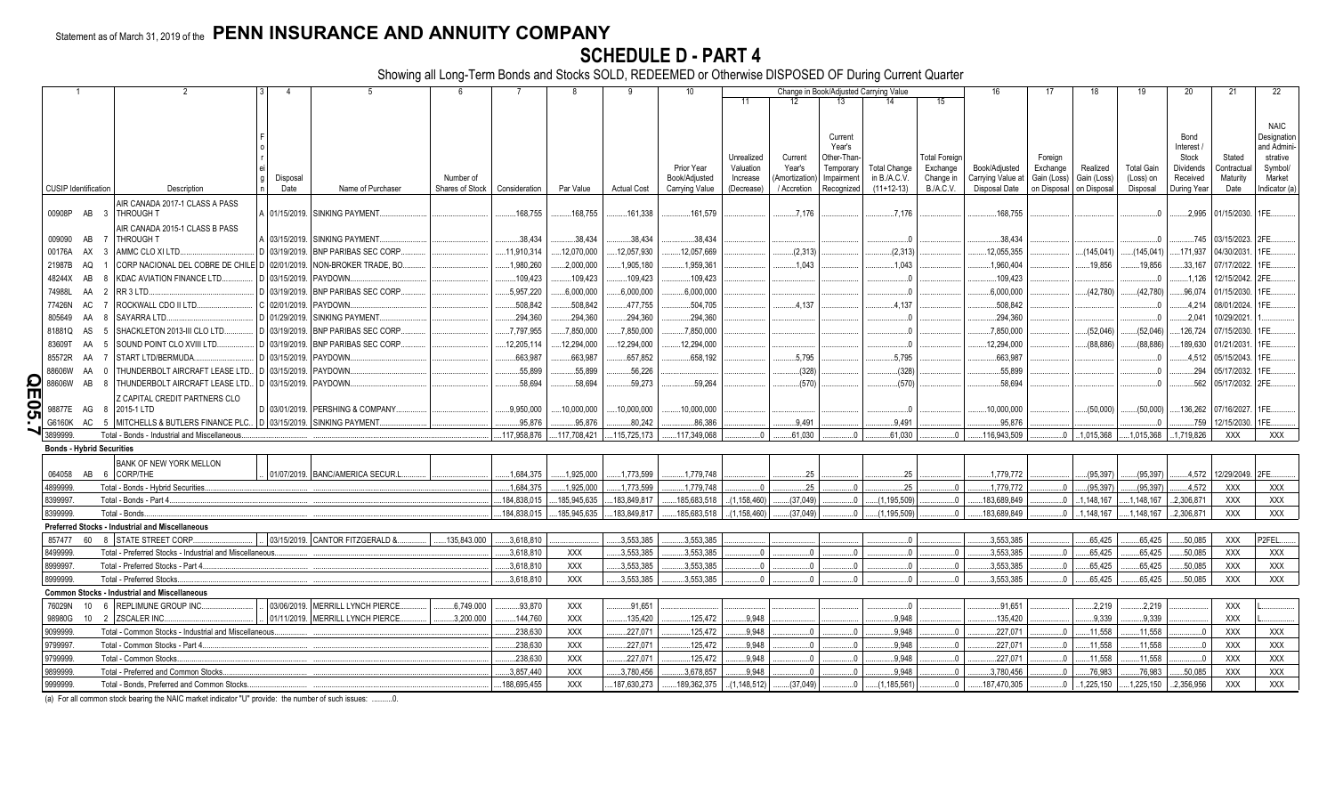Statement as of March 31, 2019 of the **PENN INSURANCE AND ANNUITY COMPANY**

# SCHEDULE D - PART 4

Showing all Long-Term Bonds and Stocks SOLD, REDEEMED or Otherwise DISPOSED OF During Current Quarter

| 1 CUSIP Identification | 2 Description | 3 Foreign | 4 Disposal Date | 5 Name of Purchaser | 6 Number of Shares of Stock | 7 Consideration | 8 Par Value | 9 Actual Cost | 10 Prior Year Book/Adjusted Carrying Value | 11 Unrealized Valuation Increase (Decrease) | 12 Current Year's (Amortization) / Accretion | 13 Current Year's Other-Than-Temporary Impairment Recognized | 14 Total Change in B./A.C.V. (11+12-13) | 15 Total Foreign Exchange Change in B./A.C.V. | 16 Book/Adjusted Carrying Value at Disposal Date | 17 Foreign Exchange Gain (Loss) on Disposal | 18 Realized Gain (Loss) on Disposal | 19 Total Gain (Loss) on Disposal | 20 Bond Interest / Stock Dividends Received During Year | 21 Stated Contractual Maturity Date | 22 NAIC Designation and Administrative Symbol/Market Indicator (a) |
|---|---|---|---|---|---|---|---|---|---|---|---|---|---|---|---|---|---|---|---|---|---|
| 00908P AB 3 | AIR CANADA 2017-1 CLASS A PASS THROUGH T | A | 01/15/2019 | SINKING PAYMENT |  | 168,755 | 168,755 | 161,338 | 161,579 |  | 7,176 |  | 7,176 |  | 168,755 |  |  | 0 | 2,995 | 01/15/2030 | 1FE |
| 009090 AB 7 | AIR CANADA 2015-1 CLASS B PASS THROUGH T | A | 03/15/2019 | SINKING PAYMENT |  | 38,434 | 38,434 | 38,434 | 38,434 |  |  |  | 0 |  | 38,434 |  |  | 0 | 745 | 03/15/2023 | 2FE |
| 00176A AX 3 | AMMC CLO XI LTD | D | 03/19/2019 | BNP PARIBAS SEC CORP |  | 11,910,314 | 12,070,000 | 12,057,930 | 12,057,669 |  | (2,313) |  | (2,313) |  | 12,055,355 |  | (145,041) | (145,041) | 171,937 | 04/30/2031 | 1FE |
| 21987B AQ 1 | CORP NACIONAL DEL COBRE DE CHILE | D | 02/01/2019 | NON-BROKER TRADE, BO |  | 1,980,260 | 2,000,000 | 1,905,180 | 1,959,361 |  | 1,043 |  | 1,043 |  | 1,960,404 |  | 19,856 | 19,856 | 33,167 | 07/17/2022 | 1FE |
| 48244X AB 8 | KDAC AVIATION FINANCE LTD | D | 03/15/2019 | PAYDOWN |  | 109,423 | 109,423 | 109,423 | 109,423 |  |  |  | 0 |  | 109,423 |  |  | 0 | 1,126 | 12/15/2042 | 2FE |
| 74988L AA 2 | RR 3 LTD | D | 03/19/2019 | BNP PARIBAS SEC CORP |  | 5,957,220 | 6,000,000 | 6,000,000 | 6,000,000 |  |  |  | 0 |  | 6,000,000 |  | (42,780) | (42,780) | 96,074 | 01/15/2030 | 1FE |
| 77426N AC 7 | ROCKWALL CDO II LTD | C | 02/01/2019 | PAYDOWN |  | 508,842 | 508,842 | 477,755 | 504,705 |  | 4,137 |  | 4,137 |  | 508,842 |  |  | 0 | 4,214 | 08/01/2024 | 1FE |
| 805649 AA 8 | SAYARRA LTD | D | 01/29/2019 | SINKING PAYMENT |  | 294,360 | 294,360 | 294,360 | 294,360 |  |  |  | 0 |  | 294,360 |  |  | 0 | 2,041 | 10/29/2021 | 1 |
| 81881Q AS 5 | SHACKLETON 2013-III CLO LTD | D | 03/19/2019 | BNP PARIBAS SEC CORP |  | 7,797,955 | 7,850,000 | 7,850,000 | 7,850,000 |  |  |  | 0 |  | 7,850,000 |  | (52,046) | (52,046) | 126,724 | 07/15/2030 | 1FE |
| 83609T AA 5 | SOUND POINT CLO XVIII LTD | D | 03/19/2019 | BNP PARIBAS SEC CORP |  | 12,205,114 | 12,294,000 | 12,294,000 | 12,294,000 |  |  |  | 0 |  | 12,294,000 |  | (88,886) | (88,886) | 189,630 | 01/21/2031 | 1FE |
| 85572R AA 7 | START LTD/BERMUDA | D | 03/15/2019 | PAYDOWN |  | 663,987 | 663,987 | 657,852 | 658,192 |  | 5,795 |  | 5,795 |  | 663,987 |  |  | 0 | 4,512 | 05/15/2043 | 1FE |
| 88606W AA 0 | THUNDERBOLT AIRCRAFT LEASE LTD | D | 03/15/2019 | PAYDOWN |  | 55,899 | 55,899 | 56,226 |  |  | (328) |  | (328) |  | 55,899 |  |  | 0 | 294 | 05/17/2032 | 1FE |
| 88606W AB 8 | THUNDERBOLT AIRCRAFT LEASE LTD | D | 03/15/2019 | PAYDOWN |  | 58,694 | 58,694 | 59,273 | 59,264 |  | (570) |  | (570) |  | 58,694 |  |  | 0 | 562 | 05/17/2032 | 2FE |
| 98877E AG 8 | Z CAPITAL CREDIT PARTNERS CLO 2015-1 LTD | D | 03/01/2019 | PERSHING & COMPANY |  | 9,950,000 | 10,000,000 | 10,000,000 | 10,000,000 |  |  |  | 0 |  | 10,000,000 |  | (50,000) | (50,000) | 136,262 | 07/16/2027 | 1FE |
| G6160K AC 5 | MITCHELLS & BUTLERS FINANCE PLC | D | 03/15/2019 | SINKING PAYMENT |  | 95,876 | 95,876 | 80,242 | 86,386 |  | 9,491 |  | 9,491 |  | 95,876 |  |  | 0 | 759 | 12/15/2030 | 1FE |
| 3899999. | Total - Bonds - Industrial and Miscellaneous |  |  |  |  | 117,958,876 | 117,708,421 | 115,725,173 | 117,349,068 | 0 | 61,030 | 0 | 61,030 | 0 | 116,943,509 | 0 | 1,015,368 | 1,015,368 | 1,719,826 | XXX | XXX |
| **Bonds - Hybrid Securities** |  |  |  |  |  |  |  |  |  |  |  |  |  |  |  |  |  |  |  |  |  |
| 064058 AB 6 | BANK OF NEW YORK MELLON CORP/THE |  | 01/07/2019 | BANC/AMERICA SECUR.L |  | 1,684,375 | 1,925,000 | 1,773,599 | 1,779,748 |  | 25 |  | 25 |  | 1,779,772 |  | (95,397) | (95,397) | 4,572 | 12/29/2049 | 2FE |
| 4899999. | Total - Bonds - Hybrid Securities |  |  |  |  | 1,684,375 | 1,925,000 | 1,773,599 | 1,779,748 | 0 | 25 | 0 | 25 | 0 | 1,779,772 | 0 | (95,397) | (95,397) | 4,572 | XXX | XXX |
| 8399997. | Total - Bonds - Part 4 |  |  |  |  | 184,838,015 | 185,945,635 | 183,849,817 | 185,683,518 | (1,158,460) | (37,049) | 0 | (1,195,509) | 0 | 183,689,849 | 0 | 1,148,167 | 1,148,167 | 2,306,871 | XXX | XXX |
| 8399999. | Total - Bonds |  |  |  |  | 184,838,015 | 185,945,635 | 183,849,817 | 185,683,518 | (1,158,460) | (37,049) | 0 | (1,195,509) | 0 | 183,689,849 | 0 | 1,148,167 | 1,148,167 | 2,306,871 | XXX | XXX |
| **Preferred Stocks - Industrial and Miscellaneous** |  |  |  |  |  |  |  |  |  |  |  |  |  |  |  |  |  |  |  |  |  |
| 857477 60 8 | STATE STREET CORP |  | 03/15/2019 | CANTOR FITZGERALD & | 135,843.000 | 3,618,810 |  | 3,553,385 | 3,553,385 |  |  |  | 0 |  | 3,553,385 |  | 65,425 | 65,425 | 50,085 | XXX | P2FEL |
| 8499999. | Total - Preferred Stocks - Industrial and Miscellaneous |  |  |  |  | 3,618,810 | XXX | 3,553,385 | 3,553,385 | 0 | 0 | 0 | 0 | 0 | 3,553,385 | 0 | 65,425 | 65,425 | 50,085 | XXX | XXX |
| 8999997. | Total - Preferred Stocks - Part 4 |  |  |  |  | 3,618,810 | XXX | 3,553,385 | 3,553,385 | 0 | 0 | 0 | 0 | 0 | 3,553,385 | 0 | 65,425 | 65,425 | 50,085 | XXX | XXX |
| 8999999. | Total - Preferred Stocks |  |  |  |  | 3,618,810 | XXX | 3,553,385 | 3,553,385 | 0 | 0 | 0 | 0 | 0 | 3,553,385 | 0 | 65,425 | 65,425 | 50,085 | XXX | XXX |
| **Common Stocks - Industrial and Miscellaneous** |  |  |  |  |  |  |  |  |  |  |  |  |  |  |  |  |  |  |  |  |  |
| 76029N 10 6 | REPLIMUNE GROUP INC |  | 03/06/2019 | MERRILL LYNCH PIERCE | 6,749.000 | 93,870 | XXX | 91,651 |  |  |  |  | 0 |  | 91,651 |  | 2,219 | 2,219 |  | XXX | L |
| 98980G 10 2 | ZSCALER INC |  | 01/11/2019 | MERRILL LYNCH PIERCE | 3,200.000 | 144,760 | XXX | 135,420 | 125,472 | 9,948 |  |  | 9,948 |  | 135,420 |  | 9,339 | 9,339 |  | XXX | L |
| 9099999. | Total - Common Stocks - Industrial and Miscellaneous |  |  |  |  | 238,630 | XXX | 227,071 | 125,472 | 9,948 | 0 | 0 | 9,948 | 0 | 227,071 | 0 | 11,558 | 11,558 | 0 | XXX | XXX |
| 9799997. | Total - Common Stocks - Part 4 |  |  |  |  | 238,630 | XXX | 227,071 | 125,472 | 9,948 | 0 | 0 | 9,948 | 0 | 227,071 | 0 | 11,558 | 11,558 | 0 | XXX | XXX |
| 9799999. | Total - Common Stocks |  |  |  |  | 238,630 | XXX | 227,071 | 125,472 | 9,948 | 0 | 0 | 9,948 | 0 | 227,071 | 0 | 11,558 | 11,558 | 0 | XXX | XXX |
| 9899999. | Total - Preferred and Common Stocks |  |  |  |  | 3,857,440 | XXX | 3,780,456 | 3,678,857 | 9,948 | 0 | 0 | 9,948 | 0 | 3,780,456 | 0 | 76,983 | 76,983 | 50,085 | XXX | XXX |
| 9999999. | Total - Bonds, Preferred and Common Stocks |  |  |  |  | 188,695,455 | XXX | 187,630,273 | 189,362,375 | (1,148,512) | (37,049) | 0 | (1,185,561) | 0 | 187,470,305 | 0 | 1,225,150 | 1,225,150 | 2,356,956 | XXX | XXX |

(a) For all common stock bearing the NAIC market indicator "U" provide: the number of such issues: ..........0.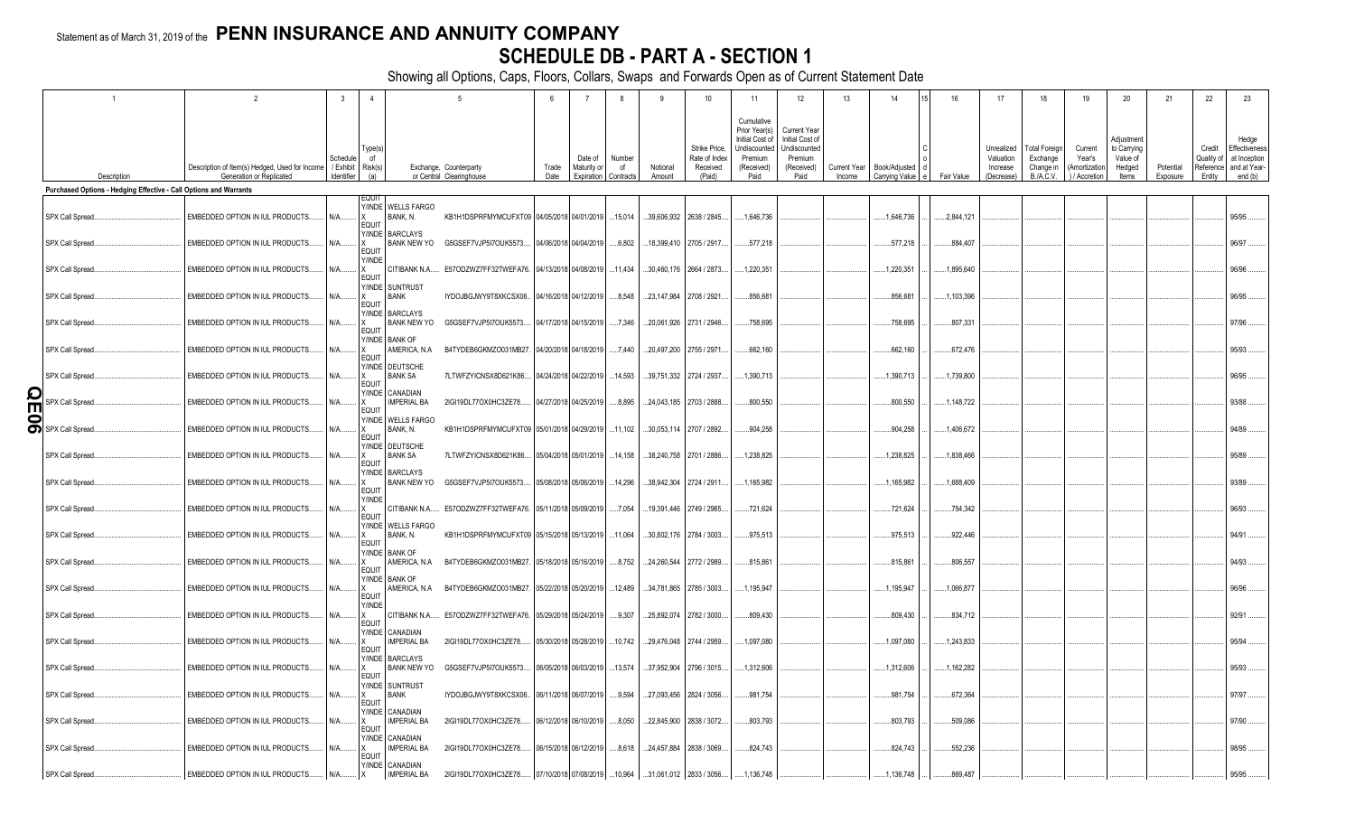Statement as of March 31, 2019 of the **PENN INSURANCE AND ANNUITY COMPANY**

# SCHEDULE DB - PART A - SECTION 1

Showing all Options, Caps, Floors, Collars, Swaps and Forwards Open as of Current Statement Date

| 1 | 2 | 3 | 4 | 5 | | 6 | 7 | 8 | 9 | 10 | 11 | 12 | 13 | 14 | 15 | 16 | 17 | 18 | 19 | 20 | 21 | 22 | 23 |
|---|---|---|---|---|---|---|---|---|---|---|---|---|---|---|---|---|---|---|---|---|---|---|---|
| Description | Description of Item(s) Hedged, Used for Income Generation or Replicated | Schedule / Exhibit Identifier | Type(s) of Risk(s) (a) | Exchange, Counterparty or Central Clearinghouse | | Trade Date | Date of Maturity or Expiration | Number of Contracts | Notional Amount | Strike Price, Rate of Index Received (Paid) | Cumulative Prior Year(s) Initial Cost of Undiscounted Premium (Received) Paid | Current Year Initial Cost of Undiscounted Premium (Received) Paid | Current Year Income | Book/Adjusted Carrying Value | Code | Fair Value | Unrealized Valuation Increase (Decrease) | Total Foreign Exchange Change in B./A.C.V. | Current Year's (Amortization) / Accretion | Adjustment to Carrying Value of Hedged Items | Potential Exposure | Credit Quality of Reference Entity | Hedge Effectiveness at Inception and at Year-end (b) |
| **Purchased Options - Hedging Effective - Call Options and Warrants** | | | | | | | | | | | | | | | | | | | | | | | |
| SPX Call Spread | EMBEDDED OPTION IN IUL PRODUCTS | N/A | EQUITY/INDEX | WELLS FARGO BANK, N. | KB1H1DSPRFMYMCUFXT09 | 04/05/2018 | 04/01/2019 | 15,014 | 39,606,932 | 2638 / 2845 | 1,646,736 | | | 1,646,736 | | 2,844,121 | | | | | | | 95/95 |
| SPX Call Spread | EMBEDDED OPTION IN IUL PRODUCTS | N/A | EQUITY/INDEX | BARCLAYS BANK NEW YO | G5GSEF7VJP5I7OUK5573 | 04/06/2018 | 04/04/2019 | 6,802 | 18,399,410 | 2705 / 2917 | 577,218 | | | 577,218 | | 884,407 | | | | | | | 96/97 |
| SPX Call Spread | EMBEDDED OPTION IN IUL PRODUCTS | N/A | EQUITY/INDEX | CITIBANK N.A. | E57ODZWZ7FF32TWEFA76 | 04/13/2018 | 04/08/2019 | 11,434 | 30,460,176 | 2664 / 2873 | 1,220,351 | | | 1,220,351 | | 1,895,640 | | | | | | | 96/96 |
| SPX Call Spread | EMBEDDED OPTION IN IUL PRODUCTS | N/A | EQUITY/INDEX | SUNTRUST BANK | IYDOJBGJWY9T8XKCSX06 | 04/16/2018 | 04/12/2019 | 8,548 | 23,147,984 | 2708 / 2921 | 856,681 | | | 856,681 | | 1,103,396 | | | | | | | 96/95 |
| SPX Call Spread | EMBEDDED OPTION IN IUL PRODUCTS | N/A | EQUITY/INDEX | BARCLAYS BANK NEW YO | G5GSEF7VJP5I7OUK5573 | 04/17/2018 | 04/15/2019 | 7,346 | 20,061,926 | 2731 / 2946 | 758,695 | | | 758,695 | | 807,331 | | | | | | | 97/96 |
| SPX Call Spread | EMBEDDED OPTION IN IUL PRODUCTS | N/A | EQUITY/INDEX | BANK OF AMERICA, N.A | B4TYDEB6GKMZO031MB27 | 04/20/2018 | 04/18/2019 | 7,440 | 20,497,200 | 2755 / 2971 | 662,160 | | | 662,160 | | 672,476 | | | | | | | 95/93 |
| SPX Call Spread | EMBEDDED OPTION IN IUL PRODUCTS | N/A | EQUITY/INDEX | DEUTSCHE BANK SA | 7LTWFZYICNSX8D621K86 | 04/24/2018 | 04/22/2019 | 14,593 | 39,751,332 | 2724 / 2937 | 1,390,713 | | | 1,390,713 | | 1,739,800 | | | | | | | 96/95 |
| SPX Call Spread | EMBEDDED OPTION IN IUL PRODUCTS | N/A | EQUITY/INDEX | CANADIAN IMPERIAL BA | 2IGI19DL77OX0HC3ZE78 | 04/27/2018 | 04/25/2019 | 8,895 | 24,043,185 | 2703 / 2888 | 800,550 | | | 800,550 | | 1,148,722 | | | | | | | 93/88 |
| SPX Call Spread | EMBEDDED OPTION IN IUL PRODUCTS | N/A | EQUITY/INDEX | WELLS FARGO BANK, N. | KB1H1DSPRFMYMCUFXT09 | 05/01/2018 | 04/29/2019 | 11,102 | 30,053,114 | 2707 / 2892 | 904,258 | | | 904,258 | | 1,406,672 | | | | | | | 94/89 |
| SPX Call Spread | EMBEDDED OPTION IN IUL PRODUCTS | N/A | EQUITY/INDEX | DEUTSCHE BANK SA | 7LTWFZYICNSX8D621K86 | 05/04/2018 | 05/01/2019 | 14,158 | 38,240,758 | 2701 / 2886 | 1,238,825 | | | 1,238,825 | | 1,838,466 | | | | | | | 95/89 |
| SPX Call Spread | EMBEDDED OPTION IN IUL PRODUCTS | N/A | EQUITY/INDEX | BARCLAYS BANK NEW YO | G5GSEF7VJP5I7OUK5573 | 05/08/2018 | 05/06/2019 | 14,296 | 38,942,304 | 2724 / 2911 | 1,165,982 | | | 1,165,982 | | 1,688,409 | | | | | | | 93/89 |
| SPX Call Spread | EMBEDDED OPTION IN IUL PRODUCTS | N/A | EQUITY/INDEX | CITIBANK N.A. | E57ODZWZ7FF32TWEFA76 | 05/11/2018 | 05/09/2019 | 7,054 | 19,391,446 | 2749 / 2965 | 721,624 | | | 721,624 | | 754,342 | | | | | | | 96/93 |
| SPX Call Spread | EMBEDDED OPTION IN IUL PRODUCTS | N/A | EQUITY/INDEX | WELLS FARGO BANK, N. | KB1H1DSPRFMYMCUFXT09 | 05/15/2018 | 05/13/2019 | 11,064 | 30,802,176 | 2784 / 3003 | 975,513 | | | 975,513 | | 922,446 | | | | | | | 94/91 |
| SPX Call Spread | EMBEDDED OPTION IN IUL PRODUCTS | N/A | EQUITY/INDEX | BANK OF AMERICA, N.A | B4TYDEB6GKMZO031MB27 | 05/18/2018 | 05/16/2019 | 8,752 | 24,260,544 | 2772 / 2989 | 815,861 | | | 815,861 | | 806,557 | | | | | | | 94/93 |
| SPX Call Spread | EMBEDDED OPTION IN IUL PRODUCTS | N/A | EQUITY/INDEX | BANK OF AMERICA, N.A | B4TYDEB6GKMZO031MB27 | 05/22/2018 | 05/20/2019 | 12,489 | 34,781,865 | 2785 / 3003 | 1,195,947 | | | 1,195,947 | | 1,066,877 | | | | | | | 96/96 |
| SPX Call Spread | EMBEDDED OPTION IN IUL PRODUCTS | N/A | EQUITY/INDEX | CITIBANK N.A. | E57ODZWZ7FF32TWEFA76 | 05/29/2018 | 05/24/2019 | 9,307 | 25,892,074 | 2782 / 3000 | 809,430 | | | 809,430 | | 834,712 | | | | | | | 92/91 |
| SPX Call Spread | EMBEDDED OPTION IN IUL PRODUCTS | N/A | EQUITY/INDEX | CANADIAN IMPERIAL BA | 2IGI19DL77OX0HC3ZE78 | 05/30/2018 | 05/28/2019 | 10,742 | 29,476,048 | 2744 / 2959 | 1,097,080 | | | 1,097,080 | | 1,243,833 | | | | | | | 95/94 |
| SPX Call Spread | EMBEDDED OPTION IN IUL PRODUCTS | N/A | EQUITY/INDEX | BARCLAYS BANK NEW YO | G5GSEF7VJP5I7OUK5573 | 06/05/2018 | 06/03/2019 | 13,574 | 37,952,904 | 2796 / 3015 | 1,312,606 | | | 1,312,606 | | 1,162,282 | | | | | | | 95/93 |
| SPX Call Spread | EMBEDDED OPTION IN IUL PRODUCTS | N/A | EQUITY/INDEX | SUNTRUST BANK | IYDOJBGJWY9T8XKCSX06 | 06/11/2018 | 06/07/2019 | 9,594 | 27,093,456 | 2824 / 3056 | 981,754 | | | 981,754 | | 672,364 | | | | | | | 97/97 |
| SPX Call Spread | EMBEDDED OPTION IN IUL PRODUCTS | N/A | EQUITY/INDEX | CANADIAN IMPERIAL BA | 2IGI19DL77OX0HC3ZE78 | 06/12/2018 | 06/10/2019 | 8,050 | 22,845,900 | 2838 / 3072 | 803,793 | | | 803,793 | | 509,086 | | | | | | | 97/90 |
| SPX Call Spread | EMBEDDED OPTION IN IUL PRODUCTS | N/A | EQUITY/INDEX | CANADIAN IMPERIAL BA | 2IGI19DL77OX0HC3ZE78 | 06/15/2018 | 06/12/2019 | 8,618 | 24,457,884 | 2838 / 3069 | 824,743 | | | 824,743 | | 552,236 | | | | | | | 98/95 |
| SPX Call Spread | EMBEDDED OPTION IN IUL PRODUCTS | N/A | EQUITY/INDEX | CANADIAN IMPERIAL BA | 2IGI19DL77OX0HC3ZE78 | 07/10/2018 | 07/08/2019 | 10,964 | 31,061,012 | 2833 / 3056 | 1,136,748 | | | 1,136,748 | | 869,487 | | | | | | | 95/95 |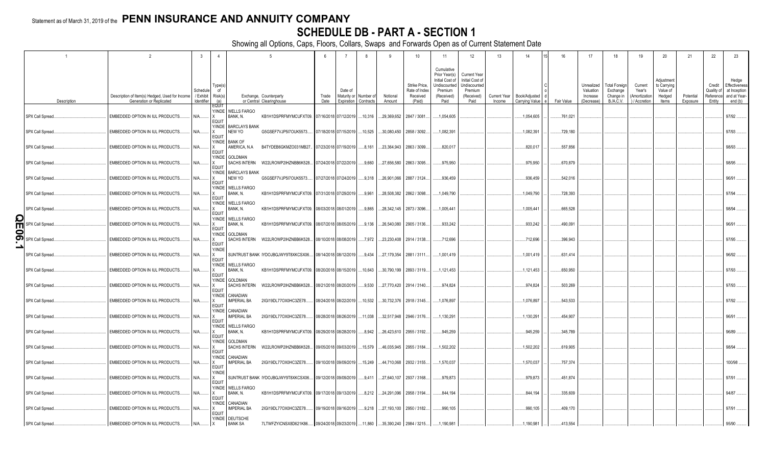Statement as of March 31, 2019 of the **PENN INSURANCE AND ANNUITY COMPANY**

# SCHEDULE DB - PART A - SECTION 1

Showing all Options, Caps, Floors, Collars, Swaps and Forwards Open as of Current Statement Date

| 1 | 2 | 3 | 4 | 5 | | 6 | 7 | 8 | 9 | 10 | 11 | 12 | 13 | 14 | 15 | 16 | 17 | 18 | 19 | 20 | 21 | 22 | 23 |
|---|---|---|---|---|---|---|---|---|---|---|---|---|---|---|---|---|---|---|---|---|---|---|---|
| Description | Description of Item(s) Hedged, Used for Income Generation or Replicated | Schedule / Exhibit Identifier | Type(s) of Risk(s) (a) | Exchange, Counterparty or Central Clearinghouse | | Trade Date | Date of Maturity or Expiration | Number of Contracts | Notional Amount | Strike Price, Rate of Index Received (Paid) | Cumulative Prior Year(s) Initial Cost of Undiscounted Premium (Received) Paid | Current Year Initial Cost of Undiscounted Premium (Received) Paid | Current Year Income | Book/Adjusted Carrying Value | Code | Fair Value | Unrealized Valuation Increase (Decrease) | Total Foreign Exchange Change in B./A.C.V. | Current Year's (Amortization) / Accretion | Adjustment to Carrying Value of Hedged Items | Potential Exposure | Credit Quality of Reference Entity | Hedge Effectiveness at Inception and at Year-end (b) |
| SPX Call Spread | EMBEDDED OPTION IN IUL PRODUCTS | N/A | EQUIT Y/INDE X | WELLS FARGO BANK, N. | KB1H1DSPRFMYMCUFXT09 | 07/16/2018 | 07/12/2019 | 10,316 | 29,369,652 | 2847 / 3081 | 1,054,605 | | | 1,054,605 | | 761,021 | | | | | | | 97/92 |
| SPX Call Spread | EMBEDDED OPTION IN IUL PRODUCTS | N/A | EQUIT Y/INDE X | BARCLAYS BANK NEW YO | G5GSEF7VJP5I7OUK5573 | 07/18/2018 | 07/15/2019 | 10,525 | 30,080,450 | 2858 / 3092 | 1,082,391 | | | 1,082,391 | | 729,180 | | | | | | | 97/93 |
| SPX Call Spread | EMBEDDED OPTION IN IUL PRODUCTS | N/A | EQUIT Y/INDE X | BANK OF AMERICA, N.A | B4TYDEB6GKMZO031MB27 | 07/23/2018 | 07/19/2019 | 8,161 | 23,364,943 | 2863 / 3099 | 820,017 | | | 820,017 | | 557,856 | | | | | | | 98/93 |
| SPX Call Spread | EMBEDDED OPTION IN IUL PRODUCTS | N/A | EQUIT Y/INDE X | GOLDMAN SACHS INTERN | W22LROWP2IHZNBB6K528 | 07/24/2018 | 07/22/2019 | 9,660 | 27,656,580 | 2863 / 3095 | 975,950 | | | 975,950 | | 670,879 | | | | | | | 98/95 |
| SPX Call Spread | EMBEDDED OPTION IN IUL PRODUCTS | N/A | EQUIT Y/INDE X | BARCLAYS BANK NEW YO | G5GSEF7VJP5I7OUK5573 | 07/27/2018 | 07/24/2019 | 9,318 | 26,901,066 | 2887 / 3124 | 936,459 | | | 936,459 | | 542,016 | | | | | | | 96/91 |
| SPX Call Spread | EMBEDDED OPTION IN IUL PRODUCTS | N/A | EQUIT Y/INDE X | WELLS FARGO BANK, N. | KB1H1DSPRFMYMCUFXT09 | 07/31/2018 | 07/29/2019 | 9,961 | 28,508,382 | 2862 / 3098 | 1,049,790 | | | 1,049,790 | | 728,393 | | | | | | | 97/94 |
| SPX Call Spread | EMBEDDED OPTION IN IUL PRODUCTS | N/A | EQUIT Y/INDE X | WELLS FARGO BANK, N. | KB1H1DSPRFMYMCUFXT09 | 08/03/2018 | 08/01/2019 | 9,865 | 28,342,145 | 2873 / 3096 | 1,005,441 | | | 1,005,441 | | 665,528 | | | | | | | 98/94 |
| SPX Call Spread | EMBEDDED OPTION IN IUL PRODUCTS | N/A | EQUIT Y/INDE X | WELLS FARGO BANK, N. | KB1H1DSPRFMYMCUFXT09 | 08/07/2018 | 08/05/2019 | 9,136 | 26,540,080 | 2905 / 3136 | 933,242 | | | 933,242 | | 490,091 | | | | | | | 96/91 |
| SPX Call Spread | EMBEDDED OPTION IN IUL PRODUCTS | N/A | EQUIT Y/INDE X | GOLDMAN SACHS INTERN | W22LROWP2IHZNBB6K528 | 08/10/2018 | 08/08/2019 | 7,972 | 23,230,408 | 2914 / 3138 | 712,696 | | | 712,696 | | 396,943 | | | | | | | 97/95 |
| SPX Call Spread | EMBEDDED OPTION IN IUL PRODUCTS | N/A | EQUIT Y/INDE X | SUNTRUST BANK | IYDOJBGJWY9T8XKCSX06 | 08/14/2018 | 08/12/2019 | 9,434 | 27,179,354 | 2881 / 3111 | 1,001,419 | | | 1,001,419 | | 631,414 | | | | | | | 96/92 |
| SPX Call Spread | EMBEDDED OPTION IN IUL PRODUCTS | N/A | EQUIT Y/INDE X | WELLS FARGO BANK, N. | KB1H1DSPRFMYMCUFXT09 | 08/20/2018 | 08/15/2019 | 10,643 | 30,790,199 | 2893 / 3119 | 1,121,453 | | | 1,121,453 | | 650,950 | | | | | | | 97/93 |
| SPX Call Spread | EMBEDDED OPTION IN IUL PRODUCTS | N/A | EQUIT Y/INDE X | GOLDMAN SACHS INTERN | W22LROWP2IHZNBB6K528 | 08/21/2018 | 08/20/2019 | 9,530 | 27,770,420 | 2914 / 3140 | 974,824 | | | 974,824 | | 503,269 | | | | | | | 97/93 |
| SPX Call Spread | EMBEDDED OPTION IN IUL PRODUCTS | N/A | EQUIT Y/INDE X | CANADIAN IMPERIAL BA | 2IGI19DL77OX0HC3ZE78 | 08/24/2018 | 08/22/2019 | 10,532 | 30,732,376 | 2918 / 3145 | 1,076,897 | | | 1,076,897 | | 543,533 | | | | | | | 97/92 |
| SPX Call Spread | EMBEDDED OPTION IN IUL PRODUCTS | N/A | EQUIT Y/INDE X | CANADIAN IMPERIAL BA | 2IGI19DL77OX0HC3ZE78 | 08/28/2018 | 08/26/2019 | 11,038 | 32,517,948 | 2946 / 3176 | 1,130,291 | | | 1,130,291 | | 454,907 | | | | | | | 96/91 |
| SPX Call Spread | EMBEDDED OPTION IN IUL PRODUCTS | N/A | EQUIT Y/INDE X | WELLS FARGO BANK, N. | KB1H1DSPRFMYMCUFXT09 | 08/29/2018 | 08/28/2019 | 8,942 | 26,423,610 | 2955 / 3192 | 945,259 | | | 945,259 | | 345,789 | | | | | | | 96/89 |
| SPX Call Spread | EMBEDDED OPTION IN IUL PRODUCTS | N/A | EQUIT Y/INDE X | GOLDMAN SACHS INTERN | W22LROWP2IHZNBB6K528 | 09/05/2018 | 09/03/2019 | 15,579 | 46,035,945 | 2955 / 3184 | 1,502,202 | | | 1,502,202 | | 619,905 | | | | | | | 98/94 |
| SPX Call Spread | EMBEDDED OPTION IN IUL PRODUCTS | N/A | EQUIT Y/INDE X | CANADIAN IMPERIAL BA | 2IGI19DL77OX0HC3ZE78 | 09/10/2018 | 09/09/2019 | 15,249 | 44,710,068 | 2932 / 3155 | 1,570,037 | | | 1,570,037 | | 757,374 | | | | | | | 100/98 |
| SPX Call Spread | EMBEDDED OPTION IN IUL PRODUCTS | N/A | EQUIT Y/INDE X | SUNTRUST BANK | IYDOJBGJWY9T8XKCSX06 | 09/12/2018 | 09/09/2019 | 9,411 | 27,640,107 | 2937 / 3168 | 979,873 | | | 979,873 | | 451,874 | | | | | | | 97/91 |
| SPX Call Spread | EMBEDDED OPTION IN IUL PRODUCTS | N/A | EQUIT Y/INDE X | WELLS FARGO BANK, N. | KB1H1DSPRFMYMCUFXT09 | 09/17/2018 | 09/13/2019 | 8,212 | 24,291,096 | 2958 / 3194 | 844,194 | | | 844,194 | | 335,609 | | | | | | | 94/87 |
| SPX Call Spread | EMBEDDED OPTION IN IUL PRODUCTS | N/A | EQUIT Y/INDE X | CANADIAN IMPERIAL BA | 2IGI19DL77OX0HC3ZE78 | 09/19/2018 | 09/16/2019 | 9,218 | 27,193,100 | 2950 / 3182 | 990,105 | | | 990,105 | | 409,170 | | | | | | | 97/91 |
| SPX Call Spread | EMBEDDED OPTION IN IUL PRODUCTS | N/A | EQUIT Y/INDE X | DEUTSCHE BANK SA | 7LTWFZYICNSX8D621K86 | 09/24/2018 | 09/23/2019 | 11,860 | 35,390,240 | 2984 / 3215 | 1,190,981 | | | 1,190,981 | | 413,554 | | | | | | | 95/90 |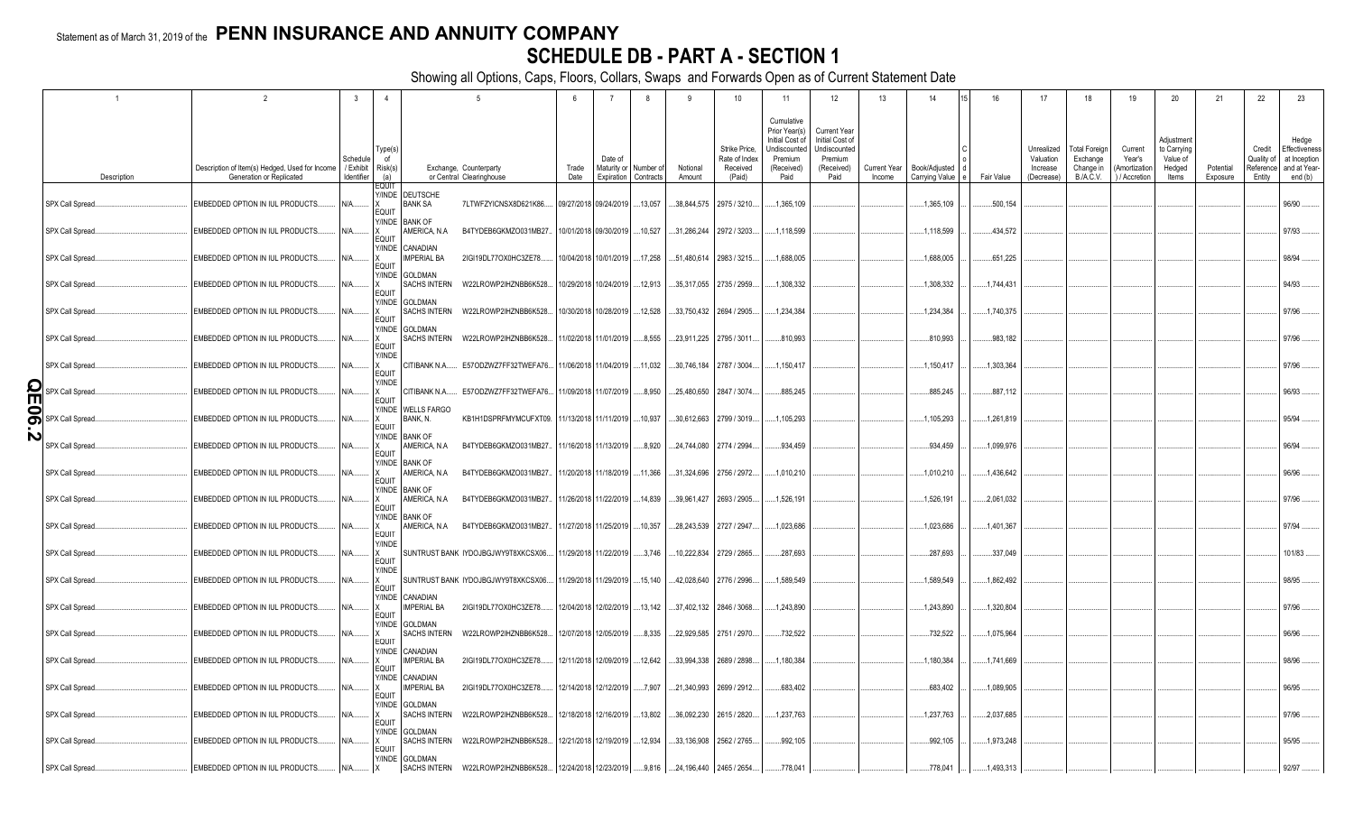Statement as of March 31, 2019 of the **PENN INSURANCE AND ANNUITY COMPANY**

# SCHEDULE DB - PART A - SECTION 1

Showing all Options, Caps, Floors, Collars, Swaps and Forwards Open as of Current Statement Date

| 1 | 2 | 3 | 4 | 5 | | 6 | 7 | 8 | 9 | 10 | 11 | 12 | 13 | 14 | 15 | 16 | 17 | 18 | 19 | 20 | 21 | 22 | 23 |
|---|---|---|---|---|---|---|---|---|---|---|---|---|---|---|---|---|---|---|---|---|---|---|---|
| Description | Description of Item(s) Hedged, Used for Income Generation or Replicated | Schedule / Exhibit Identifier | Type(s) of Risk(s) (a) | Exchange, Counterparty or Central Clearinghouse | | Trade Date | Date of Maturity or Expiration | Number of Contracts | Notional Amount | Strike Price, Rate of Index Received (Paid) | Cumulative Prior Year(s) Initial Cost of Undiscounted Premium (Received) Paid | Current Year Initial Cost of Undiscounted Premium (Received) Paid | Current Year Income | Book/Adjusted Carrying Value | Code | Fair Value | Unrealized Valuation Increase (Decrease) | Total Foreign Exchange Change in B./A.C.V. | Current Year's (Amortization) / Accretion | Adjustment to Carrying Value of Hedged Items | Potential Exposure | Credit Quality of Reference Entity | Hedge Effectiveness at Inception and at Year-end (b) |
| SPX Call Spread | EMBEDDED OPTION IN IUL PRODUCTS | N/A | EQUITY/INDEX | DEUTSCHE BANK SA | 7LTWFZYICNSX8D621K86 | 09/27/2018 | 09/24/2019 | 13,057 | 38,844,575 | 2975 / 3210 | 1,365,109 | | | 1,365,109 | | 500,154 | | | | | | | 96/90 |
| SPX Call Spread | EMBEDDED OPTION IN IUL PRODUCTS | N/A | EQUITY/INDEX | BANK OF AMERICA, N.A | B4TYDEB6GKMZO031MB27 | 10/01/2018 | 09/30/2019 | 10,527 | 31,286,244 | 2972 / 3203 | 1,118,599 | | | 1,118,599 | | 434,572 | | | | | | | 97/93 |
| SPX Call Spread | EMBEDDED OPTION IN IUL PRODUCTS | N/A | EQUITY/INDEX | CANADIAN IMPERIAL BA | 2IGI19DL77OX0HC3ZE78 | 10/04/2018 | 10/01/2019 | 17,258 | 51,480,614 | 2983 / 3215 | 1,688,005 | | | 1,688,005 | | 651,225 | | | | | | | 98/94 |
| SPX Call Spread | EMBEDDED OPTION IN IUL PRODUCTS | N/A | EQUITY/INDEX | GOLDMAN SACHS INTERN | W22LROWP2IHZNBB6K528 | 10/29/2018 | 10/24/2019 | 12,913 | 35,317,055 | 2735 / 2959 | 1,308,332 | | | 1,308,332 | | 1,744,431 | | | | | | | 94/93 |
| SPX Call Spread | EMBEDDED OPTION IN IUL PRODUCTS | N/A | EQUITY/INDEX | GOLDMAN SACHS INTERN | W22LROWP2IHZNBB6K528 | 10/30/2018 | 10/28/2019 | 12,528 | 33,750,432 | 2694 / 2905 | 1,234,384 | | | 1,234,384 | | 1,740,375 | | | | | | | 97/96 |
| SPX Call Spread | EMBEDDED OPTION IN IUL PRODUCTS | N/A | EQUITY/INDEX | GOLDMAN SACHS INTERN | W22LROWP2IHZNBB6K528 | 11/02/2018 | 11/01/2019 | 8,555 | 23,911,225 | 2795 / 3011 | 810,993 | | | 810,993 | | 983,182 | | | | | | | 97/96 |
| SPX Call Spread | EMBEDDED OPTION IN IUL PRODUCTS | N/A | EQUITY/INDEX | CITIBANK N.A. | E57ODZWZ7FF32TWEFA76 | 11/06/2018 | 11/04/2019 | 11,032 | 30,746,184 | 2787 / 3004 | 1,150,417 | | | 1,150,417 | | 1,303,364 | | | | | | | 97/96 |
| SPX Call Spread | EMBEDDED OPTION IN IUL PRODUCTS | N/A | EQUITY/INDEX | CITIBANK N.A. | E57ODZWZ7FF32TWEFA76 | 11/09/2018 | 11/07/2019 | 8,950 | 25,480,650 | 2847 / 3074 | 885,245 | | | 885,245 | | 887,112 | | | | | | | 96/93 |
| SPX Call Spread | EMBEDDED OPTION IN IUL PRODUCTS | N/A | EQUITY/INDEX | WELLS FARGO BANK, N. | KB1H1DSPRFMYMCUFXT09 | 11/13/2018 | 11/11/2019 | 10,937 | 30,612,663 | 2799 / 3019 | 1,105,293 | | | 1,105,293 | | 1,261,819 | | | | | | | 95/94 |
| SPX Call Spread | EMBEDDED OPTION IN IUL PRODUCTS | N/A | EQUITY/INDEX | BANK OF AMERICA, N.A | B4TYDEB6GKMZO031MB27 | 11/16/2018 | 11/13/2019 | 8,920 | 24,744,080 | 2774 / 2994 | 934,459 | | | 934,459 | | 1,099,976 | | | | | | | 96/94 |
| SPX Call Spread | EMBEDDED OPTION IN IUL PRODUCTS | N/A | EQUITY/INDEX | BANK OF AMERICA, N.A | B4TYDEB6GKMZO031MB27 | 11/20/2018 | 11/18/2019 | 11,366 | 31,324,696 | 2756 / 2972 | 1,010,210 | | | 1,010,210 | | 1,436,642 | | | | | | | 96/96 |
| SPX Call Spread | EMBEDDED OPTION IN IUL PRODUCTS | N/A | EQUITY/INDEX | BANK OF AMERICA, N.A | B4TYDEB6GKMZO031MB27 | 11/26/2018 | 11/22/2019 | 14,839 | 39,961,427 | 2693 / 2905 | 1,526,191 | | | 1,526,191 | | 2,061,032 | | | | | | | 97/96 |
| SPX Call Spread | EMBEDDED OPTION IN IUL PRODUCTS | N/A | EQUITY/INDEX | BANK OF AMERICA, N.A | B4TYDEB6GKMZO031MB27 | 11/27/2018 | 11/25/2019 | 10,357 | 28,243,539 | 2727 / 2947 | 1,023,686 | | | 1,023,686 | | 1,401,367 | | | | | | | 97/94 |
| SPX Call Spread | EMBEDDED OPTION IN IUL PRODUCTS | N/A | EQUITY/INDEX | SUNTRUST BANK | IYDOJBGJWY9T8XKCSX06 | 11/29/2018 | 11/22/2019 | 3,746 | 10,222,834 | 2729 / 2865 | 287,693 | | | 287,693 | | 337,049 | | | | | | | 101/83 |
| SPX Call Spread | EMBEDDED OPTION IN IUL PRODUCTS | N/A | EQUITY/INDEX | SUNTRUST BANK | IYDOJBGJWY9T8XKCSX06 | 11/29/2018 | 11/29/2019 | 15,140 | 42,028,640 | 2776 / 2996 | 1,589,549 | | | 1,589,549 | | 1,862,492 | | | | | | | 98/95 |
| SPX Call Spread | EMBEDDED OPTION IN IUL PRODUCTS | N/A | EQUITY/INDEX | CANADIAN IMPERIAL BA | 2IGI19DL77OX0HC3ZE78 | 12/04/2018 | 12/02/2019 | 13,142 | 37,402,132 | 2846 / 3068 | 1,243,890 | | | 1,243,890 | | 1,320,804 | | | | | | | 97/96 |
| SPX Call Spread | EMBEDDED OPTION IN IUL PRODUCTS | N/A | EQUITY/INDEX | GOLDMAN SACHS INTERN | W22LROWP2IHZNBB6K528 | 12/07/2018 | 12/05/2019 | 8,335 | 22,929,585 | 2751 / 2970 | 732,522 | | | 732,522 | | 1,075,964 | | | | | | | 96/96 |
| SPX Call Spread | EMBEDDED OPTION IN IUL PRODUCTS | N/A | EQUITY/INDEX | CANADIAN IMPERIAL BA | 2IGI19DL77OX0HC3ZE78 | 12/11/2018 | 12/09/2019 | 12,642 | 33,994,338 | 2689 / 2898 | 1,180,384 | | | 1,180,384 | | 1,741,669 | | | | | | | 98/96 |
| SPX Call Spread | EMBEDDED OPTION IN IUL PRODUCTS | N/A | EQUITY/INDEX | CANADIAN IMPERIAL BA | 2IGI19DL77OX0HC3ZE78 | 12/14/2018 | 12/12/2019 | 7,907 | 21,340,993 | 2699 / 2912 | 683,402 | | | 683,402 | | 1,089,905 | | | | | | | 96/95 |
| SPX Call Spread | EMBEDDED OPTION IN IUL PRODUCTS | N/A | EQUITY/INDEX | GOLDMAN SACHS INTERN | W22LROWP2IHZNBB6K528 | 12/18/2018 | 12/16/2019 | 13,802 | 36,092,230 | 2615 / 2820 | 1,237,763 | | | 1,237,763 | | 2,037,685 | | | | | | | 97/96 |
| SPX Call Spread | EMBEDDED OPTION IN IUL PRODUCTS | N/A | EQUITY/INDEX | GOLDMAN SACHS INTERN | W22LROWP2IHZNBB6K528 | 12/21/2018 | 12/19/2019 | 12,934 | 33,136,908 | 2562 / 2765 | 992,105 | | | 992,105 | | 1,973,248 | | | | | | | 95/95 |
| SPX Call Spread | EMBEDDED OPTION IN IUL PRODUCTS | N/A | EQUITY/INDEX | GOLDMAN SACHS INTERN | W22LROWP2IHZNBB6K528 | 12/24/2018 | 12/23/2019 | 9,816 | 24,196,440 | 2465 / 2654 | 778,041 | | | 778,041 | | 1,493,313 | | | | | | | 92/97 |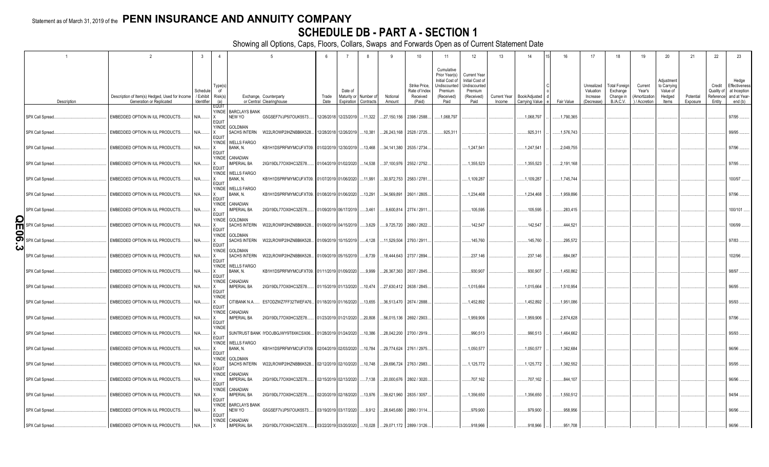Statement as of March 31, 2019 of the **PENN INSURANCE AND ANNUITY COMPANY**

# SCHEDULE DB - PART A - SECTION 1

Showing all Options, Caps, Floors, Collars, Swaps and Forwards Open as of Current Statement Date

| 1 | 2 | 3 | 4 | 5 | | 6 | 7 | 8 | 9 | 10 | 11 | 12 | 13 | 14 | 15 | 16 | 17 | 18 | 19 | 20 | 21 | 22 | 23 |
|---|---|---|---|---|---|---|---|---|---|---|---|---|---|---|---|---|---|---|---|---|---|---|---|
| Description | Description of Item(s) Hedged, Used for Income Generation or Replicated | Schedule / Exhibit Identifier | Type(s) of Risk(s) (a) | Exchange, Counterparty or Central Clearinghouse | | Trade Date | Date of Maturity or Expiration | Number of Contracts | Notional Amount | Strike Price, Rate of Index Received (Paid) | Cumulative Prior Year(s) Initial Cost of Undiscounted Premium (Received) Paid | Current Year Initial Cost of Undiscounted Premium (Received) Paid | Current Year Income | Book/Adjusted Carrying Value | Code | Fair Value | Unrealized Valuation Increase (Decrease) | Total Foreign Exchange Change in B./A.C.V. | Current Year's (Amortization) / Accretion | Adjustment to Carrying Value of Hedged Items | Potential Exposure | Credit Quality of Reference Entity | Hedge Effectiveness at Inception and at Year-end (b) |
| SPX Call Spread | EMBEDDED OPTION IN IUL PRODUCTS | N/A | EQUITY/INDEX | BARCLAYS BANK NEW YO | G5GSEF7VJP5I7OUK5573 | 12/26/2018 | 12/23/2019 | 11,322 | 27,150,156 | 2398 / 2588 | 1,068,797 | | | 1,068,797 | | 1,790,365 | | | | | | | 97/95 |
| SPX Call Spread | EMBEDDED OPTION IN IUL PRODUCTS | N/A | EQUITY/INDEX | GOLDMAN SACHS INTERN | W22LROWP2IHZNBB6K528 | 12/28/2018 | 12/26/2019 | 10,381 | 26,243,168 | 2528 / 2725 | 925,311 | | | 925,311 | | 1,576,743 | | | | | | | 99/95 |
| SPX Call Spread | EMBEDDED OPTION IN IUL PRODUCTS | N/A | EQUITY/INDEX | WELLS FARGO BANK, N. | KB1H1DSPRFMYMCUFXT09 | 01/02/2019 | 12/30/2019 | 13,468 | 34,141,380 | 2535 / 2734 | | 1,247,541 | | 1,247,541 | | 2,049,755 | | | | | | | 97/96 |
| SPX Call Spread | EMBEDDED OPTION IN IUL PRODUCTS | N/A | EQUITY/INDEX | CANADIAN IMPERIAL BA | 2IGI19DL77OX0HC3ZE78 | 01/04/2019 | 01/02/2020 | 14,538 | 37,100,976 | 2552 / 2752 | | 1,355,523 | | 1,355,523 | | 2,191,168 | | | | | | | 97/95 |
| SPX Call Spread | EMBEDDED OPTION IN IUL PRODUCTS | N/A | EQUITY/INDEX | WELLS FARGO BANK, N. | KB1H1DSPRFMYMCUFXT09 | 01/07/2019 | 01/06/2020 | 11,991 | 30,972,753 | 2583 / 2781 | | 1,109,287 | | 1,109,287 | | 1,745,744 | | | | | | | 100/97 |
| SPX Call Spread | EMBEDDED OPTION IN IUL PRODUCTS | N/A | EQUITY/INDEX | WELLS FARGO BANK, N. | KB1H1DSPRFMYMCUFXT09 | 01/08/2019 | 01/06/2020 | 13,291 | 34,569,891 | 2601 / 2805 | | 1,234,468 | | 1,234,468 | | 1,959,896 | | | | | | | 97/96 |
| SPX Call Spread | EMBEDDED OPTION IN IUL PRODUCTS | N/A | EQUITY/INDEX | CANADIAN IMPERIAL BA | 2IGI19DL77OX0HC3ZE78 | 01/09/2019 | 06/17/2019 | 3,461 | 9,600,814 | 2774 / 2911 | | 105,595 | | 105,595 | | 283,415 | | | | | | | 100/101 |
| SPX Call Spread | EMBEDDED OPTION IN IUL PRODUCTS | N/A | EQUITY/INDEX | GOLDMAN SACHS INTERN | W22LROWP2IHZNBB6K528 | 01/09/2019 | 04/15/2019 | 3,629 | 9,725,720 | 2680 / 2822 | | 142,547 | | 142,547 | | 444,521 | | | | | | | 106/99 |
| SPX Call Spread | EMBEDDED OPTION IN IUL PRODUCTS | N/A | EQUITY/INDEX | GOLDMAN SACHS INTERN | W22LROWP2IHZNBB6K528 | 01/09/2019 | 10/15/2019 | 4,128 | 11,529,504 | 2793 / 2911 | | 145,760 | | 145,760 | | 295,572 | | | | | | | 97/83 |
| SPX Call Spread | EMBEDDED OPTION IN IUL PRODUCTS | N/A | EQUITY/INDEX | GOLDMAN SACHS INTERN | W22LROWP2IHZNBB6K528 | 01/09/2019 | 05/15/2019 | 6,739 | 18,444,643 | 2737 / 2894 | | 237,146 | | 237,146 | | 684,067 | | | | | | | 102/96 |
| SPX Call Spread | EMBEDDED OPTION IN IUL PRODUCTS | N/A | EQUITY/INDEX | WELLS FARGO BANK, N. | KB1H1DSPRFMYMCUFXT09 | 01/11/2019 | 01/09/2020 | 9,999 | 26,367,363 | 2637 / 2845 | | 930,907 | | 930,907 | | 1,450,862 | | | | | | | 98/97 |
| SPX Call Spread | EMBEDDED OPTION IN IUL PRODUCTS | N/A | EQUITY/INDEX | CANADIAN IMPERIAL BA | 2IGI19DL77OX0HC3ZE78 | 01/15/2019 | 01/13/2020 | 10,474 | 27,630,412 | 2638 / 2845 | | 1,015,664 | | 1,015,664 | | 1,510,954 | | | | | | | 96/95 |
| SPX Call Spread | EMBEDDED OPTION IN IUL PRODUCTS | N/A | EQUITY/INDEX | CITIBANK N.A. | E57ODZWZ7FF32TWEFA76 | 01/18/2019 | 01/16/2020 | 13,655 | 36,513,470 | 2674 / 2888 | | 1,452,892 | | 1,452,892 | | 1,951,086 | | | | | | | 95/93 |
| SPX Call Spread | EMBEDDED OPTION IN IUL PRODUCTS | N/A | EQUITY/INDEX | CANADIAN IMPERIAL BA | 2IGI19DL77OX0HC3ZE78 | 01/23/2019 | 01/21/2020 | 20,808 | 56,015,136 | 2692 / 2903 | | 1,959,906 | | 1,959,906 | | 2,874,628 | | | | | | | 97/96 |
| SPX Call Spread | EMBEDDED OPTION IN IUL PRODUCTS | N/A | EQUITY/INDEX | SUNTRUST BANK | IYDOJBGJWY9T8XKCSX06 | 01/28/2019 | 01/24/2020 | 10,386 | 28,042,200 | 2700 / 2919 | | 990,513 | | 990,513 | | 1,464,662 | | | | | | | 95/93 |
| SPX Call Spread | EMBEDDED OPTION IN IUL PRODUCTS | N/A | EQUITY/INDEX | WELLS FARGO BANK, N. | KB1H1DSPRFMYMCUFXT09 | 02/04/2019 | 02/03/2020 | 10,784 | 29,774,624 | 2761 / 2975 | | 1,050,577 | | 1,050,577 | | 1,362,684 | | | | | | | 96/96 |
| SPX Call Spread | EMBEDDED OPTION IN IUL PRODUCTS | N/A | EQUITY/INDEX | GOLDMAN SACHS INTERN | W22LROWP2IHZNBB6K528 | 02/12/2019 | 02/10/2020 | 10,748 | 29,696,724 | 2763 / 2983 | | 1,125,772 | | 1,125,772 | | 1,382,552 | | | | | | | 95/95 |
| SPX Call Spread | EMBEDDED OPTION IN IUL PRODUCTS | N/A | EQUITY/INDEX | CANADIAN IMPERIAL BA | 2IGI19DL77OX0HC3ZE78 | 02/15/2019 | 02/13/2020 | 7,138 | 20,000,676 | 2802 / 3020 | | 707,162 | | 707,162 | | 844,107 | | | | | | | 96/96 |
| SPX Call Spread | EMBEDDED OPTION IN IUL PRODUCTS | N/A | EQUITY/INDEX | CANADIAN IMPERIAL BA | 2IGI19DL77OX0HC3ZE78 | 02/20/2019 | 02/18/2020 | 13,976 | 39,621,960 | 2835 / 3057 | | 1,356,650 | | 1,356,650 | | 1,550,512 | | | | | | | 94/94 |
| SPX Call Spread | EMBEDDED OPTION IN IUL PRODUCTS | N/A | EQUITY/INDEX | BARCLAYS BANK NEW YO | G5GSEF7VJP5I7OUK5573 | 03/19/2019 | 03/17/2020 | 9,912 | 28,645,680 | 2890 / 3114 | | 979,900 | | 979,900 | | 958,956 | | | | | | | 96/96 |
| SPX Call Spread | EMBEDDED OPTION IN IUL PRODUCTS | N/A | EQUITY/INDEX | CANADIAN IMPERIAL BA | 2IGI19DL77OX0HC3ZE78 | 03/22/2019 | 03/20/2020 | 10,028 | 29,071,172 | 2899 / 3126 | | 918,966 | | 918,966 | | 951,708 | | | | | | | 96/96 |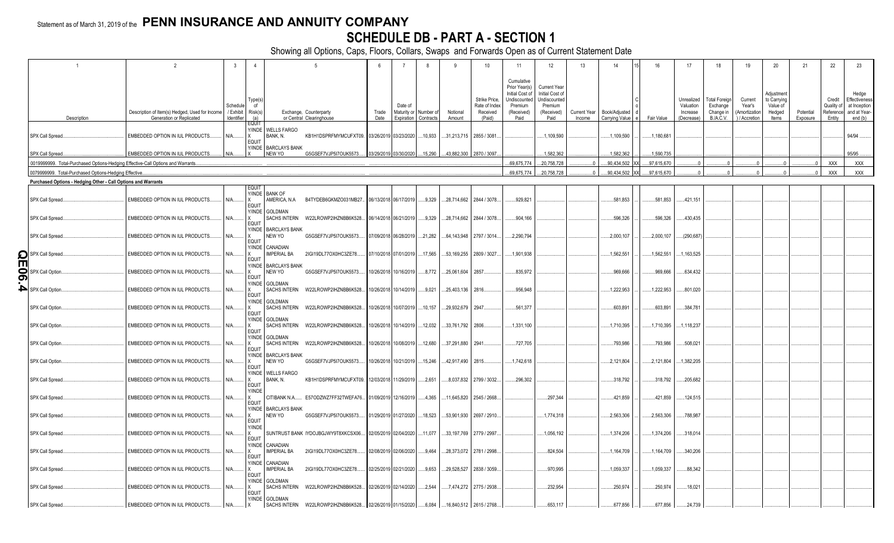Statement as of March 31, 2019 of the **PENN INSURANCE AND ANNUITY COMPANY**

# SCHEDULE DB - PART A - SECTION 1

Showing all Options, Caps, Floors, Collars, Swaps and Forwards Open as of Current Statement Date

| 1 Description | 2 Description of Item(s) Hedged, Used for Income Generation or Replicated | 3 Schedule / Exhibit Identifier | 4 Type(s) of Risk(s) (a) | 5 Exchange, Counterparty or Central Clearinghouse | | 6 Trade Date | 7 Date of Maturity or Expiration | 8 Number of Contracts | 9 Notional Amount | 10 Strike Price, Rate of Index Received (Paid) | 11 Cumulative Prior Year(s) Initial Cost of Undiscounted Premium (Received) Paid | 12 Current Year Initial Cost of Undiscounted Premium (Received) Paid | 13 Current Year Income | 14 Book/Adjusted Carrying Value | 15 Code | 16 Fair Value | 17 Unrealized Valuation Increase (Decrease) | 18 Total Foreign Exchange Change in B./A.C.V. | 19 Current Year's (Amortization) / Accretion | 20 Adjustment to Carrying Value of Hedged Items | 21 Potential Exposure | 22 Credit Quality of Reference Entity | 23 Hedge Effectiveness at Inception and at Year-end (b) |
|---|---|---|---|---|---|---|---|---|---|---|---|---|---|---|---|---|---|---|---|---|---|---|---|
| SPX Call Spread | EMBEDDED OPTION IN IUL PRODUCTS | N/A | EQUITY/INDEX | WELLS FARGO BANK, N. | KB1H1DSPRFMYMCUFXT09 | 03/26/2019 | 03/23/2020 | 10,933 | 31,213,715 | 2855 / 3081 | | 1,109,590 | | 1,109,590 | | 1,180,681 | | | | | | | 94/94 |
| SPX Call Spread | EMBEDDED OPTION IN IUL PRODUCTS | N/A | EQUITY/INDEX | BARCLAYS BANK NEW YO | G5GSEF7VJP5I7OUK5573 | 03/29/2019 | 03/30/2020 | 15,290 | 43,882,300 | 2870 / 3097 | | 1,582,362 | | 1,582,362 | | 1,590,735 | | | | | | | 95/95 |
| 0019999999. Total-Purchased Options-Hedging Effective-Call Options and Warrants | | | | | | | | | | | 69,675,774 | 20,758,728 | 0 | 90,434,502 | XX | 97,615,670 | 0 | 0 | 0 | 0 | 0 | XXX | XXX |
| 0079999999. Total-Purchased Options-Hedging Effective | | | | | | | | | | | 69,675,774 | 20,758,728 | 0 | 90,434,502 | XX | 97,615,670 | 0 | 0 | 0 | 0 | 0 | XXX | XXX |
| **Purchased Options - Hedging Other - Call Options and Warrants** | | | | | | | | | | | | | | | | | | | | | | | |
| SPX Call Spread | EMBEDDED OPTION IN IUL PRODUCTS | N/A | EQUITY/INDEX | BANK OF AMERICA, N.A | B4TYDEB6GKMZO031MB27 | 06/13/2018 | 06/17/2019 | 9,329 | 28,714,662 | 2844 / 3078 | 929,821 | | | 581,853 | | 581,853 | 421,151 | | | | | | |
| SPX Call Spread | EMBEDDED OPTION IN IUL PRODUCTS | N/A | EQUITY/INDEX | GOLDMAN SACHS INTERN | W22LROWP2IHZNBB6K528 | 06/14/2018 | 06/21/2019 | 9,329 | 28,714,662 | 2844 / 3078 | 904,166 | | | 596,326 | | 596,326 | 430,435 | | | | | | |
| SPX Call Spread | EMBEDDED OPTION IN IUL PRODUCTS | N/A | EQUITY/INDEX | BARCLAYS BANK NEW YO | G5GSEF7VJP5I7OUK5573 | 07/09/2018 | 06/28/2019 | 21,282 | 64,143,948 | 2797 / 3014 | 2,290,794 | | | 2,000,107 | | 2,000,107 | (290,687) | | | | | | |
| SPX Call Spread | EMBEDDED OPTION IN IUL PRODUCTS | N/A | EQUITY/INDEX | CANADIAN IMPERIAL BA | 2IGI19DL77OX0HC3ZE78 | 07/10/2018 | 07/01/2019 | 17,565 | 53,169,255 | 2809 / 3027 | 1,901,938 | | | 1,562,551 | | 1,562,551 | 1,163,525 | | | | | | |
| SPX Call Option | EMBEDDED OPTION IN IUL PRODUCTS | N/A | EQUITY/INDEX | BARCLAYS BANK NEW YO | G5GSEF7VJP5I7OUK5573 | 10/26/2018 | 10/16/2019 | 8,772 | 25,061,604 | 2857 | 835,972 | | | 969,666 | | 969,666 | 634,432 | | | | | | |
| SPX Call Option | EMBEDDED OPTION IN IUL PRODUCTS | N/A | EQUITY/INDEX | GOLDMAN SACHS INTERN | W22LROWP2IHZNBB6K528 | 10/26/2018 | 10/14/2019 | 9,021 | 25,403,136 | 2816 | 956,948 | | | 1,222,953 | | 1,222,953 | 801,020 | | | | | | |
| SPX Call Option | EMBEDDED OPTION IN IUL PRODUCTS | N/A | EQUITY/INDEX | GOLDMAN SACHS INTERN | W22LROWP2IHZNBB6K528 | 10/26/2018 | 10/07/2019 | 10,157 | 29,932,679 | 2947 | 561,377 | | | 603,891 | | 603,891 | 384,781 | | | | | | |
| SPX Call Option | EMBEDDED OPTION IN IUL PRODUCTS | N/A | EQUITY/INDEX | GOLDMAN SACHS INTERN | W22LROWP2IHZNBB6K528 | 10/26/2018 | 10/14/2019 | 12,032 | 33,761,792 | 2806 | 1,331,100 | | | 1,710,395 | | 1,710,395 | 1,118,237 | | | | | | |
| SPX Call Option | EMBEDDED OPTION IN IUL PRODUCTS | N/A | EQUITY/INDEX | GOLDMAN SACHS INTERN | W22LROWP2IHZNBB6K528 | 10/26/2018 | 10/08/2019 | 12,680 | 37,291,880 | 2941 | 727,705 | | | 793,986 | | 793,986 | 508,021 | | | | | | |
| SPX Call Option | EMBEDDED OPTION IN IUL PRODUCTS | N/A | EQUITY/INDEX | BARCLAYS BANK NEW YO | G5GSEF7VJP5I7OUK5573 | 10/26/2018 | 10/21/2019 | 15,246 | 42,917,490 | 2815 | 1,742,618 | | | 2,121,804 | | 2,121,804 | 1,382,205 | | | | | | |
| SPX Call Spread | EMBEDDED OPTION IN IUL PRODUCTS | N/A | EQUITY/INDEX | WELLS FARGO BANK, N. | KB1H1DSPRFMYMCUFXT09 | 12/03/2018 | 11/29/2019 | 2,651 | 8,037,832 | 2799 / 3032 | 296,302 | | | 318,792 | | 318,792 | 205,682 | | | | | | |
| SPX Call Spread | EMBEDDED OPTION IN IUL PRODUCTS | N/A | EQUITY/INDEX | CITIBANK N.A. | E57ODZWZ7FF32TWEFA76 | 01/09/2019 | 12/16/2019 | 4,365 | 11,645,820 | 2545 / 2668 | | 297,344 | | 421,859 | | 421,859 | 124,515 | | | | | | |
| SPX Call Spread | EMBEDDED OPTION IN IUL PRODUCTS | N/A | EQUITY/INDEX | BARCLAYS BANK NEW YO | G5GSEF7VJP5I7OUK5573 | 01/29/2019 | 01/27/2020 | 18,523 | 53,901,930 | 2697 / 2910 | | 1,774,318 | | 2,563,306 | | 2,563,306 | 788,987 | | | | | | |
| SPX Call Spread | EMBEDDED OPTION IN IUL PRODUCTS | N/A | EQUITY/INDEX | SUNTRUST BANK | IYDOJBGJWY9T8XKCSX06 | 02/05/2019 | 02/04/2020 | 11,077 | 33,197,769 | 2779 / 2997 | | 1,056,192 | | 1,374,206 | | 1,374,206 | 318,014 | | | | | | |
| SPX Call Spread | EMBEDDED OPTION IN IUL PRODUCTS | N/A | EQUITY/INDEX | CANADIAN IMPERIAL BA | 2IGI19DL77OX0HC3ZE78 | 02/08/2019 | 02/06/2020 | 9,464 | 28,373,072 | 2781 / 2998 | | 824,504 | | 1,164,709 | | 1,164,709 | 340,206 | | | | | | |
| SPX Call Spread | EMBEDDED OPTION IN IUL PRODUCTS | N/A | EQUITY/INDEX | CANADIAN IMPERIAL BA | 2IGI19DL77OX0HC3ZE78 | 02/25/2019 | 02/21/2020 | 9,653 | 29,528,527 | 2838 / 3059 | | 970,995 | | 1,059,337 | | 1,059,337 | 88,342 | | | | | | |
| SPX Call Spread | EMBEDDED OPTION IN IUL PRODUCTS | N/A | EQUITY/INDEX | GOLDMAN SACHS INTERN | W22LROWP2IHZNBB6K528 | 02/26/2019 | 02/14/2020 | 2,544 | 7,474,272 | 2775 / 2938 | | 232,954 | | 250,974 | | 250,974 | 18,021 | | | | | | |
| SPX Call Spread | EMBEDDED OPTION IN IUL PRODUCTS | N/A | EQUITY/INDEX | GOLDMAN SACHS INTERN | W22LROWP2IHZNBB6K528 | 02/26/2019 | 01/15/2020 | 6,084 | 16,840,512 | 2615 / 2768 | | 653,117 | | 677,856 | | 677,856 | 24,739 | | | | | | |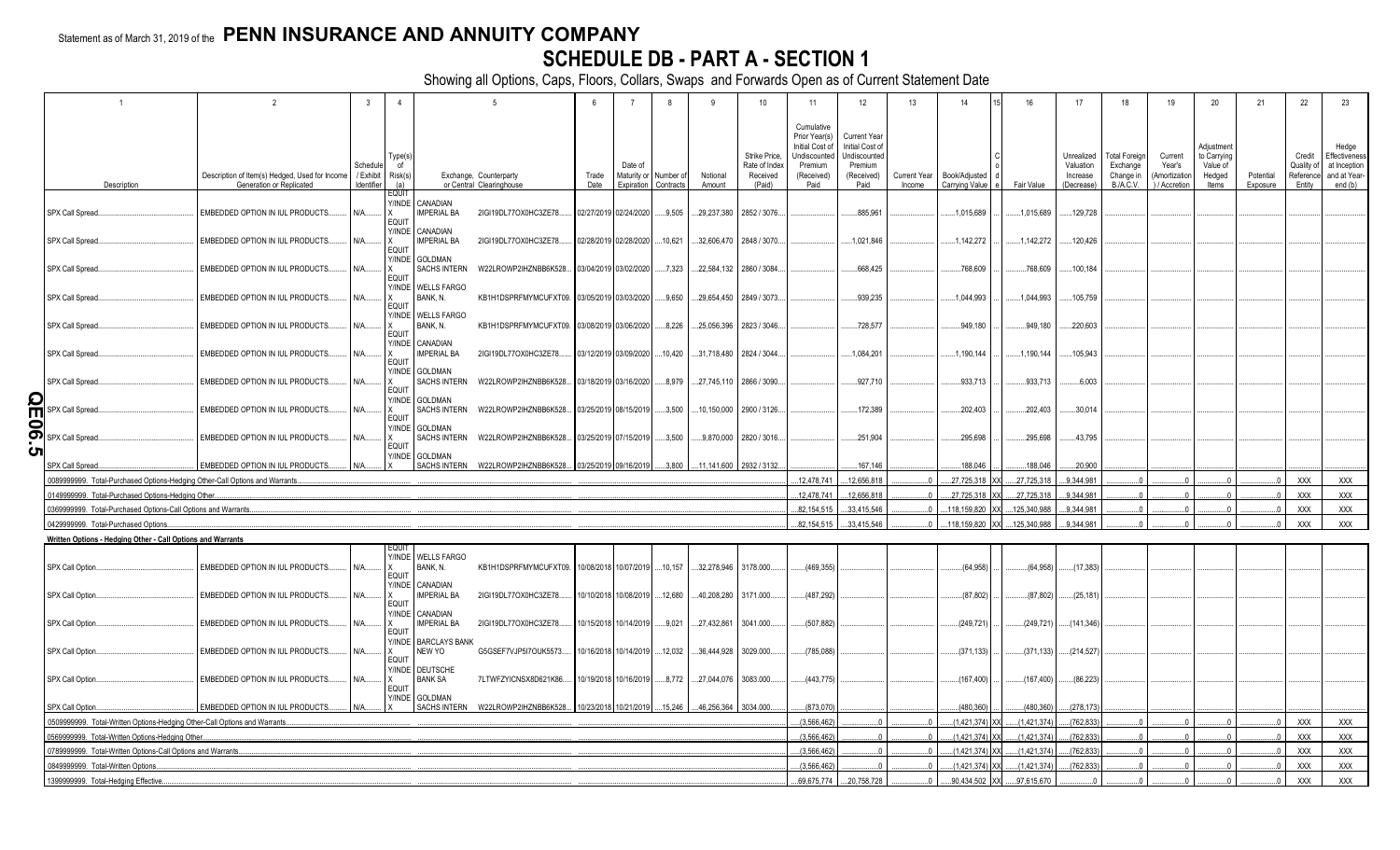Statement as of March 31, 2019 of the **PENN INSURANCE AND ANNUITY COMPANY**

# SCHEDULE DB - PART A - SECTION 1

Showing all Options, Caps, Floors, Collars, Swaps and Forwards Open as of Current Statement Date

| 1 Description | 2 Description of Item(s) Hedged, Used for Income Generation or Replicated | 3 Schedule / Exhibit Identifier | 4 Type(s) of Risk(s) (a) | 5 Exchange, Counterparty or Central Clearinghouse | | 6 Trade Date | 7 Date of Maturity or Expiration | 8 Number of Contracts | 9 Notional Amount | 10 Strike Price, Rate of Index Received (Paid) | 11 Cumulative Prior Year(s) Initial Cost of Undiscounted Premium (Received) Paid | 12 Current Year Initial Cost of Undiscounted Premium (Received) Paid | 13 Current Year Income | 14 Book/Adjusted Carrying Value | 15 Code | 16 Fair Value | 17 Unrealized Valuation Increase (Decrease) | 18 Total Foreign Exchange Change in B./A.C.V. | 19 Current Year's (Amortization) / Accretion | 20 Adjustment to Carrying Value of Hedged Items | 21 Potential Exposure | 22 Credit Quality of Reference Entity | 23 Hedge Effectiveness at Inception and at Year-end (b) |
|---|---|---|---|---|---|---|---|---|---|---|---|---|---|---|---|---|---|---|---|---|---|---|---|
| SPX Call Spread | EMBEDDED OPTION IN IUL PRODUCTS | N/A | EQUITY/INDEX | CANADIAN IMPERIAL BA | 2IGI19DL77OX0HC3ZE78 | 02/27/2019 | 02/24/2020 | 9,505 | 29,237,380 | 2852 / 3076 | | 885,961 | | 1,015,689 | | 1,015,689 | 129,728 | | | | | | |
| SPX Call Spread | EMBEDDED OPTION IN IUL PRODUCTS | N/A | EQUITY/INDEX | CANADIAN IMPERIAL BA | 2IGI19DL77OX0HC3ZE78 | 02/28/2019 | 02/28/2020 | 10,621 | 32,606,470 | 2848 / 3070 | | 1,021,846 | | 1,142,272 | | 1,142,272 | 120,426 | | | | | | |
| SPX Call Spread | EMBEDDED OPTION IN IUL PRODUCTS | N/A | EQUITY/INDEX | GOLDMAN SACHS INTERN | W22LROWP2IHZNBB6K528 | 03/04/2019 | 03/02/2020 | 7,323 | 22,584,132 | 2860 / 3084 | | 668,425 | | 768,609 | | 768,609 | 100,184 | | | | | | |
| SPX Call Spread | EMBEDDED OPTION IN IUL PRODUCTS | N/A | EQUITY/INDEX | WELLS FARGO BANK, N. | KB1H1DSPRFMYMCUFXT09 | 03/05/2019 | 03/03/2020 | 9,650 | 29,654,450 | 2849 / 3073 | | 939,235 | | 1,044,993 | | 1,044,993 | 105,759 | | | | | | |
| SPX Call Spread | EMBEDDED OPTION IN IUL PRODUCTS | N/A | EQUITY/INDEX | WELLS FARGO BANK, N. | KB1H1DSPRFMYMCUFXT09 | 03/08/2019 | 03/06/2020 | 8,226 | 25,056,396 | 2823 / 3046 | | 728,577 | | 949,180 | | 949,180 | 220,603 | | | | | | |
| SPX Call Spread | EMBEDDED OPTION IN IUL PRODUCTS | N/A | EQUITY/INDEX | CANADIAN IMPERIAL BA | 2IGI19DL77OX0HC3ZE78 | 03/12/2019 | 03/09/2020 | 10,420 | 31,718,480 | 2824 / 3044 | | 1,084,201 | | 1,190,144 | | 1,190,144 | 105,943 | | | | | | |
| SPX Call Spread | EMBEDDED OPTION IN IUL PRODUCTS | N/A | EQUITY/INDEX | GOLDMAN SACHS INTERN | W22LROWP2IHZNBB6K528 | 03/18/2019 | 03/16/2020 | 8,979 | 27,745,110 | 2866 / 3090 | | 927,710 | | 933,713 | | 933,713 | 6,003 | | | | | | |
| SPX Call Spread | EMBEDDED OPTION IN IUL PRODUCTS | N/A | EQUITY/INDEX | GOLDMAN SACHS INTERN | W22LROWP2IHZNBB6K528 | 03/25/2019 | 08/15/2019 | 3,500 | 10,150,000 | 2900 / 3126 | | 172,389 | | 202,403 | | 202,403 | 30,014 | | | | | | |
| SPX Call Spread | EMBEDDED OPTION IN IUL PRODUCTS | N/A | EQUITY/INDEX | GOLDMAN SACHS INTERN | W22LROWP2IHZNBB6K528 | 03/25/2019 | 07/15/2019 | 3,500 | 9,870,000 | 2820 / 3016 | | 251,904 | | 295,698 | | 295,698 | 43,795 | | | | | | |
| SPX Call Spread | EMBEDDED OPTION IN IUL PRODUCTS | N/A | EQUITY/INDEX | GOLDMAN SACHS INTERN | W22LROWP2IHZNBB6K528 | 03/25/2019 | 09/16/2019 | 3,800 | 11,141,600 | 2932 / 3132 | | 167,146 | | 188,046 | | 188,046 | 20,900 | | | | | | |
| 0089999999. Total-Purchased Options-Hedging Other-Call Options and Warrants | | | | | | | | | | | 12,478,741 | 12,656,818 | 0 | 27,725,318 | XX | 27,725,318 | 9,344,981 | 0 | 0 | 0 | 0 | XXX | XXX |
| 0149999999. Total-Purchased Options-Hedging Other | | | | | | | | | | | 12,478,741 | 12,656,818 | 0 | 27,725,318 | XX | 27,725,318 | 9,344,981 | 0 | 0 | 0 | 0 | XXX | XXX |
| 0369999999. Total-Purchased Options-Call Options and Warrants | | | | | | | | | | | 82,154,515 | 33,415,546 | 0 | 118,159,820 | XX | 125,340,988 | 9,344,981 | 0 | 0 | 0 | 0 | XXX | XXX |
| 0429999999. Total-Purchased Options | | | | | | | | | | | 82,154,515 | 33,415,546 | 0 | 118,159,820 | XX | 125,340,988 | 9,344,981 | 0 | 0 | 0 | 0 | XXX | XXX |
| **Written Options - Hedging Other - Call Options and Warrants** | | | | | | | | | | | | | | | | | | | | | | | |
| SPX Call Option | EMBEDDED OPTION IN IUL PRODUCTS | N/A | EQUITY/INDEX | WELLS FARGO BANK, N. | KB1H1DSPRFMYMCUFXT09 | 10/08/2018 | 10/07/2019 | 10,157 | 32,278,946 | 3178.000 | (469,355) | | | (64,958) | | (64,958) | (17,383) | | | | | | |
| SPX Call Option | EMBEDDED OPTION IN IUL PRODUCTS | N/A | EQUITY/INDEX | CANADIAN IMPERIAL BA | 2IGI19DL77OX0HC3ZE78 | 10/10/2018 | 10/08/2019 | 12,680 | 40,208,280 | 3171.000 | (487,292) | | | (87,802) | | (87,802) | (25,181) | | | | | | |
| SPX Call Option | EMBEDDED OPTION IN IUL PRODUCTS | N/A | EQUITY/INDEX | CANADIAN IMPERIAL BA | 2IGI19DL77OX0HC3ZE78 | 10/15/2018 | 10/14/2019 | 9,021 | 27,432,861 | 3041.000 | (507,882) | | | (249,721) | | (249,721) | (141,346) | | | | | | |
| SPX Call Option | EMBEDDED OPTION IN IUL PRODUCTS | N/A | EQUITY/INDEX | BARCLAYS BANK NEW YO | G5GSEF7VJP5I7OUK5573 | 10/16/2018 | 10/14/2019 | 12,032 | 36,444,928 | 3029.000 | (785,088) | | | (371,133) | | (371,133) | (214,527) | | | | | | |
| SPX Call Option | EMBEDDED OPTION IN IUL PRODUCTS | N/A | EQUITY/INDEX | DEUTSCHE BANK SA | 7LTWFZYICNSX8D621K86 | 10/19/2018 | 10/16/2019 | 8,772 | 27,044,076 | 3083.000 | (443,775) | | | (167,400) | | (167,400) | (86,223) | | | | | | |
| SPX Call Option | EMBEDDED OPTION IN IUL PRODUCTS | N/A | EQUITY/INDEX | GOLDMAN SACHS INTERN | W22LROWP2IHZNBB6K528 | 10/23/2018 | 10/21/2019 | 15,246 | 46,256,364 | 3034.000 | (873,070) | | | (480,360) | | (480,360) | (278,173) | | | | | | |
| 0509999999. Total-Written Options-Hedging Other-Call Options and Warrants | | | | | | | | | | | (3,566,462) | 0 | 0 | (1,421,374) | XX | (1,421,374) | (762,833) | 0 | 0 | 0 | 0 | XXX | XXX |
| 0569999999. Total-Written Options-Hedging Other | | | | | | | | | | | (3,566,462) | 0 | 0 | (1,421,374) | XX | (1,421,374) | (762,833) | 0 | 0 | 0 | 0 | XXX | XXX |
| 0789999999. Total-Written Options-Call Options and Warrants | | | | | | | | | | | (3,566,462) | 0 | 0 | (1,421,374) | XX | (1,421,374) | (762,833) | 0 | 0 | 0 | 0 | XXX | XXX |
| 0849999999. Total-Written Options | | | | | | | | | | | (3,566,462) | 0 | 0 | (1,421,374) | XX | (1,421,374) | (762,833) | 0 | 0 | 0 | 0 | XXX | XXX |
| 1399999999. Total-Hedging Effective | | | | | | | | | | | 69,675,774 | 20,758,728 | 0 | 90,434,502 | XX | 97,615,670 | 0 | 0 | 0 | 0 | 0 | XXX | XXX |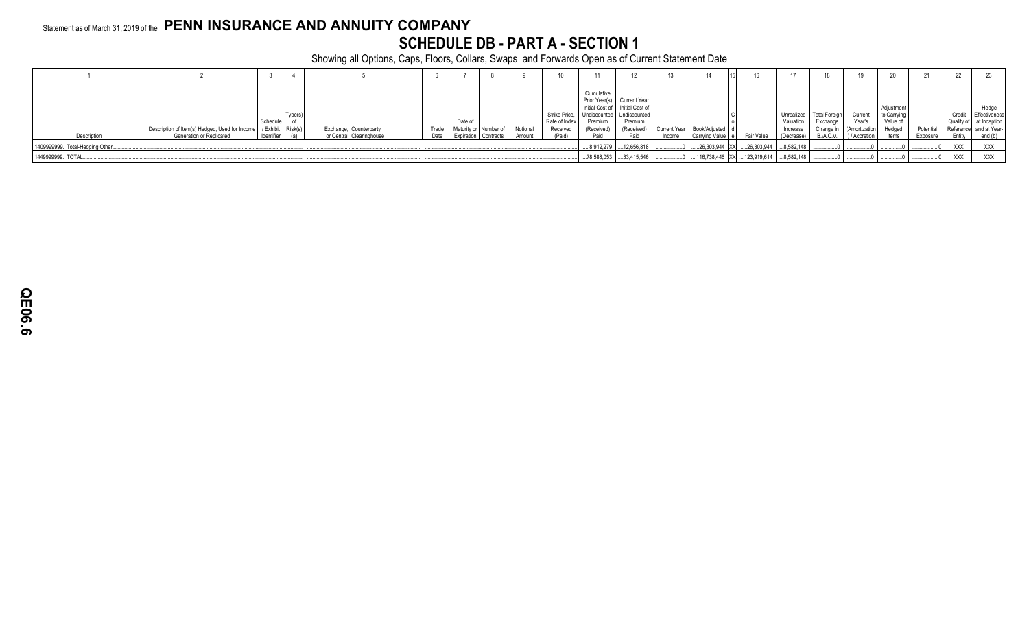Statement as of March 31, 2019 of the **PENN INSURANCE AND ANNUITY COMPANY**

# SCHEDULE DB - PART A - SECTION 1

Showing all Options, Caps, Floors, Collars, Swaps and Forwards Open as of Current Statement Date

| 1 | 2 | 3 | 4 | 5 | 6 | 7 | 8 | 9 | 10 | 11 | 12 | 13 | 14 | 15 | 16 | 17 | 18 | 19 | 20 | 21 | 22 | 23 |
|---|---|---|---|---|---|---|---|---|---|---|---|---|---|---|---|---|---|---|---|---|---|---|
| Description | Description of Item(s) Hedged, Used for Income Generation or Replicated | Schedule / Exhibit Identifier | Type(s) of Risk(s) (a) | Exchange, Counterparty or Central Clearinghouse | Trade Date | Date of Maturity or Expiration | Number of Contracts | Notional Amount | Strike Price, Rate of Index Received (Paid) | Cumulative Prior Year(s) Initial Cost of Undiscounted Premium (Received) Paid | Current Year Initial Cost of Undiscounted Premium (Received) Paid | Current Year Income | Book/Adjusted Carrying Value | Code | Fair Value | Unrealized Valuation Increase (Decrease) | Total Foreign Exchange Change in B./A.C.V. | Current Year's (Amortization) / Accretion | Adjustment to Carrying Value of Hedged Items | Potential Exposure | Credit Quality of Reference Entity | Hedge Effectiveness at Inception and at Year-end (b) |
| 1409999999. Total-Hedging Other | | | | | | | | | | 8,912,279 | 12,656,818 | 0 | 26,303,944 | XX | 26,303,944 | 8,582,148 | 0 | 0 | 0 | 0 | XXX | XXX |
| 1449999999. TOTAL | | | | | | | | | | 78,588,053 | 33,415,546 | 0 | 116,738,446 | XX | 123,919,614 | 8,582,148 | 0 | 0 | 0 | 0 | XXX | XXX |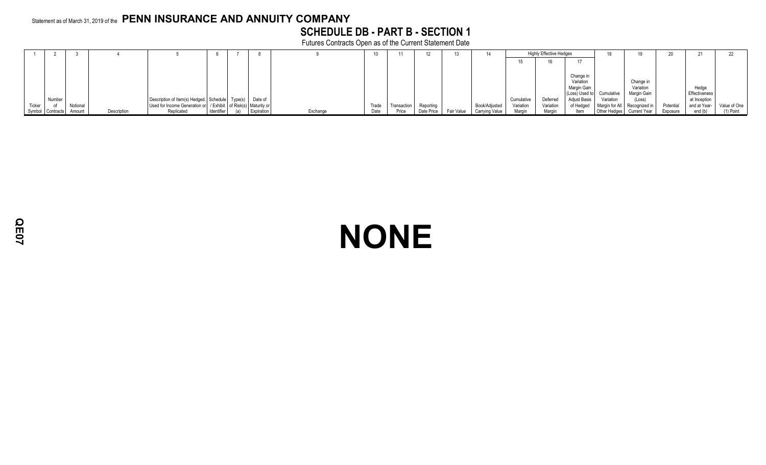Statement as of March 31, 2019 of the **PENN INSURANCE AND ANNUITY COMPANY**

## SCHEDULE DB - PART B - SECTION 1

Futures Contracts Open as of the Current Statement Date

| 1 | 2 | 3 | 4 | 5 | 6 | 7 | 8 | 9 | 10 | 11 | 12 | 13 | 14 | Highly Effective Hedges | | | 18 | 19 | 20 | 21 | 22 |
|---|---|---|---|---|---|---|---|---|---|---|---|---|---|---|---|---|---|---|---|---|---|
| | | | | | | | | | | | | | | 15 | 16 | 17 | | | | | |
| Ticker Symbol | Number of Contracts | Notional Amount | Description | Description of Item(s) Hedged, Used for Income Generation or Replicated | Schedule / Exhibit Identifier | Type(s) of Risk(s) (a) | Date of Maturity or Expiration | Exchange | Trade Date | Transaction Price | Reporting Date Price | Fair Value | Book/Adjusted Carrying Value | Cumulative Variation Margin | Deferred Variation Margin | Change in Variation Margin Gain (Loss) Used to Adjust Basis of Hedged Item | Cumulative Variation Margin for All Other Hedges | Change in Variation Margin Gain (Loss) Recognized in Current Year | Potential Exposure | Hedge Effectiveness at Inception and at Year-end (b) | Value of One (1) Point |

# NONE

QE07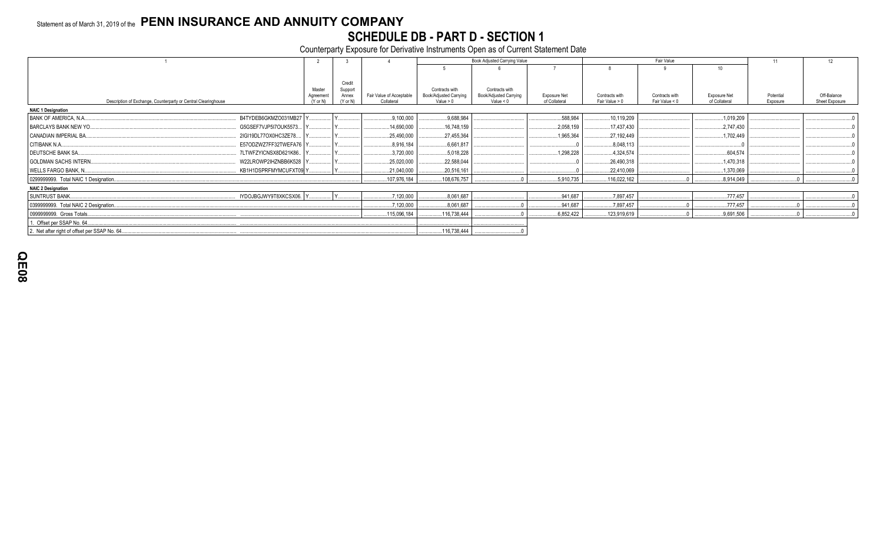Statement as of March 31, 2019 of the **PENN INSURANCE AND ANNUITY COMPANY**

# SCHEDULE DB - PART D - SECTION 1

Counterparty Exposure for Derivative Instruments Open as of Current Statement Date

| 1 | | 2 | 3 | 4 | Book Adjusted Carrying Value | | | Fair Value | | | 11 | 12 |
|---|---|---|---|---|---|---|---|---|---|---|---|---|
| | | | | | 5 | 6 | 7 | 8 | 9 | 10 | | |
| Description of Exchange, Counterparty or Central Clearinghouse | | Master Agreement (Y or N) | Credit Support Annex (Y or N) | Fair Value of Acceptable Collateral | Contracts with Book/Adjusted Carrying Value > 0 | Contracts with Book/Adjusted Carrying Value < 0 | Exposure Net of Collateral | Contracts with Fair Value > 0 | Contracts with Fair Value < 0 | Exposure Net of Collateral | Potential Exposure | Off-Balance Sheet Exposure |
| **NAIC 1 Designation** | | | | | | | | | | | | |
| BANK OF AMERICA, N.A. | B4TYDEB6GKMZO031MB27 | Y | Y | 9,100,000 | 9,688,984 | | 588,984 | 10,119,209 | | 1,019,209 | | 0 |
| BARCLAYS BANK NEW YO | G5GSEF7VJP5I7OUK5573 | Y | Y | 14,690,000 | 16,748,159 | | 2,058,159 | 17,437,430 | | 2,747,430 | | 0 |
| CANADIAN IMPERIAL BA | 2IGI19DL77OX0HC3ZE78 | Y | Y | 25,490,000 | 27,455,364 | | 1,965,364 | 27,192,449 | | 1,702,449 | | 0 |
| CITIBANK N.A. | E57ODZWZ7FF32TWEFA76 | Y | Y | 8,916,184 | 6,661,817 | | 0 | 8,048,113 | | 0 | | 0 |
| DEUTSCHE BANK SA | 7LTWFZYICNSX8D621K86 | Y | Y | 3,720,000 | 5,018,228 | | 1,298,228 | 4,324,574 | | 604,574 | | 0 |
| GOLDMAN SACHS INTERN | W22LROWP2IHZNBB6K528 | Y | Y | 25,020,000 | 22,588,044 | | 0 | 26,490,318 | | 1,470,318 | | 0 |
| WELLS FARGO BANK, N. | KB1H1DSPRFMYMCUFXT09 | Y | Y | 21,040,000 | 20,516,161 | | 0 | 22,410,069 | | 1,370,069 | | 0 |
| 0299999999. Total NAIC 1 Designation | | | | 107,976,184 | 108,676,757 | 0 | 5,910,735 | 116,022,162 | 0 | 8,914,049 | 0 | 0 |
| **NAIC 2 Designation** | | | | | | | | | | | | |
| SUNTRUST BANK | IYDOJBGJWY9T8XKCSX06 | Y | Y | 7,120,000 | 8,061,687 | | 941,687 | 7,897,457 | | 777,457 | | 0 |
| 0399999999. Total NAIC 2 Designation | | | | 7,120,000 | 8,061,687 | 0 | 941,687 | 7,897,457 | 0 | 777,457 | 0 | 0 |
| 0999999999. Gross Totals | | | | 115,096,184 | 116,738,444 | 0 | 6,852,422 | 123,919,619 | 0 | 9,691,506 | 0 | 0 |
| 1. Offset per SSAP No. 64 | | | | | | | | | | | | |
| 2. Net after right of offset per SSAP No. 64 | | | | | 116,738,444 | 0 | | | | | | |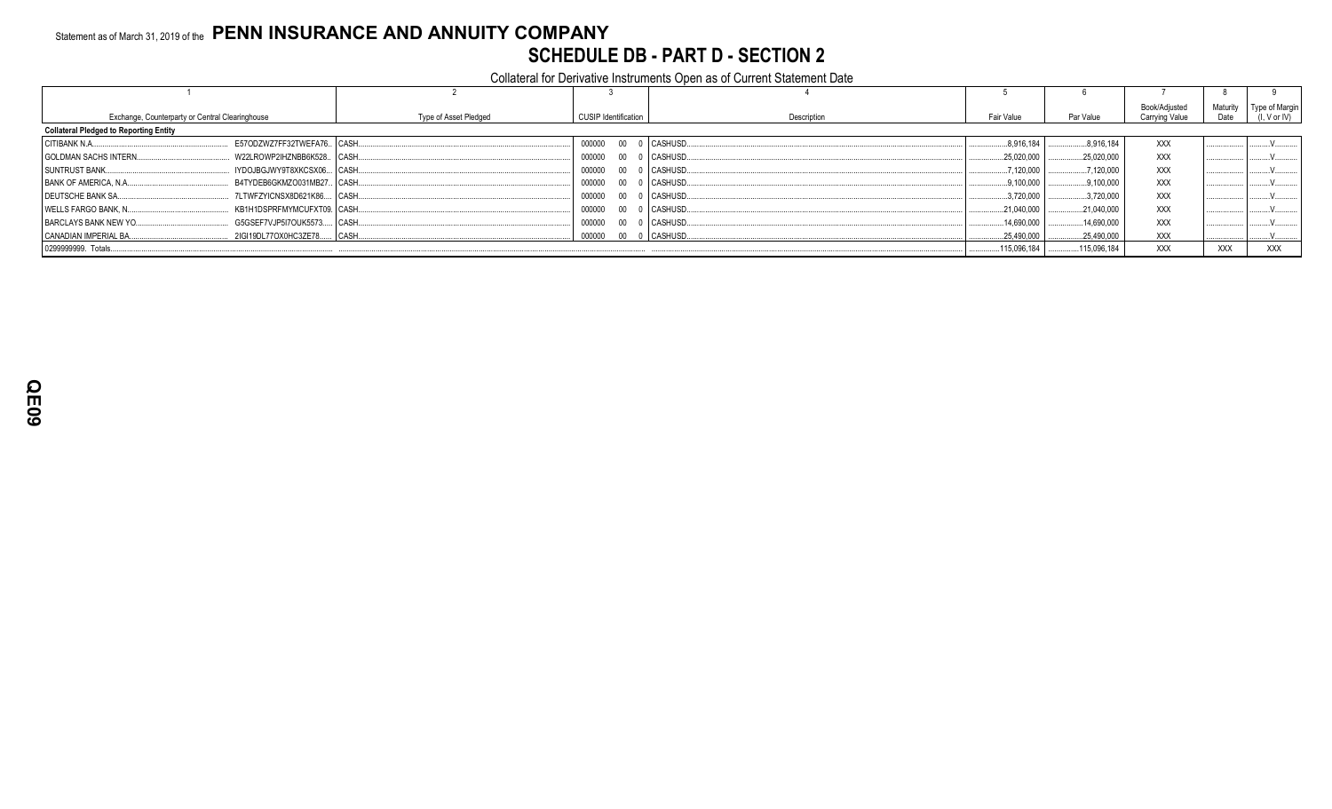Statement as of March 31, 2019 of the **PENN INSURANCE AND ANNUITY COMPANY**

# SCHEDULE DB - PART D - SECTION 2

Collateral for Derivative Instruments Open as of Current Statement Date

| 1 | | 2 | 3 | 4 | 5 | 6 | 7 | 8 | 9 |
|---|---|---|---|---|---|---|---|---|---|
| Exchange, Counterparty or Central Clearinghouse | | Type of Asset Pledged | CUSIP Identification | Description | Fair Value | Par Value | Book/Adjusted Carrying Value | Maturity Date | Type of Margin (I, V or IV) |
| **Collateral Pledged to Reporting Entity** | | | | | | | | | |
| CITIBANK N.A. | E57ODZWZ7FF32TWEFA76 | CASH | 000000 00 0 | CASHUSD | 8,916,184 | 8,916,184 | XXX | | V |
| GOLDMAN SACHS INTERN. | W22LROWP2IHZNBB6K528 | CASH | 000000 00 0 | CASHUSD | 25,020,000 | 25,020,000 | XXX | | V |
| SUNTRUST BANK | IYDOJBGJWY9T8XKCSX06 | CASH | 000000 00 0 | CASHUSD | 7,120,000 | 7,120,000 | XXX | | V |
| BANK OF AMERICA, N.A. | B4TYDEB6GKMZO031MB27 | CASH | 000000 00 0 | CASHUSD | 9,100,000 | 9,100,000 | XXX | | V |
| DEUTSCHE BANK SA | 7LTWFZYICNSX8D621K86 | CASH | 000000 00 0 | CASHUSD | 3,720,000 | 3,720,000 | XXX | | V |
| WELLS FARGO BANK, N. | KB1H1DSPRFMYMCUFXT09 | CASH | 000000 00 0 | CASHUSD | 21,040,000 | 21,040,000 | XXX | | V |
| BARCLAYS BANK NEW YO | G5GSEF7VJP5I7OUK5573 | CASH | 000000 00 0 | CASHUSD | 14,690,000 | 14,690,000 | XXX | | V |
| CANADIAN IMPERIAL BA | 2IGI19DL77OX0HC3ZE78 | CASH | 000000 00 0 | CASHUSD | 25,490,000 | 25,490,000 | XXX | | V |
| 0299999999. Totals | | | | | 115,096,184 | 115,096,184 | XXX | XXX | XXX |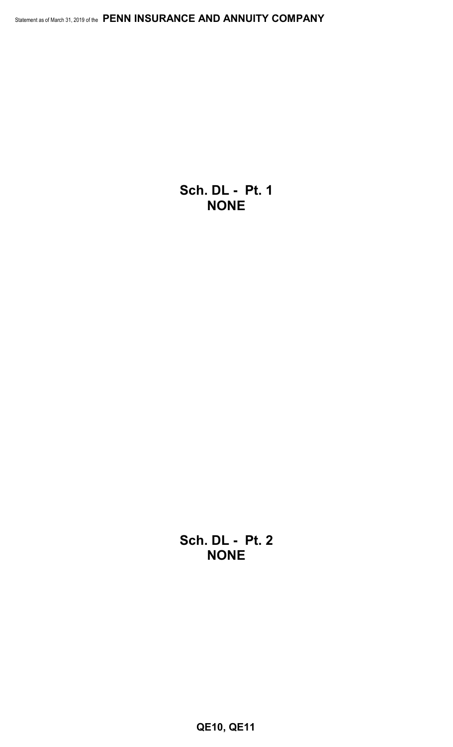**Sch. DL - Pt. 1**
**NONE**

**Sch. DL - Pt. 2**
**NONE**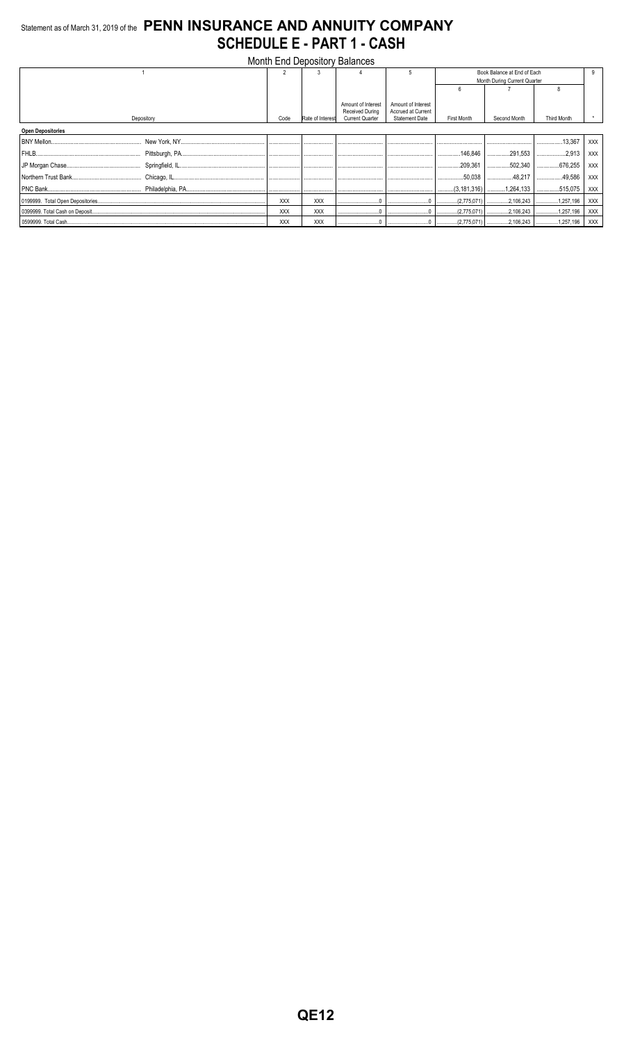Statement as of March 31, 2019 of the **PENN INSURANCE AND ANNUITY COMPANY**

# SCHEDULE E - PART 1 - CASH

Month End Depository Balances

| 1 | | 2 | 3 | 4 | 5 | Book Balance at End of Each Month During Current Quarter | | | 9 |
|---|---|---|---|---|---|---|---|---|---|
| | | | | | | 6 | 7 | 8 | |
| Depository | | Code | Rate of Interest | Amount of Interest Received During Current Quarter | Amount of Interest Accrued at Current Statement Date | First Month | Second Month | Third Month | * |
| **Open Depositories** | | | | | | | | | |
| BNY Mellon | New York, NY | | | | | | | 13,367 | XXX |
| FHLB | Pittsburgh, PA | | | | | 146,846 | 291,553 | 2,913 | XXX |
| JP Morgan Chase | Springfield, IL | | | | | 209,361 | 502,340 | 676,255 | XXX |
| Northern Trust Bank | Chicago, IL | | | | | 50,038 | 48,217 | 49,586 | XXX |
| PNC Bank | Philadelphia, PA | | | | | (3,181,316) | 1,264,133 | 515,075 | XXX |
| 0199999. Total Open Depositories | | XXX | XXX | 0 | 0 | (2,775,071) | 2,106,243 | 1,257,196 | XXX |
| 0399999. Total Cash on Deposit | | XXX | XXX | 0 | 0 | (2,775,071) | 2,106,243 | 1,257,196 | XXX |
| 0599999. Total Cash | | XXX | XXX | 0 | 0 | (2,775,071) | 2,106,243 | 1,257,196 | XXX |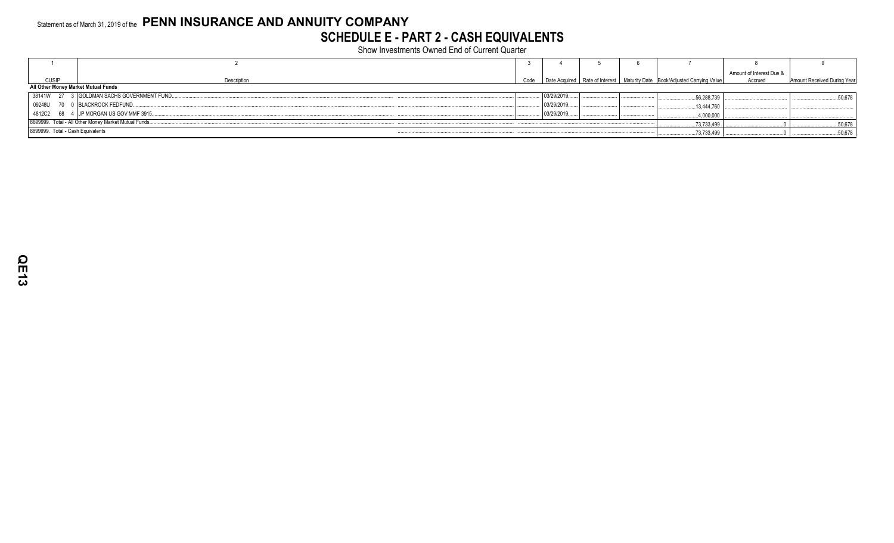Statement as of March 31, 2019 of the **PENN INSURANCE AND ANNUITY COMPANY**

# SCHEDULE E - PART 2 - CASH EQUIVALENTS

Show Investments Owned End of Current Quarter

| 1 | 2 | 3 | 4 | 5 | 6 | 7 | 8 | 9 |
|---|---|---|---|---|---|---|---|---|
| CUSIP | Description | Code | Date Acquired | Rate of Interest | Maturity Date | Book/Adjusted Carrying Value | Amount of Interest Due & Accrued | Amount Received During Year |
| **All Other Money Market Mutual Funds** | | | | | | | | |
| 38141W 27 3 | GOLDMAN SACHS GOVERNMENT FUND | | 03/29/2019 | | | 56,288,739 | | 50,678 |
| 09248U 70 0 | BLACKROCK FEDFUND | | 03/29/2019 | | | 13,444,760 | | |
| 4812C2 68 4 | JP MORGAN US GOV MMF 3915 | | 03/29/2019 | | | 4,000,000 | | |
| 8699999. Total - All Other Money Market Mutual Funds | | | | | | 73,733,499 | 0 | 50,678 |
| 8899999. Total - Cash Equivalents | | | | | | 73,733,499 | 0 | 50,678 |